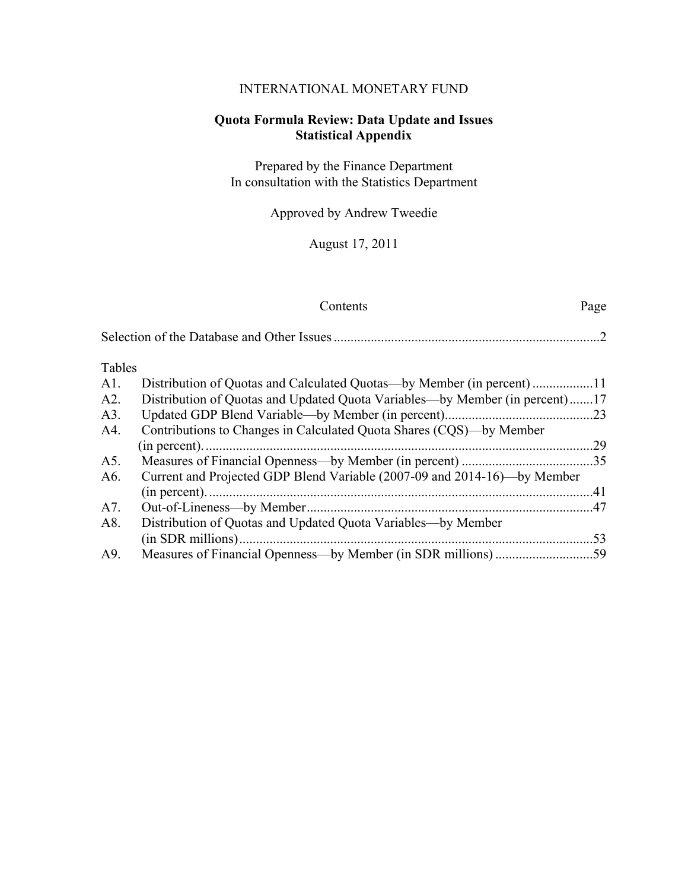INTERNATIONAL MONETARY FUND

# Quota Formula Review: Data Update and Issues
## Statistical Appendix

Prepared by the Finance Department
In consultation with the Statistics Department

Approved by Andrew Tweedie

August 17, 2011

| Contents | Page |
|---|---|
| Selection of the Database and Other Issues | 2 |

| Tables | | |
|---|---|---|
| A1. | Distribution of Quotas and Calculated Quotas—by Member (in percent) | 11 |
| A2. | Distribution of Quotas and Updated Quota Variables—by Member (in percent) | 17 |
| A3. | Updated GDP Blend Variable—by Member (in percent) | 23 |
| A4. | Contributions to Changes in Calculated Quota Shares (CQS)—by Member (in percent) | 29 |
| A5. | Measures of Financial Openness—by Member (in percent) | 35 |
| A6. | Current and Projected GDP Blend Variable (2007-09 and 2014-16)—by Member (in percent) | 41 |
| A7. | Out-of-Lineness—by Member | 47 |
| A8. | Distribution of Quotas and Updated Quota Variables—by Member (in SDR millions) | 53 |
| A9. | Measures of Financial Openness—by Member (in SDR millions) | 59 |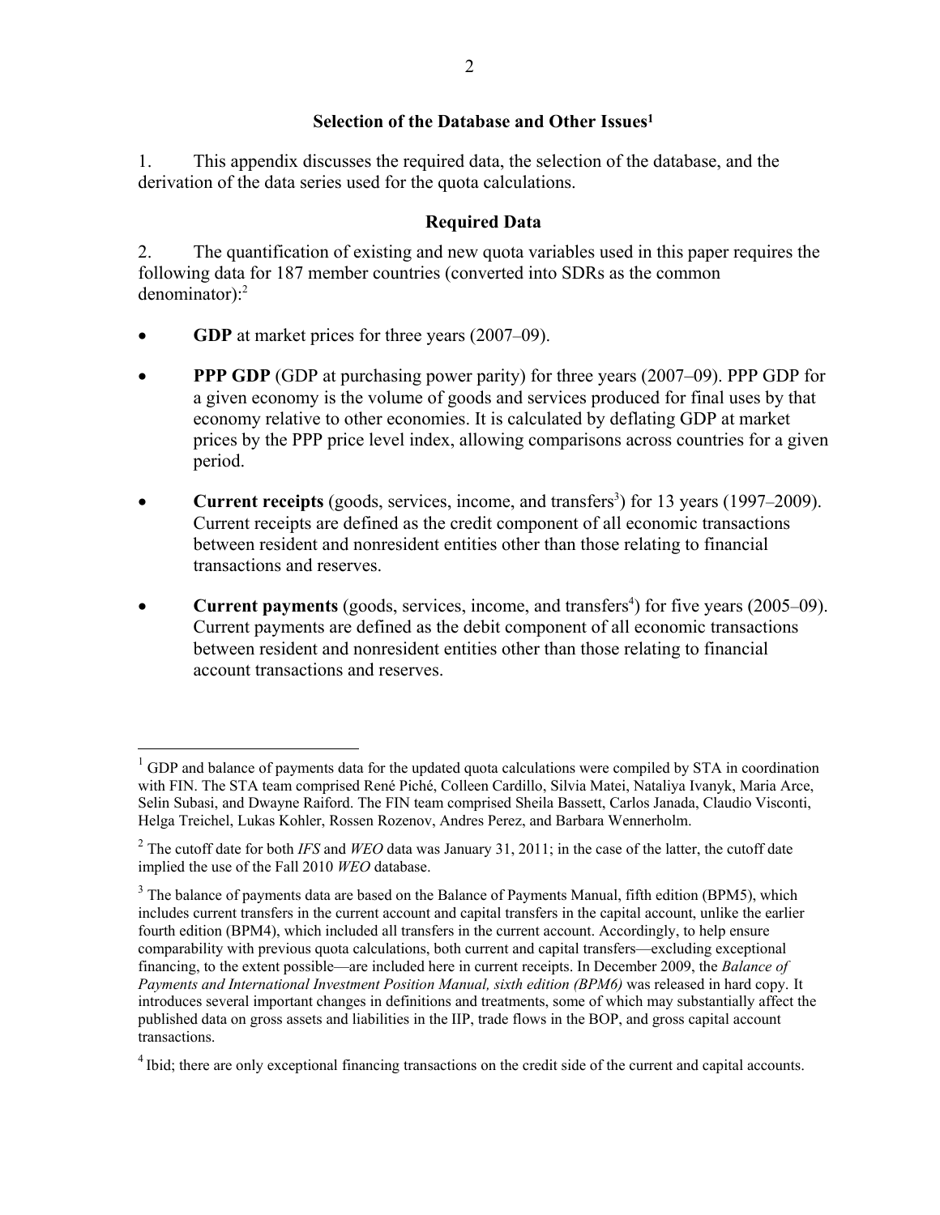## Selection of the Database and Other Issues[1]

1. This appendix discusses the required data, the selection of the database, and the derivation of the data series used for the quota calculations.

### Required Data

2. The quantification of existing and new quota variables used in this paper requires the following data for 187 member countries (converted into SDRs as the common denominator):[2]

- **GDP** at market prices for three years (2007–09).
- **PPP GDP** (GDP at purchasing power parity) for three years (2007–09). PPP GDP for a given economy is the volume of goods and services produced for final uses by that economy relative to other economies. It is calculated by deflating GDP at market prices by the PPP price level index, allowing comparisons across countries for a given period.
- **Current receipts** (goods, services, income, and transfers[3]) for 13 years (1997–2009). Current receipts are defined as the credit component of all economic transactions between resident and nonresident entities other than those relating to financial transactions and reserves.
- **Current payments** (goods, services, income, and transfers[4]) for five years (2005–09). Current payments are defined as the debit component of all economic transactions between resident and nonresident entities other than those relating to financial account transactions and reserves.

---

[1] GDP and balance of payments data for the updated quota calculations were compiled by STA in coordination with FIN. The STA team comprised René Piché, Colleen Cardillo, Silvia Matei, Nataliya Ivanyk, Maria Arce, Selin Subasi, and Dwayne Raiford. The FIN team comprised Sheila Bassett, Carlos Janada, Claudio Visconti, Helga Treichel, Lukas Kohler, Rossen Rozenov, Andres Perez, and Barbara Wennerholm.

[2] The cutoff date for both *IFS* and *WEO* data was January 31, 2011; in the case of the latter, the cutoff date implied the use of the Fall 2010 *WEO* database.

[3] The balance of payments data are based on the Balance of Payments Manual, fifth edition (BPM5), which includes current transfers in the current account and capital transfers in the capital account, unlike the earlier fourth edition (BPM4), which included all transfers in the current account. Accordingly, to help ensure comparability with previous quota calculations, both current and capital transfers—excluding exceptional financing, to the extent possible—are included here in current receipts. In December 2009, the *Balance of Payments and International Investment Position Manual, sixth edition (BPM6)* was released in hard copy. It introduces several important changes in definitions and treatments, some of which may substantially affect the published data on gross assets and liabilities in the IIP, trade flows in the BOP, and gross capital account transactions.

[4] Ibid; there are only exceptional financing transactions on the credit side of the current and capital accounts.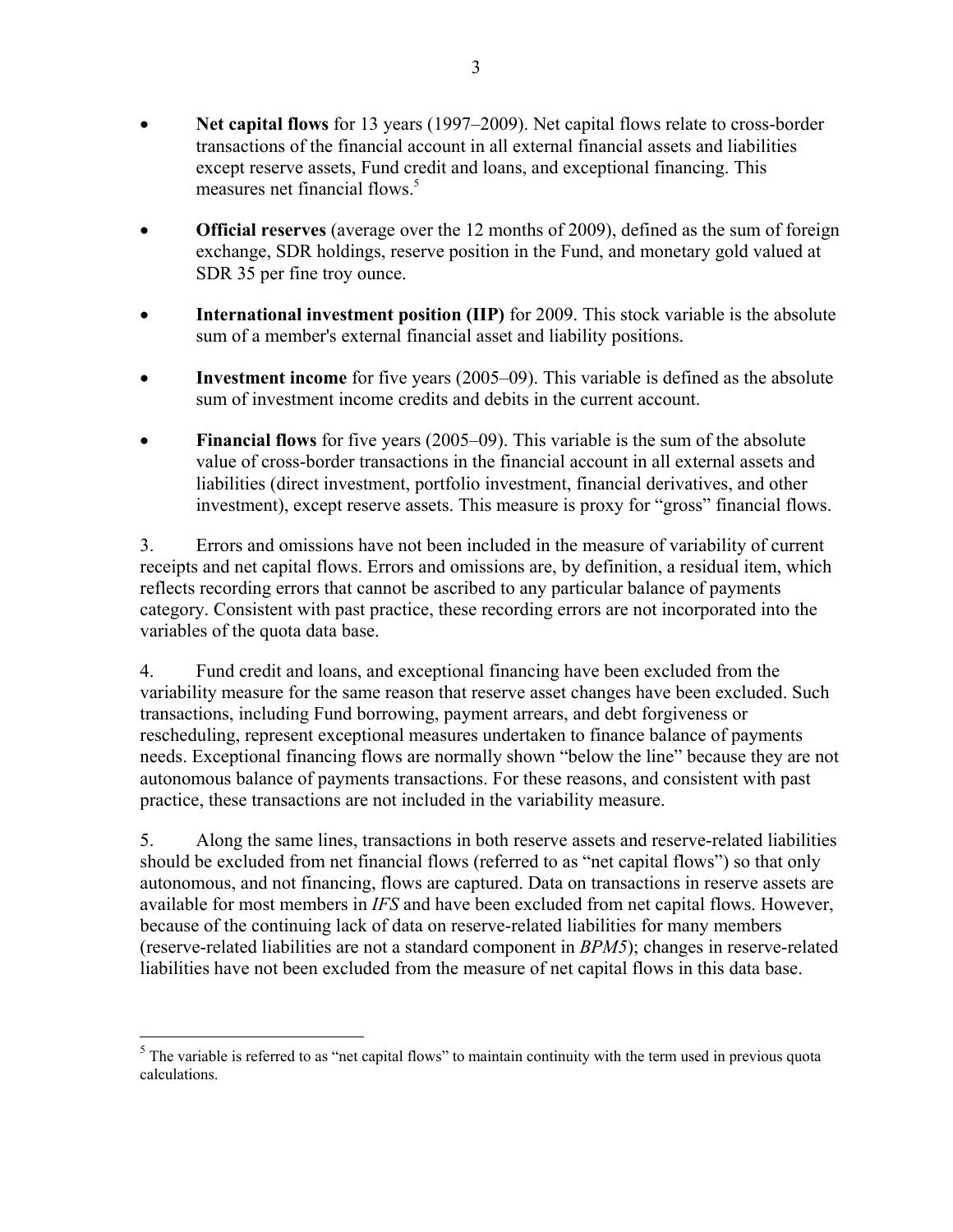- **Net capital flows** for 13 years (1997–2009). Net capital flows relate to cross-border transactions of the financial account in all external financial assets and liabilities except reserve assets, Fund credit and loans, and exceptional financing. This measures net financial flows.[5]

- **Official reserves** (average over the 12 months of 2009), defined as the sum of foreign exchange, SDR holdings, reserve position in the Fund, and monetary gold valued at SDR 35 per fine troy ounce.

- **International investment position (IIP)** for 2009. This stock variable is the absolute sum of a member's external financial asset and liability positions.

- **Investment income** for five years (2005–09). This variable is defined as the absolute sum of investment income credits and debits in the current account.

- **Financial flows** for five years (2005–09). This variable is the sum of the absolute value of cross-border transactions in the financial account in all external assets and liabilities (direct investment, portfolio investment, financial derivatives, and other investment), except reserve assets. This measure is proxy for "gross" financial flows.

3. Errors and omissions have not been included in the measure of variability of current receipts and net capital flows. Errors and omissions are, by definition, a residual item, which reflects recording errors that cannot be ascribed to any particular balance of payments category. Consistent with past practice, these recording errors are not incorporated into the variables of the quota data base.

4. Fund credit and loans, and exceptional financing have been excluded from the variability measure for the same reason that reserve asset changes have been excluded. Such transactions, including Fund borrowing, payment arrears, and debt forgiveness or rescheduling, represent exceptional measures undertaken to finance balance of payments needs. Exceptional financing flows are normally shown "below the line" because they are not autonomous balance of payments transactions. For these reasons, and consistent with past practice, these transactions are not included in the variability measure.

5. Along the same lines, transactions in both reserve assets and reserve-related liabilities should be excluded from net financial flows (referred to as "net capital flows") so that only autonomous, and not financing, flows are captured. Data on transactions in reserve assets are available for most members in *IFS* and have been excluded from net capital flows. However, because of the continuing lack of data on reserve-related liabilities for many members (reserve-related liabilities are not a standard component in *BPM5*); changes in reserve-related liabilities have not been excluded from the measure of net capital flows in this data base.

---

[5] The variable is referred to as "net capital flows" to maintain continuity with the term used in previous quota calculations.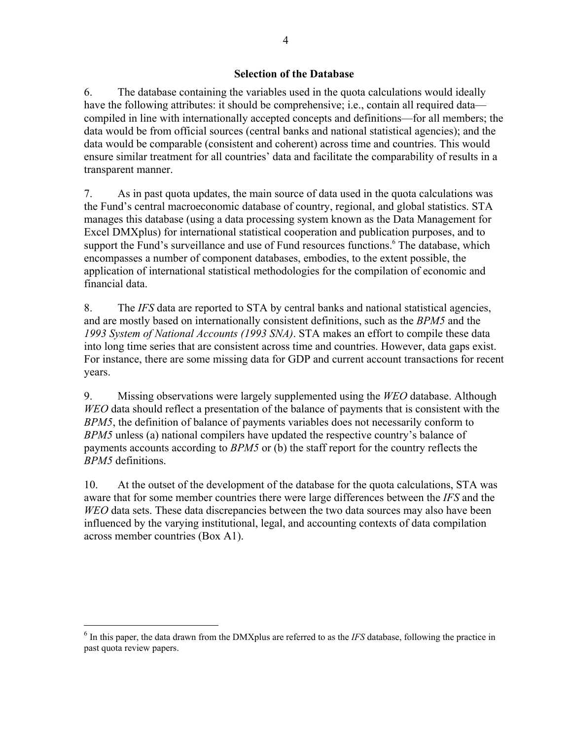### Selection of the Database

6. The database containing the variables used in the quota calculations would ideally have the following attributes: it should be comprehensive; i.e., contain all required data—compiled in line with internationally accepted concepts and definitions—for all members; the data would be from official sources (central banks and national statistical agencies); and the data would be comparable (consistent and coherent) across time and countries. This would ensure similar treatment for all countries' data and facilitate the comparability of results in a transparent manner.

7. As in past quota updates, the main source of data used in the quota calculations was the Fund's central macroeconomic database of country, regional, and global statistics. STA manages this database (using a data processing system known as the Data Management for Excel DMXplus) for international statistical cooperation and publication purposes, and to support the Fund's surveillance and use of Fund resources functions.[6] The database, which encompasses a number of component databases, embodies, to the extent possible, the application of international statistical methodologies for the compilation of economic and financial data.

8. The *IFS* data are reported to STA by central banks and national statistical agencies, and are mostly based on internationally consistent definitions, such as the *BPM5* and the *1993 System of National Accounts (1993 SNA)*. STA makes an effort to compile these data into long time series that are consistent across time and countries. However, data gaps exist. For instance, there are some missing data for GDP and current account transactions for recent years.

9. Missing observations were largely supplemented using the *WEO* database. Although *WEO* data should reflect a presentation of the balance of payments that is consistent with the *BPM5*, the definition of balance of payments variables does not necessarily conform to *BPM5* unless (a) national compilers have updated the respective country's balance of payments accounts according to *BPM5* or (b) the staff report for the country reflects the *BPM5* definitions.

10. At the outset of the development of the database for the quota calculations, STA was aware that for some member countries there were large differences between the *IFS* and the *WEO* data sets. These data discrepancies between the two data sources may also have been influenced by the varying institutional, legal, and accounting contexts of data compilation across member countries (Box A1).

---

[6] In this paper, the data drawn from the DMXplus are referred to as the *IFS* database, following the practice in past quota review papers.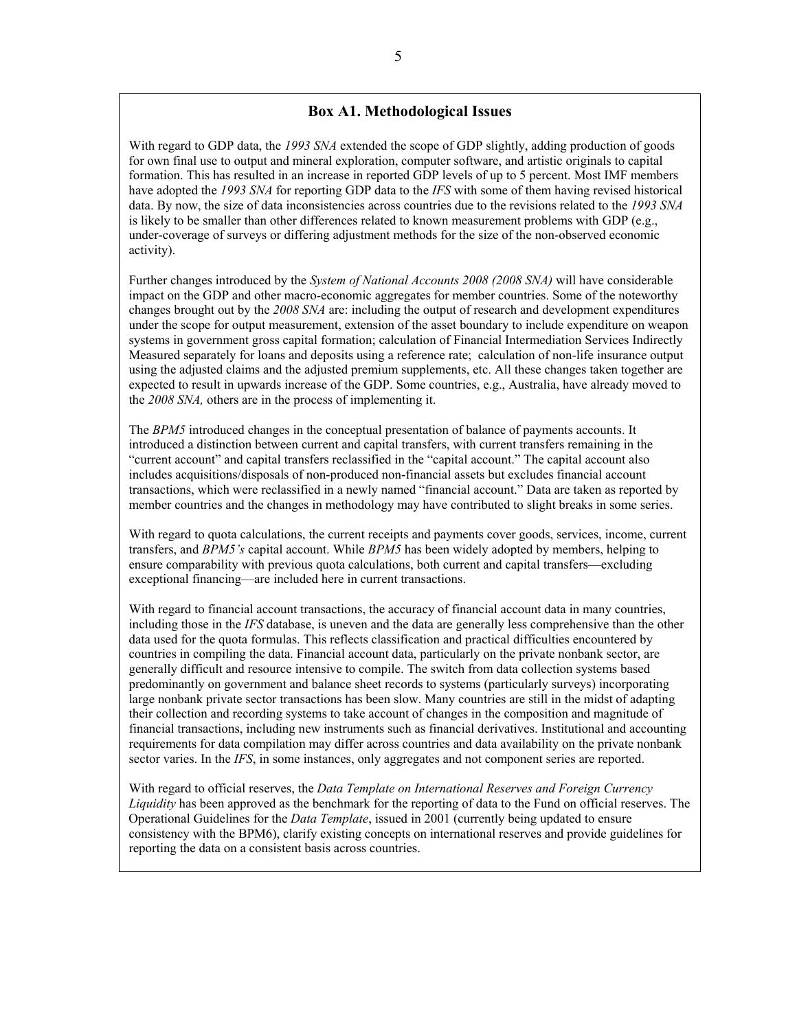### Box A1. Methodological Issues

With regard to GDP data, the *1993 SNA* extended the scope of GDP slightly, adding production of goods for own final use to output and mineral exploration, computer software, and artistic originals to capital formation. This has resulted in an increase in reported GDP levels of up to 5 percent. Most IMF members have adopted the *1993 SNA* for reporting GDP data to the *IFS* with some of them having revised historical data. By now, the size of data inconsistencies across countries due to the revisions related to the *1993 SNA* is likely to be smaller than other differences related to known measurement problems with GDP (e.g., under-coverage of surveys or differing adjustment methods for the size of the non-observed economic activity).

Further changes introduced by the *System of National Accounts 2008 (2008 SNA)* will have considerable impact on the GDP and other macro-economic aggregates for member countries. Some of the noteworthy changes brought out by the *2008 SNA* are: including the output of research and development expenditures under the scope for output measurement, extension of the asset boundary to include expenditure on weapon systems in government gross capital formation; calculation of Financial Intermediation Services Indirectly Measured separately for loans and deposits using a reference rate; calculation of non-life insurance output using the adjusted claims and the adjusted premium supplements, etc. All these changes taken together are expected to result in upwards increase of the GDP. Some countries, e.g., Australia, have already moved to the *2008 SNA,* others are in the process of implementing it.

The *BPM5* introduced changes in the conceptual presentation of balance of payments accounts. It introduced a distinction between current and capital transfers, with current transfers remaining in the "current account" and capital transfers reclassified in the "capital account." The capital account also includes acquisitions/disposals of non-produced non-financial assets but excludes financial account transactions, which were reclassified in a newly named "financial account." Data are taken as reported by member countries and the changes in methodology may have contributed to slight breaks in some series.

With regard to quota calculations, the current receipts and payments cover goods, services, income, current transfers, and *BPM5's* capital account. While *BPM5* has been widely adopted by members, helping to ensure comparability with previous quota calculations, both current and capital transfers—excluding exceptional financing—are included here in current transactions.

With regard to financial account transactions, the accuracy of financial account data in many countries, including those in the *IFS* database, is uneven and the data are generally less comprehensive than the other data used for the quota formulas. This reflects classification and practical difficulties encountered by countries in compiling the data. Financial account data, particularly on the private nonbank sector, are generally difficult and resource intensive to compile. The switch from data collection systems based predominantly on government and balance sheet records to systems (particularly surveys) incorporating large nonbank private sector transactions has been slow. Many countries are still in the midst of adapting their collection and recording systems to take account of changes in the composition and magnitude of financial transactions, including new instruments such as financial derivatives. Institutional and accounting requirements for data compilation may differ across countries and data availability on the private nonbank sector varies. In the *IFS*, in some instances, only aggregates and not component series are reported.

With regard to official reserves, the *Data Template on International Reserves and Foreign Currency Liquidity* has been approved as the benchmark for the reporting of data to the Fund on official reserves. The Operational Guidelines for the *Data Template*, issued in 2001 (currently being updated to ensure consistency with the BPM6), clarify existing concepts on international reserves and provide guidelines for reporting the data on a consistent basis across countries.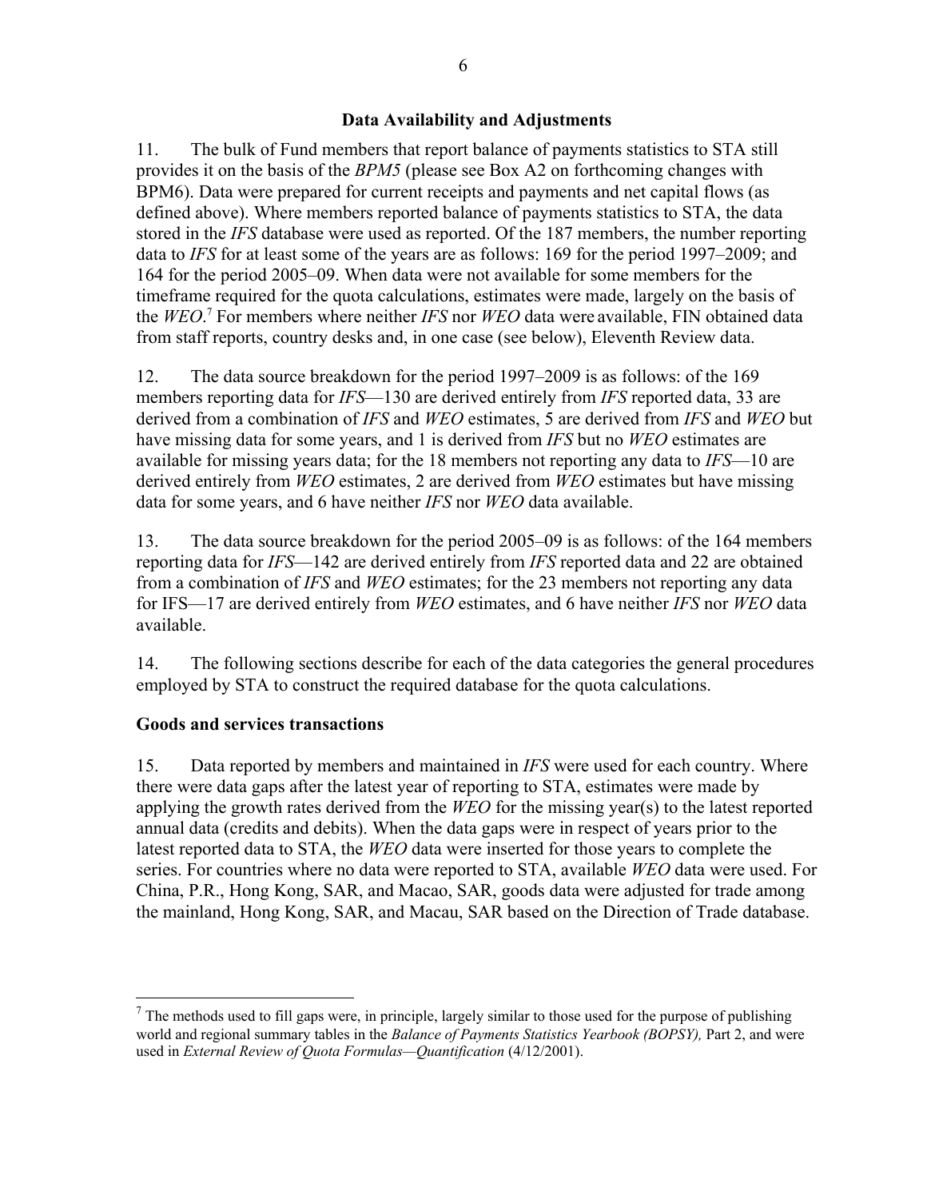## Data Availability and Adjustments

11. The bulk of Fund members that report balance of payments statistics to STA still provides it on the basis of the *BPM5* (please see Box A2 on forthcoming changes with BPM6). Data were prepared for current receipts and payments and net capital flows (as defined above). Where members reported balance of payments statistics to STA, the data stored in the *IFS* database were used as reported. Of the 187 members, the number reporting data to *IFS* for at least some of the years are as follows: 169 for the period 1997–2009; and 164 for the period 2005–09. When data were not available for some members for the timeframe required for the quota calculations, estimates were made, largely on the basis of the *WEO*.[7] For members where neither *IFS* nor *WEO* data were available, FIN obtained data from staff reports, country desks and, in one case (see below), Eleventh Review data.

12. The data source breakdown for the period 1997–2009 is as follows: of the 169 members reporting data for *IFS*—130 are derived entirely from *IFS* reported data, 33 are derived from a combination of *IFS* and *WEO* estimates, 5 are derived from *IFS* and *WEO* but have missing data for some years, and 1 is derived from *IFS* but no *WEO* estimates are available for missing years data; for the 18 members not reporting any data to *IFS*—10 are derived entirely from *WEO* estimates, 2 are derived from *WEO* estimates but have missing data for some years, and 6 have neither *IFS* nor *WEO* data available.

13. The data source breakdown for the period 2005–09 is as follows: of the 164 members reporting data for *IFS*—142 are derived entirely from *IFS* reported data and 22 are obtained from a combination of *IFS* and *WEO* estimates; for the 23 members not reporting any data for IFS—17 are derived entirely from *WEO* estimates, and 6 have neither *IFS* nor *WEO* data available.

14. The following sections describe for each of the data categories the general procedures employed by STA to construct the required database for the quota calculations.

### Goods and services transactions

15. Data reported by members and maintained in *IFS* were used for each country. Where there were data gaps after the latest year of reporting to STA, estimates were made by applying the growth rates derived from the *WEO* for the missing year(s) to the latest reported annual data (credits and debits). When the data gaps were in respect of years prior to the latest reported data to STA, the *WEO* data were inserted for those years to complete the series. For countries where no data were reported to STA, available *WEO* data were used. For China, P.R., Hong Kong, SAR, and Macao, SAR, goods data were adjusted for trade among the mainland, Hong Kong, SAR, and Macau, SAR based on the Direction of Trade database.

---

[7] The methods used to fill gaps were, in principle, largely similar to those used for the purpose of publishing world and regional summary tables in the *Balance of Payments Statistics Yearbook (BOPSY),* Part 2, and were used in *External Review of Quota Formulas—Quantification* (4/12/2001).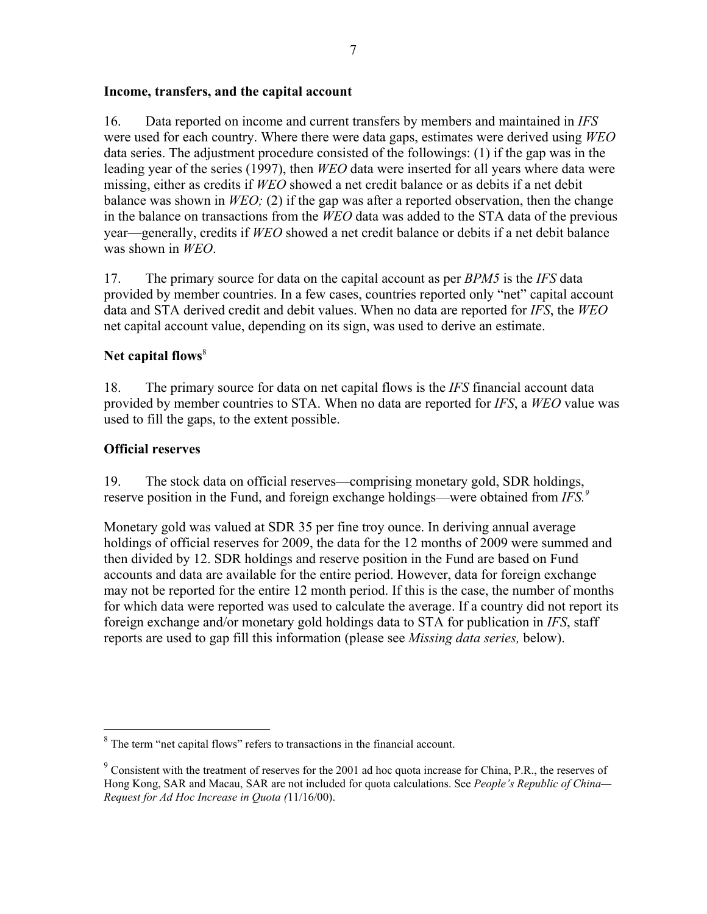### Income, transfers, and the capital account

16. Data reported on income and current transfers by members and maintained in *IFS* were used for each country. Where there were data gaps, estimates were derived using *WEO* data series. The adjustment procedure consisted of the followings: (1) if the gap was in the leading year of the series (1997), then *WEO* data were inserted for all years where data were missing, either as credits if *WEO* showed a net credit balance or as debits if a net debit balance was shown in *WEO;* (2) if the gap was after a reported observation, then the change in the balance on transactions from the *WEO* data was added to the STA data of the previous year—generally, credits if *WEO* showed a net credit balance or debits if a net debit balance was shown in *WEO*.

17. The primary source for data on the capital account as per *BPM5* is the *IFS* data provided by member countries. In a few cases, countries reported only "net" capital account data and STA derived credit and debit values. When no data are reported for *IFS*, the *WEO* net capital account value, depending on its sign, was used to derive an estimate.

### Net capital flows[8]

18. The primary source for data on net capital flows is the *IFS* financial account data provided by member countries to STA. When no data are reported for *IFS*, a *WEO* value was used to fill the gaps, to the extent possible.

### Official reserves

19. The stock data on official reserves—comprising monetary gold, SDR holdings, reserve position in the Fund, and foreign exchange holdings—were obtained from *IFS.*[9]

Monetary gold was valued at SDR 35 per fine troy ounce. In deriving annual average holdings of official reserves for 2009, the data for the 12 months of 2009 were summed and then divided by 12. SDR holdings and reserve position in the Fund are based on Fund accounts and data are available for the entire period. However, data for foreign exchange may not be reported for the entire 12 month period. If this is the case, the number of months for which data were reported was used to calculate the average. If a country did not report its foreign exchange and/or monetary gold holdings data to STA for publication in *IFS*, staff reports are used to gap fill this information (please see *Missing data series,* below).

---

[8] The term "net capital flows" refers to transactions in the financial account.

[9] Consistent with the treatment of reserves for the 2001 ad hoc quota increase for China, P.R., the reserves of Hong Kong, SAR and Macau, SAR are not included for quota calculations. See *People's Republic of China—Request for Ad Hoc Increase in Quota (*11/16/00).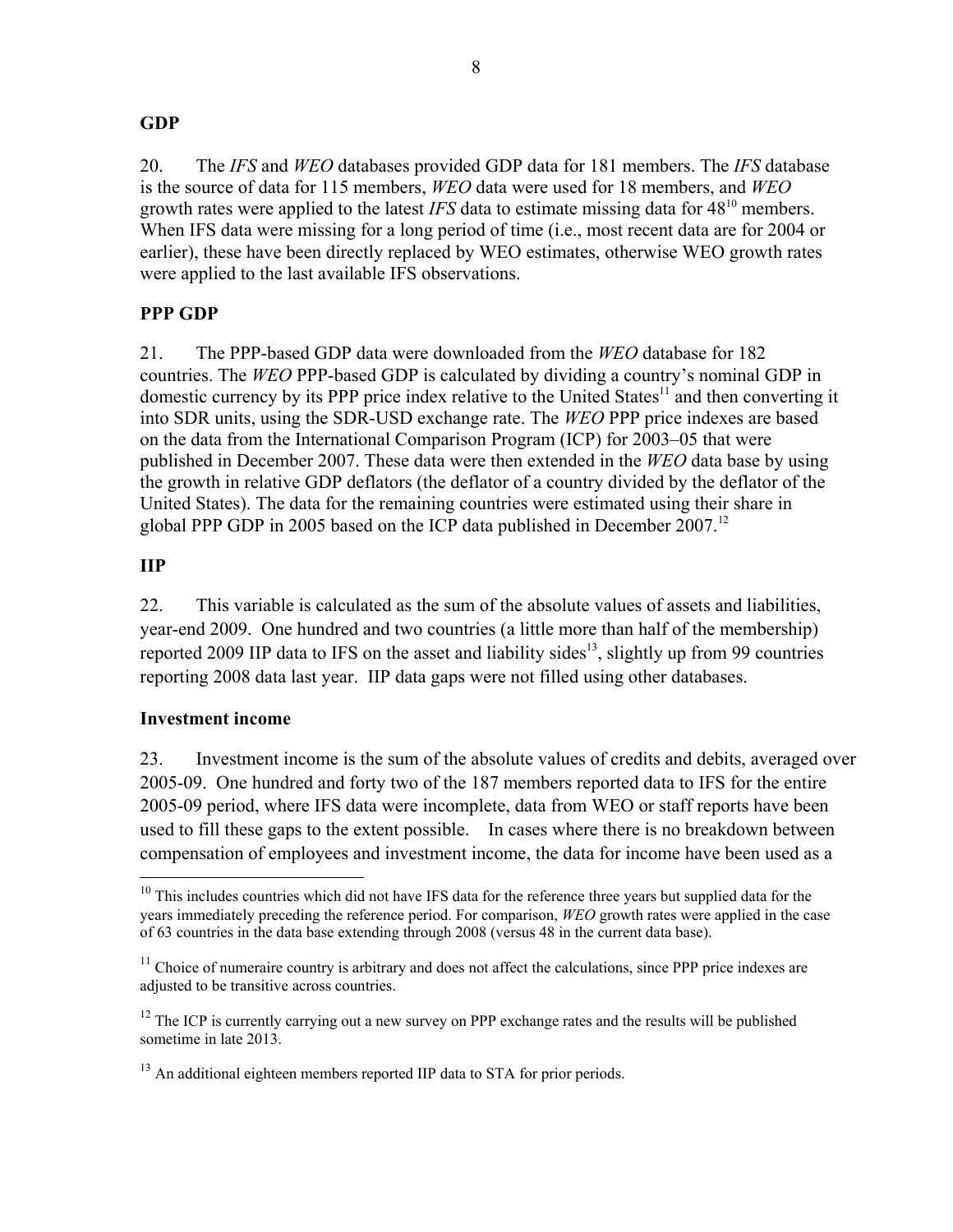## GDP

20. The *IFS* and *WEO* databases provided GDP data for 181 members. The *IFS* database is the source of data for 115 members, *WEO* data were used for 18 members, and *WEO* growth rates were applied to the latest *IFS* data to estimate missing data for 48[10] members. When IFS data were missing for a long period of time (i.e., most recent data are for 2004 or earlier), these have been directly replaced by WEO estimates, otherwise WEO growth rates were applied to the last available IFS observations.

## PPP GDP

21. The PPP-based GDP data were downloaded from the *WEO* database for 182 countries. The *WEO* PPP-based GDP is calculated by dividing a country's nominal GDP in domestic currency by its PPP price index relative to the United States[11] and then converting it into SDR units, using the SDR-USD exchange rate. The *WEO* PPP price indexes are based on the data from the International Comparison Program (ICP) for 2003–05 that were published in December 2007. These data were then extended in the *WEO* data base by using the growth in relative GDP deflators (the deflator of a country divided by the deflator of the United States). The data for the remaining countries were estimated using their share in global PPP GDP in 2005 based on the ICP data published in December 2007.[12]

## IIP

22. This variable is calculated as the sum of the absolute values of assets and liabilities, year-end 2009. One hundred and two countries (a little more than half of the membership) reported 2009 IIP data to IFS on the asset and liability sides[13], slightly up from 99 countries reporting 2008 data last year. IIP data gaps were not filled using other databases.

## Investment income

23. Investment income is the sum of the absolute values of credits and debits, averaged over 2005-09. One hundred and forty two of the 187 members reported data to IFS for the entire 2005-09 period, where IFS data were incomplete, data from WEO or staff reports have been used to fill these gaps to the extent possible. In cases where there is no breakdown between compensation of employees and investment income, the data for income have been used as a

---

[10] This includes countries which did not have IFS data for the reference three years but supplied data for the years immediately preceding the reference period. For comparison, *WEO* growth rates were applied in the case of 63 countries in the data base extending through 2008 (versus 48 in the current data base).

[11] Choice of numeraire country is arbitrary and does not affect the calculations, since PPP price indexes are adjusted to be transitive across countries.

[12] The ICP is currently carrying out a new survey on PPP exchange rates and the results will be published sometime in late 2013.

[13] An additional eighteen members reported IIP data to STA for prior periods.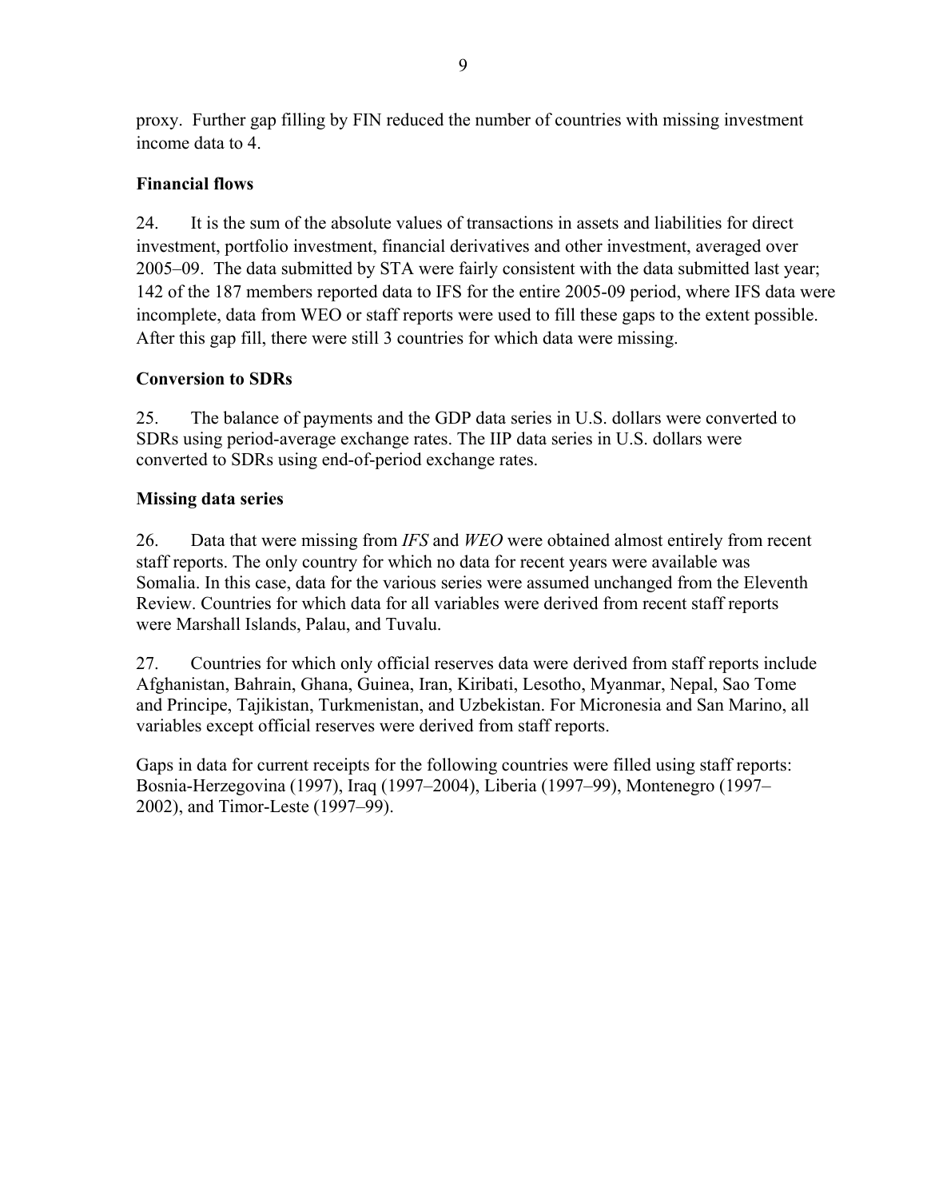proxy. Further gap filling by FIN reduced the number of countries with missing investment income data to 4.

**Financial flows**

24. It is the sum of the absolute values of transactions in assets and liabilities for direct investment, portfolio investment, financial derivatives and other investment, averaged over 2005–09. The data submitted by STA were fairly consistent with the data submitted last year; 142 of the 187 members reported data to IFS for the entire 2005-09 period, where IFS data were incomplete, data from WEO or staff reports were used to fill these gaps to the extent possible. After this gap fill, there were still 3 countries for which data were missing.

**Conversion to SDRs**

25. The balance of payments and the GDP data series in U.S. dollars were converted to SDRs using period-average exchange rates. The IIP data series in U.S. dollars were converted to SDRs using end-of-period exchange rates.

**Missing data series**

26. Data that were missing from *IFS* and *WEO* were obtained almost entirely from recent staff reports. The only country for which no data for recent years were available was Somalia. In this case, data for the various series were assumed unchanged from the Eleventh Review. Countries for which data for all variables were derived from recent staff reports were Marshall Islands, Palau, and Tuvalu.

27. Countries for which only official reserves data were derived from staff reports include Afghanistan, Bahrain, Ghana, Guinea, Iran, Kiribati, Lesotho, Myanmar, Nepal, Sao Tome and Principe, Tajikistan, Turkmenistan, and Uzbekistan. For Micronesia and San Marino, all variables except official reserves were derived from staff reports.

Gaps in data for current receipts for the following countries were filled using staff reports: Bosnia-Herzegovina (1997), Iraq (1997–2004), Liberia (1997–99), Montenegro (1997–2002), and Timor-Leste (1997–99).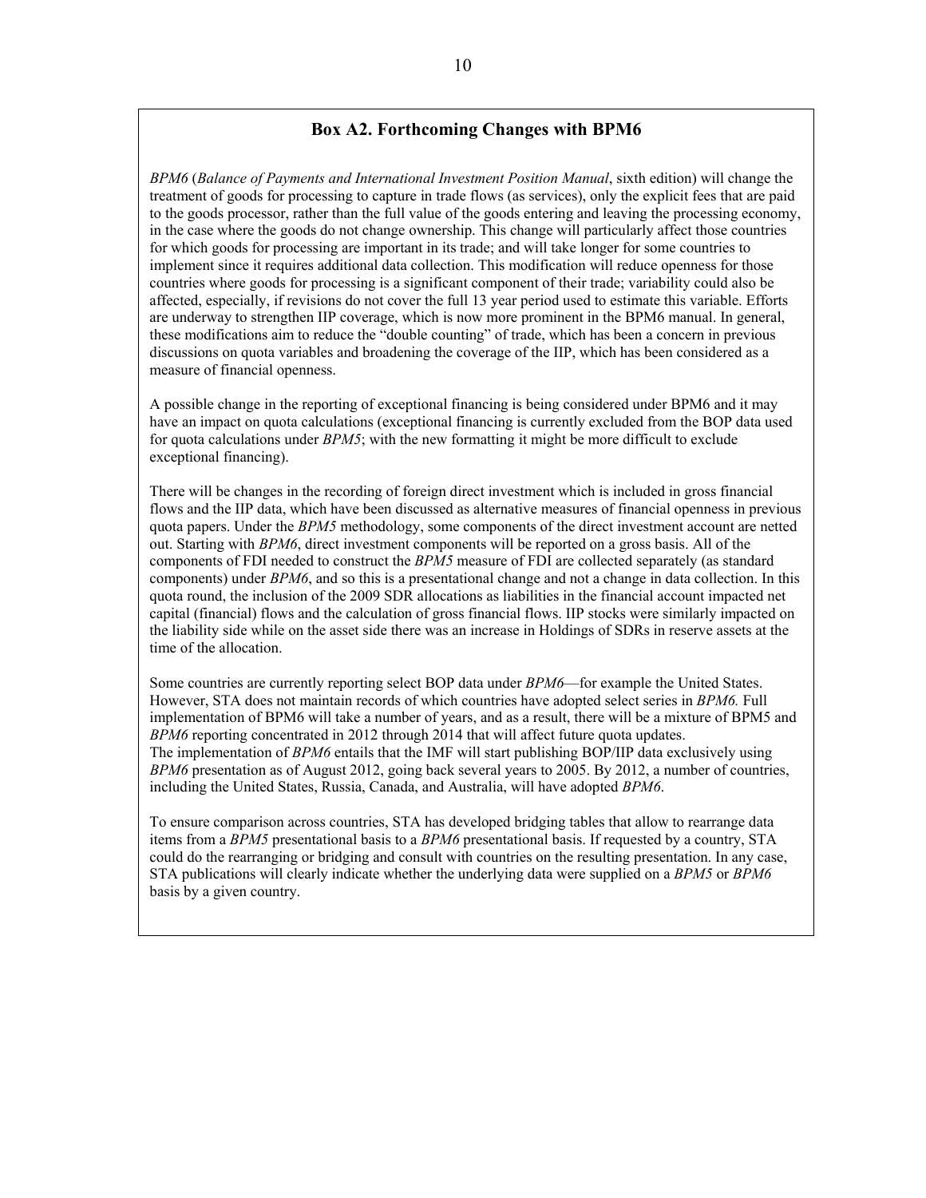## Box A2. Forthcoming Changes with BPM6

*BPM6* (*Balance of Payments and International Investment Position Manual*, sixth edition) will change the treatment of goods for processing to capture in trade flows (as services), only the explicit fees that are paid to the goods processor, rather than the full value of the goods entering and leaving the processing economy, in the case where the goods do not change ownership. This change will particularly affect those countries for which goods for processing are important in its trade; and will take longer for some countries to implement since it requires additional data collection. This modification will reduce openness for those countries where goods for processing is a significant component of their trade; variability could also be affected, especially, if revisions do not cover the full 13 year period used to estimate this variable. Efforts are underway to strengthen IIP coverage, which is now more prominent in the BPM6 manual. In general, these modifications aim to reduce the "double counting" of trade, which has been a concern in previous discussions on quota variables and broadening the coverage of the IIP, which has been considered as a measure of financial openness.

A possible change in the reporting of exceptional financing is being considered under BPM6 and it may have an impact on quota calculations (exceptional financing is currently excluded from the BOP data used for quota calculations under *BPM5*; with the new formatting it might be more difficult to exclude exceptional financing).

There will be changes in the recording of foreign direct investment which is included in gross financial flows and the IIP data, which have been discussed as alternative measures of financial openness in previous quota papers. Under the *BPM5* methodology, some components of the direct investment account are netted out. Starting with *BPM6*, direct investment components will be reported on a gross basis. All of the components of FDI needed to construct the *BPM5* measure of FDI are collected separately (as standard components) under *BPM6*, and so this is a presentational change and not a change in data collection. In this quota round, the inclusion of the 2009 SDR allocations as liabilities in the financial account impacted net capital (financial) flows and the calculation of gross financial flows. IIP stocks were similarly impacted on the liability side while on the asset side there was an increase in Holdings of SDRs in reserve assets at the time of the allocation.

Some countries are currently reporting select BOP data under *BPM6*—for example the United States. However, STA does not maintain records of which countries have adopted select series in *BPM6.* Full implementation of BPM6 will take a number of years, and as a result, there will be a mixture of BPM5 and *BPM6* reporting concentrated in 2012 through 2014 that will affect future quota updates.
The implementation of *BPM6* entails that the IMF will start publishing BOP/IIP data exclusively using *BPM6* presentation as of August 2012, going back several years to 2005. By 2012, a number of countries, including the United States, Russia, Canada, and Australia, will have adopted *BPM6*.

To ensure comparison across countries, STA has developed bridging tables that allow to rearrange data items from a *BPM5* presentational basis to a *BPM6* presentational basis. If requested by a country, STA could do the rearranging or bridging and consult with countries on the resulting presentation. In any case, STA publications will clearly indicate whether the underlying data were supplied on a *BPM5* or *BPM6* basis by a given country.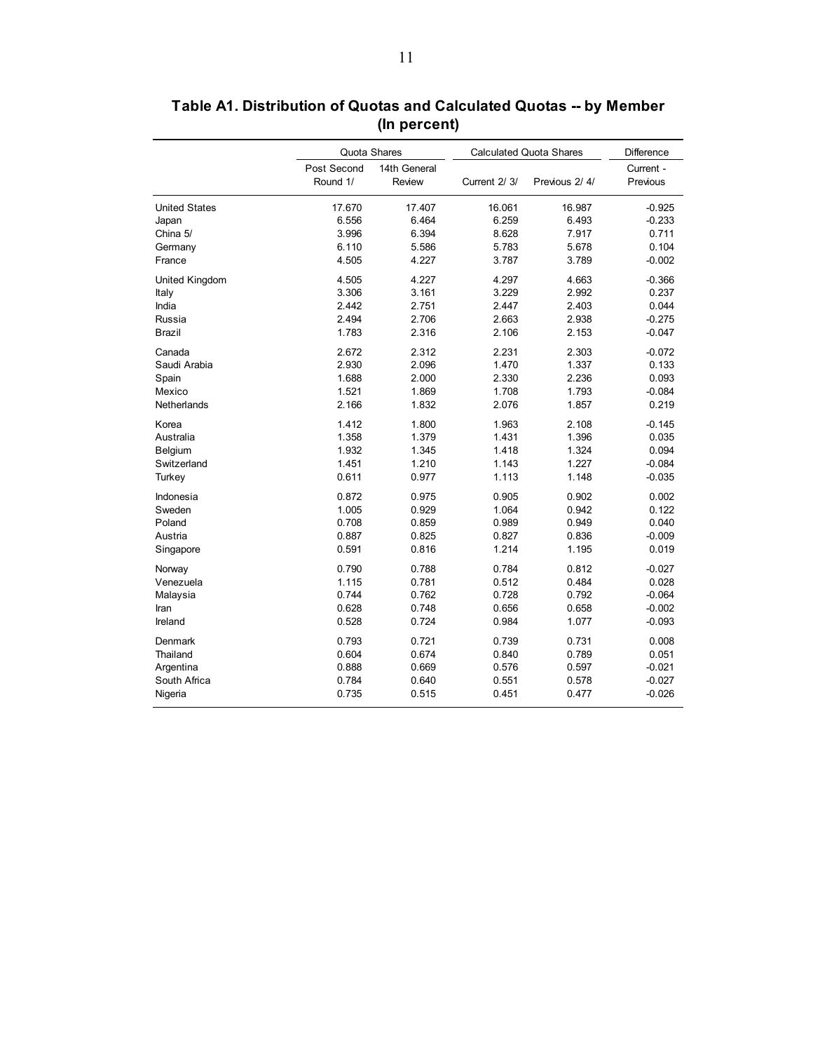**Table A1. Distribution of Quotas and Calculated Quotas -- by Member (In percent)**

| | Quota Shares | | Calculated Quota Shares | | Difference |
|---|---|---|---|---|---|
| | Post Second Round 1/ | 14th General Review | Current 2/ 3/ | Previous 2/ 4/ | Current - Previous |
| United States | 17.670 | 17.407 | 16.061 | 16.987 | -0.925 |
| Japan | 6.556 | 6.464 | 6.259 | 6.493 | -0.233 |
| China 5/ | 3.996 | 6.394 | 8.628 | 7.917 | 0.711 |
| Germany | 6.110 | 5.586 | 5.783 | 5.678 | 0.104 |
| France | 4.505 | 4.227 | 3.787 | 3.789 | -0.002 |
| United Kingdom | 4.505 | 4.227 | 4.297 | 4.663 | -0.366 |
| Italy | 3.306 | 3.161 | 3.229 | 2.992 | 0.237 |
| India | 2.442 | 2.751 | 2.447 | 2.403 | 0.044 |
| Russia | 2.494 | 2.706 | 2.663 | 2.938 | -0.275 |
| Brazil | 1.783 | 2.316 | 2.106 | 2.153 | -0.047 |
| Canada | 2.672 | 2.312 | 2.231 | 2.303 | -0.072 |
| Saudi Arabia | 2.930 | 2.096 | 1.470 | 1.337 | 0.133 |
| Spain | 1.688 | 2.000 | 2.330 | 2.236 | 0.093 |
| Mexico | 1.521 | 1.869 | 1.708 | 1.793 | -0.084 |
| Netherlands | 2.166 | 1.832 | 2.076 | 1.857 | 0.219 |
| Korea | 1.412 | 1.800 | 1.963 | 2.108 | -0.145 |
| Australia | 1.358 | 1.379 | 1.431 | 1.396 | 0.035 |
| Belgium | 1.932 | 1.345 | 1.418 | 1.324 | 0.094 |
| Switzerland | 1.451 | 1.210 | 1.143 | 1.227 | -0.084 |
| Turkey | 0.611 | 0.977 | 1.113 | 1.148 | -0.035 |
| Indonesia | 0.872 | 0.975 | 0.905 | 0.902 | 0.002 |
| Sweden | 1.005 | 0.929 | 1.064 | 0.942 | 0.122 |
| Poland | 0.708 | 0.859 | 0.989 | 0.949 | 0.040 |
| Austria | 0.887 | 0.825 | 0.827 | 0.836 | -0.009 |
| Singapore | 0.591 | 0.816 | 1.214 | 1.195 | 0.019 |
| Norway | 0.790 | 0.788 | 0.784 | 0.812 | -0.027 |
| Venezuela | 1.115 | 0.781 | 0.512 | 0.484 | 0.028 |
| Malaysia | 0.744 | 0.762 | 0.728 | 0.792 | -0.064 |
| Iran | 0.628 | 0.748 | 0.656 | 0.658 | -0.002 |
| Ireland | 0.528 | 0.724 | 0.984 | 1.077 | -0.093 |
| Denmark | 0.793 | 0.721 | 0.739 | 0.731 | 0.008 |
| Thailand | 0.604 | 0.674 | 0.840 | 0.789 | 0.051 |
| Argentina | 0.888 | 0.669 | 0.576 | 0.597 | -0.021 |
| South Africa | 0.784 | 0.640 | 0.551 | 0.578 | -0.027 |
| Nigeria | 0.735 | 0.515 | 0.451 | 0.477 | -0.026 |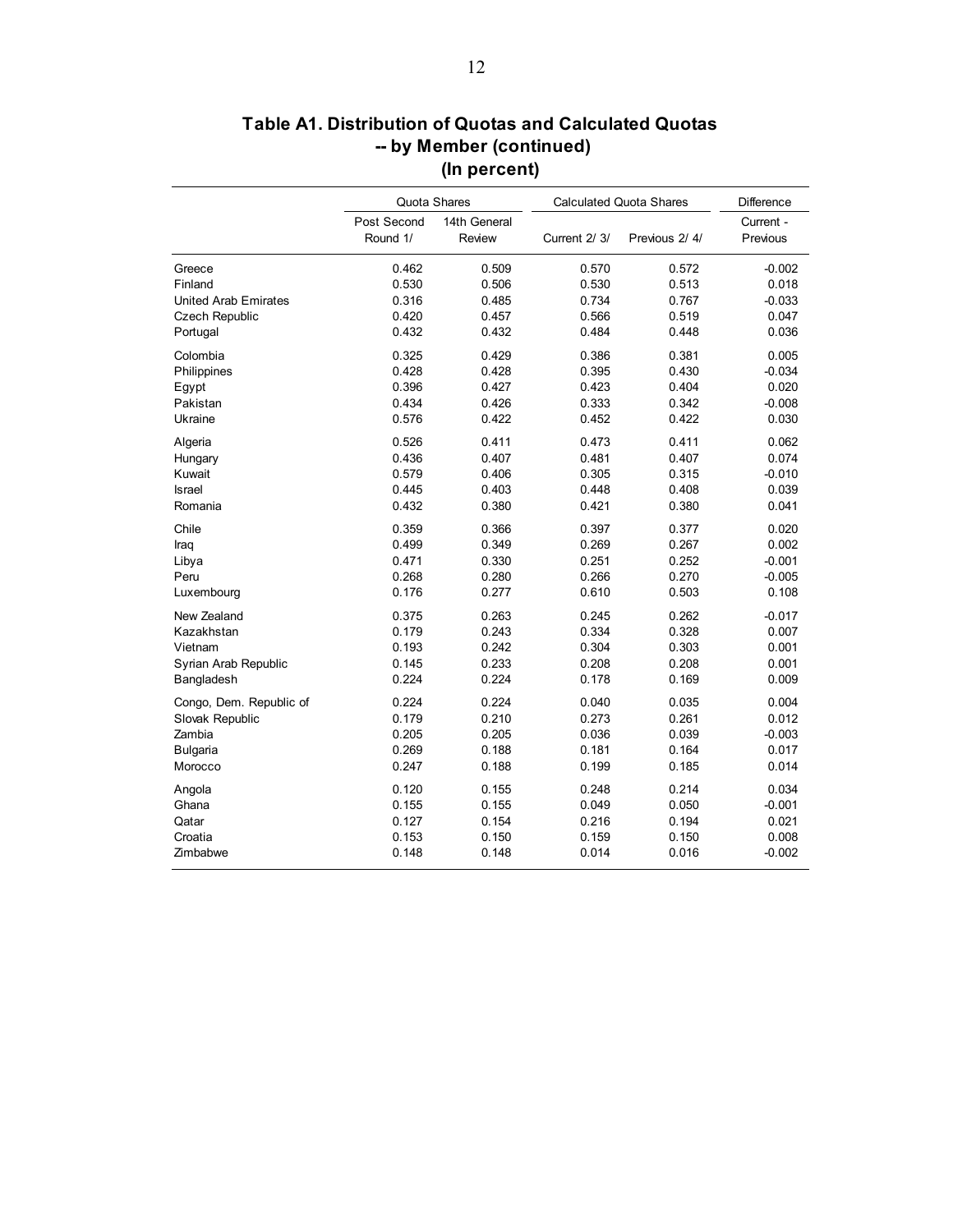## Table A1. Distribution of Quotas and Calculated Quotas -- by Member (continued) (In percent)

| | Quota Shares | | Calculated Quota Shares | | Difference |
|---|---|---|---|---|---|
| | Post Second Round 1/ | 14th General Review | Current 2/ 3/ | Previous 2/ 4/ | Current - Previous |
| Greece | 0.462 | 0.509 | 0.570 | 0.572 | -0.002 |
| Finland | 0.530 | 0.506 | 0.530 | 0.513 | 0.018 |
| United Arab Emirates | 0.316 | 0.485 | 0.734 | 0.767 | -0.033 |
| Czech Republic | 0.420 | 0.457 | 0.566 | 0.519 | 0.047 |
| Portugal | 0.432 | 0.432 | 0.484 | 0.448 | 0.036 |
| Colombia | 0.325 | 0.429 | 0.386 | 0.381 | 0.005 |
| Philippines | 0.428 | 0.428 | 0.395 | 0.430 | -0.034 |
| Egypt | 0.396 | 0.427 | 0.423 | 0.404 | 0.020 |
| Pakistan | 0.434 | 0.426 | 0.333 | 0.342 | -0.008 |
| Ukraine | 0.576 | 0.422 | 0.452 | 0.422 | 0.030 |
| Algeria | 0.526 | 0.411 | 0.473 | 0.411 | 0.062 |
| Hungary | 0.436 | 0.407 | 0.481 | 0.407 | 0.074 |
| Kuwait | 0.579 | 0.406 | 0.305 | 0.315 | -0.010 |
| Israel | 0.445 | 0.403 | 0.448 | 0.408 | 0.039 |
| Romania | 0.432 | 0.380 | 0.421 | 0.380 | 0.041 |
| Chile | 0.359 | 0.366 | 0.397 | 0.377 | 0.020 |
| Iraq | 0.499 | 0.349 | 0.269 | 0.267 | 0.002 |
| Libya | 0.471 | 0.330 | 0.251 | 0.252 | -0.001 |
| Peru | 0.268 | 0.280 | 0.266 | 0.270 | -0.005 |
| Luxembourg | 0.176 | 0.277 | 0.610 | 0.503 | 0.108 |
| New Zealand | 0.375 | 0.263 | 0.245 | 0.262 | -0.017 |
| Kazakhstan | 0.179 | 0.243 | 0.334 | 0.328 | 0.007 |
| Vietnam | 0.193 | 0.242 | 0.304 | 0.303 | 0.001 |
| Syrian Arab Republic | 0.145 | 0.233 | 0.208 | 0.208 | 0.001 |
| Bangladesh | 0.224 | 0.224 | 0.178 | 0.169 | 0.009 |
| Congo, Dem. Republic of | 0.224 | 0.224 | 0.040 | 0.035 | 0.004 |
| Slovak Republic | 0.179 | 0.210 | 0.273 | 0.261 | 0.012 |
| Zambia | 0.205 | 0.205 | 0.036 | 0.039 | -0.003 |
| Bulgaria | 0.269 | 0.188 | 0.181 | 0.164 | 0.017 |
| Morocco | 0.247 | 0.188 | 0.199 | 0.185 | 0.014 |
| Angola | 0.120 | 0.155 | 0.248 | 0.214 | 0.034 |
| Ghana | 0.155 | 0.155 | 0.049 | 0.050 | -0.001 |
| Qatar | 0.127 | 0.154 | 0.216 | 0.194 | 0.021 |
| Croatia | 0.153 | 0.150 | 0.159 | 0.150 | 0.008 |
| Zimbabwe | 0.148 | 0.148 | 0.014 | 0.016 | -0.002 |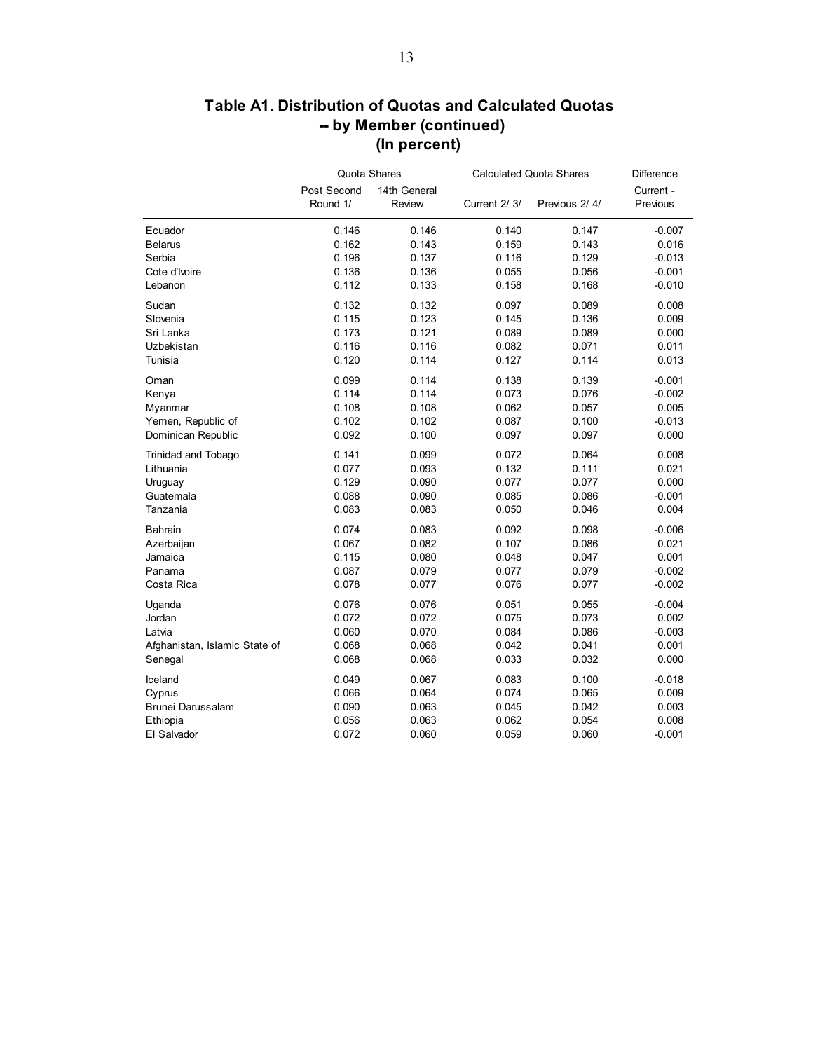## Table A1. Distribution of Quotas and Calculated Quotas -- by Member (continued) (In percent)

| | Quota Shares | | Calculated Quota Shares | | Difference |
|---|---|---|---|---|---|
| | Post Second Round 1/ | 14th General Review | Current 2/ 3/ | Previous 2/ 4/ | Current - Previous |
| Ecuador | 0.146 | 0.146 | 0.140 | 0.147 | -0.007 |
| Belarus | 0.162 | 0.143 | 0.159 | 0.143 | 0.016 |
| Serbia | 0.196 | 0.137 | 0.116 | 0.129 | -0.013 |
| Cote d'Ivoire | 0.136 | 0.136 | 0.055 | 0.056 | -0.001 |
| Lebanon | 0.112 | 0.133 | 0.158 | 0.168 | -0.010 |
| Sudan | 0.132 | 0.132 | 0.097 | 0.089 | 0.008 |
| Slovenia | 0.115 | 0.123 | 0.145 | 0.136 | 0.009 |
| Sri Lanka | 0.173 | 0.121 | 0.089 | 0.089 | 0.000 |
| Uzbekistan | 0.116 | 0.116 | 0.082 | 0.071 | 0.011 |
| Tunisia | 0.120 | 0.114 | 0.127 | 0.114 | 0.013 |
| Oman | 0.099 | 0.114 | 0.138 | 0.139 | -0.001 |
| Kenya | 0.114 | 0.114 | 0.073 | 0.076 | -0.002 |
| Myanmar | 0.108 | 0.108 | 0.062 | 0.057 | 0.005 |
| Yemen, Republic of | 0.102 | 0.102 | 0.087 | 0.100 | -0.013 |
| Dominican Republic | 0.092 | 0.100 | 0.097 | 0.097 | 0.000 |
| Trinidad and Tobago | 0.141 | 0.099 | 0.072 | 0.064 | 0.008 |
| Lithuania | 0.077 | 0.093 | 0.132 | 0.111 | 0.021 |
| Uruguay | 0.129 | 0.090 | 0.077 | 0.077 | 0.000 |
| Guatemala | 0.088 | 0.090 | 0.085 | 0.086 | -0.001 |
| Tanzania | 0.083 | 0.083 | 0.050 | 0.046 | 0.004 |
| Bahrain | 0.074 | 0.083 | 0.092 | 0.098 | -0.006 |
| Azerbaijan | 0.067 | 0.082 | 0.107 | 0.086 | 0.021 |
| Jamaica | 0.115 | 0.080 | 0.048 | 0.047 | 0.001 |
| Panama | 0.087 | 0.079 | 0.077 | 0.079 | -0.002 |
| Costa Rica | 0.078 | 0.077 | 0.076 | 0.077 | -0.002 |
| Uganda | 0.076 | 0.076 | 0.051 | 0.055 | -0.004 |
| Jordan | 0.072 | 0.072 | 0.075 | 0.073 | 0.002 |
| Latvia | 0.060 | 0.070 | 0.084 | 0.086 | -0.003 |
| Afghanistan, Islamic State of | 0.068 | 0.068 | 0.042 | 0.041 | 0.001 |
| Senegal | 0.068 | 0.068 | 0.033 | 0.032 | 0.000 |
| Iceland | 0.049 | 0.067 | 0.083 | 0.100 | -0.018 |
| Cyprus | 0.066 | 0.064 | 0.074 | 0.065 | 0.009 |
| Brunei Darussalam | 0.090 | 0.063 | 0.045 | 0.042 | 0.003 |
| Ethiopia | 0.056 | 0.063 | 0.062 | 0.054 | 0.008 |
| El Salvador | 0.072 | 0.060 | 0.059 | 0.060 | -0.001 |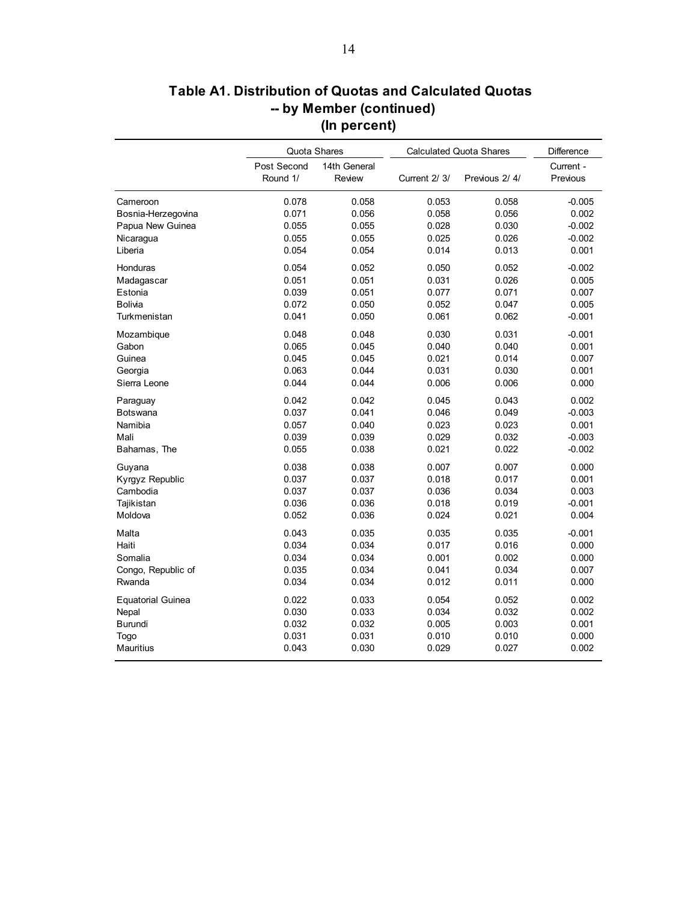# Table A1. Distribution of Quotas and Calculated Quotas -- by Member (continued) (In percent)

| | Quota Shares | | Calculated Quota Shares | | Difference |
|---|---|---|---|---|---|
| | Post Second Round 1/ | 14th General Review | Current 2/ 3/ | Previous 2/ 4/ | Current - Previous |
| Cameroon | 0.078 | 0.058 | 0.053 | 0.058 | -0.005 |
| Bosnia-Herzegovina | 0.071 | 0.056 | 0.058 | 0.056 | 0.002 |
| Papua New Guinea | 0.055 | 0.055 | 0.028 | 0.030 | -0.002 |
| Nicaragua | 0.055 | 0.055 | 0.025 | 0.026 | -0.002 |
| Liberia | 0.054 | 0.054 | 0.014 | 0.013 | 0.001 |
| Honduras | 0.054 | 0.052 | 0.050 | 0.052 | -0.002 |
| Madagascar | 0.051 | 0.051 | 0.031 | 0.026 | 0.005 |
| Estonia | 0.039 | 0.051 | 0.077 | 0.071 | 0.007 |
| Bolivia | 0.072 | 0.050 | 0.052 | 0.047 | 0.005 |
| Turkmenistan | 0.041 | 0.050 | 0.061 | 0.062 | -0.001 |
| Mozambique | 0.048 | 0.048 | 0.030 | 0.031 | -0.001 |
| Gabon | 0.065 | 0.045 | 0.040 | 0.040 | 0.001 |
| Guinea | 0.045 | 0.045 | 0.021 | 0.014 | 0.007 |
| Georgia | 0.063 | 0.044 | 0.031 | 0.030 | 0.001 |
| Sierra Leone | 0.044 | 0.044 | 0.006 | 0.006 | 0.000 |
| Paraguay | 0.042 | 0.042 | 0.045 | 0.043 | 0.002 |
| Botswana | 0.037 | 0.041 | 0.046 | 0.049 | -0.003 |
| Namibia | 0.057 | 0.040 | 0.023 | 0.023 | 0.001 |
| Mali | 0.039 | 0.039 | 0.029 | 0.032 | -0.003 |
| Bahamas, The | 0.055 | 0.038 | 0.021 | 0.022 | -0.002 |
| Guyana | 0.038 | 0.038 | 0.007 | 0.007 | 0.000 |
| Kyrgyz Republic | 0.037 | 0.037 | 0.018 | 0.017 | 0.001 |
| Cambodia | 0.037 | 0.037 | 0.036 | 0.034 | 0.003 |
| Tajikistan | 0.036 | 0.036 | 0.018 | 0.019 | -0.001 |
| Moldova | 0.052 | 0.036 | 0.024 | 0.021 | 0.004 |
| Malta | 0.043 | 0.035 | 0.035 | 0.035 | -0.001 |
| Haiti | 0.034 | 0.034 | 0.017 | 0.016 | 0.000 |
| Somalia | 0.034 | 0.034 | 0.001 | 0.002 | 0.000 |
| Congo, Republic of | 0.035 | 0.034 | 0.041 | 0.034 | 0.007 |
| Rwanda | 0.034 | 0.034 | 0.012 | 0.011 | 0.000 |
| Equatorial Guinea | 0.022 | 0.033 | 0.054 | 0.052 | 0.002 |
| Nepal | 0.030 | 0.033 | 0.034 | 0.032 | 0.002 |
| Burundi | 0.032 | 0.032 | 0.005 | 0.003 | 0.001 |
| Togo | 0.031 | 0.031 | 0.010 | 0.010 | 0.000 |
| Mauritius | 0.043 | 0.030 | 0.029 | 0.027 | 0.002 |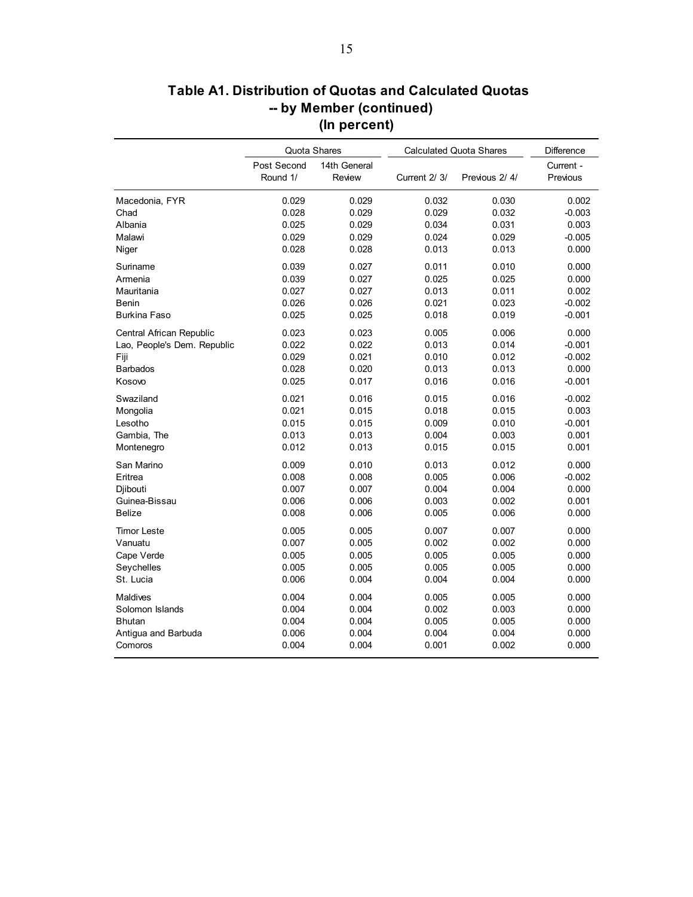# Table A1. Distribution of Quotas and Calculated Quotas -- by Member (continued) (In percent)

| | Quota Shares | | Calculated Quota Shares | | Difference |
|---|---|---|---|---|---|
| | Post Second Round 1/ | 14th General Review | Current 2/ 3/ | Previous 2/ 4/ | Current - Previous |
| Macedonia, FYR | 0.029 | 0.029 | 0.032 | 0.030 | 0.002 |
| Chad | 0.028 | 0.029 | 0.029 | 0.032 | -0.003 |
| Albania | 0.025 | 0.029 | 0.034 | 0.031 | 0.003 |
| Malawi | 0.029 | 0.029 | 0.024 | 0.029 | -0.005 |
| Niger | 0.028 | 0.028 | 0.013 | 0.013 | 0.000 |
| Suriname | 0.039 | 0.027 | 0.011 | 0.010 | 0.000 |
| Armenia | 0.039 | 0.027 | 0.025 | 0.025 | 0.000 |
| Mauritania | 0.027 | 0.027 | 0.013 | 0.011 | 0.002 |
| Benin | 0.026 | 0.026 | 0.021 | 0.023 | -0.002 |
| Burkina Faso | 0.025 | 0.025 | 0.018 | 0.019 | -0.001 |
| Central African Republic | 0.023 | 0.023 | 0.005 | 0.006 | 0.000 |
| Lao, People's Dem. Republic | 0.022 | 0.022 | 0.013 | 0.014 | -0.001 |
| Fiji | 0.029 | 0.021 | 0.010 | 0.012 | -0.002 |
| Barbados | 0.028 | 0.020 | 0.013 | 0.013 | 0.000 |
| Kosovo | 0.025 | 0.017 | 0.016 | 0.016 | -0.001 |
| Swaziland | 0.021 | 0.016 | 0.015 | 0.016 | -0.002 |
| Mongolia | 0.021 | 0.015 | 0.018 | 0.015 | 0.003 |
| Lesotho | 0.015 | 0.015 | 0.009 | 0.010 | -0.001 |
| Gambia, The | 0.013 | 0.013 | 0.004 | 0.003 | 0.001 |
| Montenegro | 0.012 | 0.013 | 0.015 | 0.015 | 0.001 |
| San Marino | 0.009 | 0.010 | 0.013 | 0.012 | 0.000 |
| Eritrea | 0.008 | 0.008 | 0.005 | 0.006 | -0.002 |
| Djibouti | 0.007 | 0.007 | 0.004 | 0.004 | 0.000 |
| Guinea-Bissau | 0.006 | 0.006 | 0.003 | 0.002 | 0.001 |
| Belize | 0.008 | 0.006 | 0.005 | 0.006 | 0.000 |
| Timor Leste | 0.005 | 0.005 | 0.007 | 0.007 | 0.000 |
| Vanuatu | 0.007 | 0.005 | 0.002 | 0.002 | 0.000 |
| Cape Verde | 0.005 | 0.005 | 0.005 | 0.005 | 0.000 |
| Seychelles | 0.005 | 0.005 | 0.005 | 0.005 | 0.000 |
| St. Lucia | 0.006 | 0.004 | 0.004 | 0.004 | 0.000 |
| Maldives | 0.004 | 0.004 | 0.005 | 0.005 | 0.000 |
| Solomon Islands | 0.004 | 0.004 | 0.002 | 0.003 | 0.000 |
| Bhutan | 0.004 | 0.004 | 0.005 | 0.005 | 0.000 |
| Antigua and Barbuda | 0.006 | 0.004 | 0.004 | 0.004 | 0.000 |
| Comoros | 0.004 | 0.004 | 0.001 | 0.002 | 0.000 |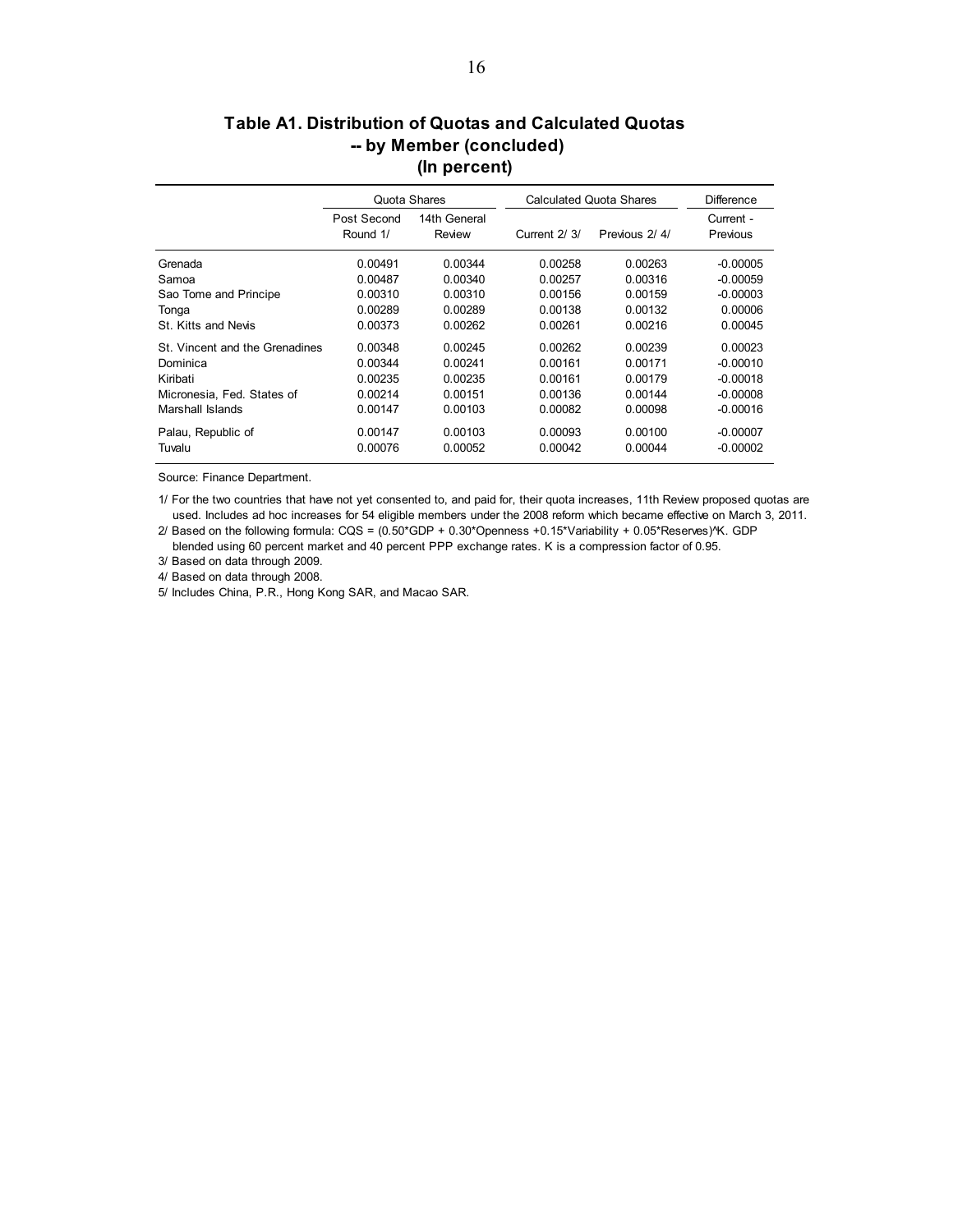# Table A1. Distribution of Quotas and Calculated Quotas -- by Member (concluded)
## (In percent)

| | Quota Shares | | Calculated Quota Shares | | Difference |
|---|---|---|---|---|---|
| | Post Second Round 1/ | 14th General Review | Current 2/ 3/ | Previous 2/ 4/ | Current - Previous |
| Grenada | 0.00491 | 0.00344 | 0.00258 | 0.00263 | -0.00005 |
| Samoa | 0.00487 | 0.00340 | 0.00257 | 0.00316 | -0.00059 |
| Sao Tome and Principe | 0.00310 | 0.00310 | 0.00156 | 0.00159 | -0.00003 |
| Tonga | 0.00289 | 0.00289 | 0.00138 | 0.00132 | 0.00006 |
| St. Kitts and Nevis | 0.00373 | 0.00262 | 0.00261 | 0.00216 | 0.00045 |
| St. Vincent and the Grenadines | 0.00348 | 0.00245 | 0.00262 | 0.00239 | 0.00023 |
| Dominica | 0.00344 | 0.00241 | 0.00161 | 0.00171 | -0.00010 |
| Kiribati | 0.00235 | 0.00235 | 0.00161 | 0.00179 | -0.00018 |
| Micronesia, Fed. States of | 0.00214 | 0.00151 | 0.00136 | 0.00144 | -0.00008 |
| Marshall Islands | 0.00147 | 0.00103 | 0.00082 | 0.00098 | -0.00016 |
| Palau, Republic of | 0.00147 | 0.00103 | 0.00093 | 0.00100 | -0.00007 |
| Tuvalu | 0.00076 | 0.00052 | 0.00042 | 0.00044 | -0.00002 |

Source: Finance Department.

1/ For the two countries that have not yet consented to, and paid for, their quota increases, 11th Review proposed quotas are used. Includes ad hoc increases for 54 eligible members under the 2008 reform which became effective on March 3, 2011.

2/ Based on the following formula: CQS = (0.50*GDP + 0.30*Openness +0.15*Variability + 0.05*Reserves)^K. GDP blended using 60 percent market and 40 percent PPP exchange rates. K is a compression factor of 0.95.

3/ Based on data through 2009.

4/ Based on data through 2008.

5/ Includes China, P.R., Hong Kong SAR, and Macao SAR.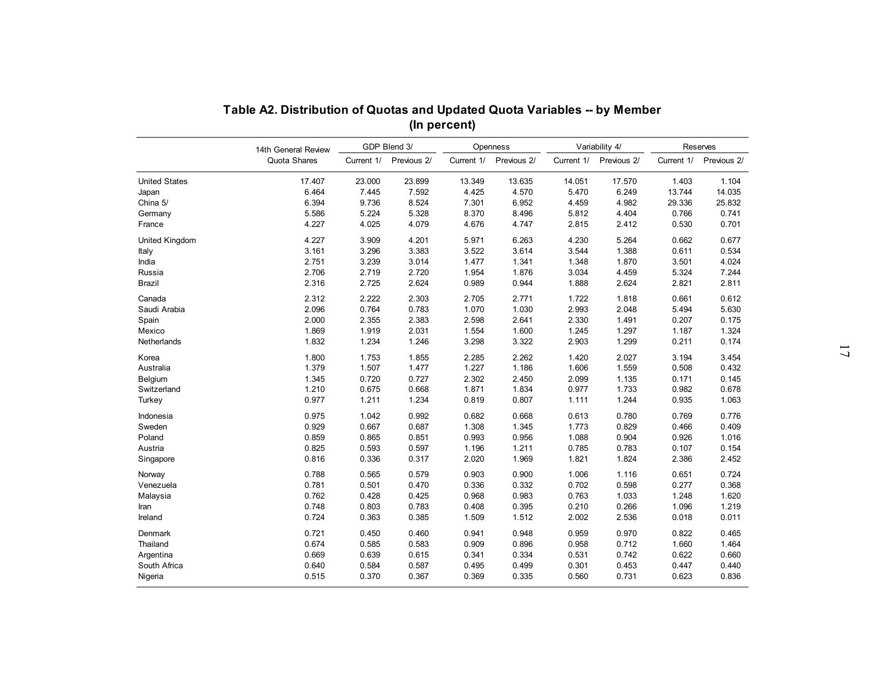**Table A2. Distribution of Quotas and Updated Quota Variables -- by Member**
**(In percent)**

| | 14th General Review Quota Shares | GDP Blend 3/ | | Openness | | Variability 4/ | | Reserves | |
|---|---|---|---|---|---|---|---|---|---|
| | | Current 1/ | Previous 2/ | Current 1/ | Previous 2/ | Current 1/ | Previous 2/ | Current 1/ | Previous 2/ |
| United States | 17.407 | 23.000 | 23.899 | 13.349 | 13.635 | 14.051 | 17.570 | 1.403 | 1.104 |
| Japan | 6.464 | 7.445 | 7.592 | 4.425 | 4.570 | 5.470 | 6.249 | 13.744 | 14.035 |
| China 5/ | 6.394 | 9.736 | 8.524 | 7.301 | 6.952 | 4.459 | 4.982 | 29.336 | 25.832 |
| Germany | 5.586 | 5.224 | 5.328 | 8.370 | 8.496 | 5.812 | 4.404 | 0.766 | 0.741 |
| France | 4.227 | 4.025 | 4.079 | 4.676 | 4.747 | 2.815 | 2.412 | 0.530 | 0.701 |
| United Kingdom | 4.227 | 3.909 | 4.201 | 5.971 | 6.263 | 4.230 | 5.264 | 0.662 | 0.677 |
| Italy | 3.161 | 3.296 | 3.383 | 3.522 | 3.614 | 3.544 | 1.388 | 0.611 | 0.534 |
| India | 2.751 | 3.239 | 3.014 | 1.477 | 1.341 | 1.348 | 1.870 | 3.501 | 4.024 |
| Russia | 2.706 | 2.719 | 2.720 | 1.954 | 1.876 | 3.034 | 4.459 | 5.324 | 7.244 |
| Brazil | 2.316 | 2.725 | 2.624 | 0.989 | 0.944 | 1.888 | 2.624 | 2.821 | 2.811 |
| Canada | 2.312 | 2.222 | 2.303 | 2.705 | 2.771 | 1.722 | 1.818 | 0.661 | 0.612 |
| Saudi Arabia | 2.096 | 0.764 | 0.783 | 1.070 | 1.030 | 2.993 | 2.048 | 5.494 | 5.630 |
| Spain | 2.000 | 2.355 | 2.383 | 2.598 | 2.641 | 2.330 | 1.491 | 0.207 | 0.175 |
| Mexico | 1.869 | 1.919 | 2.031 | 1.554 | 1.600 | 1.245 | 1.297 | 1.187 | 1.324 |
| Netherlands | 1.832 | 1.234 | 1.246 | 3.298 | 3.322 | 2.903 | 1.299 | 0.211 | 0.174 |
| Korea | 1.800 | 1.753 | 1.855 | 2.285 | 2.262 | 1.420 | 2.027 | 3.194 | 3.454 |
| Australia | 1.379 | 1.507 | 1.477 | 1.227 | 1.186 | 1.606 | 1.559 | 0.508 | 0.432 |
| Belgium | 1.345 | 0.720 | 0.727 | 2.302 | 2.450 | 2.099 | 1.135 | 0.171 | 0.145 |
| Switzerland | 1.210 | 0.675 | 0.668 | 1.871 | 1.834 | 0.977 | 1.733 | 0.982 | 0.678 |
| Turkey | 0.977 | 1.211 | 1.234 | 0.819 | 0.807 | 1.111 | 1.244 | 0.935 | 1.063 |
| Indonesia | 0.975 | 1.042 | 0.992 | 0.682 | 0.668 | 0.613 | 0.780 | 0.769 | 0.776 |
| Sweden | 0.929 | 0.667 | 0.687 | 1.308 | 1.345 | 1.773 | 0.829 | 0.466 | 0.409 |
| Poland | 0.859 | 0.865 | 0.851 | 0.993 | 0.956 | 1.088 | 0.904 | 0.926 | 1.016 |
| Austria | 0.825 | 0.593 | 0.597 | 1.196 | 1.211 | 0.785 | 0.783 | 0.107 | 0.154 |
| Singapore | 0.816 | 0.336 | 0.317 | 2.020 | 1.969 | 1.821 | 1.824 | 2.386 | 2.452 |
| Norway | 0.788 | 0.565 | 0.579 | 0.903 | 0.900 | 1.006 | 1.116 | 0.651 | 0.724 |
| Venezuela | 0.781 | 0.501 | 0.470 | 0.336 | 0.332 | 0.702 | 0.598 | 0.277 | 0.368 |
| Malaysia | 0.762 | 0.428 | 0.425 | 0.968 | 0.983 | 0.763 | 1.033 | 1.248 | 1.620 |
| Iran | 0.748 | 0.803 | 0.783 | 0.408 | 0.395 | 0.210 | 0.266 | 1.096 | 1.219 |
| Ireland | 0.724 | 0.363 | 0.385 | 1.509 | 1.512 | 2.002 | 2.536 | 0.018 | 0.011 |
| Denmark | 0.721 | 0.450 | 0.460 | 0.941 | 0.948 | 0.959 | 0.970 | 0.822 | 0.465 |
| Thailand | 0.674 | 0.585 | 0.583 | 0.909 | 0.896 | 0.958 | 0.712 | 1.660 | 1.464 |
| Argentina | 0.669 | 0.639 | 0.615 | 0.341 | 0.334 | 0.531 | 0.742 | 0.622 | 0.660 |
| South Africa | 0.640 | 0.584 | 0.587 | 0.495 | 0.499 | 0.301 | 0.453 | 0.447 | 0.440 |
| Nigeria | 0.515 | 0.370 | 0.367 | 0.369 | 0.335 | 0.560 | 0.731 | 0.623 | 0.836 |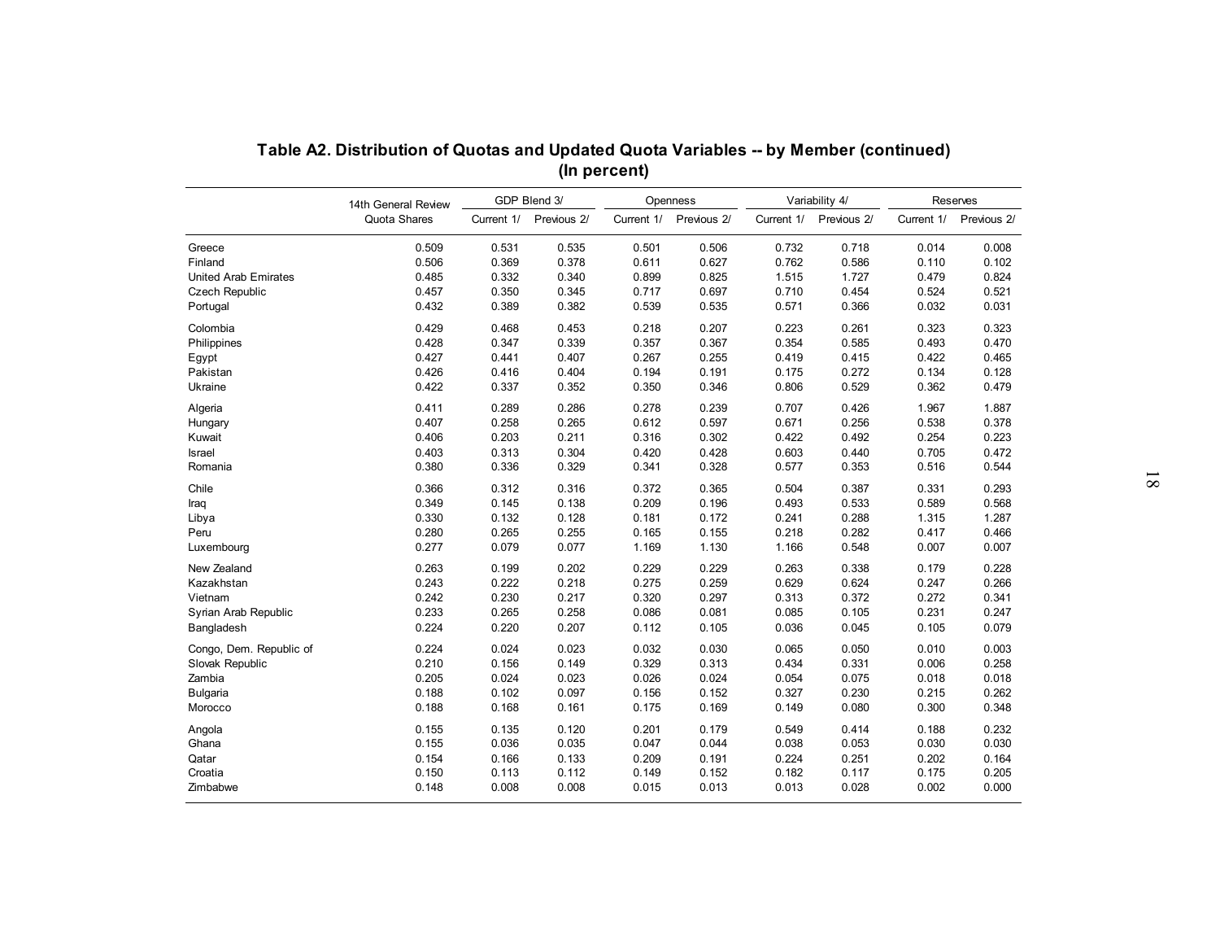**Table A2. Distribution of Quotas and Updated Quota Variables -- by Member (continued)**
**(In percent)**

| | 14th General Review Quota Shares | GDP Blend 3/ | | Openness | | Variability 4/ | | Reserves | |
|---|---|---|---|---|---|---|---|---|---|
| | | Current 1/ | Previous 2/ | Current 1/ | Previous 2/ | Current 1/ | Previous 2/ | Current 1/ | Previous 2/ |
| Greece | 0.509 | 0.531 | 0.535 | 0.501 | 0.506 | 0.732 | 0.718 | 0.014 | 0.008 |
| Finland | 0.506 | 0.369 | 0.378 | 0.611 | 0.627 | 0.762 | 0.586 | 0.110 | 0.102 |
| United Arab Emirates | 0.485 | 0.332 | 0.340 | 0.899 | 0.825 | 1.515 | 1.727 | 0.479 | 0.824 |
| Czech Republic | 0.457 | 0.350 | 0.345 | 0.717 | 0.697 | 0.710 | 0.454 | 0.524 | 0.521 |
| Portugal | 0.432 | 0.389 | 0.382 | 0.539 | 0.535 | 0.571 | 0.366 | 0.032 | 0.031 |
| Colombia | 0.429 | 0.468 | 0.453 | 0.218 | 0.207 | 0.223 | 0.261 | 0.323 | 0.323 |
| Philippines | 0.428 | 0.347 | 0.339 | 0.357 | 0.367 | 0.354 | 0.585 | 0.493 | 0.470 |
| Egypt | 0.427 | 0.441 | 0.407 | 0.267 | 0.255 | 0.419 | 0.415 | 0.422 | 0.465 |
| Pakistan | 0.426 | 0.416 | 0.404 | 0.194 | 0.191 | 0.175 | 0.272 | 0.134 | 0.128 |
| Ukraine | 0.422 | 0.337 | 0.352 | 0.350 | 0.346 | 0.806 | 0.529 | 0.362 | 0.479 |
| Algeria | 0.411 | 0.289 | 0.286 | 0.278 | 0.239 | 0.707 | 0.426 | 1.967 | 1.887 |
| Hungary | 0.407 | 0.258 | 0.265 | 0.612 | 0.597 | 0.671 | 0.256 | 0.538 | 0.378 |
| Kuwait | 0.406 | 0.203 | 0.211 | 0.316 | 0.302 | 0.422 | 0.492 | 0.254 | 0.223 |
| Israel | 0.403 | 0.313 | 0.304 | 0.420 | 0.428 | 0.603 | 0.440 | 0.705 | 0.472 |
| Romania | 0.380 | 0.336 | 0.329 | 0.341 | 0.328 | 0.577 | 0.353 | 0.516 | 0.544 |
| Chile | 0.366 | 0.312 | 0.316 | 0.372 | 0.365 | 0.504 | 0.387 | 0.331 | 0.293 |
| Iraq | 0.349 | 0.145 | 0.138 | 0.209 | 0.196 | 0.493 | 0.533 | 0.589 | 0.568 |
| Libya | 0.330 | 0.132 | 0.128 | 0.181 | 0.172 | 0.241 | 0.288 | 1.315 | 1.287 |
| Peru | 0.280 | 0.265 | 0.255 | 0.165 | 0.155 | 0.218 | 0.282 | 0.417 | 0.466 |
| Luxembourg | 0.277 | 0.079 | 0.077 | 1.169 | 1.130 | 1.166 | 0.548 | 0.007 | 0.007 |
| New Zealand | 0.263 | 0.199 | 0.202 | 0.229 | 0.229 | 0.263 | 0.338 | 0.179 | 0.228 |
| Kazakhstan | 0.243 | 0.222 | 0.218 | 0.275 | 0.259 | 0.629 | 0.624 | 0.247 | 0.266 |
| Vietnam | 0.242 | 0.230 | 0.217 | 0.320 | 0.297 | 0.313 | 0.372 | 0.272 | 0.341 |
| Syrian Arab Republic | 0.233 | 0.265 | 0.258 | 0.086 | 0.081 | 0.085 | 0.105 | 0.231 | 0.247 |
| Bangladesh | 0.224 | 0.220 | 0.207 | 0.112 | 0.105 | 0.036 | 0.045 | 0.105 | 0.079 |
| Congo, Dem. Republic of | 0.224 | 0.024 | 0.023 | 0.032 | 0.030 | 0.065 | 0.050 | 0.010 | 0.003 |
| Slovak Republic | 0.210 | 0.156 | 0.149 | 0.329 | 0.313 | 0.434 | 0.331 | 0.006 | 0.258 |
| Zambia | 0.205 | 0.024 | 0.023 | 0.026 | 0.024 | 0.054 | 0.075 | 0.018 | 0.018 |
| Bulgaria | 0.188 | 0.102 | 0.097 | 0.156 | 0.152 | 0.327 | 0.230 | 0.215 | 0.262 |
| Morocco | 0.188 | 0.168 | 0.161 | 0.175 | 0.169 | 0.149 | 0.080 | 0.300 | 0.348 |
| Angola | 0.155 | 0.135 | 0.120 | 0.201 | 0.179 | 0.549 | 0.414 | 0.188 | 0.232 |
| Ghana | 0.155 | 0.036 | 0.035 | 0.047 | 0.044 | 0.038 | 0.053 | 0.030 | 0.030 |
| Qatar | 0.154 | 0.166 | 0.133 | 0.209 | 0.191 | 0.224 | 0.251 | 0.202 | 0.164 |
| Croatia | 0.150 | 0.113 | 0.112 | 0.149 | 0.152 | 0.182 | 0.117 | 0.175 | 0.205 |
| Zimbabwe | 0.148 | 0.008 | 0.008 | 0.015 | 0.013 | 0.013 | 0.028 | 0.002 | 0.000 |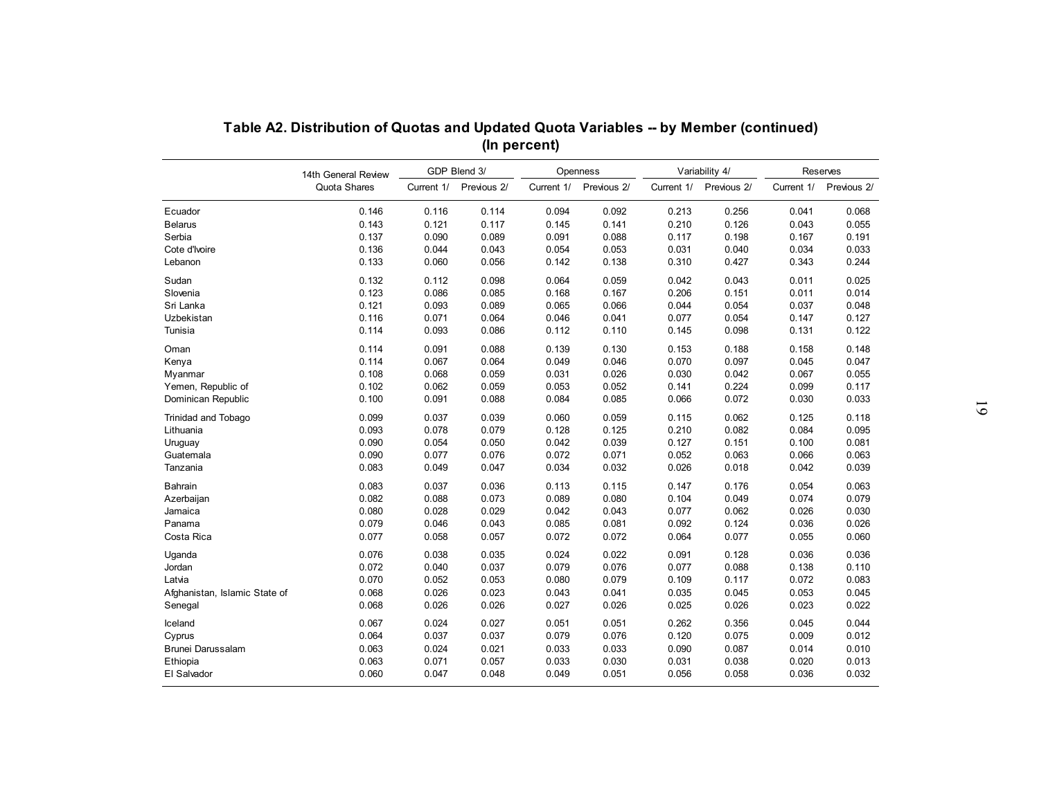## Table A2. Distribution of Quotas and Updated Quota Variables -- by Member (continued)
**(In percent)**

| | 14th General Review Quota Shares | GDP Blend 3/ | | Openness | | Variability 4/ | | Reserves | |
|---|---|---|---|---|---|---|---|---|---|
| | | Current 1/ | Previous 2/ | Current 1/ | Previous 2/ | Current 1/ | Previous 2/ | Current 1/ | Previous 2/ |
| Ecuador | 0.146 | 0.116 | 0.114 | 0.094 | 0.092 | 0.213 | 0.256 | 0.041 | 0.068 |
| Belarus | 0.143 | 0.121 | 0.117 | 0.145 | 0.141 | 0.210 | 0.126 | 0.043 | 0.055 |
| Serbia | 0.137 | 0.090 | 0.089 | 0.091 | 0.088 | 0.117 | 0.198 | 0.167 | 0.191 |
| Cote d'Ivoire | 0.136 | 0.044 | 0.043 | 0.054 | 0.053 | 0.031 | 0.040 | 0.034 | 0.033 |
| Lebanon | 0.133 | 0.060 | 0.056 | 0.142 | 0.138 | 0.310 | 0.427 | 0.343 | 0.244 |
| Sudan | 0.132 | 0.112 | 0.098 | 0.064 | 0.059 | 0.042 | 0.043 | 0.011 | 0.025 |
| Slovenia | 0.123 | 0.086 | 0.085 | 0.168 | 0.167 | 0.206 | 0.151 | 0.011 | 0.014 |
| Sri Lanka | 0.121 | 0.093 | 0.089 | 0.065 | 0.066 | 0.044 | 0.054 | 0.037 | 0.048 |
| Uzbekistan | 0.116 | 0.071 | 0.064 | 0.046 | 0.041 | 0.077 | 0.054 | 0.147 | 0.127 |
| Tunisia | 0.114 | 0.093 | 0.086 | 0.112 | 0.110 | 0.145 | 0.098 | 0.131 | 0.122 |
| Oman | 0.114 | 0.091 | 0.088 | 0.139 | 0.130 | 0.153 | 0.188 | 0.158 | 0.148 |
| Kenya | 0.114 | 0.067 | 0.064 | 0.049 | 0.046 | 0.070 | 0.097 | 0.045 | 0.047 |
| Myanmar | 0.108 | 0.068 | 0.059 | 0.031 | 0.026 | 0.030 | 0.042 | 0.067 | 0.055 |
| Yemen, Republic of | 0.102 | 0.062 | 0.059 | 0.053 | 0.052 | 0.141 | 0.224 | 0.099 | 0.117 |
| Dominican Republic | 0.100 | 0.091 | 0.088 | 0.084 | 0.085 | 0.066 | 0.072 | 0.030 | 0.033 |
| Trinidad and Tobago | 0.099 | 0.037 | 0.039 | 0.060 | 0.059 | 0.115 | 0.062 | 0.125 | 0.118 |
| Lithuania | 0.093 | 0.078 | 0.079 | 0.128 | 0.125 | 0.210 | 0.082 | 0.084 | 0.095 |
| Uruguay | 0.090 | 0.054 | 0.050 | 0.042 | 0.039 | 0.127 | 0.151 | 0.100 | 0.081 |
| Guatemala | 0.090 | 0.077 | 0.076 | 0.072 | 0.071 | 0.052 | 0.063 | 0.066 | 0.063 |
| Tanzania | 0.083 | 0.049 | 0.047 | 0.034 | 0.032 | 0.026 | 0.018 | 0.042 | 0.039 |
| Bahrain | 0.083 | 0.037 | 0.036 | 0.113 | 0.115 | 0.147 | 0.176 | 0.054 | 0.063 |
| Azerbaijan | 0.082 | 0.088 | 0.073 | 0.089 | 0.080 | 0.104 | 0.049 | 0.074 | 0.079 |
| Jamaica | 0.080 | 0.028 | 0.029 | 0.042 | 0.043 | 0.077 | 0.062 | 0.026 | 0.030 |
| Panama | 0.079 | 0.046 | 0.043 | 0.085 | 0.081 | 0.092 | 0.124 | 0.036 | 0.026 |
| Costa Rica | 0.077 | 0.058 | 0.057 | 0.072 | 0.072 | 0.064 | 0.077 | 0.055 | 0.060 |
| Uganda | 0.076 | 0.038 | 0.035 | 0.024 | 0.022 | 0.091 | 0.128 | 0.036 | 0.036 |
| Jordan | 0.072 | 0.040 | 0.037 | 0.079 | 0.076 | 0.077 | 0.088 | 0.138 | 0.110 |
| Latvia | 0.070 | 0.052 | 0.053 | 0.080 | 0.079 | 0.109 | 0.117 | 0.072 | 0.083 |
| Afghanistan, Islamic State of | 0.068 | 0.026 | 0.023 | 0.043 | 0.041 | 0.035 | 0.045 | 0.053 | 0.045 |
| Senegal | 0.068 | 0.026 | 0.026 | 0.027 | 0.026 | 0.025 | 0.026 | 0.023 | 0.022 |
| Iceland | 0.067 | 0.024 | 0.027 | 0.051 | 0.051 | 0.262 | 0.356 | 0.045 | 0.044 |
| Cyprus | 0.064 | 0.037 | 0.037 | 0.079 | 0.076 | 0.120 | 0.075 | 0.009 | 0.012 |
| Brunei Darussalam | 0.063 | 0.024 | 0.021 | 0.033 | 0.033 | 0.090 | 0.087 | 0.014 | 0.010 |
| Ethiopia | 0.063 | 0.071 | 0.057 | 0.033 | 0.030 | 0.031 | 0.038 | 0.020 | 0.013 |
| El Salvador | 0.060 | 0.047 | 0.048 | 0.049 | 0.051 | 0.056 | 0.058 | 0.036 | 0.032 |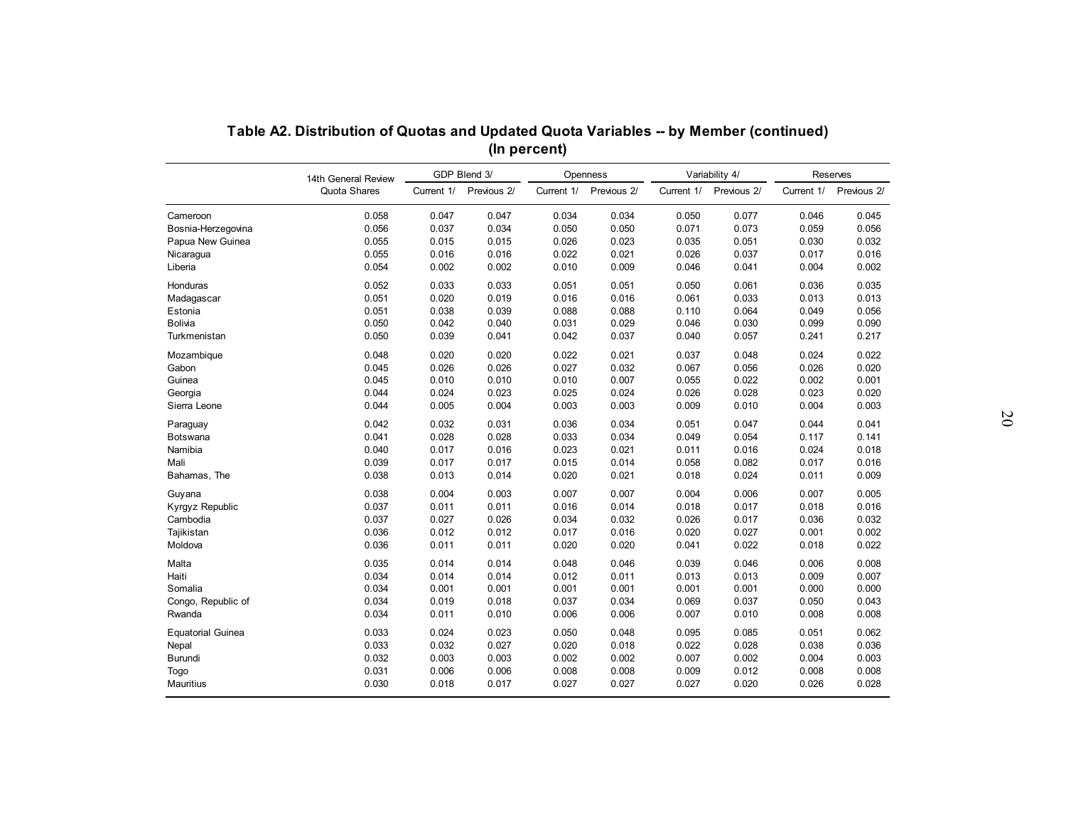**Table A2. Distribution of Quotas and Updated Quota Variables -- by Member (continued)**
**(In percent)**

| | 14th General Review Quota Shares | GDP Blend 3/ | | Openness | | Variability 4/ | | Reserves | |
|---|---|---|---|---|---|---|---|---|---|
| | | Current 1/ | Previous 2/ | Current 1/ | Previous 2/ | Current 1/ | Previous 2/ | Current 1/ | Previous 2/ |
| Cameroon | 0.058 | 0.047 | 0.047 | 0.034 | 0.034 | 0.050 | 0.077 | 0.046 | 0.045 |
| Bosnia-Herzegovina | 0.056 | 0.037 | 0.034 | 0.050 | 0.050 | 0.071 | 0.073 | 0.059 | 0.056 |
| Papua New Guinea | 0.055 | 0.015 | 0.015 | 0.026 | 0.023 | 0.035 | 0.051 | 0.030 | 0.032 |
| Nicaragua | 0.055 | 0.016 | 0.016 | 0.022 | 0.021 | 0.026 | 0.037 | 0.017 | 0.016 |
| Liberia | 0.054 | 0.002 | 0.002 | 0.010 | 0.009 | 0.046 | 0.041 | 0.004 | 0.002 |
| Honduras | 0.052 | 0.033 | 0.033 | 0.051 | 0.051 | 0.050 | 0.061 | 0.036 | 0.035 |
| Madagascar | 0.051 | 0.020 | 0.019 | 0.016 | 0.016 | 0.061 | 0.033 | 0.013 | 0.013 |
| Estonia | 0.051 | 0.038 | 0.039 | 0.088 | 0.088 | 0.110 | 0.064 | 0.049 | 0.056 |
| Bolivia | 0.050 | 0.042 | 0.040 | 0.031 | 0.029 | 0.046 | 0.030 | 0.099 | 0.090 |
| Turkmenistan | 0.050 | 0.039 | 0.041 | 0.042 | 0.037 | 0.040 | 0.057 | 0.241 | 0.217 |
| Mozambique | 0.048 | 0.020 | 0.020 | 0.022 | 0.021 | 0.037 | 0.048 | 0.024 | 0.022 |
| Gabon | 0.045 | 0.026 | 0.026 | 0.027 | 0.032 | 0.067 | 0.056 | 0.026 | 0.020 |
| Guinea | 0.045 | 0.010 | 0.010 | 0.010 | 0.007 | 0.055 | 0.022 | 0.002 | 0.001 |
| Georgia | 0.044 | 0.024 | 0.023 | 0.025 | 0.024 | 0.026 | 0.028 | 0.023 | 0.020 |
| Sierra Leone | 0.044 | 0.005 | 0.004 | 0.003 | 0.003 | 0.009 | 0.010 | 0.004 | 0.003 |
| Paraguay | 0.042 | 0.032 | 0.031 | 0.036 | 0.034 | 0.051 | 0.047 | 0.044 | 0.041 |
| Botswana | 0.041 | 0.028 | 0.028 | 0.033 | 0.034 | 0.049 | 0.054 | 0.117 | 0.141 |
| Namibia | 0.040 | 0.017 | 0.016 | 0.023 | 0.021 | 0.011 | 0.016 | 0.024 | 0.018 |
| Mali | 0.039 | 0.017 | 0.017 | 0.015 | 0.014 | 0.058 | 0.082 | 0.017 | 0.016 |
| Bahamas, The | 0.038 | 0.013 | 0.014 | 0.020 | 0.021 | 0.018 | 0.024 | 0.011 | 0.009 |
| Guyana | 0.038 | 0.004 | 0.003 | 0.007 | 0.007 | 0.004 | 0.006 | 0.007 | 0.005 |
| Kyrgyz Republic | 0.037 | 0.011 | 0.011 | 0.016 | 0.014 | 0.018 | 0.017 | 0.018 | 0.016 |
| Cambodia | 0.037 | 0.027 | 0.026 | 0.034 | 0.032 | 0.026 | 0.017 | 0.036 | 0.032 |
| Tajikistan | 0.036 | 0.012 | 0.012 | 0.017 | 0.016 | 0.020 | 0.027 | 0.001 | 0.002 |
| Moldova | 0.036 | 0.011 | 0.011 | 0.020 | 0.020 | 0.041 | 0.022 | 0.018 | 0.022 |
| Malta | 0.035 | 0.014 | 0.014 | 0.048 | 0.046 | 0.039 | 0.046 | 0.006 | 0.008 |
| Haiti | 0.034 | 0.014 | 0.014 | 0.012 | 0.011 | 0.013 | 0.013 | 0.009 | 0.007 |
| Somalia | 0.034 | 0.001 | 0.001 | 0.001 | 0.001 | 0.001 | 0.001 | 0.000 | 0.000 |
| Congo, Republic of | 0.034 | 0.019 | 0.018 | 0.037 | 0.034 | 0.069 | 0.037 | 0.050 | 0.043 |
| Rwanda | 0.034 | 0.011 | 0.010 | 0.006 | 0.006 | 0.007 | 0.010 | 0.008 | 0.008 |
| Equatorial Guinea | 0.033 | 0.024 | 0.023 | 0.050 | 0.048 | 0.095 | 0.085 | 0.051 | 0.062 |
| Nepal | 0.033 | 0.032 | 0.027 | 0.020 | 0.018 | 0.022 | 0.028 | 0.038 | 0.036 |
| Burundi | 0.032 | 0.003 | 0.003 | 0.002 | 0.002 | 0.007 | 0.002 | 0.004 | 0.003 |
| Togo | 0.031 | 0.006 | 0.006 | 0.008 | 0.008 | 0.009 | 0.012 | 0.008 | 0.008 |
| Mauritius | 0.030 | 0.018 | 0.017 | 0.027 | 0.027 | 0.027 | 0.020 | 0.026 | 0.028 |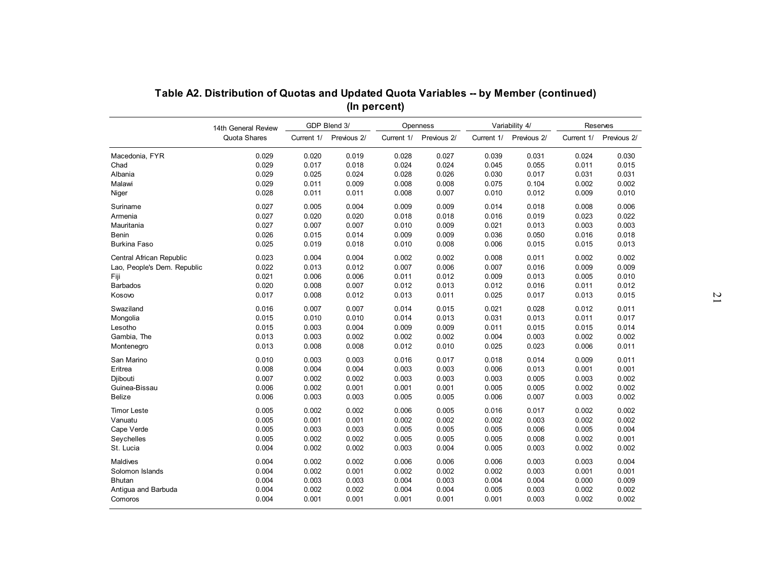## Table A2. Distribution of Quotas and Updated Quota Variables -- by Member (continued)
### (In percent)

| | 14th General Review Quota Shares | GDP Blend 3/ | | Openness | | Variability 4/ | | Reserves | |
|---|---|---|---|---|---|---|---|---|---|
| | | Current 1/ | Previous 2/ | Current 1/ | Previous 2/ | Current 1/ | Previous 2/ | Current 1/ | Previous 2/ |
| Macedonia, FYR | 0.029 | 0.020 | 0.019 | 0.028 | 0.027 | 0.039 | 0.031 | 0.024 | 0.030 |
| Chad | 0.029 | 0.017 | 0.018 | 0.024 | 0.024 | 0.045 | 0.055 | 0.011 | 0.015 |
| Albania | 0.029 | 0.025 | 0.024 | 0.028 | 0.026 | 0.030 | 0.017 | 0.031 | 0.031 |
| Malawi | 0.029 | 0.011 | 0.009 | 0.008 | 0.008 | 0.075 | 0.104 | 0.002 | 0.002 |
| Niger | 0.028 | 0.011 | 0.011 | 0.008 | 0.007 | 0.010 | 0.012 | 0.009 | 0.010 |
| Suriname | 0.027 | 0.005 | 0.004 | 0.009 | 0.009 | 0.014 | 0.018 | 0.008 | 0.006 |
| Armenia | 0.027 | 0.020 | 0.020 | 0.018 | 0.018 | 0.016 | 0.019 | 0.023 | 0.022 |
| Mauritania | 0.027 | 0.007 | 0.007 | 0.010 | 0.009 | 0.021 | 0.013 | 0.003 | 0.003 |
| Benin | 0.026 | 0.015 | 0.014 | 0.009 | 0.009 | 0.036 | 0.050 | 0.016 | 0.018 |
| Burkina Faso | 0.025 | 0.019 | 0.018 | 0.010 | 0.008 | 0.006 | 0.015 | 0.015 | 0.013 |
| Central African Republic | 0.023 | 0.004 | 0.004 | 0.002 | 0.002 | 0.008 | 0.011 | 0.002 | 0.002 |
| Lao, People's Dem. Republic | 0.022 | 0.013 | 0.012 | 0.007 | 0.006 | 0.007 | 0.016 | 0.009 | 0.009 |
| Fiji | 0.021 | 0.006 | 0.006 | 0.011 | 0.012 | 0.009 | 0.013 | 0.005 | 0.010 |
| Barbados | 0.020 | 0.008 | 0.007 | 0.012 | 0.013 | 0.012 | 0.016 | 0.011 | 0.012 |
| Kosovo | 0.017 | 0.008 | 0.012 | 0.013 | 0.011 | 0.025 | 0.017 | 0.013 | 0.015 |
| Swaziland | 0.016 | 0.007 | 0.007 | 0.014 | 0.015 | 0.021 | 0.028 | 0.012 | 0.011 |
| Mongolia | 0.015 | 0.010 | 0.010 | 0.014 | 0.013 | 0.031 | 0.013 | 0.011 | 0.017 |
| Lesotho | 0.015 | 0.003 | 0.004 | 0.009 | 0.009 | 0.011 | 0.015 | 0.015 | 0.014 |
| Gambia, The | 0.013 | 0.003 | 0.002 | 0.002 | 0.002 | 0.004 | 0.003 | 0.002 | 0.002 |
| Montenegro | 0.013 | 0.008 | 0.008 | 0.012 | 0.010 | 0.025 | 0.023 | 0.006 | 0.011 |
| San Marino | 0.010 | 0.003 | 0.003 | 0.016 | 0.017 | 0.018 | 0.014 | 0.009 | 0.011 |
| Eritrea | 0.008 | 0.004 | 0.004 | 0.003 | 0.003 | 0.006 | 0.013 | 0.001 | 0.001 |
| Djibouti | 0.007 | 0.002 | 0.002 | 0.003 | 0.003 | 0.003 | 0.005 | 0.003 | 0.002 |
| Guinea-Bissau | 0.006 | 0.002 | 0.001 | 0.001 | 0.001 | 0.005 | 0.005 | 0.002 | 0.002 |
| Belize | 0.006 | 0.003 | 0.003 | 0.005 | 0.005 | 0.006 | 0.007 | 0.003 | 0.002 |
| Timor Leste | 0.005 | 0.002 | 0.002 | 0.006 | 0.005 | 0.016 | 0.017 | 0.002 | 0.002 |
| Vanuatu | 0.005 | 0.001 | 0.001 | 0.002 | 0.002 | 0.002 | 0.003 | 0.002 | 0.002 |
| Cape Verde | 0.005 | 0.003 | 0.003 | 0.005 | 0.005 | 0.005 | 0.006 | 0.005 | 0.004 |
| Seychelles | 0.005 | 0.002 | 0.002 | 0.005 | 0.005 | 0.005 | 0.008 | 0.002 | 0.001 |
| St. Lucia | 0.004 | 0.002 | 0.002 | 0.003 | 0.004 | 0.005 | 0.003 | 0.002 | 0.002 |
| Maldives | 0.004 | 0.002 | 0.002 | 0.006 | 0.006 | 0.006 | 0.003 | 0.003 | 0.004 |
| Solomon Islands | 0.004 | 0.002 | 0.001 | 0.002 | 0.002 | 0.002 | 0.003 | 0.001 | 0.001 |
| Bhutan | 0.004 | 0.003 | 0.003 | 0.004 | 0.003 | 0.004 | 0.004 | 0.000 | 0.009 |
| Antigua and Barbuda | 0.004 | 0.002 | 0.002 | 0.004 | 0.004 | 0.005 | 0.003 | 0.002 | 0.002 |
| Comoros | 0.004 | 0.001 | 0.001 | 0.001 | 0.001 | 0.001 | 0.003 | 0.002 | 0.002 |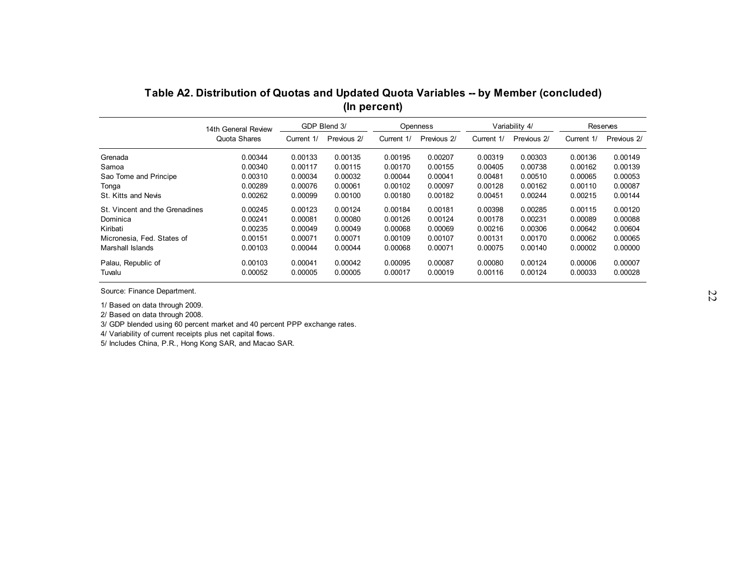## Table A2. Distribution of Quotas and Updated Quota Variables -- by Member (concluded)
### (In percent)

| | 14th General Review Quota Shares | GDP Blend 3/ | | Openness | | Variability 4/ | | Reserves | |
|---|---|---|---|---|---|---|---|---|---|
| | | Current 1/ | Previous 2/ | Current 1/ | Previous 2/ | Current 1/ | Previous 2/ | Current 1/ | Previous 2/ |
| Grenada | 0.00344 | 0.00133 | 0.00135 | 0.00195 | 0.00207 | 0.00319 | 0.00303 | 0.00136 | 0.00149 |
| Samoa | 0.00340 | 0.00117 | 0.00115 | 0.00170 | 0.00155 | 0.00405 | 0.00738 | 0.00162 | 0.00139 |
| Sao Tome and Principe | 0.00310 | 0.00034 | 0.00032 | 0.00044 | 0.00041 | 0.00481 | 0.00510 | 0.00065 | 0.00053 |
| Tonga | 0.00289 | 0.00076 | 0.00061 | 0.00102 | 0.00097 | 0.00128 | 0.00162 | 0.00110 | 0.00087 |
| St. Kitts and Nevis | 0.00262 | 0.00099 | 0.00100 | 0.00180 | 0.00182 | 0.00451 | 0.00244 | 0.00215 | 0.00144 |
| St. Vincent and the Grenadines | 0.00245 | 0.00123 | 0.00124 | 0.00184 | 0.00181 | 0.00398 | 0.00285 | 0.00115 | 0.00120 |
| Dominica | 0.00241 | 0.00081 | 0.00080 | 0.00126 | 0.00124 | 0.00178 | 0.00231 | 0.00089 | 0.00088 |
| Kiribati | 0.00235 | 0.00049 | 0.00049 | 0.00068 | 0.00069 | 0.00216 | 0.00306 | 0.00642 | 0.00604 |
| Micronesia, Fed. States of | 0.00151 | 0.00071 | 0.00071 | 0.00109 | 0.00107 | 0.00131 | 0.00170 | 0.00062 | 0.00065 |
| Marshall Islands | 0.00103 | 0.00044 | 0.00044 | 0.00068 | 0.00071 | 0.00075 | 0.00140 | 0.00002 | 0.00000 |
| Palau, Republic of | 0.00103 | 0.00041 | 0.00042 | 0.00095 | 0.00087 | 0.00080 | 0.00124 | 0.00006 | 0.00007 |
| Tuvalu | 0.00052 | 0.00005 | 0.00005 | 0.00017 | 0.00019 | 0.00116 | 0.00124 | 0.00033 | 0.00028 |

Source: Finance Department.

1/ Based on data through 2009.
2/ Based on data through 2008.
3/ GDP blended using 60 percent market and 40 percent PPP exchange rates.
4/ Variability of current receipts plus net capital flows.
5/ Includes China, P.R., Hong Kong SAR, and Macao SAR.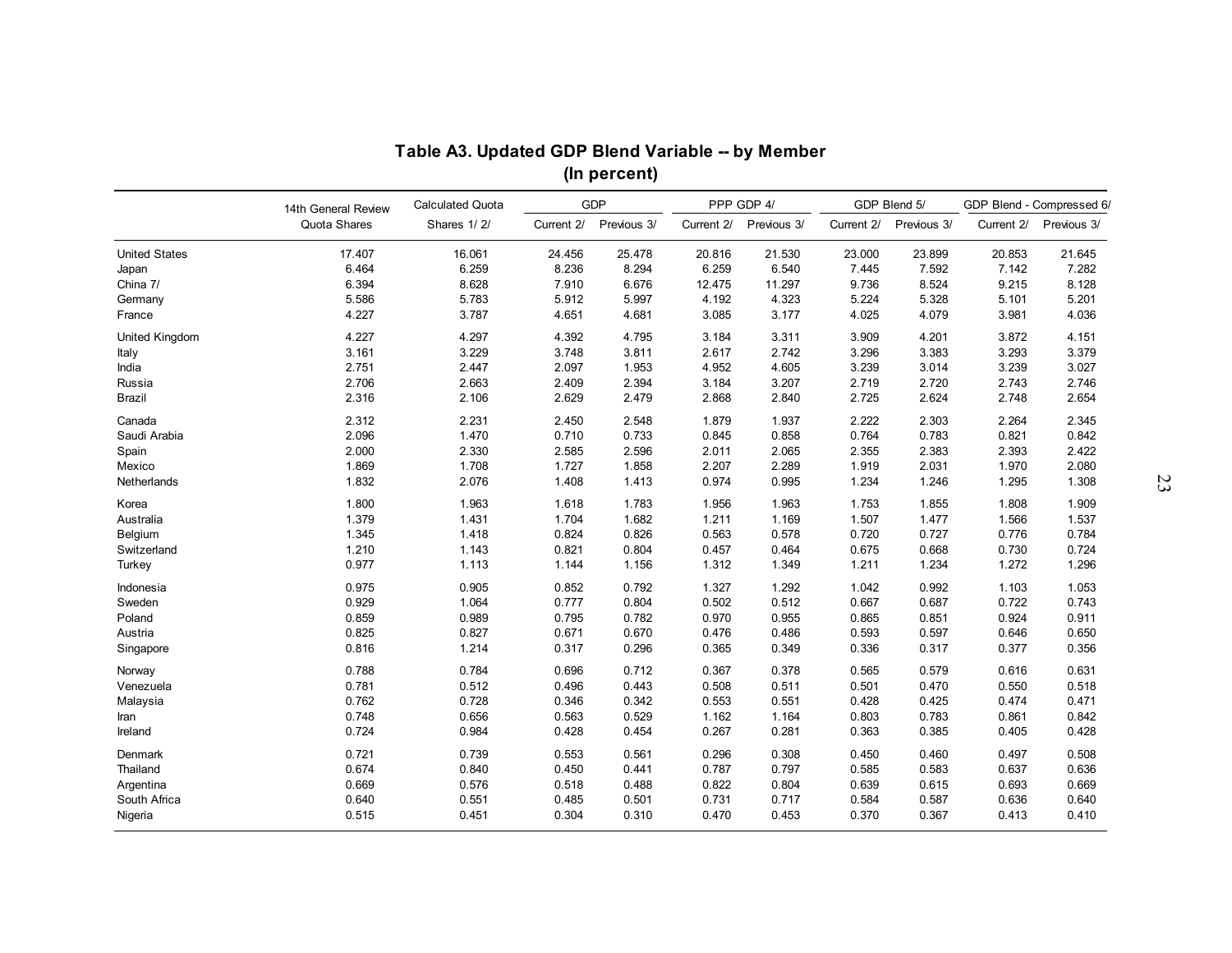## Table A3. Updated GDP Blend Variable -- by Member
### (In percent)

| | 14th General Review Quota Shares | Calculated Quota Shares 1/ 2/ | GDP | | PPP GDP 4/ | | GDP Blend 5/ | | GDP Blend - Compressed 6/ | |
|---|---|---|---|---|---|---|---|---|---|---|
| | | | Current 2/ | Previous 3/ | Current 2/ | Previous 3/ | Current 2/ | Previous 3/ | Current 2/ | Previous 3/ |
| United States | 17.407 | 16.061 | 24.456 | 25.478 | 20.816 | 21.530 | 23.000 | 23.899 | 20.853 | 21.645 |
| Japan | 6.464 | 6.259 | 8.236 | 8.294 | 6.259 | 6.540 | 7.445 | 7.592 | 7.142 | 7.282 |
| China 7/ | 6.394 | 8.628 | 7.910 | 6.676 | 12.475 | 11.297 | 9.736 | 8.524 | 9.215 | 8.128 |
| Germany | 5.586 | 5.783 | 5.912 | 5.997 | 4.192 | 4.323 | 5.224 | 5.328 | 5.101 | 5.201 |
| France | 4.227 | 3.787 | 4.651 | 4.681 | 3.085 | 3.177 | 4.025 | 4.079 | 3.981 | 4.036 |
| United Kingdom | 4.227 | 4.297 | 4.392 | 4.795 | 3.184 | 3.311 | 3.909 | 4.201 | 3.872 | 4.151 |
| Italy | 3.161 | 3.229 | 3.748 | 3.811 | 2.617 | 2.742 | 3.296 | 3.383 | 3.293 | 3.379 |
| India | 2.751 | 2.447 | 2.097 | 1.953 | 4.952 | 4.605 | 3.239 | 3.014 | 3.239 | 3.027 |
| Russia | 2.706 | 2.663 | 2.409 | 2.394 | 3.184 | 3.207 | 2.719 | 2.720 | 2.743 | 2.746 |
| Brazil | 2.316 | 2.106 | 2.629 | 2.479 | 2.868 | 2.840 | 2.725 | 2.624 | 2.748 | 2.654 |
| Canada | 2.312 | 2.231 | 2.450 | 2.548 | 1.879 | 1.937 | 2.222 | 2.303 | 2.264 | 2.345 |
| Saudi Arabia | 2.096 | 1.470 | 0.710 | 0.733 | 0.845 | 0.858 | 0.764 | 0.783 | 0.821 | 0.842 |
| Spain | 2.000 | 2.330 | 2.585 | 2.596 | 2.011 | 2.065 | 2.355 | 2.383 | 2.393 | 2.422 |
| Mexico | 1.869 | 1.708 | 1.727 | 1.858 | 2.207 | 2.289 | 1.919 | 2.031 | 1.970 | 2.080 |
| Netherlands | 1.832 | 2.076 | 1.408 | 1.413 | 0.974 | 0.995 | 1.234 | 1.246 | 1.295 | 1.308 |
| Korea | 1.800 | 1.963 | 1.618 | 1.783 | 1.956 | 1.963 | 1.753 | 1.855 | 1.808 | 1.909 |
| Australia | 1.379 | 1.431 | 1.704 | 1.682 | 1.211 | 1.169 | 1.507 | 1.477 | 1.566 | 1.537 |
| Belgium | 1.345 | 1.418 | 0.824 | 0.826 | 0.563 | 0.578 | 0.720 | 0.727 | 0.776 | 0.784 |
| Switzerland | 1.210 | 1.143 | 0.821 | 0.804 | 0.457 | 0.464 | 0.675 | 0.668 | 0.730 | 0.724 |
| Turkey | 0.977 | 1.113 | 1.144 | 1.156 | 1.312 | 1.349 | 1.211 | 1.234 | 1.272 | 1.296 |
| Indonesia | 0.975 | 0.905 | 0.852 | 0.792 | 1.327 | 1.292 | 1.042 | 0.992 | 1.103 | 1.053 |
| Sweden | 0.929 | 1.064 | 0.777 | 0.804 | 0.502 | 0.512 | 0.667 | 0.687 | 0.722 | 0.743 |
| Poland | 0.859 | 0.989 | 0.795 | 0.782 | 0.970 | 0.955 | 0.865 | 0.851 | 0.924 | 0.911 |
| Austria | 0.825 | 0.827 | 0.671 | 0.670 | 0.476 | 0.486 | 0.593 | 0.597 | 0.646 | 0.650 |
| Singapore | 0.816 | 1.214 | 0.317 | 0.296 | 0.365 | 0.349 | 0.336 | 0.317 | 0.377 | 0.356 |
| Norway | 0.788 | 0.784 | 0.696 | 0.712 | 0.367 | 0.378 | 0.565 | 0.579 | 0.616 | 0.631 |
| Venezuela | 0.781 | 0.512 | 0.496 | 0.443 | 0.508 | 0.511 | 0.501 | 0.470 | 0.550 | 0.518 |
| Malaysia | 0.762 | 0.728 | 0.346 | 0.342 | 0.553 | 0.551 | 0.428 | 0.425 | 0.474 | 0.471 |
| Iran | 0.748 | 0.656 | 0.563 | 0.529 | 1.162 | 1.164 | 0.803 | 0.783 | 0.861 | 0.842 |
| Ireland | 0.724 | 0.984 | 0.428 | 0.454 | 0.267 | 0.281 | 0.363 | 0.385 | 0.405 | 0.428 |
| Denmark | 0.721 | 0.739 | 0.553 | 0.561 | 0.296 | 0.308 | 0.450 | 0.460 | 0.497 | 0.508 |
| Thailand | 0.674 | 0.840 | 0.450 | 0.441 | 0.787 | 0.797 | 0.585 | 0.583 | 0.637 | 0.636 |
| Argentina | 0.669 | 0.576 | 0.518 | 0.488 | 0.822 | 0.804 | 0.639 | 0.615 | 0.693 | 0.669 |
| South Africa | 0.640 | 0.551 | 0.485 | 0.501 | 0.731 | 0.717 | 0.584 | 0.587 | 0.636 | 0.640 |
| Nigeria | 0.515 | 0.451 | 0.304 | 0.310 | 0.470 | 0.453 | 0.370 | 0.367 | 0.413 | 0.410 |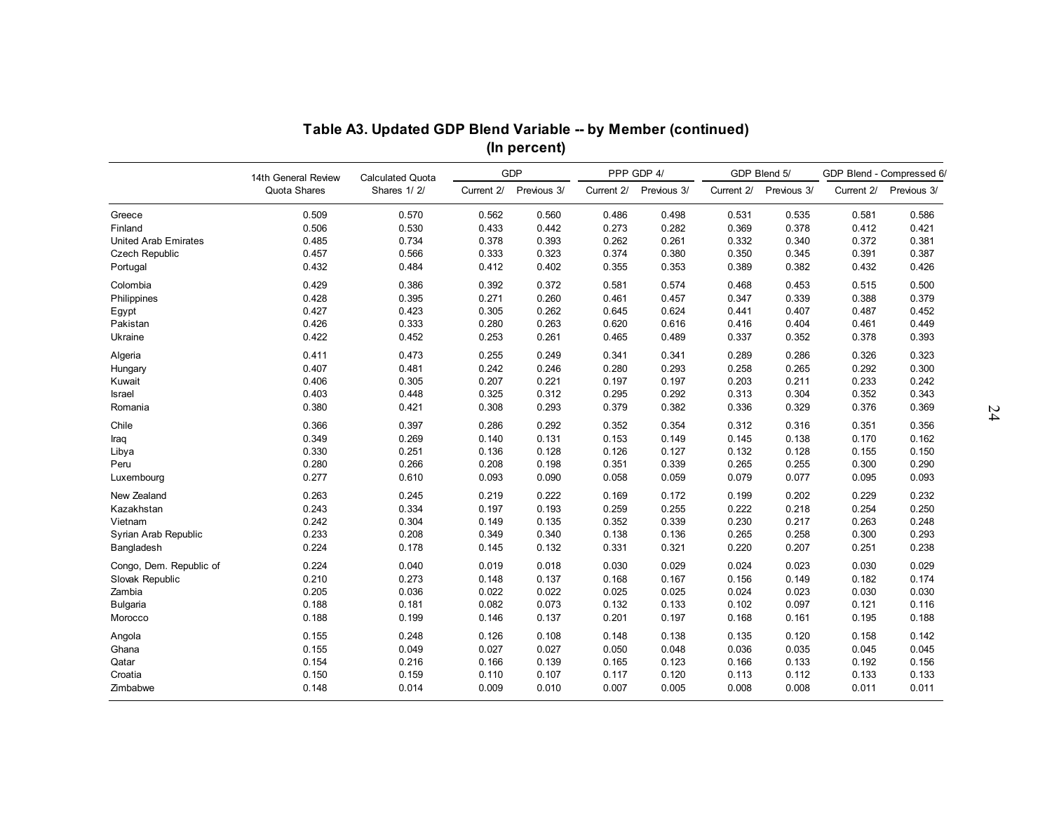## Table A3. Updated GDP Blend Variable -- by Member (continued)
### (In percent)

| | 14th General Review Quota Shares | Calculated Quota Shares 1/ 2/ | GDP | | PPP GDP 4/ | | GDP Blend 5/ | | GDP Blend - Compressed 6/ | |
|---|---|---|---|---|---|---|---|---|---|---|
| | | | Current 2/ | Previous 3/ | Current 2/ | Previous 3/ | Current 2/ | Previous 3/ | Current 2/ | Previous 3/ |
| Greece | 0.509 | 0.570 | 0.562 | 0.560 | 0.486 | 0.498 | 0.531 | 0.535 | 0.581 | 0.586 |
| Finland | 0.506 | 0.530 | 0.433 | 0.442 | 0.273 | 0.282 | 0.369 | 0.378 | 0.412 | 0.421 |
| United Arab Emirates | 0.485 | 0.734 | 0.378 | 0.393 | 0.262 | 0.261 | 0.332 | 0.340 | 0.372 | 0.381 |
| Czech Republic | 0.457 | 0.566 | 0.333 | 0.323 | 0.374 | 0.380 | 0.350 | 0.345 | 0.391 | 0.387 |
| Portugal | 0.432 | 0.484 | 0.412 | 0.402 | 0.355 | 0.353 | 0.389 | 0.382 | 0.432 | 0.426 |
| Colombia | 0.429 | 0.386 | 0.392 | 0.372 | 0.581 | 0.574 | 0.468 | 0.453 | 0.515 | 0.500 |
| Philippines | 0.428 | 0.395 | 0.271 | 0.260 | 0.461 | 0.457 | 0.347 | 0.339 | 0.388 | 0.379 |
| Egypt | 0.427 | 0.423 | 0.305 | 0.262 | 0.645 | 0.624 | 0.441 | 0.407 | 0.487 | 0.452 |
| Pakistan | 0.426 | 0.333 | 0.280 | 0.263 | 0.620 | 0.616 | 0.416 | 0.404 | 0.461 | 0.449 |
| Ukraine | 0.422 | 0.452 | 0.253 | 0.261 | 0.465 | 0.489 | 0.337 | 0.352 | 0.378 | 0.393 |
| Algeria | 0.411 | 0.473 | 0.255 | 0.249 | 0.341 | 0.341 | 0.289 | 0.286 | 0.326 | 0.323 |
| Hungary | 0.407 | 0.481 | 0.242 | 0.246 | 0.280 | 0.293 | 0.258 | 0.265 | 0.292 | 0.300 |
| Kuwait | 0.406 | 0.305 | 0.207 | 0.221 | 0.197 | 0.197 | 0.203 | 0.211 | 0.233 | 0.242 |
| Israel | 0.403 | 0.448 | 0.325 | 0.312 | 0.295 | 0.292 | 0.313 | 0.304 | 0.352 | 0.343 |
| Romania | 0.380 | 0.421 | 0.308 | 0.293 | 0.379 | 0.382 | 0.336 | 0.329 | 0.376 | 0.369 |
| Chile | 0.366 | 0.397 | 0.286 | 0.292 | 0.352 | 0.354 | 0.312 | 0.316 | 0.351 | 0.356 |
| Iraq | 0.349 | 0.269 | 0.140 | 0.131 | 0.153 | 0.149 | 0.145 | 0.138 | 0.170 | 0.162 |
| Libya | 0.330 | 0.251 | 0.136 | 0.128 | 0.126 | 0.127 | 0.132 | 0.128 | 0.155 | 0.150 |
| Peru | 0.280 | 0.266 | 0.208 | 0.198 | 0.351 | 0.339 | 0.265 | 0.255 | 0.300 | 0.290 |
| Luxembourg | 0.277 | 0.610 | 0.093 | 0.090 | 0.058 | 0.059 | 0.079 | 0.077 | 0.095 | 0.093 |
| New Zealand | 0.263 | 0.245 | 0.219 | 0.222 | 0.169 | 0.172 | 0.199 | 0.202 | 0.229 | 0.232 |
| Kazakhstan | 0.243 | 0.334 | 0.197 | 0.193 | 0.259 | 0.255 | 0.222 | 0.218 | 0.254 | 0.250 |
| Vietnam | 0.242 | 0.304 | 0.149 | 0.135 | 0.352 | 0.339 | 0.230 | 0.217 | 0.263 | 0.248 |
| Syrian Arab Republic | 0.233 | 0.208 | 0.349 | 0.340 | 0.138 | 0.136 | 0.265 | 0.258 | 0.300 | 0.293 |
| Bangladesh | 0.224 | 0.178 | 0.145 | 0.132 | 0.331 | 0.321 | 0.220 | 0.207 | 0.251 | 0.238 |
| Congo, Dem. Republic of | 0.224 | 0.040 | 0.019 | 0.018 | 0.030 | 0.029 | 0.024 | 0.023 | 0.030 | 0.029 |
| Slovak Republic | 0.210 | 0.273 | 0.148 | 0.137 | 0.168 | 0.167 | 0.156 | 0.149 | 0.182 | 0.174 |
| Zambia | 0.205 | 0.036 | 0.022 | 0.022 | 0.025 | 0.025 | 0.024 | 0.023 | 0.030 | 0.030 |
| Bulgaria | 0.188 | 0.181 | 0.082 | 0.073 | 0.132 | 0.133 | 0.102 | 0.097 | 0.121 | 0.116 |
| Morocco | 0.188 | 0.199 | 0.146 | 0.137 | 0.201 | 0.197 | 0.168 | 0.161 | 0.195 | 0.188 |
| Angola | 0.155 | 0.248 | 0.126 | 0.108 | 0.148 | 0.138 | 0.135 | 0.120 | 0.158 | 0.142 |
| Ghana | 0.155 | 0.049 | 0.027 | 0.027 | 0.050 | 0.048 | 0.036 | 0.035 | 0.045 | 0.045 |
| Qatar | 0.154 | 0.216 | 0.166 | 0.139 | 0.165 | 0.123 | 0.166 | 0.133 | 0.192 | 0.156 |
| Croatia | 0.150 | 0.159 | 0.110 | 0.107 | 0.117 | 0.120 | 0.113 | 0.112 | 0.133 | 0.133 |
| Zimbabwe | 0.148 | 0.014 | 0.009 | 0.010 | 0.007 | 0.005 | 0.008 | 0.008 | 0.011 | 0.011 |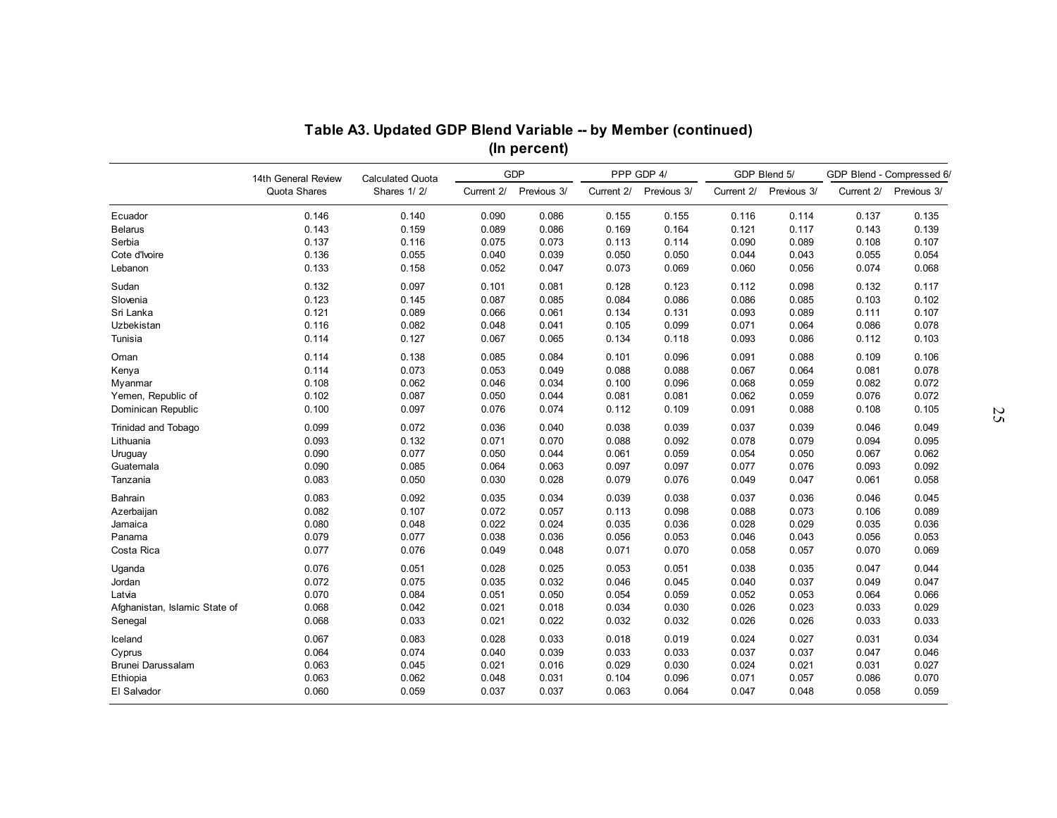## Table A3. Updated GDP Blend Variable -- by Member (continued)
### (In percent)

| | 14th General Review Quota Shares | Calculated Quota Shares 1/ 2/ | GDP | | PPP GDP 4/ | | GDP Blend 5/ | | GDP Blend - Compressed 6/ | |
|---|---|---|---|---|---|---|---|---|---|---|
| | | | Current 2/ | Previous 3/ | Current 2/ | Previous 3/ | Current 2/ | Previous 3/ | Current 2/ | Previous 3/ |
| Ecuador | 0.146 | 0.140 | 0.090 | 0.086 | 0.155 | 0.155 | 0.116 | 0.114 | 0.137 | 0.135 |
| Belarus | 0.143 | 0.159 | 0.089 | 0.086 | 0.169 | 0.164 | 0.121 | 0.117 | 0.143 | 0.139 |
| Serbia | 0.137 | 0.116 | 0.075 | 0.073 | 0.113 | 0.114 | 0.090 | 0.089 | 0.108 | 0.107 |
| Cote d'Ivoire | 0.136 | 0.055 | 0.040 | 0.039 | 0.050 | 0.050 | 0.044 | 0.043 | 0.055 | 0.054 |
| Lebanon | 0.133 | 0.158 | 0.052 | 0.047 | 0.073 | 0.069 | 0.060 | 0.056 | 0.074 | 0.068 |
| Sudan | 0.132 | 0.097 | 0.101 | 0.081 | 0.128 | 0.123 | 0.112 | 0.098 | 0.132 | 0.117 |
| Slovenia | 0.123 | 0.145 | 0.087 | 0.085 | 0.084 | 0.086 | 0.086 | 0.085 | 0.103 | 0.102 |
| Sri Lanka | 0.121 | 0.089 | 0.066 | 0.061 | 0.134 | 0.131 | 0.093 | 0.089 | 0.111 | 0.107 |
| Uzbekistan | 0.116 | 0.082 | 0.048 | 0.041 | 0.105 | 0.099 | 0.071 | 0.064 | 0.086 | 0.078 |
| Tunisia | 0.114 | 0.127 | 0.067 | 0.065 | 0.134 | 0.118 | 0.093 | 0.086 | 0.112 | 0.103 |
| Oman | 0.114 | 0.138 | 0.085 | 0.084 | 0.101 | 0.096 | 0.091 | 0.088 | 0.109 | 0.106 |
| Kenya | 0.114 | 0.073 | 0.053 | 0.049 | 0.088 | 0.088 | 0.067 | 0.064 | 0.081 | 0.078 |
| Myanmar | 0.108 | 0.062 | 0.046 | 0.034 | 0.100 | 0.096 | 0.068 | 0.059 | 0.082 | 0.072 |
| Yemen, Republic of | 0.102 | 0.087 | 0.050 | 0.044 | 0.081 | 0.081 | 0.062 | 0.059 | 0.076 | 0.072 |
| Dominican Republic | 0.100 | 0.097 | 0.076 | 0.074 | 0.112 | 0.109 | 0.091 | 0.088 | 0.108 | 0.105 |
| Trinidad and Tobago | 0.099 | 0.072 | 0.036 | 0.040 | 0.038 | 0.039 | 0.037 | 0.039 | 0.046 | 0.049 |
| Lithuania | 0.093 | 0.132 | 0.071 | 0.070 | 0.088 | 0.092 | 0.078 | 0.079 | 0.094 | 0.095 |
| Uruguay | 0.090 | 0.077 | 0.050 | 0.044 | 0.061 | 0.059 | 0.054 | 0.050 | 0.067 | 0.062 |
| Guatemala | 0.090 | 0.085 | 0.064 | 0.063 | 0.097 | 0.097 | 0.077 | 0.076 | 0.093 | 0.092 |
| Tanzania | 0.083 | 0.050 | 0.030 | 0.028 | 0.079 | 0.076 | 0.049 | 0.047 | 0.061 | 0.058 |
| Bahrain | 0.083 | 0.092 | 0.035 | 0.034 | 0.039 | 0.038 | 0.037 | 0.036 | 0.046 | 0.045 |
| Azerbaijan | 0.082 | 0.107 | 0.072 | 0.057 | 0.113 | 0.098 | 0.088 | 0.073 | 0.106 | 0.089 |
| Jamaica | 0.080 | 0.048 | 0.022 | 0.024 | 0.035 | 0.036 | 0.028 | 0.029 | 0.035 | 0.036 |
| Panama | 0.079 | 0.077 | 0.038 | 0.036 | 0.056 | 0.053 | 0.046 | 0.043 | 0.056 | 0.053 |
| Costa Rica | 0.077 | 0.076 | 0.049 | 0.048 | 0.071 | 0.070 | 0.058 | 0.057 | 0.070 | 0.069 |
| Uganda | 0.076 | 0.051 | 0.028 | 0.025 | 0.053 | 0.051 | 0.038 | 0.035 | 0.047 | 0.044 |
| Jordan | 0.072 | 0.075 | 0.035 | 0.032 | 0.046 | 0.045 | 0.040 | 0.037 | 0.049 | 0.047 |
| Latvia | 0.070 | 0.084 | 0.051 | 0.050 | 0.054 | 0.059 | 0.052 | 0.053 | 0.064 | 0.066 |
| Afghanistan, Islamic State of | 0.068 | 0.042 | 0.021 | 0.018 | 0.034 | 0.030 | 0.026 | 0.023 | 0.033 | 0.029 |
| Senegal | 0.068 | 0.033 | 0.021 | 0.022 | 0.032 | 0.032 | 0.026 | 0.026 | 0.033 | 0.033 |
| Iceland | 0.067 | 0.083 | 0.028 | 0.033 | 0.018 | 0.019 | 0.024 | 0.027 | 0.031 | 0.034 |
| Cyprus | 0.064 | 0.074 | 0.040 | 0.039 | 0.033 | 0.033 | 0.037 | 0.037 | 0.047 | 0.046 |
| Brunei Darussalam | 0.063 | 0.045 | 0.021 | 0.016 | 0.029 | 0.030 | 0.024 | 0.021 | 0.031 | 0.027 |
| Ethiopia | 0.063 | 0.062 | 0.048 | 0.031 | 0.104 | 0.096 | 0.071 | 0.057 | 0.086 | 0.070 |
| El Salvador | 0.060 | 0.059 | 0.037 | 0.037 | 0.063 | 0.064 | 0.047 | 0.048 | 0.058 | 0.059 |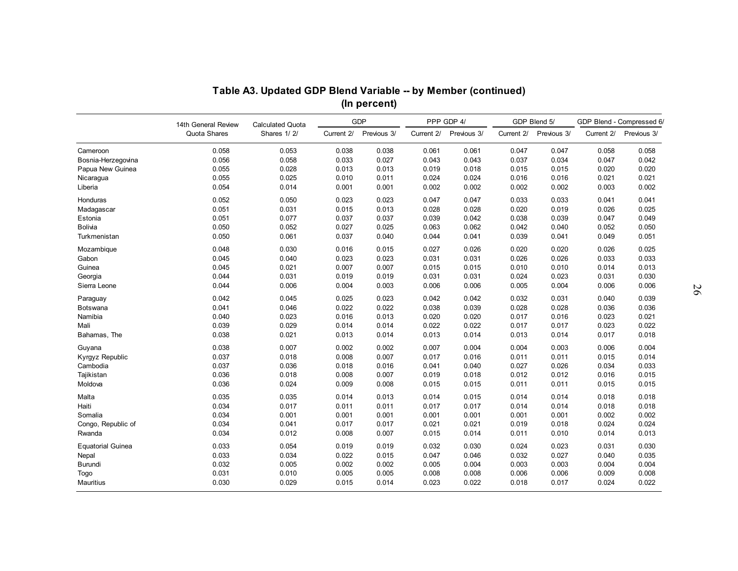## Table A3. Updated GDP Blend Variable -- by Member (continued)
### (In percent)

| | 14th General Review Quota Shares | Calculated Quota Shares 1/ 2/ | GDP | | PPP GDP 4/ | | GDP Blend 5/ | | GDP Blend - Compressed 6/ | |
|---|---|---|---|---|---|---|---|---|---|---|
| | | | Current 2/ | Previous 3/ | Current 2/ | Previous 3/ | Current 2/ | Previous 3/ | Current 2/ | Previous 3/ |
| Cameroon | 0.058 | 0.053 | 0.038 | 0.038 | 0.061 | 0.061 | 0.047 | 0.047 | 0.058 | 0.058 |
| Bosnia-Herzegovina | 0.056 | 0.058 | 0.033 | 0.027 | 0.043 | 0.043 | 0.037 | 0.034 | 0.047 | 0.042 |
| Papua New Guinea | 0.055 | 0.028 | 0.013 | 0.013 | 0.019 | 0.018 | 0.015 | 0.015 | 0.020 | 0.020 |
| Nicaragua | 0.055 | 0.025 | 0.010 | 0.011 | 0.024 | 0.024 | 0.016 | 0.016 | 0.021 | 0.021 |
| Liberia | 0.054 | 0.014 | 0.001 | 0.001 | 0.002 | 0.002 | 0.002 | 0.002 | 0.003 | 0.002 |
| Honduras | 0.052 | 0.050 | 0.023 | 0.023 | 0.047 | 0.047 | 0.033 | 0.033 | 0.041 | 0.041 |
| Madagascar | 0.051 | 0.031 | 0.015 | 0.013 | 0.028 | 0.028 | 0.020 | 0.019 | 0.026 | 0.025 |
| Estonia | 0.051 | 0.077 | 0.037 | 0.037 | 0.039 | 0.042 | 0.038 | 0.039 | 0.047 | 0.049 |
| Bolivia | 0.050 | 0.052 | 0.027 | 0.025 | 0.063 | 0.062 | 0.042 | 0.040 | 0.052 | 0.050 |
| Turkmenistan | 0.050 | 0.061 | 0.037 | 0.040 | 0.044 | 0.041 | 0.039 | 0.041 | 0.049 | 0.051 |
| Mozambique | 0.048 | 0.030 | 0.016 | 0.015 | 0.027 | 0.026 | 0.020 | 0.020 | 0.026 | 0.025 |
| Gabon | 0.045 | 0.040 | 0.023 | 0.023 | 0.031 | 0.031 | 0.026 | 0.026 | 0.033 | 0.033 |
| Guinea | 0.045 | 0.021 | 0.007 | 0.007 | 0.015 | 0.015 | 0.010 | 0.010 | 0.014 | 0.013 |
| Georgia | 0.044 | 0.031 | 0.019 | 0.019 | 0.031 | 0.031 | 0.024 | 0.023 | 0.031 | 0.030 |
| Sierra Leone | 0.044 | 0.006 | 0.004 | 0.003 | 0.006 | 0.006 | 0.005 | 0.004 | 0.006 | 0.006 |
| Paraguay | 0.042 | 0.045 | 0.025 | 0.023 | 0.042 | 0.042 | 0.032 | 0.031 | 0.040 | 0.039 |
| Botswana | 0.041 | 0.046 | 0.022 | 0.022 | 0.038 | 0.039 | 0.028 | 0.028 | 0.036 | 0.036 |
| Namibia | 0.040 | 0.023 | 0.016 | 0.013 | 0.020 | 0.020 | 0.017 | 0.016 | 0.023 | 0.021 |
| Mali | 0.039 | 0.029 | 0.014 | 0.014 | 0.022 | 0.022 | 0.017 | 0.017 | 0.023 | 0.022 |
| Bahamas, The | 0.038 | 0.021 | 0.013 | 0.014 | 0.013 | 0.014 | 0.013 | 0.014 | 0.017 | 0.018 |
| Guyana | 0.038 | 0.007 | 0.002 | 0.002 | 0.007 | 0.004 | 0.004 | 0.003 | 0.006 | 0.004 |
| Kyrgyz Republic | 0.037 | 0.018 | 0.008 | 0.007 | 0.017 | 0.016 | 0.011 | 0.011 | 0.015 | 0.014 |
| Cambodia | 0.037 | 0.036 | 0.018 | 0.016 | 0.041 | 0.040 | 0.027 | 0.026 | 0.034 | 0.033 |
| Tajikistan | 0.036 | 0.018 | 0.008 | 0.007 | 0.019 | 0.018 | 0.012 | 0.012 | 0.016 | 0.015 |
| Moldova | 0.036 | 0.024 | 0.009 | 0.008 | 0.015 | 0.015 | 0.011 | 0.011 | 0.015 | 0.015 |
| Malta | 0.035 | 0.035 | 0.014 | 0.013 | 0.014 | 0.015 | 0.014 | 0.014 | 0.018 | 0.018 |
| Haiti | 0.034 | 0.017 | 0.011 | 0.011 | 0.017 | 0.017 | 0.014 | 0.014 | 0.018 | 0.018 |
| Somalia | 0.034 | 0.001 | 0.001 | 0.001 | 0.001 | 0.001 | 0.001 | 0.001 | 0.002 | 0.002 |
| Congo, Republic of | 0.034 | 0.041 | 0.017 | 0.017 | 0.021 | 0.021 | 0.019 | 0.018 | 0.024 | 0.024 |
| Rwanda | 0.034 | 0.012 | 0.008 | 0.007 | 0.015 | 0.014 | 0.011 | 0.010 | 0.014 | 0.013 |
| Equatorial Guinea | 0.033 | 0.054 | 0.019 | 0.019 | 0.032 | 0.030 | 0.024 | 0.023 | 0.031 | 0.030 |
| Nepal | 0.033 | 0.034 | 0.022 | 0.015 | 0.047 | 0.046 | 0.032 | 0.027 | 0.040 | 0.035 |
| Burundi | 0.032 | 0.005 | 0.002 | 0.002 | 0.005 | 0.004 | 0.003 | 0.003 | 0.004 | 0.004 |
| Togo | 0.031 | 0.010 | 0.005 | 0.005 | 0.008 | 0.008 | 0.006 | 0.006 | 0.009 | 0.008 |
| Mauritius | 0.030 | 0.029 | 0.015 | 0.014 | 0.023 | 0.022 | 0.018 | 0.017 | 0.024 | 0.022 |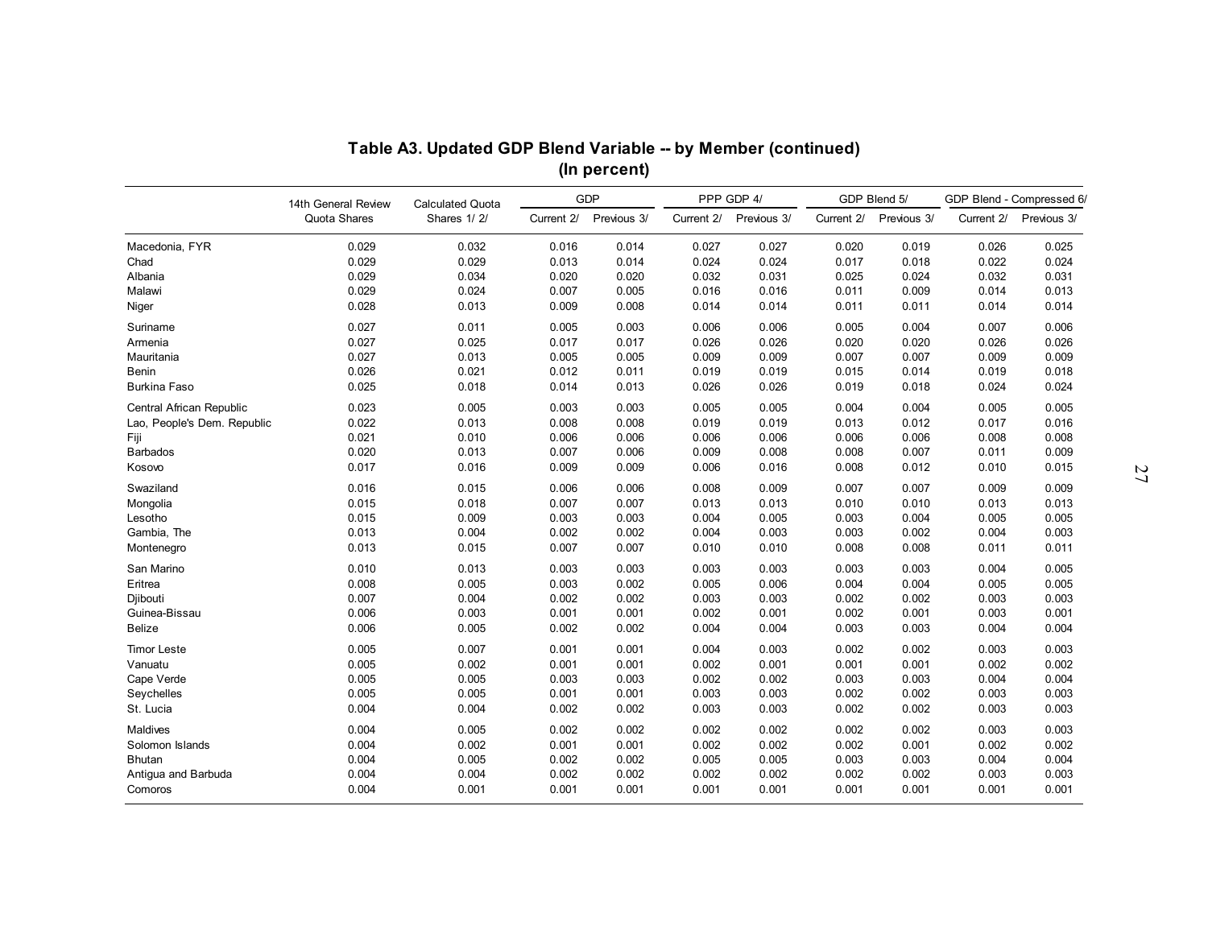## Table A3. Updated GDP Blend Variable -- by Member (continued)
### (In percent)

| | 14th General Review Quota Shares | Calculated Quota Shares 1/ 2/ | GDP | | PPP GDP 4/ | | GDP Blend 5/ | | GDP Blend - Compressed 6/ | |
|---|---|---|---|---|---|---|---|---|---|---|
| | | | Current 2/ | Previous 3/ | Current 2/ | Previous 3/ | Current 2/ | Previous 3/ | Current 2/ | Previous 3/ |
| Macedonia, FYR | 0.029 | 0.032 | 0.016 | 0.014 | 0.027 | 0.027 | 0.020 | 0.019 | 0.026 | 0.025 |
| Chad | 0.029 | 0.029 | 0.013 | 0.014 | 0.024 | 0.024 | 0.017 | 0.018 | 0.022 | 0.024 |
| Albania | 0.029 | 0.034 | 0.020 | 0.020 | 0.032 | 0.031 | 0.025 | 0.024 | 0.032 | 0.031 |
| Malawi | 0.029 | 0.024 | 0.007 | 0.005 | 0.016 | 0.016 | 0.011 | 0.009 | 0.014 | 0.013 |
| Niger | 0.028 | 0.013 | 0.009 | 0.008 | 0.014 | 0.014 | 0.011 | 0.011 | 0.014 | 0.014 |
| Suriname | 0.027 | 0.011 | 0.005 | 0.003 | 0.006 | 0.006 | 0.005 | 0.004 | 0.007 | 0.006 |
| Armenia | 0.027 | 0.025 | 0.017 | 0.017 | 0.026 | 0.026 | 0.020 | 0.020 | 0.026 | 0.026 |
| Mauritania | 0.027 | 0.013 | 0.005 | 0.005 | 0.009 | 0.009 | 0.007 | 0.007 | 0.009 | 0.009 |
| Benin | 0.026 | 0.021 | 0.012 | 0.011 | 0.019 | 0.019 | 0.015 | 0.014 | 0.019 | 0.018 |
| Burkina Faso | 0.025 | 0.018 | 0.014 | 0.013 | 0.026 | 0.026 | 0.019 | 0.018 | 0.024 | 0.024 |
| Central African Republic | 0.023 | 0.005 | 0.003 | 0.003 | 0.005 | 0.005 | 0.004 | 0.004 | 0.005 | 0.005 |
| Lao, People's Dem. Republic | 0.022 | 0.013 | 0.008 | 0.008 | 0.019 | 0.019 | 0.013 | 0.012 | 0.017 | 0.016 |
| Fiji | 0.021 | 0.010 | 0.006 | 0.006 | 0.006 | 0.006 | 0.006 | 0.006 | 0.008 | 0.008 |
| Barbados | 0.020 | 0.013 | 0.007 | 0.006 | 0.009 | 0.008 | 0.008 | 0.007 | 0.011 | 0.009 |
| Kosovo | 0.017 | 0.016 | 0.009 | 0.009 | 0.006 | 0.016 | 0.008 | 0.012 | 0.010 | 0.015 |
| Swaziland | 0.016 | 0.015 | 0.006 | 0.006 | 0.008 | 0.009 | 0.007 | 0.007 | 0.009 | 0.009 |
| Mongolia | 0.015 | 0.018 | 0.007 | 0.007 | 0.013 | 0.013 | 0.010 | 0.010 | 0.013 | 0.013 |
| Lesotho | 0.015 | 0.009 | 0.003 | 0.003 | 0.004 | 0.005 | 0.003 | 0.004 | 0.005 | 0.005 |
| Gambia, The | 0.013 | 0.004 | 0.002 | 0.002 | 0.004 | 0.003 | 0.003 | 0.002 | 0.004 | 0.003 |
| Montenegro | 0.013 | 0.015 | 0.007 | 0.007 | 0.010 | 0.010 | 0.008 | 0.008 | 0.011 | 0.011 |
| San Marino | 0.010 | 0.013 | 0.003 | 0.003 | 0.003 | 0.003 | 0.003 | 0.003 | 0.004 | 0.005 |
| Eritrea | 0.008 | 0.005 | 0.003 | 0.002 | 0.005 | 0.006 | 0.004 | 0.004 | 0.005 | 0.005 |
| Djibouti | 0.007 | 0.004 | 0.002 | 0.002 | 0.003 | 0.003 | 0.002 | 0.002 | 0.003 | 0.003 |
| Guinea-Bissau | 0.006 | 0.003 | 0.001 | 0.001 | 0.002 | 0.001 | 0.002 | 0.001 | 0.003 | 0.001 |
| Belize | 0.006 | 0.005 | 0.002 | 0.002 | 0.004 | 0.004 | 0.003 | 0.003 | 0.004 | 0.004 |
| Timor Leste | 0.005 | 0.007 | 0.001 | 0.001 | 0.004 | 0.003 | 0.002 | 0.002 | 0.003 | 0.003 |
| Vanuatu | 0.005 | 0.002 | 0.001 | 0.001 | 0.002 | 0.001 | 0.001 | 0.001 | 0.002 | 0.002 |
| Cape Verde | 0.005 | 0.005 | 0.003 | 0.003 | 0.002 | 0.002 | 0.003 | 0.003 | 0.004 | 0.004 |
| Seychelles | 0.005 | 0.005 | 0.001 | 0.001 | 0.003 | 0.003 | 0.002 | 0.002 | 0.003 | 0.003 |
| St. Lucia | 0.004 | 0.004 | 0.002 | 0.002 | 0.003 | 0.003 | 0.002 | 0.002 | 0.003 | 0.003 |
| Maldives | 0.004 | 0.005 | 0.002 | 0.002 | 0.002 | 0.002 | 0.002 | 0.002 | 0.003 | 0.003 |
| Solomon Islands | 0.004 | 0.002 | 0.001 | 0.001 | 0.002 | 0.002 | 0.002 | 0.001 | 0.002 | 0.002 |
| Bhutan | 0.004 | 0.005 | 0.002 | 0.002 | 0.005 | 0.005 | 0.003 | 0.003 | 0.004 | 0.004 |
| Antigua and Barbuda | 0.004 | 0.004 | 0.002 | 0.002 | 0.002 | 0.002 | 0.002 | 0.002 | 0.003 | 0.003 |
| Comoros | 0.004 | 0.001 | 0.001 | 0.001 | 0.001 | 0.001 | 0.001 | 0.001 | 0.001 | 0.001 |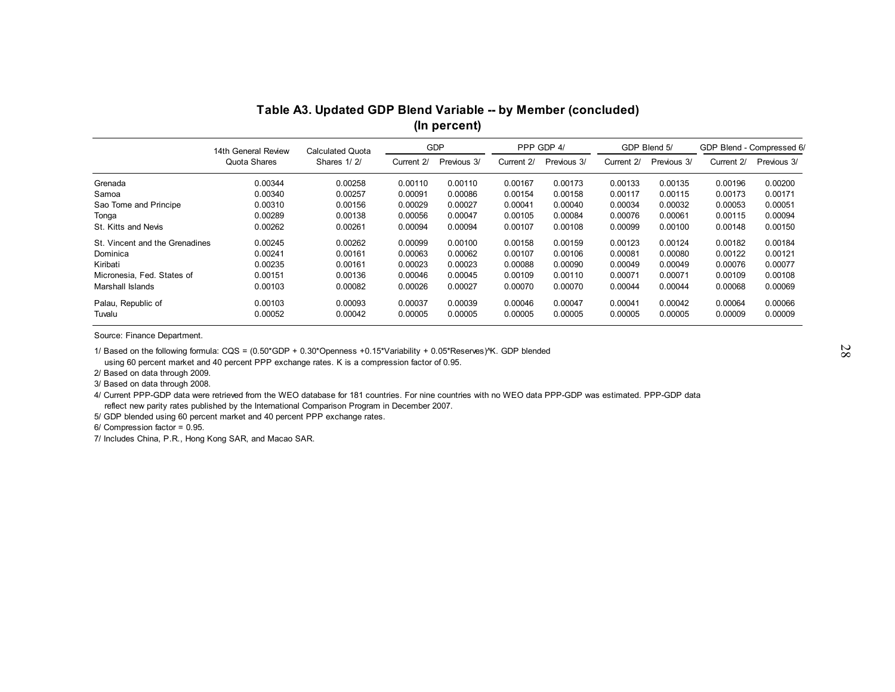## Table A3. Updated GDP Blend Variable -- by Member (concluded)
## (In percent)

| | 14th General Review Quota Shares | Calculated Quota Shares 1/ 2/ | GDP | | PPP GDP 4/ | | GDP Blend 5/ | | GDP Blend - Compressed 6/ | |
|---|---|---|---|---|---|---|---|---|---|---|
| | | | Current 2/ | Previous 3/ | Current 2/ | Previous 3/ | Current 2/ | Previous 3/ | Current 2/ | Previous 3/ |
| Grenada | 0.00344 | 0.00258 | 0.00110 | 0.00110 | 0.00167 | 0.00173 | 0.00133 | 0.00135 | 0.00196 | 0.00200 |
| Samoa | 0.00340 | 0.00257 | 0.00091 | 0.00086 | 0.00154 | 0.00158 | 0.00117 | 0.00115 | 0.00173 | 0.00171 |
| Sao Tome and Principe | 0.00310 | 0.00156 | 0.00029 | 0.00027 | 0.00041 | 0.00040 | 0.00034 | 0.00032 | 0.00053 | 0.00051 |
| Tonga | 0.00289 | 0.00138 | 0.00056 | 0.00047 | 0.00105 | 0.00084 | 0.00076 | 0.00061 | 0.00115 | 0.00094 |
| St. Kitts and Nevis | 0.00262 | 0.00261 | 0.00094 | 0.00094 | 0.00107 | 0.00108 | 0.00099 | 0.00100 | 0.00148 | 0.00150 |
| St. Vincent and the Grenadines | 0.00245 | 0.00262 | 0.00099 | 0.00100 | 0.00158 | 0.00159 | 0.00123 | 0.00124 | 0.00182 | 0.00184 |
| Dominica | 0.00241 | 0.00161 | 0.00063 | 0.00062 | 0.00107 | 0.00106 | 0.00081 | 0.00080 | 0.00122 | 0.00121 |
| Kiribati | 0.00235 | 0.00161 | 0.00023 | 0.00023 | 0.00088 | 0.00090 | 0.00049 | 0.00049 | 0.00076 | 0.00077 |
| Micronesia, Fed. States of | 0.00151 | 0.00136 | 0.00046 | 0.00045 | 0.00109 | 0.00110 | 0.00071 | 0.00071 | 0.00109 | 0.00108 |
| Marshall Islands | 0.00103 | 0.00082 | 0.00026 | 0.00027 | 0.00070 | 0.00070 | 0.00044 | 0.00044 | 0.00068 | 0.00069 |
| Palau, Republic of | 0.00103 | 0.00093 | 0.00037 | 0.00039 | 0.00046 | 0.00047 | 0.00041 | 0.00042 | 0.00064 | 0.00066 |
| Tuvalu | 0.00052 | 0.00042 | 0.00005 | 0.00005 | 0.00005 | 0.00005 | 0.00005 | 0.00005 | 0.00009 | 0.00009 |

Source: Finance Department.

1/ Based on the following formula: CQS = (0.50*GDP + 0.30*Openness +0.15*Variability + 0.05*Reserves)^K. GDP blended using 60 percent market and 40 percent PPP exchange rates. K is a compression factor of 0.95.

2/ Based on data through 2009.

3/ Based on data through 2008.

4/ Current PPP-GDP data were retrieved from the WEO database for 181 countries. For nine countries with no WEO data PPP-GDP was estimated. PPP-GDP data reflect new parity rates published by the International Comparison Program in December 2007.

5/ GDP blended using 60 percent market and 40 percent PPP exchange rates.

6/ Compression factor = 0.95.

7/ Includes China, P.R., Hong Kong SAR, and Macao SAR.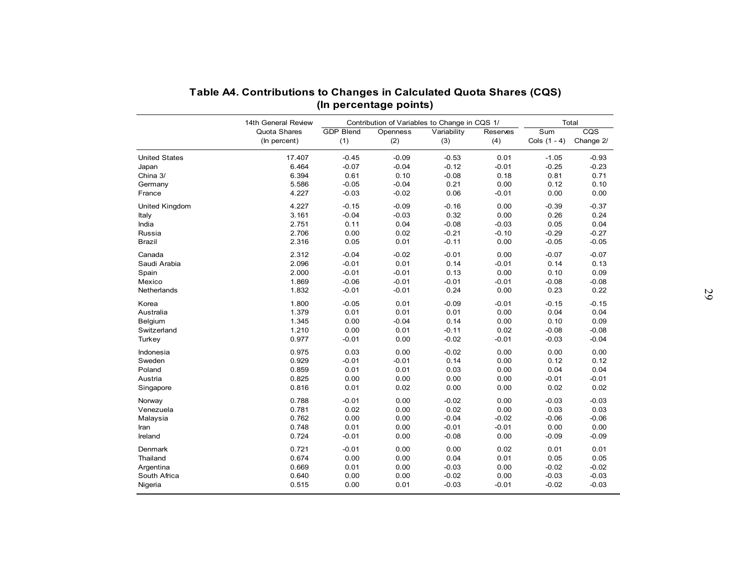## Table A4. Contributions to Changes in Calculated Quota Shares (CQS)
### (In percentage points)

| | 14th General Review Quota Shares (In percent) | Contribution of Variables to Change in CQS 1/ GDP Blend (1) | Openness (2) | Variability (3) | Reserves (4) | Total Sum Cols (1 - 4) | CQS Change 2/ |
|---|---|---|---|---|---|---|---|
| United States | 17.407 | -0.45 | -0.09 | -0.53 | 0.01 | -1.05 | -0.93 |
| Japan | 6.464 | -0.07 | -0.04 | -0.12 | -0.01 | -0.25 | -0.23 |
| China 3/ | 6.394 | 0.61 | 0.10 | -0.08 | 0.18 | 0.81 | 0.71 |
| Germany | 5.586 | -0.05 | -0.04 | 0.21 | 0.00 | 0.12 | 0.10 |
| France | 4.227 | -0.03 | -0.02 | 0.06 | -0.01 | 0.00 | 0.00 |
| United Kingdom | 4.227 | -0.15 | -0.09 | -0.16 | 0.00 | -0.39 | -0.37 |
| Italy | 3.161 | -0.04 | -0.03 | 0.32 | 0.00 | 0.26 | 0.24 |
| India | 2.751 | 0.11 | 0.04 | -0.08 | -0.03 | 0.05 | 0.04 |
| Russia | 2.706 | 0.00 | 0.02 | -0.21 | -0.10 | -0.29 | -0.27 |
| Brazil | 2.316 | 0.05 | 0.01 | -0.11 | 0.00 | -0.05 | -0.05 |
| Canada | 2.312 | -0.04 | -0.02 | -0.01 | 0.00 | -0.07 | -0.07 |
| Saudi Arabia | 2.096 | -0.01 | 0.01 | 0.14 | -0.01 | 0.14 | 0.13 |
| Spain | 2.000 | -0.01 | -0.01 | 0.13 | 0.00 | 0.10 | 0.09 |
| Mexico | 1.869 | -0.06 | -0.01 | -0.01 | -0.01 | -0.08 | -0.08 |
| Netherlands | 1.832 | -0.01 | -0.01 | 0.24 | 0.00 | 0.23 | 0.22 |
| Korea | 1.800 | -0.05 | 0.01 | -0.09 | -0.01 | -0.15 | -0.15 |
| Australia | 1.379 | 0.01 | 0.01 | 0.01 | 0.00 | 0.04 | 0.04 |
| Belgium | 1.345 | 0.00 | -0.04 | 0.14 | 0.00 | 0.10 | 0.09 |
| Switzerland | 1.210 | 0.00 | 0.01 | -0.11 | 0.02 | -0.08 | -0.08 |
| Turkey | 0.977 | -0.01 | 0.00 | -0.02 | -0.01 | -0.03 | -0.04 |
| Indonesia | 0.975 | 0.03 | 0.00 | -0.02 | 0.00 | 0.00 | 0.00 |
| Sweden | 0.929 | -0.01 | -0.01 | 0.14 | 0.00 | 0.12 | 0.12 |
| Poland | 0.859 | 0.01 | 0.01 | 0.03 | 0.00 | 0.04 | 0.04 |
| Austria | 0.825 | 0.00 | 0.00 | 0.00 | 0.00 | -0.01 | -0.01 |
| Singapore | 0.816 | 0.01 | 0.02 | 0.00 | 0.00 | 0.02 | 0.02 |
| Norway | 0.788 | -0.01 | 0.00 | -0.02 | 0.00 | -0.03 | -0.03 |
| Venezuela | 0.781 | 0.02 | 0.00 | 0.02 | 0.00 | 0.03 | 0.03 |
| Malaysia | 0.762 | 0.00 | 0.00 | -0.04 | -0.02 | -0.06 | -0.06 |
| Iran | 0.748 | 0.01 | 0.00 | -0.01 | -0.01 | 0.00 | 0.00 |
| Ireland | 0.724 | -0.01 | 0.00 | -0.08 | 0.00 | -0.09 | -0.09 |
| Denmark | 0.721 | -0.01 | 0.00 | 0.00 | 0.02 | 0.01 | 0.01 |
| Thailand | 0.674 | 0.00 | 0.00 | 0.04 | 0.01 | 0.05 | 0.05 |
| Argentina | 0.669 | 0.01 | 0.00 | -0.03 | 0.00 | -0.02 | -0.02 |
| South Africa | 0.640 | 0.00 | 0.00 | -0.02 | 0.00 | -0.03 | -0.03 |
| Nigeria | 0.515 | 0.00 | 0.01 | -0.03 | -0.01 | -0.02 | -0.03 |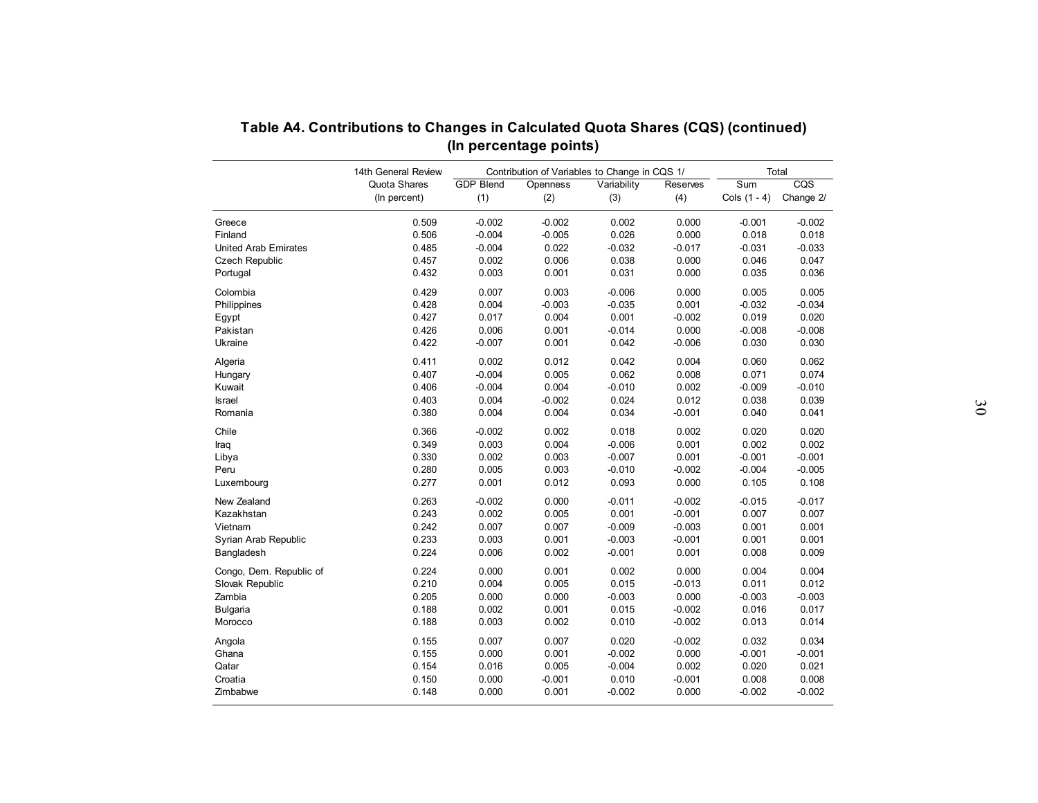## Table A4. Contributions to Changes in Calculated Quota Shares (CQS) (continued)
## (In percentage points)

| | 14th General Review Quota Shares (In percent) | Contribution of Variables to Change in CQS 1/ | | | | Total | |
|---|---|---|---|---|---|---|---|
| | | GDP Blend (1) | Openness (2) | Variability (3) | Reserves (4) | Sum Cols (1 - 4) | CQS Change 2/ |
| Greece | 0.509 | -0.002 | -0.002 | 0.002 | 0.000 | -0.001 | -0.002 |
| Finland | 0.506 | -0.004 | -0.005 | 0.026 | 0.000 | 0.018 | 0.018 |
| United Arab Emirates | 0.485 | -0.004 | 0.022 | -0.032 | -0.017 | -0.031 | -0.033 |
| Czech Republic | 0.457 | 0.002 | 0.006 | 0.038 | 0.000 | 0.046 | 0.047 |
| Portugal | 0.432 | 0.003 | 0.001 | 0.031 | 0.000 | 0.035 | 0.036 |
| Colombia | 0.429 | 0.007 | 0.003 | -0.006 | 0.000 | 0.005 | 0.005 |
| Philippines | 0.428 | 0.004 | -0.003 | -0.035 | 0.001 | -0.032 | -0.034 |
| Egypt | 0.427 | 0.017 | 0.004 | 0.001 | -0.002 | 0.019 | 0.020 |
| Pakistan | 0.426 | 0.006 | 0.001 | -0.014 | 0.000 | -0.008 | -0.008 |
| Ukraine | 0.422 | -0.007 | 0.001 | 0.042 | -0.006 | 0.030 | 0.030 |
| Algeria | 0.411 | 0.002 | 0.012 | 0.042 | 0.004 | 0.060 | 0.062 |
| Hungary | 0.407 | -0.004 | 0.005 | 0.062 | 0.008 | 0.071 | 0.074 |
| Kuwait | 0.406 | -0.004 | 0.004 | -0.010 | 0.002 | -0.009 | -0.010 |
| Israel | 0.403 | 0.004 | -0.002 | 0.024 | 0.012 | 0.038 | 0.039 |
| Romania | 0.380 | 0.004 | 0.004 | 0.034 | -0.001 | 0.040 | 0.041 |
| Chile | 0.366 | -0.002 | 0.002 | 0.018 | 0.002 | 0.020 | 0.020 |
| Iraq | 0.349 | 0.003 | 0.004 | -0.006 | 0.001 | 0.002 | 0.002 |
| Libya | 0.330 | 0.002 | 0.003 | -0.007 | 0.001 | -0.001 | -0.001 |
| Peru | 0.280 | 0.005 | 0.003 | -0.010 | -0.002 | -0.004 | -0.005 |
| Luxembourg | 0.277 | 0.001 | 0.012 | 0.093 | 0.000 | 0.105 | 0.108 |
| New Zealand | 0.263 | -0.002 | 0.000 | -0.011 | -0.002 | -0.015 | -0.017 |
| Kazakhstan | 0.243 | 0.002 | 0.005 | 0.001 | -0.001 | 0.007 | 0.007 |
| Vietnam | 0.242 | 0.007 | 0.007 | -0.009 | -0.003 | 0.001 | 0.001 |
| Syrian Arab Republic | 0.233 | 0.003 | 0.001 | -0.003 | -0.001 | 0.001 | 0.001 |
| Bangladesh | 0.224 | 0.006 | 0.002 | -0.001 | 0.001 | 0.008 | 0.009 |
| Congo, Dem. Republic of | 0.224 | 0.000 | 0.001 | 0.002 | 0.000 | 0.004 | 0.004 |
| Slovak Republic | 0.210 | 0.004 | 0.005 | 0.015 | -0.013 | 0.011 | 0.012 |
| Zambia | 0.205 | 0.000 | 0.000 | -0.003 | 0.000 | -0.003 | -0.003 |
| Bulgaria | 0.188 | 0.002 | 0.001 | 0.015 | -0.002 | 0.016 | 0.017 |
| Morocco | 0.188 | 0.003 | 0.002 | 0.010 | -0.002 | 0.013 | 0.014 |
| Angola | 0.155 | 0.007 | 0.007 | 0.020 | -0.002 | 0.032 | 0.034 |
| Ghana | 0.155 | 0.000 | 0.001 | -0.002 | 0.000 | -0.001 | -0.001 |
| Qatar | 0.154 | 0.016 | 0.005 | -0.004 | 0.002 | 0.020 | 0.021 |
| Croatia | 0.150 | 0.000 | -0.001 | 0.010 | -0.001 | 0.008 | 0.008 |
| Zimbabwe | 0.148 | 0.000 | 0.001 | -0.002 | 0.000 | -0.002 | -0.002 |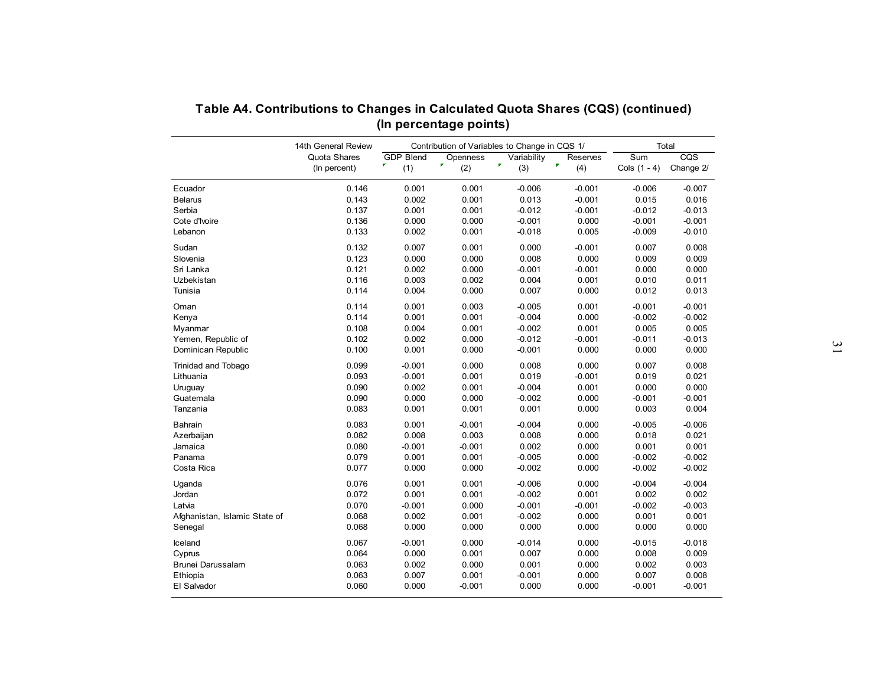## Table A4. Contributions to Changes in Calculated Quota Shares (CQS) (continued)
### (In percentage points)

| | 14th General Review Quota Shares (In percent) | Contribution of Variables to Change in CQS 1/ | | | | Total | |
|---|---|---|---|---|---|---|---|
| | | GDP Blend (1) | Openness (2) | Variability (3) | Reserves (4) | Sum Cols (1 - 4) | CQS Change 2/ |
| Ecuador | 0.146 | 0.001 | 0.001 | -0.006 | -0.001 | -0.006 | -0.007 |
| Belarus | 0.143 | 0.002 | 0.001 | 0.013 | -0.001 | 0.015 | 0.016 |
| Serbia | 0.137 | 0.001 | 0.001 | -0.012 | -0.001 | -0.012 | -0.013 |
| Cote d'Ivoire | 0.136 | 0.000 | 0.000 | -0.001 | 0.000 | -0.001 | -0.001 |
| Lebanon | 0.133 | 0.002 | 0.001 | -0.018 | 0.005 | -0.009 | -0.010 |
| Sudan | 0.132 | 0.007 | 0.001 | 0.000 | -0.001 | 0.007 | 0.008 |
| Slovenia | 0.123 | 0.000 | 0.000 | 0.008 | 0.000 | 0.009 | 0.009 |
| Sri Lanka | 0.121 | 0.002 | 0.000 | -0.001 | -0.001 | 0.000 | 0.000 |
| Uzbekistan | 0.116 | 0.003 | 0.002 | 0.004 | 0.001 | 0.010 | 0.011 |
| Tunisia | 0.114 | 0.004 | 0.000 | 0.007 | 0.000 | 0.012 | 0.013 |
| Oman | 0.114 | 0.001 | 0.003 | -0.005 | 0.001 | -0.001 | -0.001 |
| Kenya | 0.114 | 0.001 | 0.001 | -0.004 | 0.000 | -0.002 | -0.002 |
| Myanmar | 0.108 | 0.004 | 0.001 | -0.002 | 0.001 | 0.005 | 0.005 |
| Yemen, Republic of | 0.102 | 0.002 | 0.000 | -0.012 | -0.001 | -0.011 | -0.013 |
| Dominican Republic | 0.100 | 0.001 | 0.000 | -0.001 | 0.000 | 0.000 | 0.000 |
| Trinidad and Tobago | 0.099 | -0.001 | 0.000 | 0.008 | 0.000 | 0.007 | 0.008 |
| Lithuania | 0.093 | -0.001 | 0.001 | 0.019 | -0.001 | 0.019 | 0.021 |
| Uruguay | 0.090 | 0.002 | 0.001 | -0.004 | 0.001 | 0.000 | 0.000 |
| Guatemala | 0.090 | 0.000 | 0.000 | -0.002 | 0.000 | -0.001 | -0.001 |
| Tanzania | 0.083 | 0.001 | 0.001 | 0.001 | 0.000 | 0.003 | 0.004 |
| Bahrain | 0.083 | 0.001 | -0.001 | -0.004 | 0.000 | -0.005 | -0.006 |
| Azerbaijan | 0.082 | 0.008 | 0.003 | 0.008 | 0.000 | 0.018 | 0.021 |
| Jamaica | 0.080 | -0.001 | -0.001 | 0.002 | 0.000 | 0.001 | 0.001 |
| Panama | 0.079 | 0.001 | 0.001 | -0.005 | 0.000 | -0.002 | -0.002 |
| Costa Rica | 0.077 | 0.000 | 0.000 | -0.002 | 0.000 | -0.002 | -0.002 |
| Uganda | 0.076 | 0.001 | 0.001 | -0.006 | 0.000 | -0.004 | -0.004 |
| Jordan | 0.072 | 0.001 | 0.001 | -0.002 | 0.001 | 0.002 | 0.002 |
| Latvia | 0.070 | -0.001 | 0.000 | -0.001 | -0.001 | -0.002 | -0.003 |
| Afghanistan, Islamic State of | 0.068 | 0.002 | 0.001 | -0.002 | 0.000 | 0.001 | 0.001 |
| Senegal | 0.068 | 0.000 | 0.000 | 0.000 | 0.000 | 0.000 | 0.000 |
| Iceland | 0.067 | -0.001 | 0.000 | -0.014 | 0.000 | -0.015 | -0.018 |
| Cyprus | 0.064 | 0.000 | 0.001 | 0.007 | 0.000 | 0.008 | 0.009 |
| Brunei Darussalam | 0.063 | 0.002 | 0.000 | 0.001 | 0.000 | 0.002 | 0.003 |
| Ethiopia | 0.063 | 0.007 | 0.001 | -0.001 | 0.000 | 0.007 | 0.008 |
| El Salvador | 0.060 | 0.000 | -0.001 | 0.000 | 0.000 | -0.001 | -0.001 |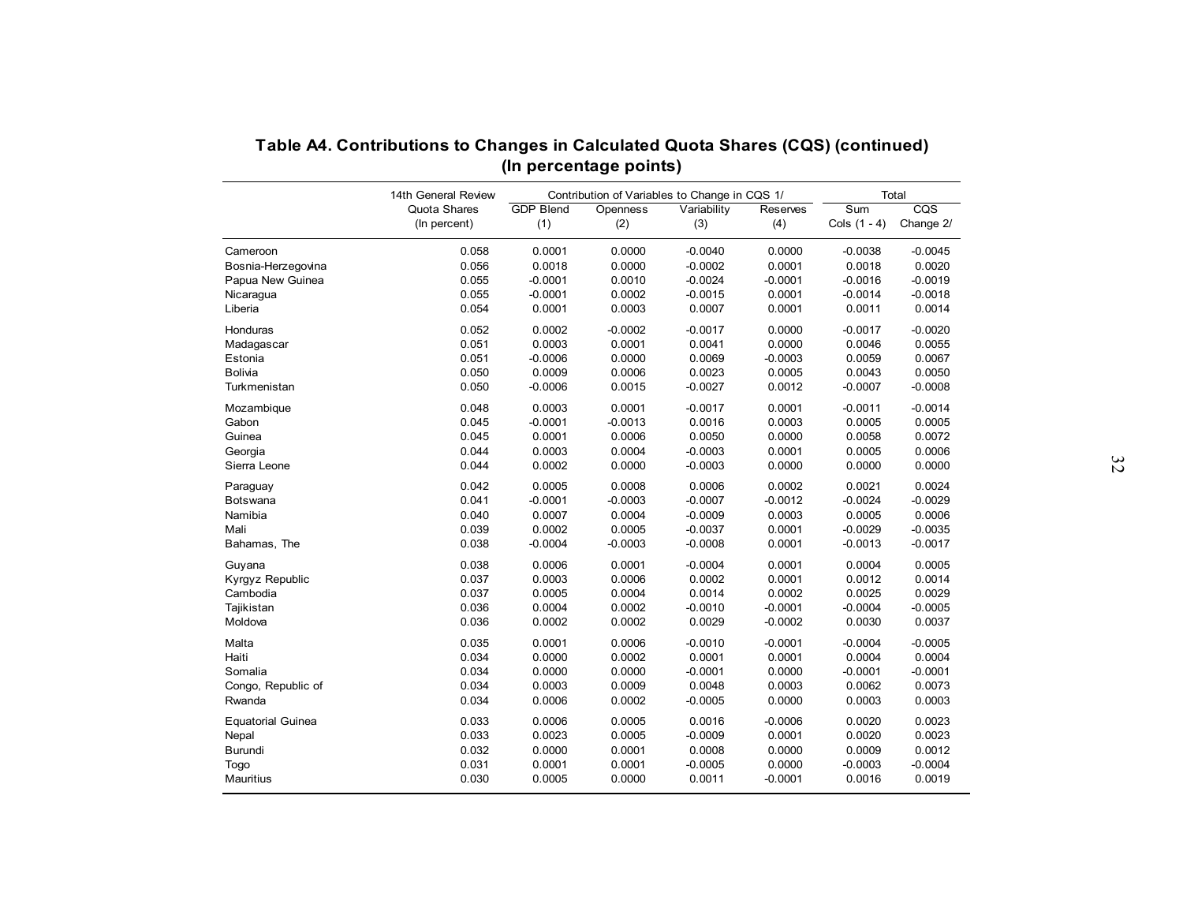## Table A4. Contributions to Changes in Calculated Quota Shares (CQS) (continued)
### (In percentage points)

| | 14th General Review Quota Shares (In percent) | Contribution of Variables to Change in CQS 1/ | | | | Total | |
|---|---|---|---|---|---|---|---|
| | | GDP Blend (1) | Openness (2) | Variability (3) | Reserves (4) | Sum Cols (1 - 4) | CQS Change 2/ |
| Cameroon | 0.058 | 0.0001 | 0.0000 | -0.0040 | 0.0000 | -0.0038 | -0.0045 |
| Bosnia-Herzegovina | 0.056 | 0.0018 | 0.0000 | -0.0002 | 0.0001 | 0.0018 | 0.0020 |
| Papua New Guinea | 0.055 | -0.0001 | 0.0010 | -0.0024 | -0.0001 | -0.0016 | -0.0019 |
| Nicaragua | 0.055 | -0.0001 | 0.0002 | -0.0015 | 0.0001 | -0.0014 | -0.0018 |
| Liberia | 0.054 | 0.0001 | 0.0003 | 0.0007 | 0.0001 | 0.0011 | 0.0014 |
| Honduras | 0.052 | 0.0002 | -0.0002 | -0.0017 | 0.0000 | -0.0017 | -0.0020 |
| Madagascar | 0.051 | 0.0003 | 0.0001 | 0.0041 | 0.0000 | 0.0046 | 0.0055 |
| Estonia | 0.051 | -0.0006 | 0.0000 | 0.0069 | -0.0003 | 0.0059 | 0.0067 |
| Bolivia | 0.050 | 0.0009 | 0.0006 | 0.0023 | 0.0005 | 0.0043 | 0.0050 |
| Turkmenistan | 0.050 | -0.0006 | 0.0015 | -0.0027 | 0.0012 | -0.0007 | -0.0008 |
| Mozambique | 0.048 | 0.0003 | 0.0001 | -0.0017 | 0.0001 | -0.0011 | -0.0014 |
| Gabon | 0.045 | -0.0001 | -0.0013 | 0.0016 | 0.0003 | 0.0005 | 0.0005 |
| Guinea | 0.045 | 0.0001 | 0.0006 | 0.0050 | 0.0000 | 0.0058 | 0.0072 |
| Georgia | 0.044 | 0.0003 | 0.0004 | -0.0003 | 0.0001 | 0.0005 | 0.0006 |
| Sierra Leone | 0.044 | 0.0002 | 0.0000 | -0.0003 | 0.0000 | 0.0000 | 0.0000 |
| Paraguay | 0.042 | 0.0005 | 0.0008 | 0.0006 | 0.0002 | 0.0021 | 0.0024 |
| Botswana | 0.041 | -0.0001 | -0.0003 | -0.0007 | -0.0012 | -0.0024 | -0.0029 |
| Namibia | 0.040 | 0.0007 | 0.0004 | -0.0009 | 0.0003 | 0.0005 | 0.0006 |
| Mali | 0.039 | 0.0002 | 0.0005 | -0.0037 | 0.0001 | -0.0029 | -0.0035 |
| Bahamas, The | 0.038 | -0.0004 | -0.0003 | -0.0008 | 0.0001 | -0.0013 | -0.0017 |
| Guyana | 0.038 | 0.0006 | 0.0001 | -0.0004 | 0.0001 | 0.0004 | 0.0005 |
| Kyrgyz Republic | 0.037 | 0.0003 | 0.0006 | 0.0002 | 0.0001 | 0.0012 | 0.0014 |
| Cambodia | 0.037 | 0.0005 | 0.0004 | 0.0014 | 0.0002 | 0.0025 | 0.0029 |
| Tajikistan | 0.036 | 0.0004 | 0.0002 | -0.0010 | -0.0001 | -0.0004 | -0.0005 |
| Moldova | 0.036 | 0.0002 | 0.0002 | 0.0029 | -0.0002 | 0.0030 | 0.0037 |
| Malta | 0.035 | 0.0001 | 0.0006 | -0.0010 | -0.0001 | -0.0004 | -0.0005 |
| Haiti | 0.034 | 0.0000 | 0.0002 | 0.0001 | 0.0001 | 0.0004 | 0.0004 |
| Somalia | 0.034 | 0.0000 | 0.0000 | -0.0001 | 0.0000 | -0.0001 | -0.0001 |
| Congo, Republic of | 0.034 | 0.0003 | 0.0009 | 0.0048 | 0.0003 | 0.0062 | 0.0073 |
| Rwanda | 0.034 | 0.0006 | 0.0002 | -0.0005 | 0.0000 | 0.0003 | 0.0003 |
| Equatorial Guinea | 0.033 | 0.0006 | 0.0005 | 0.0016 | -0.0006 | 0.0020 | 0.0023 |
| Nepal | 0.033 | 0.0023 | 0.0005 | -0.0009 | 0.0001 | 0.0020 | 0.0023 |
| Burundi | 0.032 | 0.0000 | 0.0001 | 0.0008 | 0.0000 | 0.0009 | 0.0012 |
| Togo | 0.031 | 0.0001 | 0.0001 | -0.0005 | 0.0000 | -0.0003 | -0.0004 |
| Mauritius | 0.030 | 0.0005 | 0.0000 | 0.0011 | -0.0001 | 0.0016 | 0.0019 |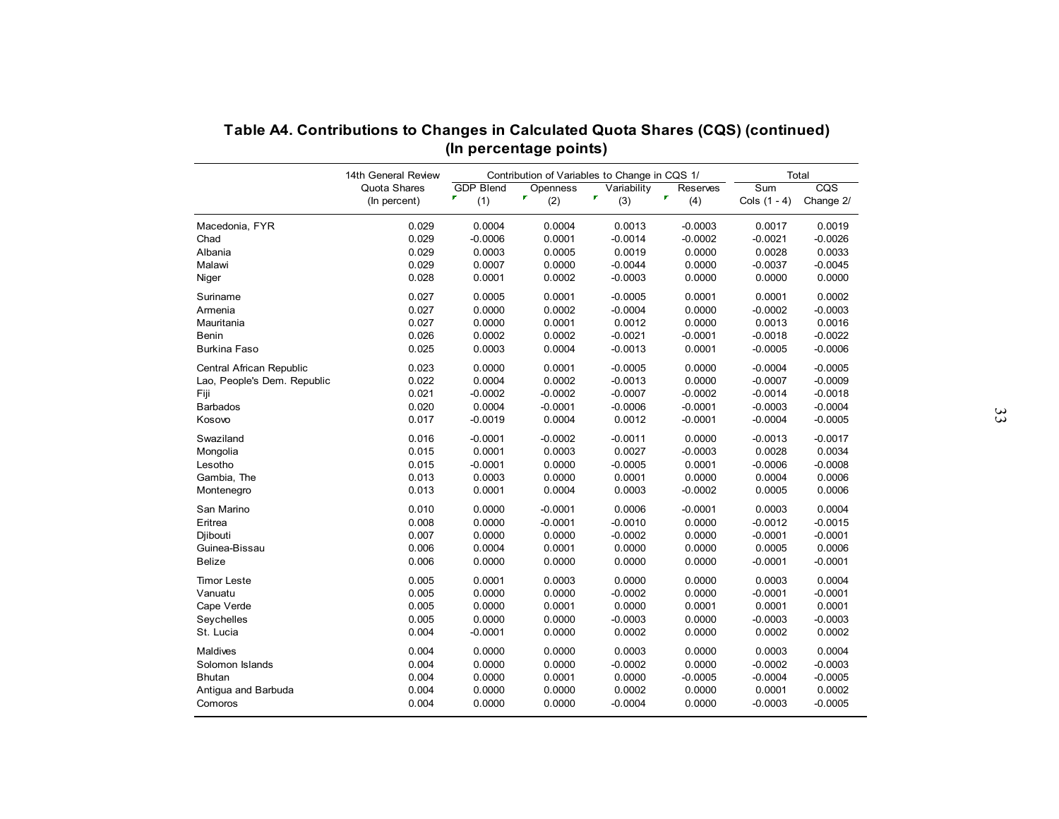## Table A4. Contributions to Changes in Calculated Quota Shares (CQS) (continued)
### (In percentage points)

| | 14th General Review Quota Shares (In percent) | Contribution of Variables to Change in CQS 1/ | | | | Total | |
|---|---|---|---|---|---|---|---|
| | | GDP Blend (1) | Openness (2) | Variability (3) | Reserves (4) | Sum Cols (1 - 4) | CQS Change 2/ |
| Macedonia, FYR | 0.029 | 0.0004 | 0.0004 | 0.0013 | -0.0003 | 0.0017 | 0.0019 |
| Chad | 0.029 | -0.0006 | 0.0001 | -0.0014 | -0.0002 | -0.0021 | -0.0026 |
| Albania | 0.029 | 0.0003 | 0.0005 | 0.0019 | 0.0000 | 0.0028 | 0.0033 |
| Malawi | 0.029 | 0.0007 | 0.0000 | -0.0044 | 0.0000 | -0.0037 | -0.0045 |
| Niger | 0.028 | 0.0001 | 0.0002 | -0.0003 | 0.0000 | 0.0000 | 0.0000 |
| Suriname | 0.027 | 0.0005 | 0.0001 | -0.0005 | 0.0001 | 0.0001 | 0.0002 |
| Armenia | 0.027 | 0.0000 | 0.0002 | -0.0004 | 0.0000 | -0.0002 | -0.0003 |
| Mauritania | 0.027 | 0.0000 | 0.0001 | 0.0012 | 0.0000 | 0.0013 | 0.0016 |
| Benin | 0.026 | 0.0002 | 0.0002 | -0.0021 | -0.0001 | -0.0018 | -0.0022 |
| Burkina Faso | 0.025 | 0.0003 | 0.0004 | -0.0013 | 0.0001 | -0.0005 | -0.0006 |
| Central African Republic | 0.023 | 0.0000 | 0.0001 | -0.0005 | 0.0000 | -0.0004 | -0.0005 |
| Lao, People's Dem. Republic | 0.022 | 0.0004 | 0.0002 | -0.0013 | 0.0000 | -0.0007 | -0.0009 |
| Fiji | 0.021 | -0.0002 | -0.0002 | -0.0007 | -0.0002 | -0.0014 | -0.0018 |
| Barbados | 0.020 | 0.0004 | -0.0001 | -0.0006 | -0.0001 | -0.0003 | -0.0004 |
| Kosovo | 0.017 | -0.0019 | 0.0004 | 0.0012 | -0.0001 | -0.0004 | -0.0005 |
| Swaziland | 0.016 | -0.0001 | -0.0002 | -0.0011 | 0.0000 | -0.0013 | -0.0017 |
| Mongolia | 0.015 | 0.0001 | 0.0003 | 0.0027 | -0.0003 | 0.0028 | 0.0034 |
| Lesotho | 0.015 | -0.0001 | 0.0000 | -0.0005 | 0.0001 | -0.0006 | -0.0008 |
| Gambia, The | 0.013 | 0.0003 | 0.0000 | 0.0001 | 0.0000 | 0.0004 | 0.0006 |
| Montenegro | 0.013 | 0.0001 | 0.0004 | 0.0003 | -0.0002 | 0.0005 | 0.0006 |
| San Marino | 0.010 | 0.0000 | -0.0001 | 0.0006 | -0.0001 | 0.0003 | 0.0004 |
| Eritrea | 0.008 | 0.0000 | -0.0001 | -0.0010 | 0.0000 | -0.0012 | -0.0015 |
| Djibouti | 0.007 | 0.0000 | 0.0000 | -0.0002 | 0.0000 | -0.0001 | -0.0001 |
| Guinea-Bissau | 0.006 | 0.0004 | 0.0001 | 0.0000 | 0.0000 | 0.0005 | 0.0006 |
| Belize | 0.006 | 0.0000 | 0.0000 | 0.0000 | 0.0000 | -0.0001 | -0.0001 |
| Timor Leste | 0.005 | 0.0001 | 0.0003 | 0.0000 | 0.0000 | 0.0003 | 0.0004 |
| Vanuatu | 0.005 | 0.0000 | 0.0000 | -0.0002 | 0.0000 | -0.0001 | -0.0001 |
| Cape Verde | 0.005 | 0.0000 | 0.0001 | 0.0000 | 0.0001 | 0.0001 | 0.0001 |
| Seychelles | 0.005 | 0.0000 | 0.0000 | -0.0003 | 0.0000 | -0.0003 | -0.0003 |
| St. Lucia | 0.004 | -0.0001 | 0.0000 | 0.0002 | 0.0000 | 0.0002 | 0.0002 |
| Maldives | 0.004 | 0.0000 | 0.0000 | 0.0003 | 0.0000 | 0.0003 | 0.0004 |
| Solomon Islands | 0.004 | 0.0000 | 0.0000 | -0.0002 | 0.0000 | -0.0002 | -0.0003 |
| Bhutan | 0.004 | 0.0000 | 0.0001 | 0.0000 | -0.0005 | -0.0004 | -0.0005 |
| Antigua and Barbuda | 0.004 | 0.0000 | 0.0000 | 0.0002 | 0.0000 | 0.0001 | 0.0002 |
| Comoros | 0.004 | 0.0000 | 0.0000 | -0.0004 | 0.0000 | -0.0003 | -0.0005 |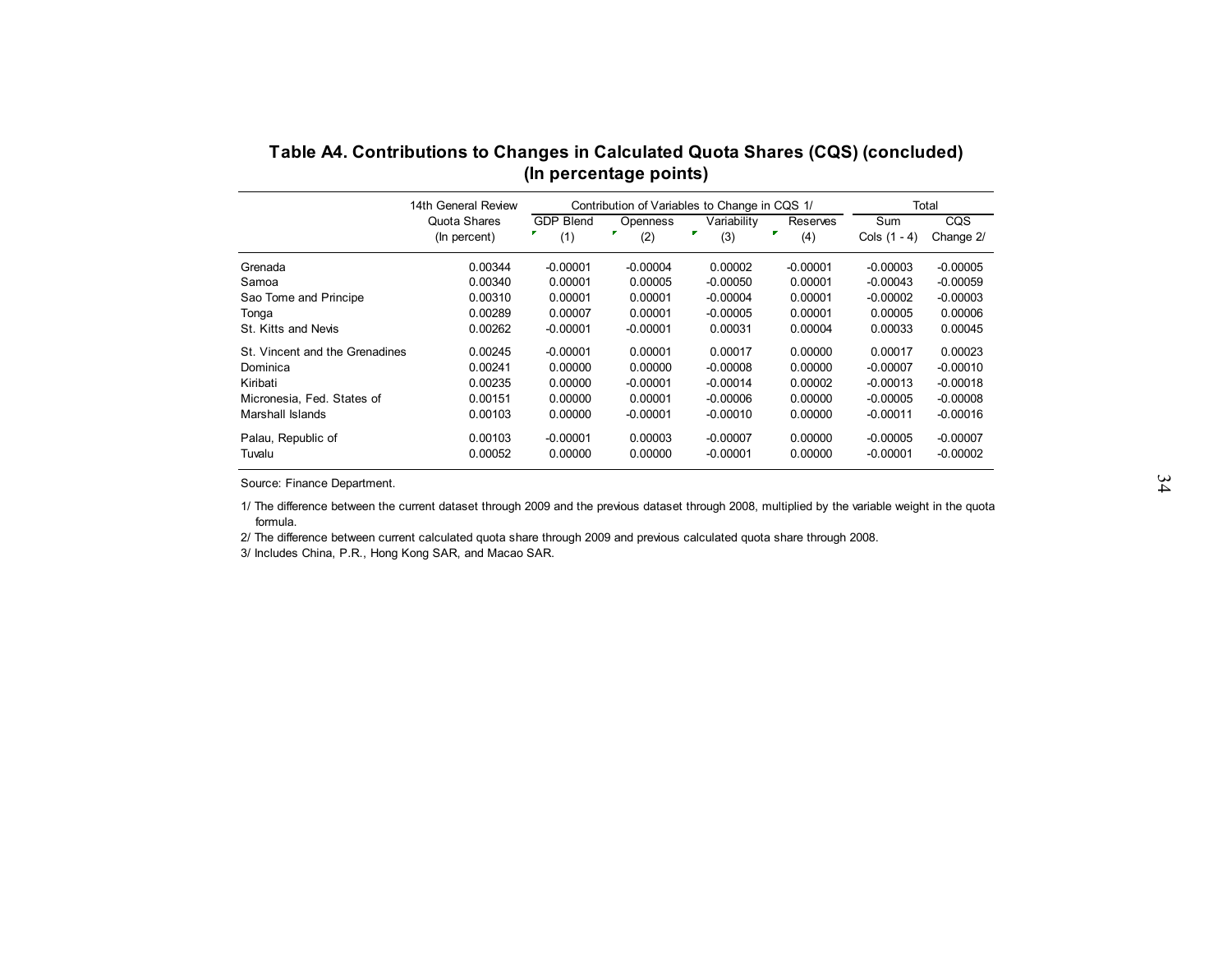## Table A4. Contributions to Changes in Calculated Quota Shares (CQS) (concluded)
## (In percentage points)

| | 14th General Review Quota Shares (In percent) | Contribution of Variables to Change in CQS 1/ | | | | Total | |
|---|---|---|---|---|---|---|---|
| | | GDP Blend (1) | Openness (2) | Variability (3) | Reserves (4) | Sum Cols (1 - 4) | CQS Change 2/ |
| Grenada | 0.00344 | -0.00001 | -0.00004 | 0.00002 | -0.00001 | -0.00003 | -0.00005 |
| Samoa | 0.00340 | 0.00001 | 0.00005 | -0.00050 | 0.00001 | -0.00043 | -0.00059 |
| Sao Tome and Principe | 0.00310 | 0.00001 | 0.00001 | -0.00004 | 0.00001 | -0.00002 | -0.00003 |
| Tonga | 0.00289 | 0.00007 | 0.00001 | -0.00005 | 0.00001 | 0.00005 | 0.00006 |
| St. Kitts and Nevis | 0.00262 | -0.00001 | -0.00001 | 0.00031 | 0.00004 | 0.00033 | 0.00045 |
| St. Vincent and the Grenadines | 0.00245 | -0.00001 | 0.00001 | 0.00017 | 0.00000 | 0.00017 | 0.00023 |
| Dominica | 0.00241 | 0.00000 | 0.00000 | -0.00008 | 0.00000 | -0.00007 | -0.00010 |
| Kiribati | 0.00235 | 0.00000 | -0.00001 | -0.00014 | 0.00002 | -0.00013 | -0.00018 |
| Micronesia, Fed. States of | 0.00151 | 0.00000 | 0.00001 | -0.00006 | 0.00000 | -0.00005 | -0.00008 |
| Marshall Islands | 0.00103 | 0.00000 | -0.00001 | -0.00010 | 0.00000 | -0.00011 | -0.00016 |
| Palau, Republic of | 0.00103 | -0.00001 | 0.00003 | -0.00007 | 0.00000 | -0.00005 | -0.00007 |
| Tuvalu | 0.00052 | 0.00000 | 0.00000 | -0.00001 | 0.00000 | -0.00001 | -0.00002 |

Source: Finance Department.

1/ The difference between the current dataset through 2009 and the previous dataset through 2008, multiplied by the variable weight in the quota formula.

2/ The difference between current calculated quota share through 2009 and previous calculated quota share through 2008.

3/ Includes China, P.R., Hong Kong SAR, and Macao SAR.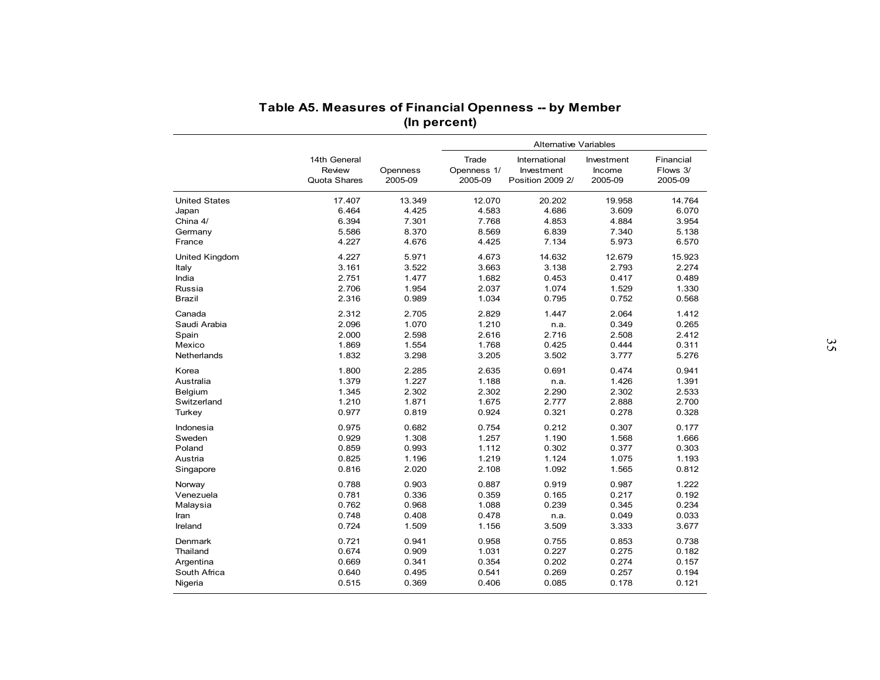**Table A5. Measures of Financial Openness -- by Member**
**(In percent)**

| | 14th General Review Quota Shares | Openness 2005-09 | Alternative Variables | | | |
|---|---|---|---|---|---|---|
| | | | Trade Openness 1/ 2005-09 | International Investment Position 2009 2/ | Investment Income 2005-09 | Financial Flows 3/ 2005-09 |
| United States | 17.407 | 13.349 | 12.070 | 20.202 | 19.958 | 14.764 |
| Japan | 6.464 | 4.425 | 4.583 | 4.686 | 3.609 | 6.070 |
| China 4/ | 6.394 | 7.301 | 7.768 | 4.853 | 4.884 | 3.954 |
| Germany | 5.586 | 8.370 | 8.569 | 6.839 | 7.340 | 5.138 |
| France | 4.227 | 4.676 | 4.425 | 7.134 | 5.973 | 6.570 |
| United Kingdom | 4.227 | 5.971 | 4.673 | 14.632 | 12.679 | 15.923 |
| Italy | 3.161 | 3.522 | 3.663 | 3.138 | 2.793 | 2.274 |
| India | 2.751 | 1.477 | 1.682 | 0.453 | 0.417 | 0.489 |
| Russia | 2.706 | 1.954 | 2.037 | 1.074 | 1.529 | 1.330 |
| Brazil | 2.316 | 0.989 | 1.034 | 0.795 | 0.752 | 0.568 |
| Canada | 2.312 | 2.705 | 2.829 | 1.447 | 2.064 | 1.412 |
| Saudi Arabia | 2.096 | 1.070 | 1.210 | n.a. | 0.349 | 0.265 |
| Spain | 2.000 | 2.598 | 2.616 | 2.716 | 2.508 | 2.412 |
| Mexico | 1.869 | 1.554 | 1.768 | 0.425 | 0.444 | 0.311 |
| Netherlands | 1.832 | 3.298 | 3.205 | 3.502 | 3.777 | 5.276 |
| Korea | 1.800 | 2.285 | 2.635 | 0.691 | 0.474 | 0.941 |
| Australia | 1.379 | 1.227 | 1.188 | n.a. | 1.426 | 1.391 |
| Belgium | 1.345 | 2.302 | 2.302 | 2.290 | 2.302 | 2.533 |
| Switzerland | 1.210 | 1.871 | 1.675 | 2.777 | 2.888 | 2.700 |
| Turkey | 0.977 | 0.819 | 0.924 | 0.321 | 0.278 | 0.328 |
| Indonesia | 0.975 | 0.682 | 0.754 | 0.212 | 0.307 | 0.177 |
| Sweden | 0.929 | 1.308 | 1.257 | 1.190 | 1.568 | 1.666 |
| Poland | 0.859 | 0.993 | 1.112 | 0.302 | 0.377 | 0.303 |
| Austria | 0.825 | 1.196 | 1.219 | 1.124 | 1.075 | 1.193 |
| Singapore | 0.816 | 2.020 | 2.108 | 1.092 | 1.565 | 0.812 |
| Norway | 0.788 | 0.903 | 0.887 | 0.919 | 0.987 | 1.222 |
| Venezuela | 0.781 | 0.336 | 0.359 | 0.165 | 0.217 | 0.192 |
| Malaysia | 0.762 | 0.968 | 1.088 | 0.239 | 0.345 | 0.234 |
| Iran | 0.748 | 0.408 | 0.478 | n.a. | 0.049 | 0.033 |
| Ireland | 0.724 | 1.509 | 1.156 | 3.509 | 3.333 | 3.677 |
| Denmark | 0.721 | 0.941 | 0.958 | 0.755 | 0.853 | 0.738 |
| Thailand | 0.674 | 0.909 | 1.031 | 0.227 | 0.275 | 0.182 |
| Argentina | 0.669 | 0.341 | 0.354 | 0.202 | 0.274 | 0.157 |
| South Africa | 0.640 | 0.495 | 0.541 | 0.269 | 0.257 | 0.194 |
| Nigeria | 0.515 | 0.369 | 0.406 | 0.085 | 0.178 | 0.121 |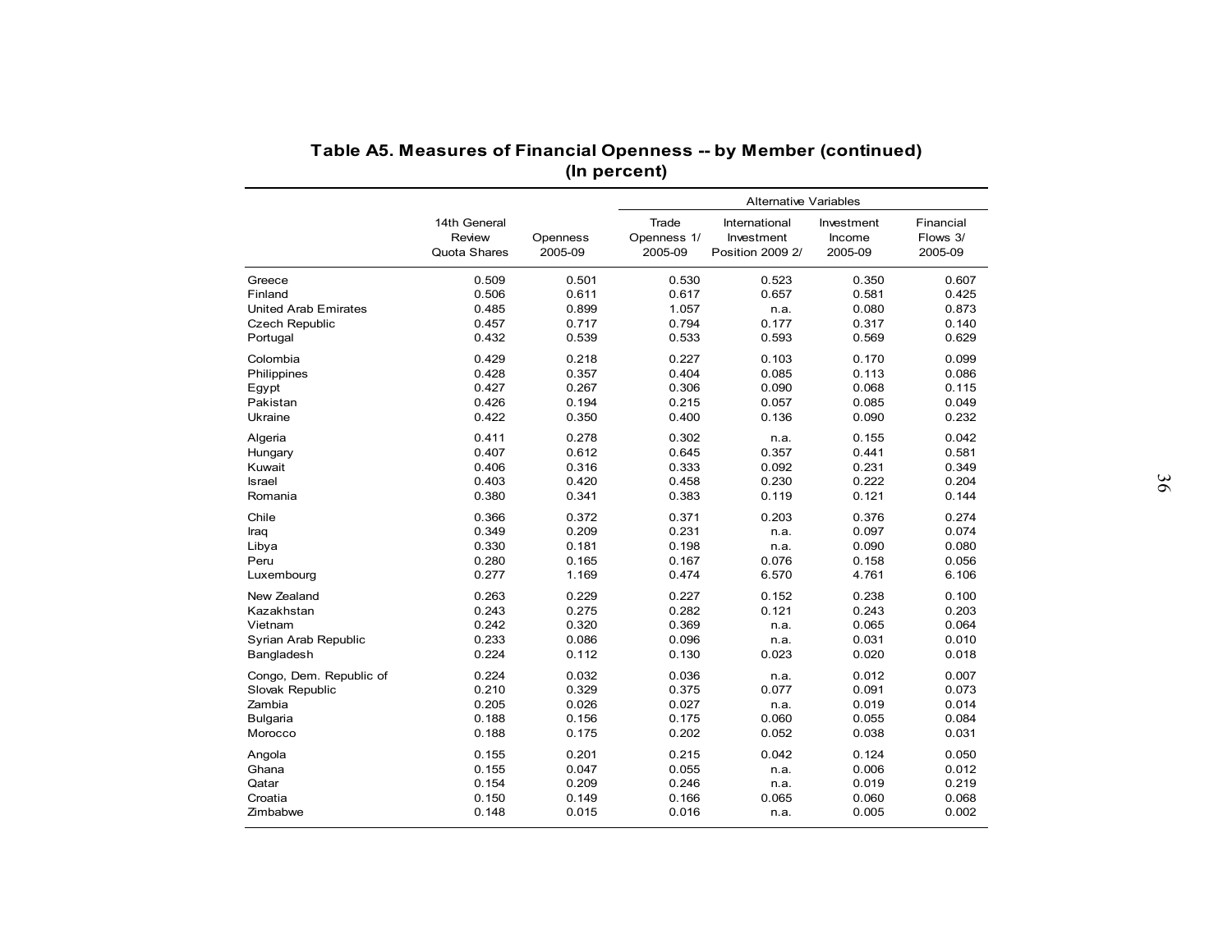## Table A5. Measures of Financial Openness -- by Member (continued)
**(In percent)**

| | 14th General Review Quota Shares | Openness 2005-09 | Alternative Variables: Trade Openness 1/ 2005-09 | International Investment Position 2009 2/ | Investment Income 2005-09 | Financial Flows 3/ 2005-09 |
|---|---|---|---|---|---|---|
| Greece | 0.509 | 0.501 | 0.530 | 0.523 | 0.350 | 0.607 |
| Finland | 0.506 | 0.611 | 0.617 | 0.657 | 0.581 | 0.425 |
| United Arab Emirates | 0.485 | 0.899 | 1.057 | n.a. | 0.080 | 0.873 |
| Czech Republic | 0.457 | 0.717 | 0.794 | 0.177 | 0.317 | 0.140 |
| Portugal | 0.432 | 0.539 | 0.533 | 0.593 | 0.569 | 0.629 |
| Colombia | 0.429 | 0.218 | 0.227 | 0.103 | 0.170 | 0.099 |
| Philippines | 0.428 | 0.357 | 0.404 | 0.085 | 0.113 | 0.086 |
| Egypt | 0.427 | 0.267 | 0.306 | 0.090 | 0.068 | 0.115 |
| Pakistan | 0.426 | 0.194 | 0.215 | 0.057 | 0.085 | 0.049 |
| Ukraine | 0.422 | 0.350 | 0.400 | 0.136 | 0.090 | 0.232 |
| Algeria | 0.411 | 0.278 | 0.302 | n.a. | 0.155 | 0.042 |
| Hungary | 0.407 | 0.612 | 0.645 | 0.357 | 0.441 | 0.581 |
| Kuwait | 0.406 | 0.316 | 0.333 | 0.092 | 0.231 | 0.349 |
| Israel | 0.403 | 0.420 | 0.458 | 0.230 | 0.222 | 0.204 |
| Romania | 0.380 | 0.341 | 0.383 | 0.119 | 0.121 | 0.144 |
| Chile | 0.366 | 0.372 | 0.371 | 0.203 | 0.376 | 0.274 |
| Iraq | 0.349 | 0.209 | 0.231 | n.a. | 0.097 | 0.074 |
| Libya | 0.330 | 0.181 | 0.198 | n.a. | 0.090 | 0.080 |
| Peru | 0.280 | 0.165 | 0.167 | 0.076 | 0.158 | 0.056 |
| Luxembourg | 0.277 | 1.169 | 0.474 | 6.570 | 4.761 | 6.106 |
| New Zealand | 0.263 | 0.229 | 0.227 | 0.152 | 0.238 | 0.100 |
| Kazakhstan | 0.243 | 0.275 | 0.282 | 0.121 | 0.243 | 0.203 |
| Vietnam | 0.242 | 0.320 | 0.369 | n.a. | 0.065 | 0.064 |
| Syrian Arab Republic | 0.233 | 0.086 | 0.096 | n.a. | 0.031 | 0.010 |
| Bangladesh | 0.224 | 0.112 | 0.130 | 0.023 | 0.020 | 0.018 |
| Congo, Dem. Republic of | 0.224 | 0.032 | 0.036 | n.a. | 0.012 | 0.007 |
| Slovak Republic | 0.210 | 0.329 | 0.375 | 0.077 | 0.091 | 0.073 |
| Zambia | 0.205 | 0.026 | 0.027 | n.a. | 0.019 | 0.014 |
| Bulgaria | 0.188 | 0.156 | 0.175 | 0.060 | 0.055 | 0.084 |
| Morocco | 0.188 | 0.175 | 0.202 | 0.052 | 0.038 | 0.031 |
| Angola | 0.155 | 0.201 | 0.215 | 0.042 | 0.124 | 0.050 |
| Ghana | 0.155 | 0.047 | 0.055 | n.a. | 0.006 | 0.012 |
| Qatar | 0.154 | 0.209 | 0.246 | n.a. | 0.019 | 0.219 |
| Croatia | 0.150 | 0.149 | 0.166 | 0.065 | 0.060 | 0.068 |
| Zimbabwe | 0.148 | 0.015 | 0.016 | n.a. | 0.005 | 0.002 |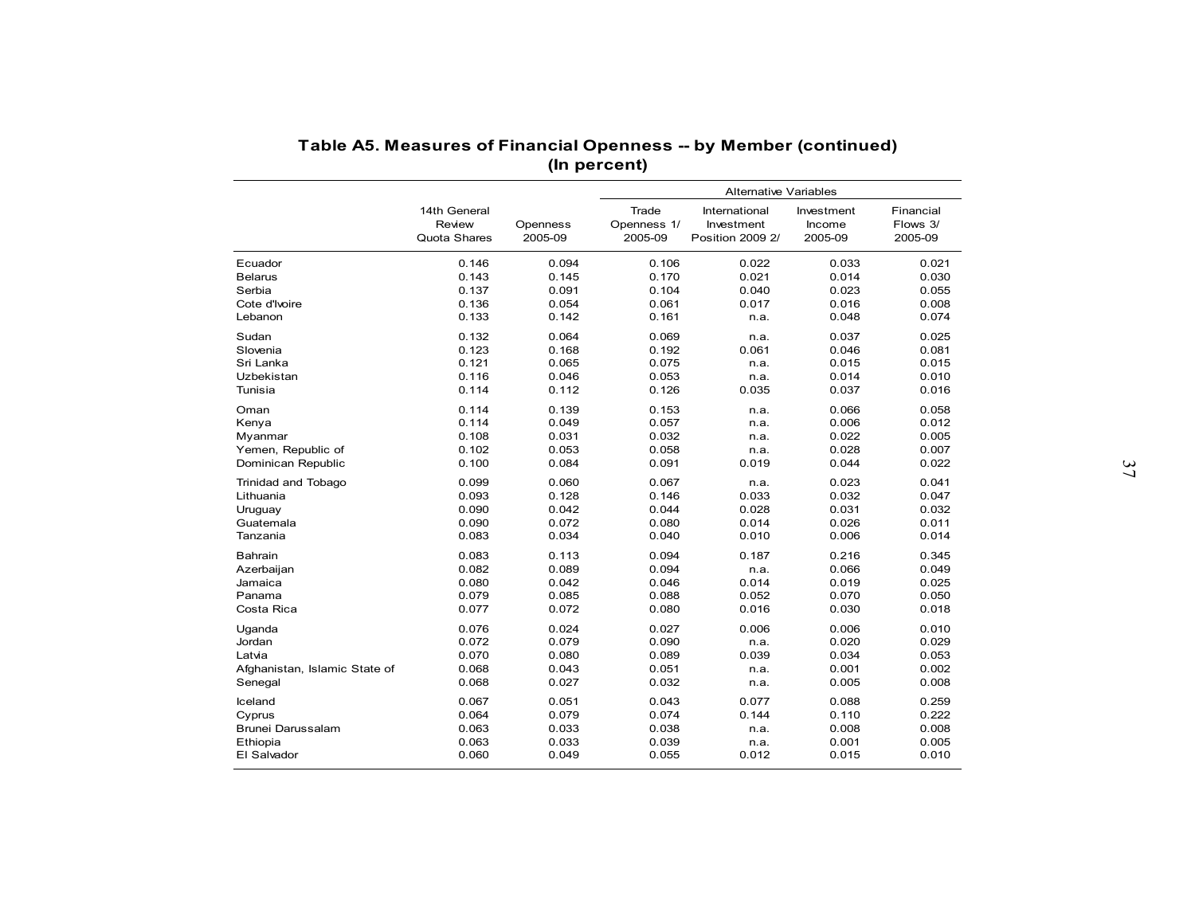## Table A5. Measures of Financial Openness -- by Member (continued)
### (In percent)

| | 14th General Review Quota Shares | Openness 2005-09 | Alternative Variables | | | |
|---|---|---|---|---|---|---|
| | | | Trade Openness 1/ 2005-09 | International Investment Position 2009 2/ | Investment Income 2005-09 | Financial Flows 3/ 2005-09 |
| Ecuador | 0.146 | 0.094 | 0.106 | 0.022 | 0.033 | 0.021 |
| Belarus | 0.143 | 0.145 | 0.170 | 0.021 | 0.014 | 0.030 |
| Serbia | 0.137 | 0.091 | 0.104 | 0.040 | 0.023 | 0.055 |
| Cote d'Ivoire | 0.136 | 0.054 | 0.061 | 0.017 | 0.016 | 0.008 |
| Lebanon | 0.133 | 0.142 | 0.161 | n.a. | 0.048 | 0.074 |
| Sudan | 0.132 | 0.064 | 0.069 | n.a. | 0.037 | 0.025 |
| Slovenia | 0.123 | 0.168 | 0.192 | 0.061 | 0.046 | 0.081 |
| Sri Lanka | 0.121 | 0.065 | 0.075 | n.a. | 0.015 | 0.015 |
| Uzbekistan | 0.116 | 0.046 | 0.053 | n.a. | 0.014 | 0.010 |
| Tunisia | 0.114 | 0.112 | 0.126 | 0.035 | 0.037 | 0.016 |
| Oman | 0.114 | 0.139 | 0.153 | n.a. | 0.066 | 0.058 |
| Kenya | 0.114 | 0.049 | 0.057 | n.a. | 0.006 | 0.012 |
| Myanmar | 0.108 | 0.031 | 0.032 | n.a. | 0.022 | 0.005 |
| Yemen, Republic of | 0.102 | 0.053 | 0.058 | n.a. | 0.028 | 0.007 |
| Dominican Republic | 0.100 | 0.084 | 0.091 | 0.019 | 0.044 | 0.022 |
| Trinidad and Tobago | 0.099 | 0.060 | 0.067 | n.a. | 0.023 | 0.041 |
| Lithuania | 0.093 | 0.128 | 0.146 | 0.033 | 0.032 | 0.047 |
| Uruguay | 0.090 | 0.042 | 0.044 | 0.028 | 0.031 | 0.032 |
| Guatemala | 0.090 | 0.072 | 0.080 | 0.014 | 0.026 | 0.011 |
| Tanzania | 0.083 | 0.034 | 0.040 | 0.010 | 0.006 | 0.014 |
| Bahrain | 0.083 | 0.113 | 0.094 | 0.187 | 0.216 | 0.345 |
| Azerbaijan | 0.082 | 0.089 | 0.094 | n.a. | 0.066 | 0.049 |
| Jamaica | 0.080 | 0.042 | 0.046 | 0.014 | 0.019 | 0.025 |
| Panama | 0.079 | 0.085 | 0.088 | 0.052 | 0.070 | 0.050 |
| Costa Rica | 0.077 | 0.072 | 0.080 | 0.016 | 0.030 | 0.018 |
| Uganda | 0.076 | 0.024 | 0.027 | 0.006 | 0.006 | 0.010 |
| Jordan | 0.072 | 0.079 | 0.090 | n.a. | 0.020 | 0.029 |
| Latvia | 0.070 | 0.080 | 0.089 | 0.039 | 0.034 | 0.053 |
| Afghanistan, Islamic State of | 0.068 | 0.043 | 0.051 | n.a. | 0.001 | 0.002 |
| Senegal | 0.068 | 0.027 | 0.032 | n.a. | 0.005 | 0.008 |
| Iceland | 0.067 | 0.051 | 0.043 | 0.077 | 0.088 | 0.259 |
| Cyprus | 0.064 | 0.079 | 0.074 | 0.144 | 0.110 | 0.222 |
| Brunei Darussalam | 0.063 | 0.033 | 0.038 | n.a. | 0.008 | 0.008 |
| Ethiopia | 0.063 | 0.033 | 0.039 | n.a. | 0.001 | 0.005 |
| El Salvador | 0.060 | 0.049 | 0.055 | 0.012 | 0.015 | 0.010 |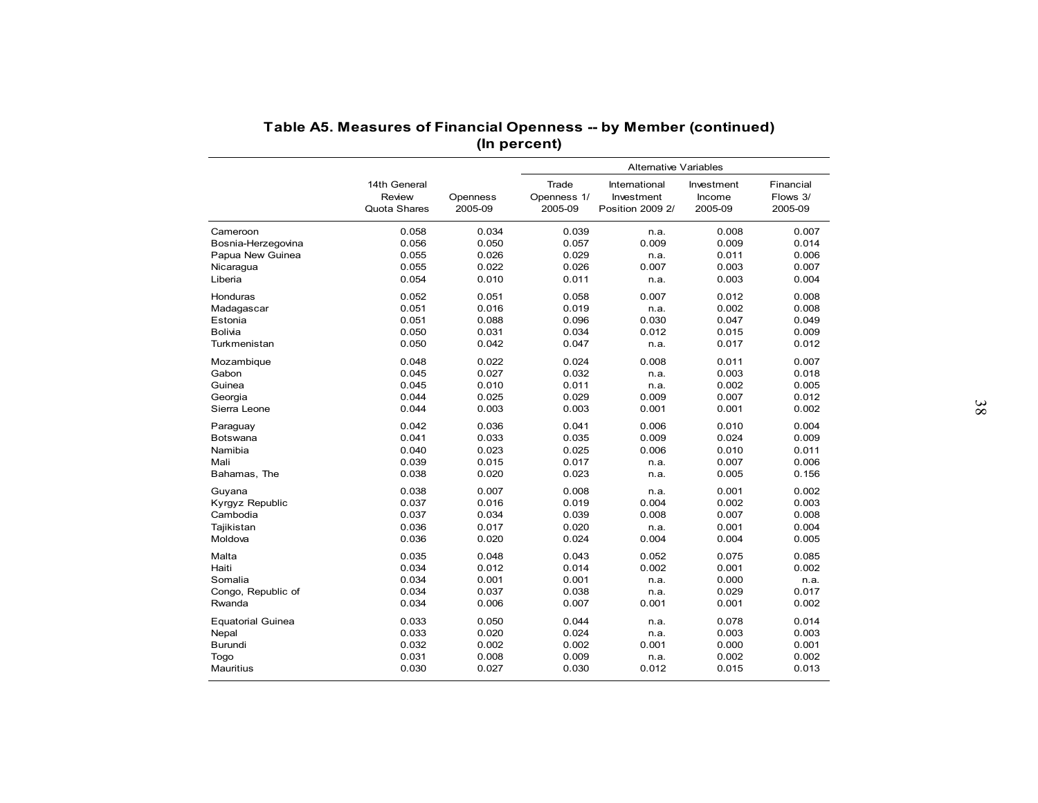**Table A5. Measures of Financial Openness -- by Member (continued)**
**(In percent)**

| | 14th General Review Quota Shares | Openness 2005-09 | Alternative Variables: Trade Openness 1/ 2005-09 | International Investment Position 2009 2/ | Investment Income 2005-09 | Financial Flows 3/ 2005-09 |
|---|---|---|---|---|---|---|
| Cameroon | 0.058 | 0.034 | 0.039 | n.a. | 0.008 | 0.007 |
| Bosnia-Herzegovina | 0.056 | 0.050 | 0.057 | 0.009 | 0.009 | 0.014 |
| Papua New Guinea | 0.055 | 0.026 | 0.029 | n.a. | 0.011 | 0.006 |
| Nicaragua | 0.055 | 0.022 | 0.026 | 0.007 | 0.003 | 0.007 |
| Liberia | 0.054 | 0.010 | 0.011 | n.a. | 0.003 | 0.004 |
| Honduras | 0.052 | 0.051 | 0.058 | 0.007 | 0.012 | 0.008 |
| Madagascar | 0.051 | 0.016 | 0.019 | n.a. | 0.002 | 0.008 |
| Estonia | 0.051 | 0.088 | 0.096 | 0.030 | 0.047 | 0.049 |
| Bolivia | 0.050 | 0.031 | 0.034 | 0.012 | 0.015 | 0.009 |
| Turkmenistan | 0.050 | 0.042 | 0.047 | n.a. | 0.017 | 0.012 |
| Mozambique | 0.048 | 0.022 | 0.024 | 0.008 | 0.011 | 0.007 |
| Gabon | 0.045 | 0.027 | 0.032 | n.a. | 0.003 | 0.018 |
| Guinea | 0.045 | 0.010 | 0.011 | n.a. | 0.002 | 0.005 |
| Georgia | 0.044 | 0.025 | 0.029 | 0.009 | 0.007 | 0.012 |
| Sierra Leone | 0.044 | 0.003 | 0.003 | 0.001 | 0.001 | 0.002 |
| Paraguay | 0.042 | 0.036 | 0.041 | 0.006 | 0.010 | 0.004 |
| Botswana | 0.041 | 0.033 | 0.035 | 0.009 | 0.024 | 0.009 |
| Namibia | 0.040 | 0.023 | 0.025 | 0.006 | 0.010 | 0.011 |
| Mali | 0.039 | 0.015 | 0.017 | n.a. | 0.007 | 0.006 |
| Bahamas, The | 0.038 | 0.020 | 0.023 | n.a. | 0.005 | 0.156 |
| Guyana | 0.038 | 0.007 | 0.008 | n.a. | 0.001 | 0.002 |
| Kyrgyz Republic | 0.037 | 0.016 | 0.019 | 0.004 | 0.002 | 0.003 |
| Cambodia | 0.037 | 0.034 | 0.039 | 0.008 | 0.007 | 0.008 |
| Tajikistan | 0.036 | 0.017 | 0.020 | n.a. | 0.001 | 0.004 |
| Moldova | 0.036 | 0.020 | 0.024 | 0.004 | 0.004 | 0.005 |
| Malta | 0.035 | 0.048 | 0.043 | 0.052 | 0.075 | 0.085 |
| Haiti | 0.034 | 0.012 | 0.014 | 0.002 | 0.001 | 0.002 |
| Somalia | 0.034 | 0.001 | 0.001 | n.a. | 0.000 | n.a. |
| Congo, Republic of | 0.034 | 0.037 | 0.038 | n.a. | 0.029 | 0.017 |
| Rwanda | 0.034 | 0.006 | 0.007 | 0.001 | 0.001 | 0.002 |
| Equatorial Guinea | 0.033 | 0.050 | 0.044 | n.a. | 0.078 | 0.014 |
| Nepal | 0.033 | 0.020 | 0.024 | n.a. | 0.003 | 0.003 |
| Burundi | 0.032 | 0.002 | 0.002 | 0.001 | 0.000 | 0.001 |
| Togo | 0.031 | 0.008 | 0.009 | n.a. | 0.002 | 0.002 |
| Mauritius | 0.030 | 0.027 | 0.030 | 0.012 | 0.015 | 0.013 |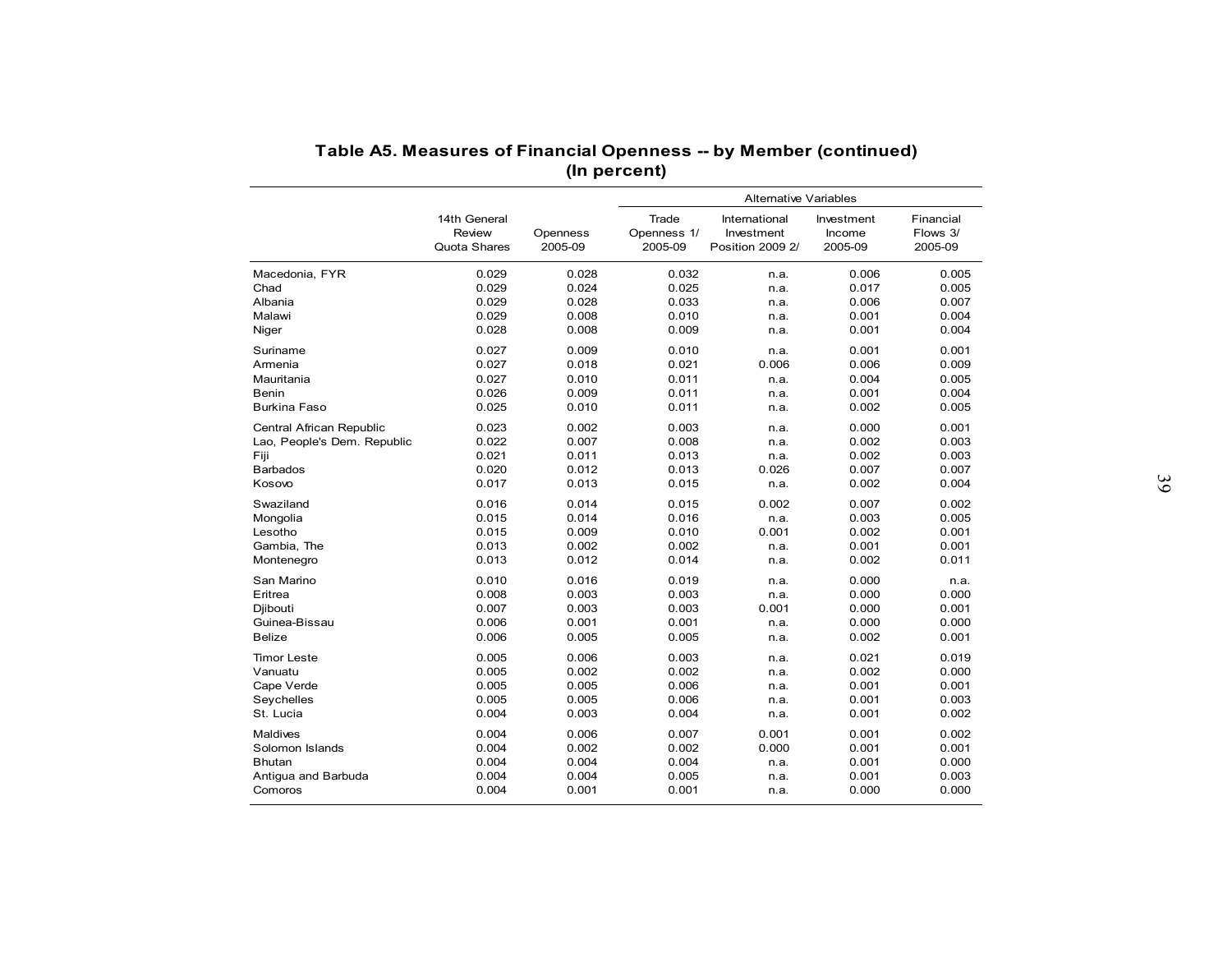**Table A5. Measures of Financial Openness -- by Member (continued)**
**(In percent)**

| | 14th General Review Quota Shares | Openness 2005-09 | Alternative Variables | | | |
|---|---|---|---|---|---|---|
| | | | Trade Openness 1/ 2005-09 | International Investment Position 2009 2/ | Investment Income 2005-09 | Financial Flows 3/ 2005-09 |
| Macedonia, FYR | 0.029 | 0.028 | 0.032 | n.a. | 0.006 | 0.005 |
| Chad | 0.029 | 0.024 | 0.025 | n.a. | 0.017 | 0.005 |
| Albania | 0.029 | 0.028 | 0.033 | n.a. | 0.006 | 0.007 |
| Malawi | 0.029 | 0.008 | 0.010 | n.a. | 0.001 | 0.004 |
| Niger | 0.028 | 0.008 | 0.009 | n.a. | 0.001 | 0.004 |
| Suriname | 0.027 | 0.009 | 0.010 | n.a. | 0.001 | 0.001 |
| Armenia | 0.027 | 0.018 | 0.021 | 0.006 | 0.006 | 0.009 |
| Mauritania | 0.027 | 0.010 | 0.011 | n.a. | 0.004 | 0.005 |
| Benin | 0.026 | 0.009 | 0.011 | n.a. | 0.001 | 0.004 |
| Burkina Faso | 0.025 | 0.010 | 0.011 | n.a. | 0.002 | 0.005 |
| Central African Republic | 0.023 | 0.002 | 0.003 | n.a. | 0.000 | 0.001 |
| Lao, People's Dem. Republic | 0.022 | 0.007 | 0.008 | n.a. | 0.002 | 0.003 |
| Fiji | 0.021 | 0.011 | 0.013 | n.a. | 0.002 | 0.003 |
| Barbados | 0.020 | 0.012 | 0.013 | 0.026 | 0.007 | 0.007 |
| Kosovo | 0.017 | 0.013 | 0.015 | n.a. | 0.002 | 0.004 |
| Swaziland | 0.016 | 0.014 | 0.015 | 0.002 | 0.007 | 0.002 |
| Mongolia | 0.015 | 0.014 | 0.016 | n.a. | 0.003 | 0.005 |
| Lesotho | 0.015 | 0.009 | 0.010 | 0.001 | 0.002 | 0.001 |
| Gambia, The | 0.013 | 0.002 | 0.002 | n.a. | 0.001 | 0.001 |
| Montenegro | 0.013 | 0.012 | 0.014 | n.a. | 0.002 | 0.011 |
| San Marino | 0.010 | 0.016 | 0.019 | n.a. | 0.000 | n.a. |
| Eritrea | 0.008 | 0.003 | 0.003 | n.a. | 0.000 | 0.000 |
| Djibouti | 0.007 | 0.003 | 0.003 | 0.001 | 0.000 | 0.001 |
| Guinea-Bissau | 0.006 | 0.001 | 0.001 | n.a. | 0.000 | 0.000 |
| Belize | 0.006 | 0.005 | 0.005 | n.a. | 0.002 | 0.001 |
| Timor Leste | 0.005 | 0.006 | 0.003 | n.a. | 0.021 | 0.019 |
| Vanuatu | 0.005 | 0.002 | 0.002 | n.a. | 0.002 | 0.000 |
| Cape Verde | 0.005 | 0.005 | 0.006 | n.a. | 0.001 | 0.001 |
| Seychelles | 0.005 | 0.005 | 0.006 | n.a. | 0.001 | 0.003 |
| St. Lucia | 0.004 | 0.003 | 0.004 | n.a. | 0.001 | 0.002 |
| Maldives | 0.004 | 0.006 | 0.007 | 0.001 | 0.001 | 0.002 |
| Solomon Islands | 0.004 | 0.002 | 0.002 | 0.000 | 0.001 | 0.001 |
| Bhutan | 0.004 | 0.004 | 0.004 | n.a. | 0.001 | 0.000 |
| Antigua and Barbuda | 0.004 | 0.004 | 0.005 | n.a. | 0.001 | 0.003 |
| Comoros | 0.004 | 0.001 | 0.001 | n.a. | 0.000 | 0.000 |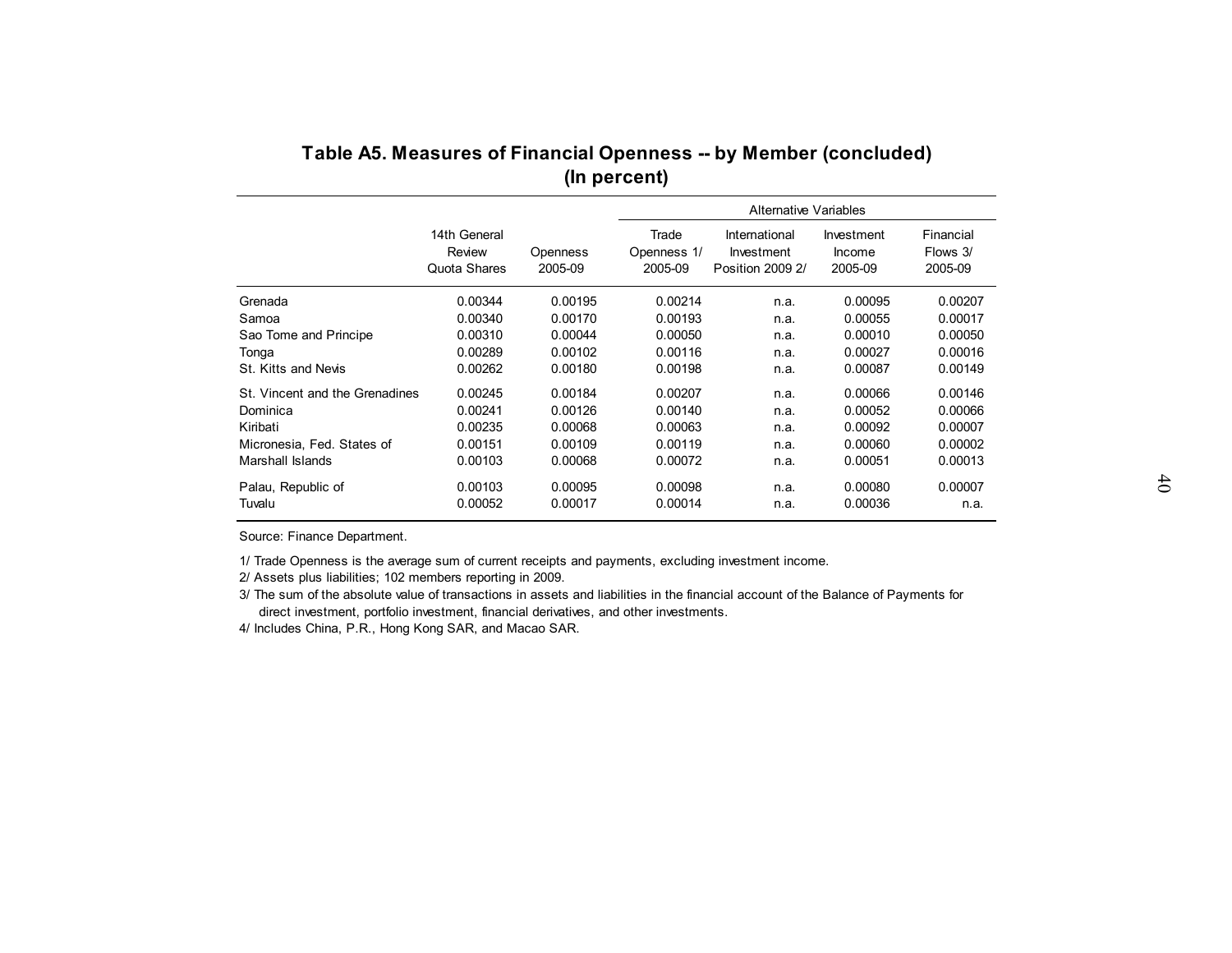## Table A5. Measures of Financial Openness -- by Member (concluded)
### (In percent)

| | 14th General Review Quota Shares | Openness 2005-09 | Alternative Variables | | | |
|---|---|---|---|---|---|---|
| | | | Trade Openness 1/ 2005-09 | International Investment Position 2009 2/ | Investment Income 2005-09 | Financial Flows 3/ 2005-09 |
| Grenada | 0.00344 | 0.00195 | 0.00214 | n.a. | 0.00095 | 0.00207 |
| Samoa | 0.00340 | 0.00170 | 0.00193 | n.a. | 0.00055 | 0.00017 |
| Sao Tome and Principe | 0.00310 | 0.00044 | 0.00050 | n.a. | 0.00010 | 0.00050 |
| Tonga | 0.00289 | 0.00102 | 0.00116 | n.a. | 0.00027 | 0.00016 |
| St. Kitts and Nevis | 0.00262 | 0.00180 | 0.00198 | n.a. | 0.00087 | 0.00149 |
| St. Vincent and the Grenadines | 0.00245 | 0.00184 | 0.00207 | n.a. | 0.00066 | 0.00146 |
| Dominica | 0.00241 | 0.00126 | 0.00140 | n.a. | 0.00052 | 0.00066 |
| Kiribati | 0.00235 | 0.00068 | 0.00063 | n.a. | 0.00092 | 0.00007 |
| Micronesia, Fed. States of | 0.00151 | 0.00109 | 0.00119 | n.a. | 0.00060 | 0.00002 |
| Marshall Islands | 0.00103 | 0.00068 | 0.00072 | n.a. | 0.00051 | 0.00013 |
| Palau, Republic of | 0.00103 | 0.00095 | 0.00098 | n.a. | 0.00080 | 0.00007 |
| Tuvalu | 0.00052 | 0.00017 | 0.00014 | n.a. | 0.00036 | n.a. |

Source: Finance Department.

1/ Trade Openness is the average sum of current receipts and payments, excluding investment income.

2/ Assets plus liabilities; 102 members reporting in 2009.

3/ The sum of the absolute value of transactions in assets and liabilities in the financial account of the Balance of Payments for direct investment, portfolio investment, financial derivatives, and other investments.

4/ Includes China, P.R., Hong Kong SAR, and Macao SAR.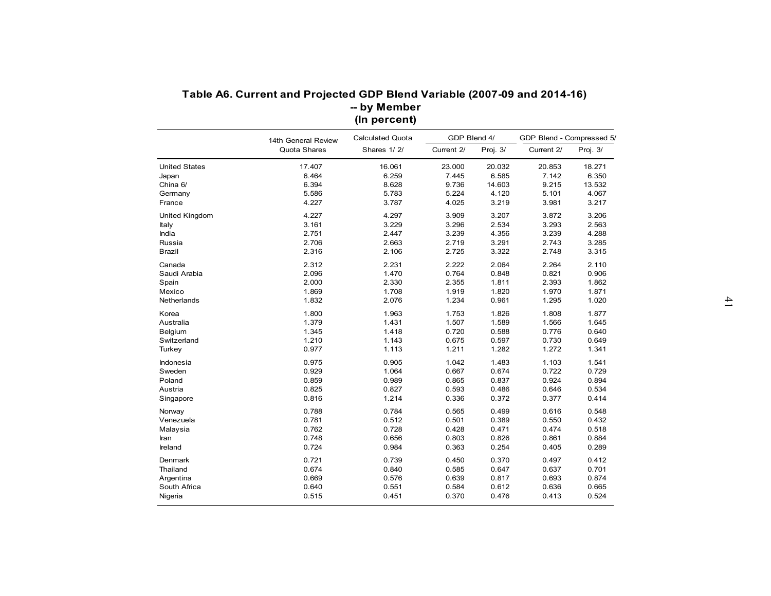**Table A6. Current and Projected GDP Blend Variable (2007-09 and 2014-16) -- by Member (In percent)**

| | 14th General Review Quota Shares | Calculated Quota Shares 1/ 2/ | GDP Blend 4/ | | GDP Blend - Compressed 5/ | |
|---|---|---|---|---|---|---|
| | | | Current 2/ | Proj. 3/ | Current 2/ | Proj. 3/ |
| United States | 17.407 | 16.061 | 23.000 | 20.032 | 20.853 | 18.271 |
| Japan | 6.464 | 6.259 | 7.445 | 6.585 | 7.142 | 6.350 |
| China 6/ | 6.394 | 8.628 | 9.736 | 14.603 | 9.215 | 13.532 |
| Germany | 5.586 | 5.783 | 5.224 | 4.120 | 5.101 | 4.067 |
| France | 4.227 | 3.787 | 4.025 | 3.219 | 3.981 | 3.217 |
| United Kingdom | 4.227 | 4.297 | 3.909 | 3.207 | 3.872 | 3.206 |
| Italy | 3.161 | 3.229 | 3.296 | 2.534 | 3.293 | 2.563 |
| India | 2.751 | 2.447 | 3.239 | 4.356 | 3.239 | 4.288 |
| Russia | 2.706 | 2.663 | 2.719 | 3.291 | 2.743 | 3.285 |
| Brazil | 2.316 | 2.106 | 2.725 | 3.322 | 2.748 | 3.315 |
| Canada | 2.312 | 2.231 | 2.222 | 2.064 | 2.264 | 2.110 |
| Saudi Arabia | 2.096 | 1.470 | 0.764 | 0.848 | 0.821 | 0.906 |
| Spain | 2.000 | 2.330 | 2.355 | 1.811 | 2.393 | 1.862 |
| Mexico | 1.869 | 1.708 | 1.919 | 1.820 | 1.970 | 1.871 |
| Netherlands | 1.832 | 2.076 | 1.234 | 0.961 | 1.295 | 1.020 |
| Korea | 1.800 | 1.963 | 1.753 | 1.826 | 1.808 | 1.877 |
| Australia | 1.379 | 1.431 | 1.507 | 1.589 | 1.566 | 1.645 |
| Belgium | 1.345 | 1.418 | 0.720 | 0.588 | 0.776 | 0.640 |
| Switzerland | 1.210 | 1.143 | 0.675 | 0.597 | 0.730 | 0.649 |
| Turkey | 0.977 | 1.113 | 1.211 | 1.282 | 1.272 | 1.341 |
| Indonesia | 0.975 | 0.905 | 1.042 | 1.483 | 1.103 | 1.541 |
| Sweden | 0.929 | 1.064 | 0.667 | 0.674 | 0.722 | 0.729 |
| Poland | 0.859 | 0.989 | 0.865 | 0.837 | 0.924 | 0.894 |
| Austria | 0.825 | 0.827 | 0.593 | 0.486 | 0.646 | 0.534 |
| Singapore | 0.816 | 1.214 | 0.336 | 0.372 | 0.377 | 0.414 |
| Norway | 0.788 | 0.784 | 0.565 | 0.499 | 0.616 | 0.548 |
| Venezuela | 0.781 | 0.512 | 0.501 | 0.389 | 0.550 | 0.432 |
| Malaysia | 0.762 | 0.728 | 0.428 | 0.471 | 0.474 | 0.518 |
| Iran | 0.748 | 0.656 | 0.803 | 0.826 | 0.861 | 0.884 |
| Ireland | 0.724 | 0.984 | 0.363 | 0.254 | 0.405 | 0.289 |
| Denmark | 0.721 | 0.739 | 0.450 | 0.370 | 0.497 | 0.412 |
| Thailand | 0.674 | 0.840 | 0.585 | 0.647 | 0.637 | 0.701 |
| Argentina | 0.669 | 0.576 | 0.639 | 0.817 | 0.693 | 0.874 |
| South Africa | 0.640 | 0.551 | 0.584 | 0.612 | 0.636 | 0.665 |
| Nigeria | 0.515 | 0.451 | 0.370 | 0.476 | 0.413 | 0.524 |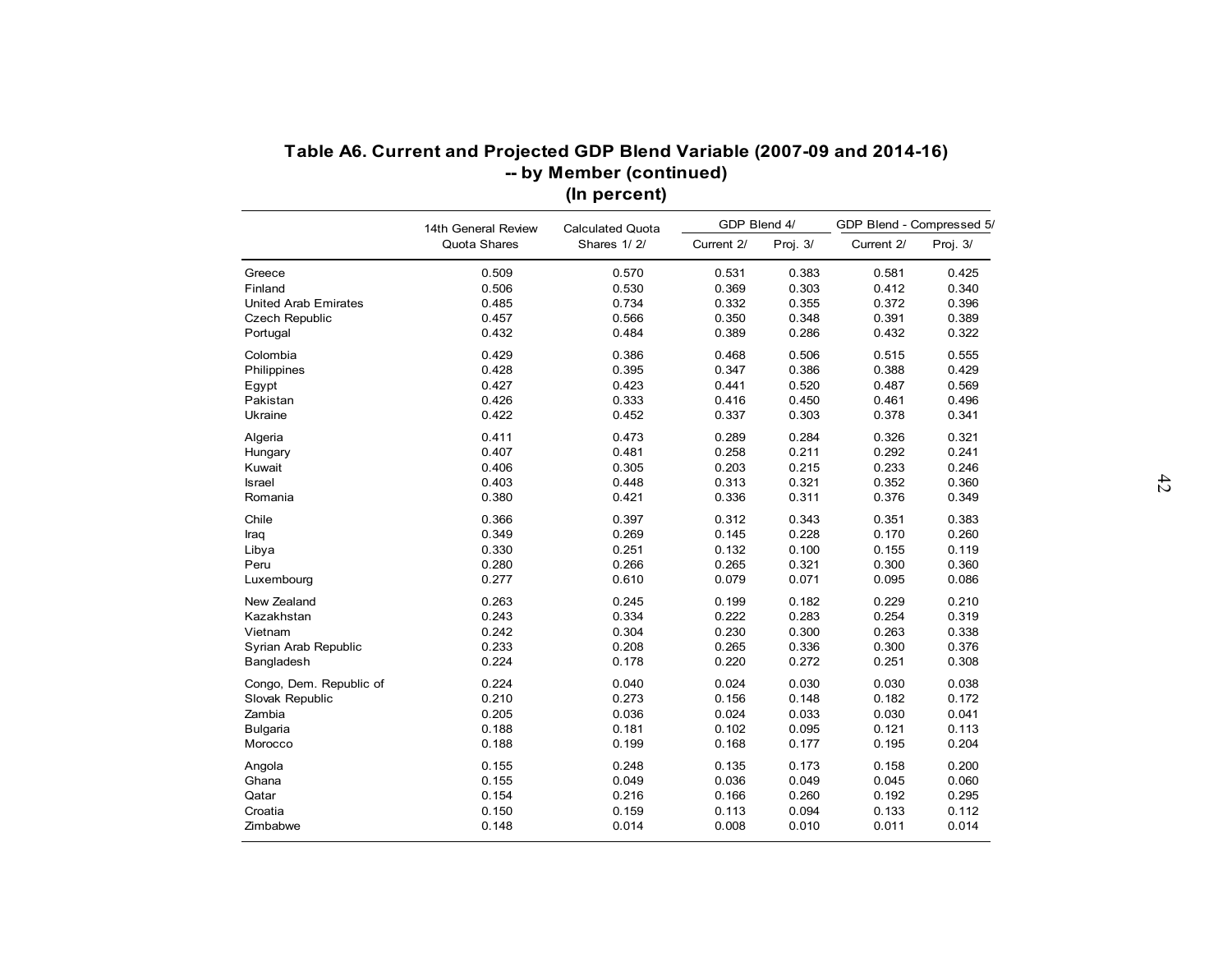# Table A6. Current and Projected GDP Blend Variable (2007-09 and 2014-16) -- by Member (continued)
## (In percent)

| | 14th General Review Quota Shares | Calculated Quota Shares 1/ 2/ | GDP Blend 4/ | | GDP Blend - Compressed 5/ | |
|---|---|---|---|---|---|---|
| | | | Current 2/ | Proj. 3/ | Current 2/ | Proj. 3/ |
| Greece | 0.509 | 0.570 | 0.531 | 0.383 | 0.581 | 0.425 |
| Finland | 0.506 | 0.530 | 0.369 | 0.303 | 0.412 | 0.340 |
| United Arab Emirates | 0.485 | 0.734 | 0.332 | 0.355 | 0.372 | 0.396 |
| Czech Republic | 0.457 | 0.566 | 0.350 | 0.348 | 0.391 | 0.389 |
| Portugal | 0.432 | 0.484 | 0.389 | 0.286 | 0.432 | 0.322 |
| Colombia | 0.429 | 0.386 | 0.468 | 0.506 | 0.515 | 0.555 |
| Philippines | 0.428 | 0.395 | 0.347 | 0.386 | 0.388 | 0.429 |
| Egypt | 0.427 | 0.423 | 0.441 | 0.520 | 0.487 | 0.569 |
| Pakistan | 0.426 | 0.333 | 0.416 | 0.450 | 0.461 | 0.496 |
| Ukraine | 0.422 | 0.452 | 0.337 | 0.303 | 0.378 | 0.341 |
| Algeria | 0.411 | 0.473 | 0.289 | 0.284 | 0.326 | 0.321 |
| Hungary | 0.407 | 0.481 | 0.258 | 0.211 | 0.292 | 0.241 |
| Kuwait | 0.406 | 0.305 | 0.203 | 0.215 | 0.233 | 0.246 |
| Israel | 0.403 | 0.448 | 0.313 | 0.321 | 0.352 | 0.360 |
| Romania | 0.380 | 0.421 | 0.336 | 0.311 | 0.376 | 0.349 |
| Chile | 0.366 | 0.397 | 0.312 | 0.343 | 0.351 | 0.383 |
| Iraq | 0.349 | 0.269 | 0.145 | 0.228 | 0.170 | 0.260 |
| Libya | 0.330 | 0.251 | 0.132 | 0.100 | 0.155 | 0.119 |
| Peru | 0.280 | 0.266 | 0.265 | 0.321 | 0.300 | 0.360 |
| Luxembourg | 0.277 | 0.610 | 0.079 | 0.071 | 0.095 | 0.086 |
| New Zealand | 0.263 | 0.245 | 0.199 | 0.182 | 0.229 | 0.210 |
| Kazakhstan | 0.243 | 0.334 | 0.222 | 0.283 | 0.254 | 0.319 |
| Vietnam | 0.242 | 0.304 | 0.230 | 0.300 | 0.263 | 0.338 |
| Syrian Arab Republic | 0.233 | 0.208 | 0.265 | 0.336 | 0.300 | 0.376 |
| Bangladesh | 0.224 | 0.178 | 0.220 | 0.272 | 0.251 | 0.308 |
| Congo, Dem. Republic of | 0.224 | 0.040 | 0.024 | 0.030 | 0.030 | 0.038 |
| Slovak Republic | 0.210 | 0.273 | 0.156 | 0.148 | 0.182 | 0.172 |
| Zambia | 0.205 | 0.036 | 0.024 | 0.033 | 0.030 | 0.041 |
| Bulgaria | 0.188 | 0.181 | 0.102 | 0.095 | 0.121 | 0.113 |
| Morocco | 0.188 | 0.199 | 0.168 | 0.177 | 0.195 | 0.204 |
| Angola | 0.155 | 0.248 | 0.135 | 0.173 | 0.158 | 0.200 |
| Ghana | 0.155 | 0.049 | 0.036 | 0.049 | 0.045 | 0.060 |
| Qatar | 0.154 | 0.216 | 0.166 | 0.260 | 0.192 | 0.295 |
| Croatia | 0.150 | 0.159 | 0.113 | 0.094 | 0.133 | 0.112 |
| Zimbabwe | 0.148 | 0.014 | 0.008 | 0.010 | 0.011 | 0.014 |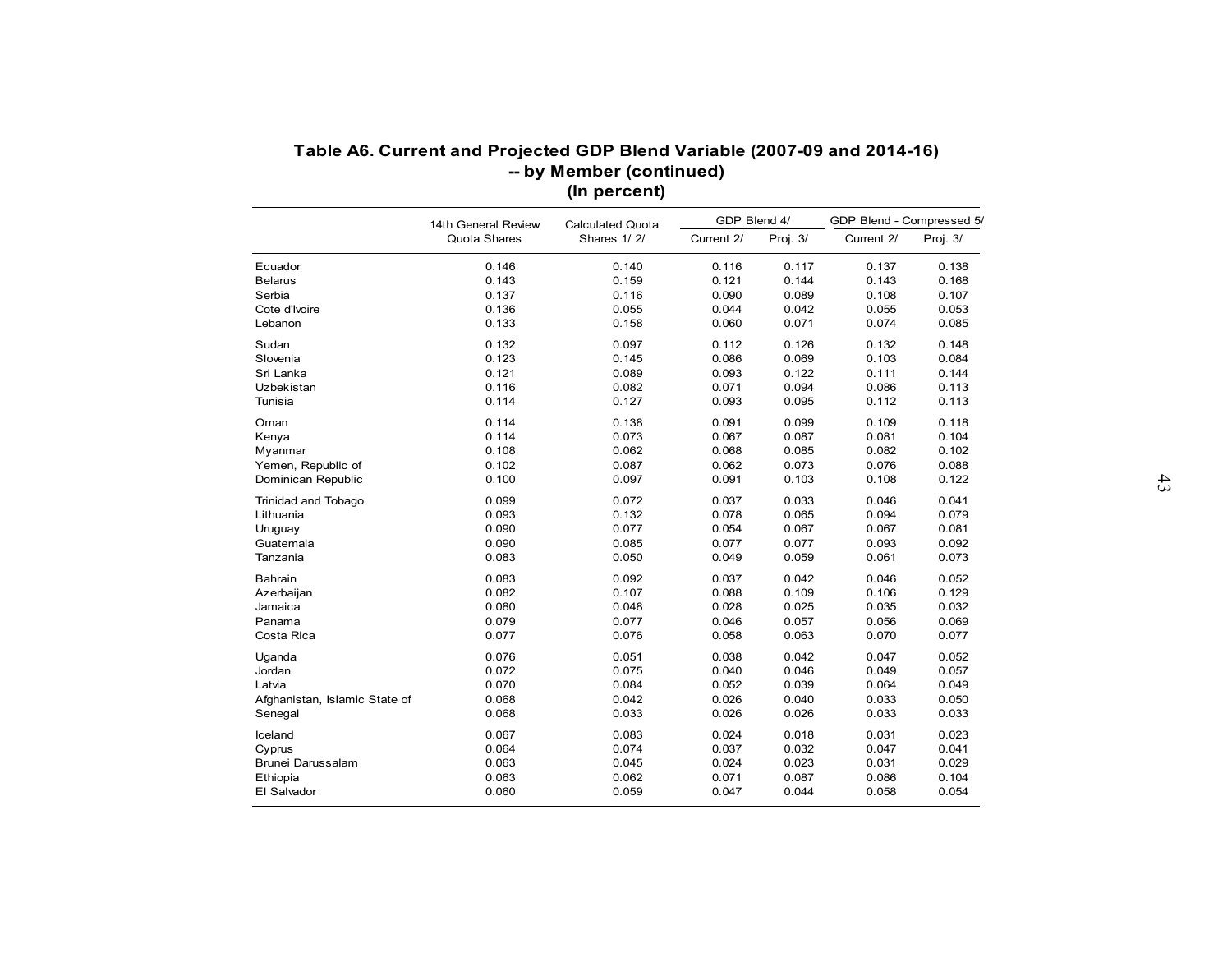## Table A6. Current and Projected GDP Blend Variable (2007-09 and 2014-16) -- by Member (continued)
### (In percent)

| | 14th General Review Quota Shares | Calculated Quota Shares 1/ 2/ | GDP Blend 4/ | | GDP Blend - Compressed 5/ | |
|---|---|---|---|---|---|---|
| | | | Current 2/ | Proj. 3/ | Current 2/ | Proj. 3/ |
| Ecuador | 0.146 | 0.140 | 0.116 | 0.117 | 0.137 | 0.138 |
| Belarus | 0.143 | 0.159 | 0.121 | 0.144 | 0.143 | 0.168 |
| Serbia | 0.137 | 0.116 | 0.090 | 0.089 | 0.108 | 0.107 |
| Cote d'Ivoire | 0.136 | 0.055 | 0.044 | 0.042 | 0.055 | 0.053 |
| Lebanon | 0.133 | 0.158 | 0.060 | 0.071 | 0.074 | 0.085 |
| Sudan | 0.132 | 0.097 | 0.112 | 0.126 | 0.132 | 0.148 |
| Slovenia | 0.123 | 0.145 | 0.086 | 0.069 | 0.103 | 0.084 |
| Sri Lanka | 0.121 | 0.089 | 0.093 | 0.122 | 0.111 | 0.144 |
| Uzbekistan | 0.116 | 0.082 | 0.071 | 0.094 | 0.086 | 0.113 |
| Tunisia | 0.114 | 0.127 | 0.093 | 0.095 | 0.112 | 0.113 |
| Oman | 0.114 | 0.138 | 0.091 | 0.099 | 0.109 | 0.118 |
| Kenya | 0.114 | 0.073 | 0.067 | 0.087 | 0.081 | 0.104 |
| Myanmar | 0.108 | 0.062 | 0.068 | 0.085 | 0.082 | 0.102 |
| Yemen, Republic of | 0.102 | 0.087 | 0.062 | 0.073 | 0.076 | 0.088 |
| Dominican Republic | 0.100 | 0.097 | 0.091 | 0.103 | 0.108 | 0.122 |
| Trinidad and Tobago | 0.099 | 0.072 | 0.037 | 0.033 | 0.046 | 0.041 |
| Lithuania | 0.093 | 0.132 | 0.078 | 0.065 | 0.094 | 0.079 |
| Uruguay | 0.090 | 0.077 | 0.054 | 0.067 | 0.067 | 0.081 |
| Guatemala | 0.090 | 0.085 | 0.077 | 0.077 | 0.093 | 0.092 |
| Tanzania | 0.083 | 0.050 | 0.049 | 0.059 | 0.061 | 0.073 |
| Bahrain | 0.083 | 0.092 | 0.037 | 0.042 | 0.046 | 0.052 |
| Azerbaijan | 0.082 | 0.107 | 0.088 | 0.109 | 0.106 | 0.129 |
| Jamaica | 0.080 | 0.048 | 0.028 | 0.025 | 0.035 | 0.032 |
| Panama | 0.079 | 0.077 | 0.046 | 0.057 | 0.056 | 0.069 |
| Costa Rica | 0.077 | 0.076 | 0.058 | 0.063 | 0.070 | 0.077 |
| Uganda | 0.076 | 0.051 | 0.038 | 0.042 | 0.047 | 0.052 |
| Jordan | 0.072 | 0.075 | 0.040 | 0.046 | 0.049 | 0.057 |
| Latvia | 0.070 | 0.084 | 0.052 | 0.039 | 0.064 | 0.049 |
| Afghanistan, Islamic State of | 0.068 | 0.042 | 0.026 | 0.040 | 0.033 | 0.050 |
| Senegal | 0.068 | 0.033 | 0.026 | 0.026 | 0.033 | 0.033 |
| Iceland | 0.067 | 0.083 | 0.024 | 0.018 | 0.031 | 0.023 |
| Cyprus | 0.064 | 0.074 | 0.037 | 0.032 | 0.047 | 0.041 |
| Brunei Darussalam | 0.063 | 0.045 | 0.024 | 0.023 | 0.031 | 0.029 |
| Ethiopia | 0.063 | 0.062 | 0.071 | 0.087 | 0.086 | 0.104 |
| El Salvador | 0.060 | 0.059 | 0.047 | 0.044 | 0.058 | 0.054 |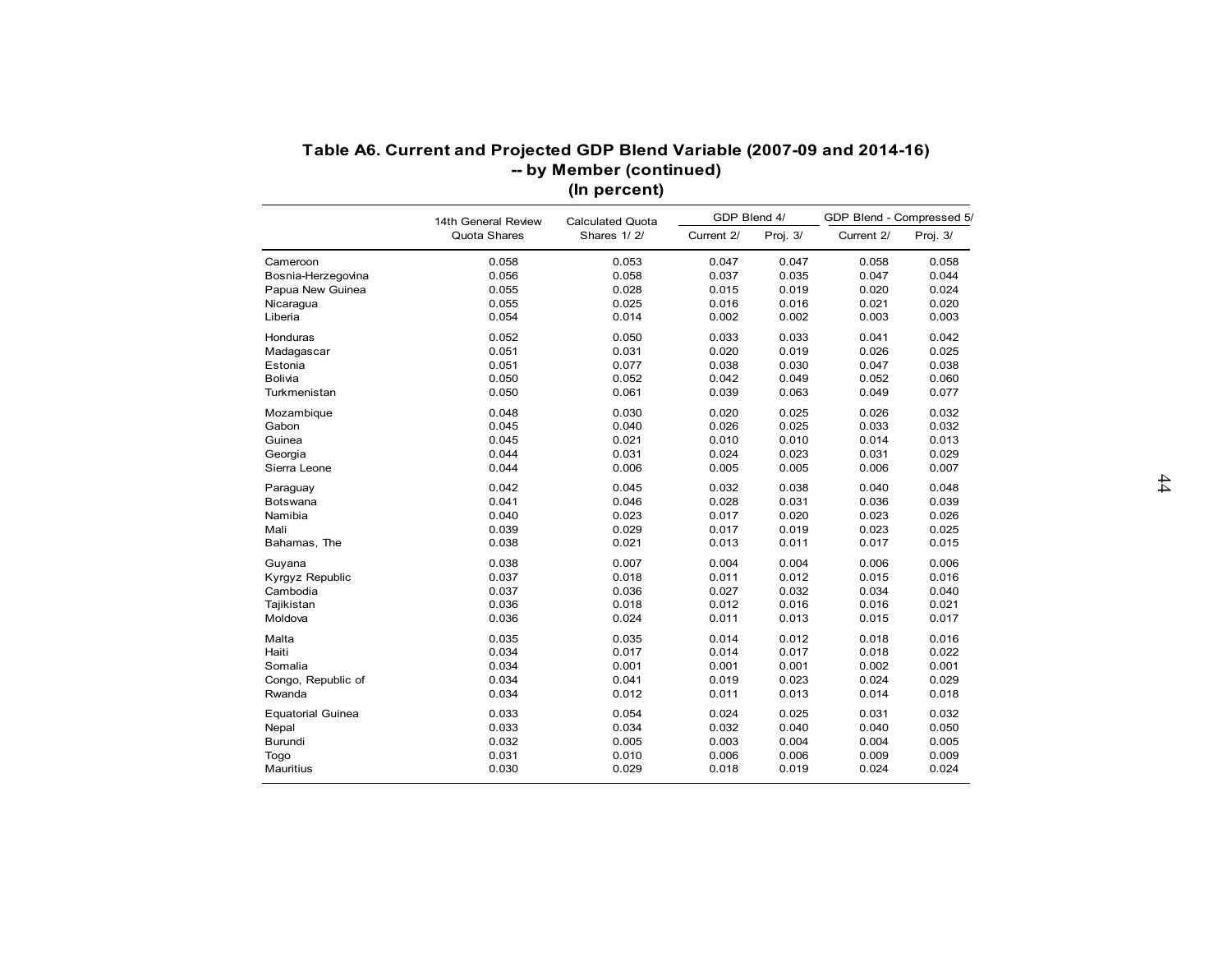# Table A6. Current and Projected GDP Blend Variable (2007-09 and 2014-16) -- by Member (continued)

**(In percent)**

| | 14th General Review Quota Shares | Calculated Quota Shares 1/ 2/ | GDP Blend 4/ | | GDP Blend - Compressed 5/ | |
|---|---|---|---|---|---|---|
| | | | Current 2/ | Proj. 3/ | Current 2/ | Proj. 3/ |
| Cameroon | 0.058 | 0.053 | 0.047 | 0.047 | 0.058 | 0.058 |
| Bosnia-Herzegovina | 0.056 | 0.058 | 0.037 | 0.035 | 0.047 | 0.044 |
| Papua New Guinea | 0.055 | 0.028 | 0.015 | 0.019 | 0.020 | 0.024 |
| Nicaragua | 0.055 | 0.025 | 0.016 | 0.016 | 0.021 | 0.020 |
| Liberia | 0.054 | 0.014 | 0.002 | 0.002 | 0.003 | 0.003 |
| Honduras | 0.052 | 0.050 | 0.033 | 0.033 | 0.041 | 0.042 |
| Madagascar | 0.051 | 0.031 | 0.020 | 0.019 | 0.026 | 0.025 |
| Estonia | 0.051 | 0.077 | 0.038 | 0.030 | 0.047 | 0.038 |
| Bolivia | 0.050 | 0.052 | 0.042 | 0.049 | 0.052 | 0.060 |
| Turkmenistan | 0.050 | 0.061 | 0.039 | 0.063 | 0.049 | 0.077 |
| Mozambique | 0.048 | 0.030 | 0.020 | 0.025 | 0.026 | 0.032 |
| Gabon | 0.045 | 0.040 | 0.026 | 0.025 | 0.033 | 0.032 |
| Guinea | 0.045 | 0.021 | 0.010 | 0.010 | 0.014 | 0.013 |
| Georgia | 0.044 | 0.031 | 0.024 | 0.023 | 0.031 | 0.029 |
| Sierra Leone | 0.044 | 0.006 | 0.005 | 0.005 | 0.006 | 0.007 |
| Paraguay | 0.042 | 0.045 | 0.032 | 0.038 | 0.040 | 0.048 |
| Botswana | 0.041 | 0.046 | 0.028 | 0.031 | 0.036 | 0.039 |
| Namibia | 0.040 | 0.023 | 0.017 | 0.020 | 0.023 | 0.026 |
| Mali | 0.039 | 0.029 | 0.017 | 0.019 | 0.023 | 0.025 |
| Bahamas, The | 0.038 | 0.021 | 0.013 | 0.011 | 0.017 | 0.015 |
| Guyana | 0.038 | 0.007 | 0.004 | 0.004 | 0.006 | 0.006 |
| Kyrgyz Republic | 0.037 | 0.018 | 0.011 | 0.012 | 0.015 | 0.016 |
| Cambodia | 0.037 | 0.036 | 0.027 | 0.032 | 0.034 | 0.040 |
| Tajikistan | 0.036 | 0.018 | 0.012 | 0.016 | 0.016 | 0.021 |
| Moldova | 0.036 | 0.024 | 0.011 | 0.013 | 0.015 | 0.017 |
| Malta | 0.035 | 0.035 | 0.014 | 0.012 | 0.018 | 0.016 |
| Haiti | 0.034 | 0.017 | 0.014 | 0.017 | 0.018 | 0.022 |
| Somalia | 0.034 | 0.001 | 0.001 | 0.001 | 0.002 | 0.001 |
| Congo, Republic of | 0.034 | 0.041 | 0.019 | 0.023 | 0.024 | 0.029 |
| Rwanda | 0.034 | 0.012 | 0.011 | 0.013 | 0.014 | 0.018 |
| Equatorial Guinea | 0.033 | 0.054 | 0.024 | 0.025 | 0.031 | 0.032 |
| Nepal | 0.033 | 0.034 | 0.032 | 0.040 | 0.040 | 0.050 |
| Burundi | 0.032 | 0.005 | 0.003 | 0.004 | 0.004 | 0.005 |
| Togo | 0.031 | 0.010 | 0.006 | 0.006 | 0.009 | 0.009 |
| Mauritius | 0.030 | 0.029 | 0.018 | 0.019 | 0.024 | 0.024 |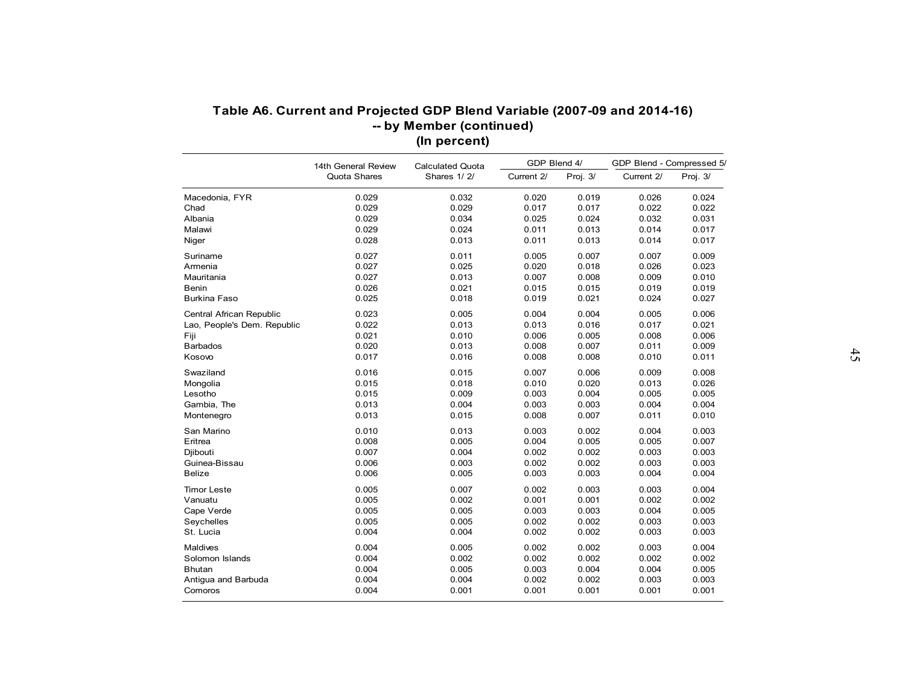# Table A6. Current and Projected GDP Blend Variable (2007-09 and 2014-16) -- by Member (continued)
## (In percent)

| | 14th General Review Quota Shares | Calculated Quota Shares 1/ 2/ | GDP Blend 4/ | | GDP Blend - Compressed 5/ | |
|---|---|---|---|---|---|---|
| | | | Current 2/ | Proj. 3/ | Current 2/ | Proj. 3/ |
| Macedonia, FYR | 0.029 | 0.032 | 0.020 | 0.019 | 0.026 | 0.024 |
| Chad | 0.029 | 0.029 | 0.017 | 0.017 | 0.022 | 0.022 |
| Albania | 0.029 | 0.034 | 0.025 | 0.024 | 0.032 | 0.031 |
| Malawi | 0.029 | 0.024 | 0.011 | 0.013 | 0.014 | 0.017 |
| Niger | 0.028 | 0.013 | 0.011 | 0.013 | 0.014 | 0.017 |
| Suriname | 0.027 | 0.011 | 0.005 | 0.007 | 0.007 | 0.009 |
| Armenia | 0.027 | 0.025 | 0.020 | 0.018 | 0.026 | 0.023 |
| Mauritania | 0.027 | 0.013 | 0.007 | 0.008 | 0.009 | 0.010 |
| Benin | 0.026 | 0.021 | 0.015 | 0.015 | 0.019 | 0.019 |
| Burkina Faso | 0.025 | 0.018 | 0.019 | 0.021 | 0.024 | 0.027 |
| Central African Republic | 0.023 | 0.005 | 0.004 | 0.004 | 0.005 | 0.006 |
| Lao, People's Dem. Republic | 0.022 | 0.013 | 0.013 | 0.016 | 0.017 | 0.021 |
| Fiji | 0.021 | 0.010 | 0.006 | 0.005 | 0.008 | 0.006 |
| Barbados | 0.020 | 0.013 | 0.008 | 0.007 | 0.011 | 0.009 |
| Kosovo | 0.017 | 0.016 | 0.008 | 0.008 | 0.010 | 0.011 |
| Swaziland | 0.016 | 0.015 | 0.007 | 0.006 | 0.009 | 0.008 |
| Mongolia | 0.015 | 0.018 | 0.010 | 0.020 | 0.013 | 0.026 |
| Lesotho | 0.015 | 0.009 | 0.003 | 0.004 | 0.005 | 0.005 |
| Gambia, The | 0.013 | 0.004 | 0.003 | 0.003 | 0.004 | 0.004 |
| Montenegro | 0.013 | 0.015 | 0.008 | 0.007 | 0.011 | 0.010 |
| San Marino | 0.010 | 0.013 | 0.003 | 0.002 | 0.004 | 0.003 |
| Eritrea | 0.008 | 0.005 | 0.004 | 0.005 | 0.005 | 0.007 |
| Djibouti | 0.007 | 0.004 | 0.002 | 0.002 | 0.003 | 0.003 |
| Guinea-Bissau | 0.006 | 0.003 | 0.002 | 0.002 | 0.003 | 0.003 |
| Belize | 0.006 | 0.005 | 0.003 | 0.003 | 0.004 | 0.004 |
| Timor Leste | 0.005 | 0.007 | 0.002 | 0.003 | 0.003 | 0.004 |
| Vanuatu | 0.005 | 0.002 | 0.001 | 0.001 | 0.002 | 0.002 |
| Cape Verde | 0.005 | 0.005 | 0.003 | 0.003 | 0.004 | 0.005 |
| Seychelles | 0.005 | 0.005 | 0.002 | 0.002 | 0.003 | 0.003 |
| St. Lucia | 0.004 | 0.004 | 0.002 | 0.002 | 0.003 | 0.003 |
| Maldives | 0.004 | 0.005 | 0.002 | 0.002 | 0.003 | 0.004 |
| Solomon Islands | 0.004 | 0.002 | 0.002 | 0.002 | 0.002 | 0.002 |
| Bhutan | 0.004 | 0.005 | 0.003 | 0.004 | 0.004 | 0.005 |
| Antigua and Barbuda | 0.004 | 0.004 | 0.002 | 0.002 | 0.003 | 0.003 |
| Comoros | 0.004 | 0.001 | 0.001 | 0.001 | 0.001 | 0.001 |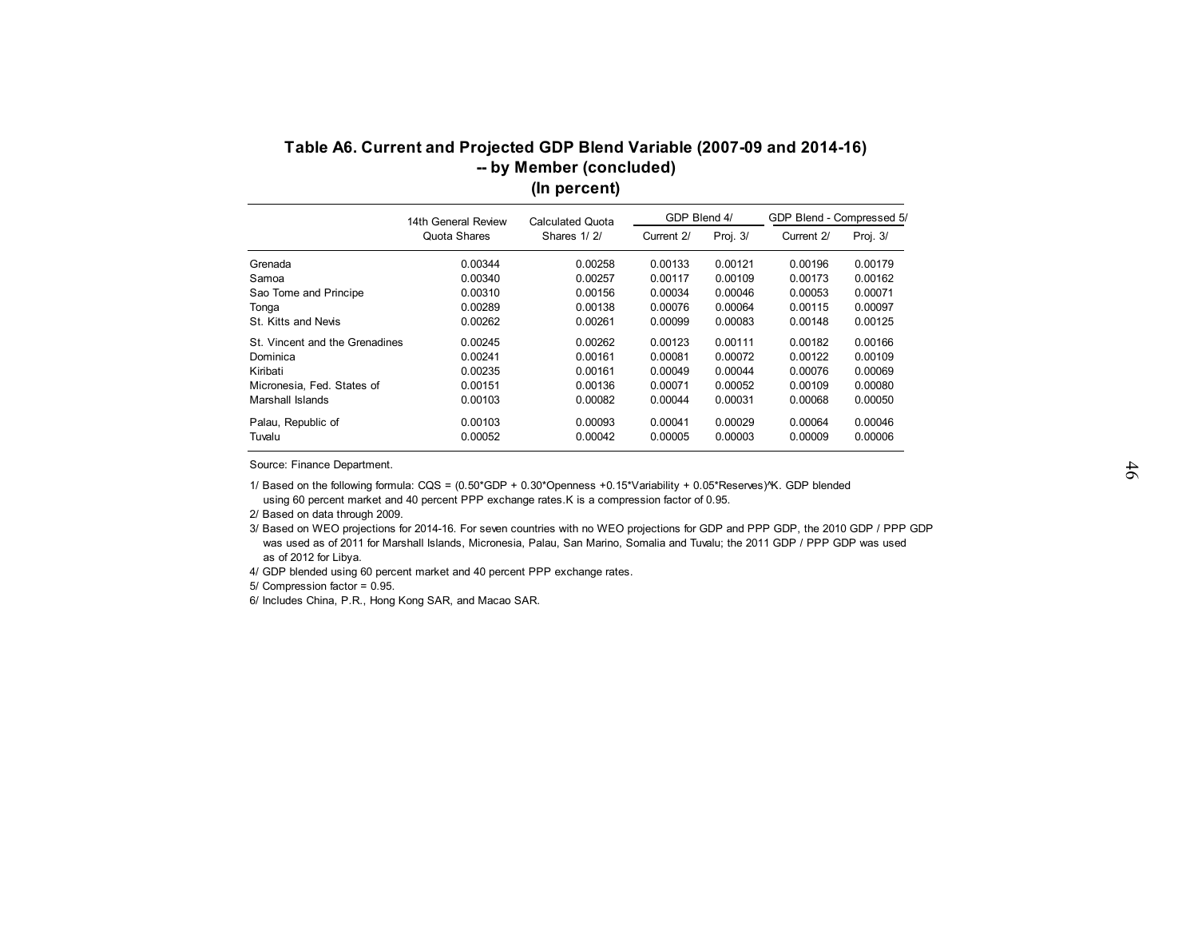## Table A6. Current and Projected GDP Blend Variable (2007-09 and 2014-16) -- by Member (concluded)
### (In percent)

| | 14th General Review Quota Shares | Calculated Quota Shares 1/ 2/ | GDP Blend 4/ | | GDP Blend - Compressed 5/ | |
|---|---|---|---|---|---|---|
| | | | Current 2/ | Proj. 3/ | Current 2/ | Proj. 3/ |
| Grenada | 0.00344 | 0.00258 | 0.00133 | 0.00121 | 0.00196 | 0.00179 |
| Samoa | 0.00340 | 0.00257 | 0.00117 | 0.00109 | 0.00173 | 0.00162 |
| Sao Tome and Principe | 0.00310 | 0.00156 | 0.00034 | 0.00046 | 0.00053 | 0.00071 |
| Tonga | 0.00289 | 0.00138 | 0.00076 | 0.00064 | 0.00115 | 0.00097 |
| St. Kitts and Nevis | 0.00262 | 0.00261 | 0.00099 | 0.00083 | 0.00148 | 0.00125 |
| St. Vincent and the Grenadines | 0.00245 | 0.00262 | 0.00123 | 0.00111 | 0.00182 | 0.00166 |
| Dominica | 0.00241 | 0.00161 | 0.00081 | 0.00072 | 0.00122 | 0.00109 |
| Kiribati | 0.00235 | 0.00161 | 0.00049 | 0.00044 | 0.00076 | 0.00069 |
| Micronesia, Fed. States of | 0.00151 | 0.00136 | 0.00071 | 0.00052 | 0.00109 | 0.00080 |
| Marshall Islands | 0.00103 | 0.00082 | 0.00044 | 0.00031 | 0.00068 | 0.00050 |
| Palau, Republic of | 0.00103 | 0.00093 | 0.00041 | 0.00029 | 0.00064 | 0.00046 |
| Tuvalu | 0.00052 | 0.00042 | 0.00005 | 0.00003 | 0.00009 | 0.00006 |

Source: Finance Department.

1/ Based on the following formula: CQS = (0.50*GDP + 0.30*Openness +0.15*Variability + 0.05*Reserves)^K. GDP blended using 60 percent market and 40 percent PPP exchange rates.K is a compression factor of 0.95.

2/ Based on data through 2009.

3/ Based on WEO projections for 2014-16. For seven countries with no WEO projections for GDP and PPP GDP, the 2010 GDP / PPP GDP was used as of 2011 for Marshall Islands, Micronesia, Palau, San Marino, Somalia and Tuvalu; the 2011 GDP / PPP GDP was used as of 2012 for Libya.

4/ GDP blended using 60 percent market and 40 percent PPP exchange rates.

5/ Compression factor = 0.95.

6/ Includes China, P.R., Hong Kong SAR, and Macao SAR.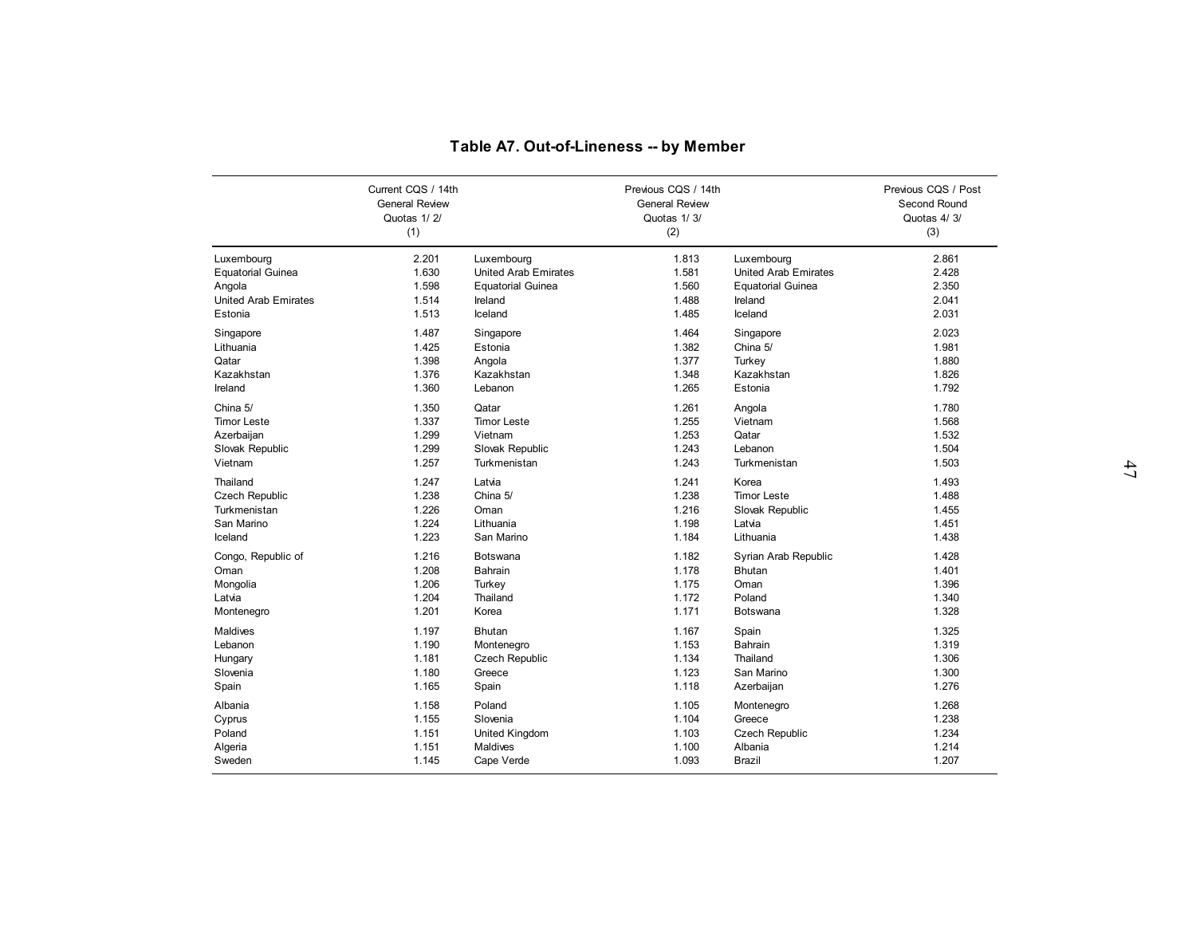## Table A7. Out-of-Lineness -- by Member

| Current CQS / 14th General Review Quotas 1/ 2/ (1) | | Previous CQS / 14th General Review Quotas 1/ 3/ (2) | | Previous CQS / Post Second Round Quotas 4/ 3/ (3) | |
|---|---|---|---|---|---|
| Luxembourg | 2.201 | Luxembourg | 1.813 | Luxembourg | 2.861 |
| Equatorial Guinea | 1.630 | United Arab Emirates | 1.581 | United Arab Emirates | 2.428 |
| Angola | 1.598 | Equatorial Guinea | 1.560 | Equatorial Guinea | 2.350 |
| United Arab Emirates | 1.514 | Ireland | 1.488 | Ireland | 2.041 |
| Estonia | 1.513 | Iceland | 1.485 | Iceland | 2.031 |
| Singapore | 1.487 | Singapore | 1.464 | Singapore | 2.023 |
| Lithuania | 1.425 | Estonia | 1.382 | China 5/ | 1.981 |
| Qatar | 1.398 | Angola | 1.377 | Turkey | 1.880 |
| Kazakhstan | 1.376 | Kazakhstan | 1.348 | Kazakhstan | 1.826 |
| Ireland | 1.360 | Lebanon | 1.265 | Estonia | 1.792 |
| China 5/ | 1.350 | Qatar | 1.261 | Angola | 1.780 |
| Timor Leste | 1.337 | Timor Leste | 1.255 | Vietnam | 1.568 |
| Azerbaijan | 1.299 | Vietnam | 1.253 | Qatar | 1.532 |
| Slovak Republic | 1.299 | Slovak Republic | 1.243 | Lebanon | 1.504 |
| Vietnam | 1.257 | Turkmenistan | 1.243 | Turkmenistan | 1.503 |
| Thailand | 1.247 | Latvia | 1.241 | Korea | 1.493 |
| Czech Republic | 1.238 | China 5/ | 1.238 | Timor Leste | 1.488 |
| Turkmenistan | 1.226 | Oman | 1.216 | Slovak Republic | 1.455 |
| San Marino | 1.224 | Lithuania | 1.198 | Latvia | 1.451 |
| Iceland | 1.223 | San Marino | 1.184 | Lithuania | 1.438 |
| Congo, Republic of | 1.216 | Botswana | 1.182 | Syrian Arab Republic | 1.428 |
| Oman | 1.208 | Bahrain | 1.178 | Bhutan | 1.401 |
| Mongolia | 1.206 | Turkey | 1.175 | Oman | 1.396 |
| Latvia | 1.204 | Thailand | 1.172 | Poland | 1.340 |
| Montenegro | 1.201 | Korea | 1.171 | Botswana | 1.328 |
| Maldives | 1.197 | Bhutan | 1.167 | Spain | 1.325 |
| Lebanon | 1.190 | Montenegro | 1.153 | Bahrain | 1.319 |
| Hungary | 1.181 | Czech Republic | 1.134 | Thailand | 1.306 |
| Slovenia | 1.180 | Greece | 1.123 | San Marino | 1.300 |
| Spain | 1.165 | Spain | 1.118 | Azerbaijan | 1.276 |
| Albania | 1.158 | Poland | 1.105 | Montenegro | 1.268 |
| Cyprus | 1.155 | Slovenia | 1.104 | Greece | 1.238 |
| Poland | 1.151 | United Kingdom | 1.103 | Czech Republic | 1.234 |
| Algeria | 1.151 | Maldives | 1.100 | Albania | 1.214 |
| Sweden | 1.145 | Cape Verde | 1.093 | Brazil | 1.207 |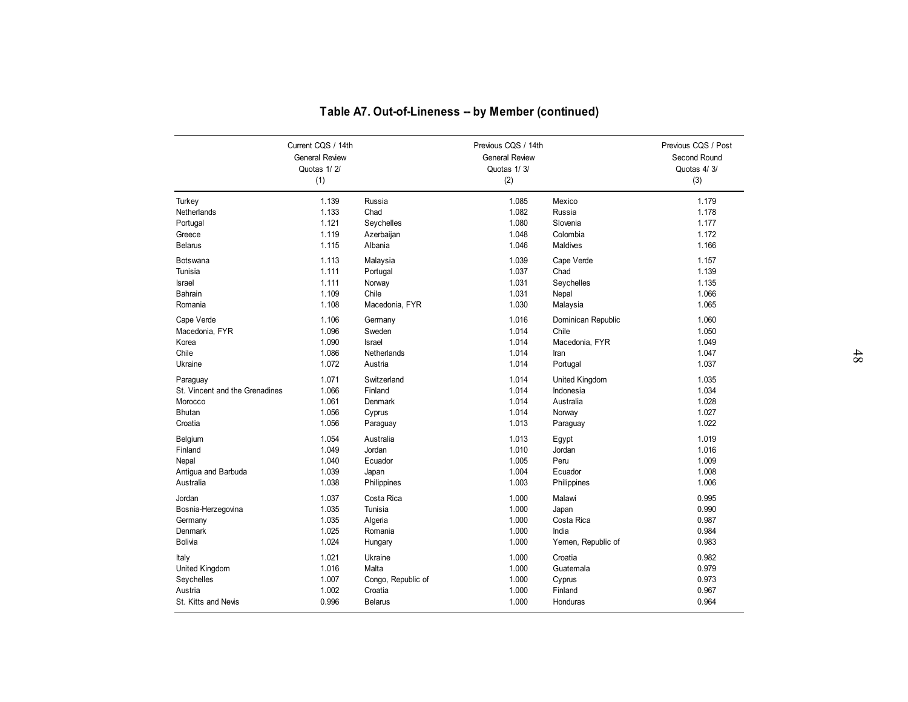## Table A7. Out-of-Lineness -- by Member (continued)

| | Current CQS / 14th General Review Quotas 1/ 2/ (1) | | Previous CQS / 14th General Review Quotas 1/ 3/ (2) | | Previous CQS / Post Second Round Quotas 4/ 3/ (3) |
|---|---|---|---|---|---|
| Turkey | 1.139 | Russia | 1.085 | Mexico | 1.179 |
| Netherlands | 1.133 | Chad | 1.082 | Russia | 1.178 |
| Portugal | 1.121 | Seychelles | 1.080 | Slovenia | 1.177 |
| Greece | 1.119 | Azerbaijan | 1.048 | Colombia | 1.172 |
| Belarus | 1.115 | Albania | 1.046 | Maldives | 1.166 |
| Botswana | 1.113 | Malaysia | 1.039 | Cape Verde | 1.157 |
| Tunisia | 1.111 | Portugal | 1.037 | Chad | 1.139 |
| Israel | 1.111 | Norway | 1.031 | Seychelles | 1.135 |
| Bahrain | 1.109 | Chile | 1.031 | Nepal | 1.066 |
| Romania | 1.108 | Macedonia, FYR | 1.030 | Malaysia | 1.065 |
| Cape Verde | 1.106 | Germany | 1.016 | Dominican Republic | 1.060 |
| Macedonia, FYR | 1.096 | Sweden | 1.014 | Chile | 1.050 |
| Korea | 1.090 | Israel | 1.014 | Macedonia, FYR | 1.049 |
| Chile | 1.086 | Netherlands | 1.014 | Iran | 1.047 |
| Ukraine | 1.072 | Austria | 1.014 | Portugal | 1.037 |
| Paraguay | 1.071 | Switzerland | 1.014 | United Kingdom | 1.035 |
| St. Vincent and the Grenadines | 1.066 | Finland | 1.014 | Indonesia | 1.034 |
| Morocco | 1.061 | Denmark | 1.014 | Australia | 1.028 |
| Bhutan | 1.056 | Cyprus | 1.014 | Norway | 1.027 |
| Croatia | 1.056 | Paraguay | 1.013 | Paraguay | 1.022 |
| Belgium | 1.054 | Australia | 1.013 | Egypt | 1.019 |
| Finland | 1.049 | Jordan | 1.010 | Jordan | 1.016 |
| Nepal | 1.040 | Ecuador | 1.005 | Peru | 1.009 |
| Antigua and Barbuda | 1.039 | Japan | 1.004 | Ecuador | 1.008 |
| Australia | 1.038 | Philippines | 1.003 | Philippines | 1.006 |
| Jordan | 1.037 | Costa Rica | 1.000 | Malawi | 0.995 |
| Bosnia-Herzegovina | 1.035 | Tunisia | 1.000 | Japan | 0.990 |
| Germany | 1.035 | Algeria | 1.000 | Costa Rica | 0.987 |
| Denmark | 1.025 | Romania | 1.000 | India | 0.984 |
| Bolivia | 1.024 | Hungary | 1.000 | Yemen, Republic of | 0.983 |
| Italy | 1.021 | Ukraine | 1.000 | Croatia | 0.982 |
| United Kingdom | 1.016 | Malta | 1.000 | Guatemala | 0.979 |
| Seychelles | 1.007 | Congo, Republic of | 1.000 | Cyprus | 0.973 |
| Austria | 1.002 | Croatia | 1.000 | Finland | 0.967 |
| St. Kitts and Nevis | 0.996 | Belarus | 1.000 | Honduras | 0.964 |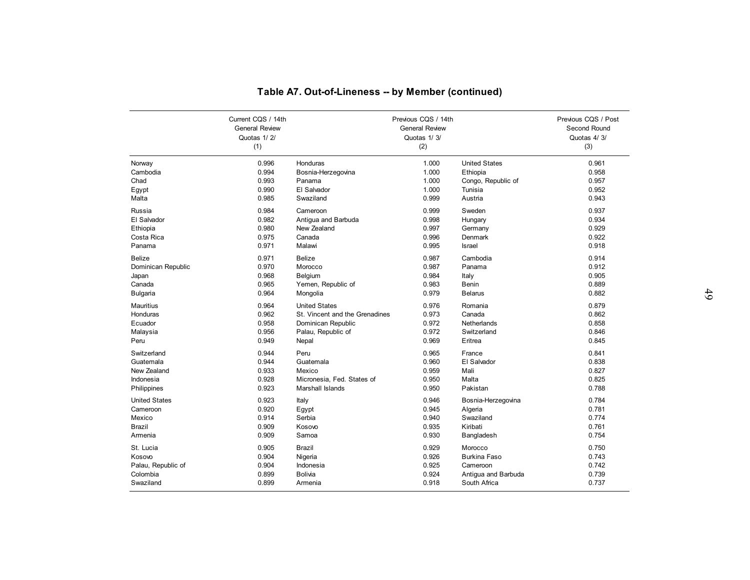## Table A7. Out-of-Lineness -- by Member (continued)

| Current CQS / 14th General Review Quotas 1/ 2/ (1) | | Previous CQS / 14th General Review Quotas 1/ 3/ (2) | | Previous CQS / Post Second Round Quotas 4/ 3/ (3) | |
|---|---|---|---|---|---|
| Norway | 0.996 | Honduras | 1.000 | United States | 0.961 |
| Cambodia | 0.994 | Bosnia-Herzegovina | 1.000 | Ethiopia | 0.958 |
| Chad | 0.993 | Panama | 1.000 | Congo, Republic of | 0.957 |
| Egypt | 0.990 | El Salvador | 1.000 | Tunisia | 0.952 |
| Malta | 0.985 | Swaziland | 0.999 | Austria | 0.943 |
| Russia | 0.984 | Cameroon | 0.999 | Sweden | 0.937 |
| El Salvador | 0.982 | Antigua and Barbuda | 0.998 | Hungary | 0.934 |
| Ethiopia | 0.980 | New Zealand | 0.997 | Germany | 0.929 |
| Costa Rica | 0.975 | Canada | 0.996 | Denmark | 0.922 |
| Panama | 0.971 | Malawi | 0.995 | Israel | 0.918 |
| Belize | 0.971 | Belize | 0.987 | Cambodia | 0.914 |
| Dominican Republic | 0.970 | Morocco | 0.987 | Panama | 0.912 |
| Japan | 0.968 | Belgium | 0.984 | Italy | 0.905 |
| Canada | 0.965 | Yemen, Republic of | 0.983 | Benin | 0.889 |
| Bulgaria | 0.964 | Mongolia | 0.979 | Belarus | 0.882 |
| Mauritius | 0.964 | United States | 0.976 | Romania | 0.879 |
| Honduras | 0.962 | St. Vincent and the Grenadines | 0.973 | Canada | 0.862 |
| Ecuador | 0.958 | Dominican Republic | 0.972 | Netherlands | 0.858 |
| Malaysia | 0.956 | Palau, Republic of | 0.972 | Switzerland | 0.846 |
| Peru | 0.949 | Nepal | 0.969 | Eritrea | 0.845 |
| Switzerland | 0.944 | Peru | 0.965 | France | 0.841 |
| Guatemala | 0.944 | Guatemala | 0.960 | El Salvador | 0.838 |
| New Zealand | 0.933 | Mexico | 0.959 | Mali | 0.827 |
| Indonesia | 0.928 | Micronesia, Fed. States of | 0.950 | Malta | 0.825 |
| Philippines | 0.923 | Marshall Islands | 0.950 | Pakistan | 0.788 |
| United States | 0.923 | Italy | 0.946 | Bosnia-Herzegovina | 0.784 |
| Cameroon | 0.920 | Egypt | 0.945 | Algeria | 0.781 |
| Mexico | 0.914 | Serbia | 0.940 | Swaziland | 0.774 |
| Brazil | 0.909 | Kosovo | 0.935 | Kiribati | 0.761 |
| Armenia | 0.909 | Samoa | 0.930 | Bangladesh | 0.754 |
| St. Lucia | 0.905 | Brazil | 0.929 | Morocco | 0.750 |
| Kosovo | 0.904 | Nigeria | 0.926 | Burkina Faso | 0.743 |
| Palau, Republic of | 0.904 | Indonesia | 0.925 | Cameroon | 0.742 |
| Colombia | 0.899 | Bolivia | 0.924 | Antigua and Barbuda | 0.739 |
| Swaziland | 0.899 | Armenia | 0.918 | South Africa | 0.737 |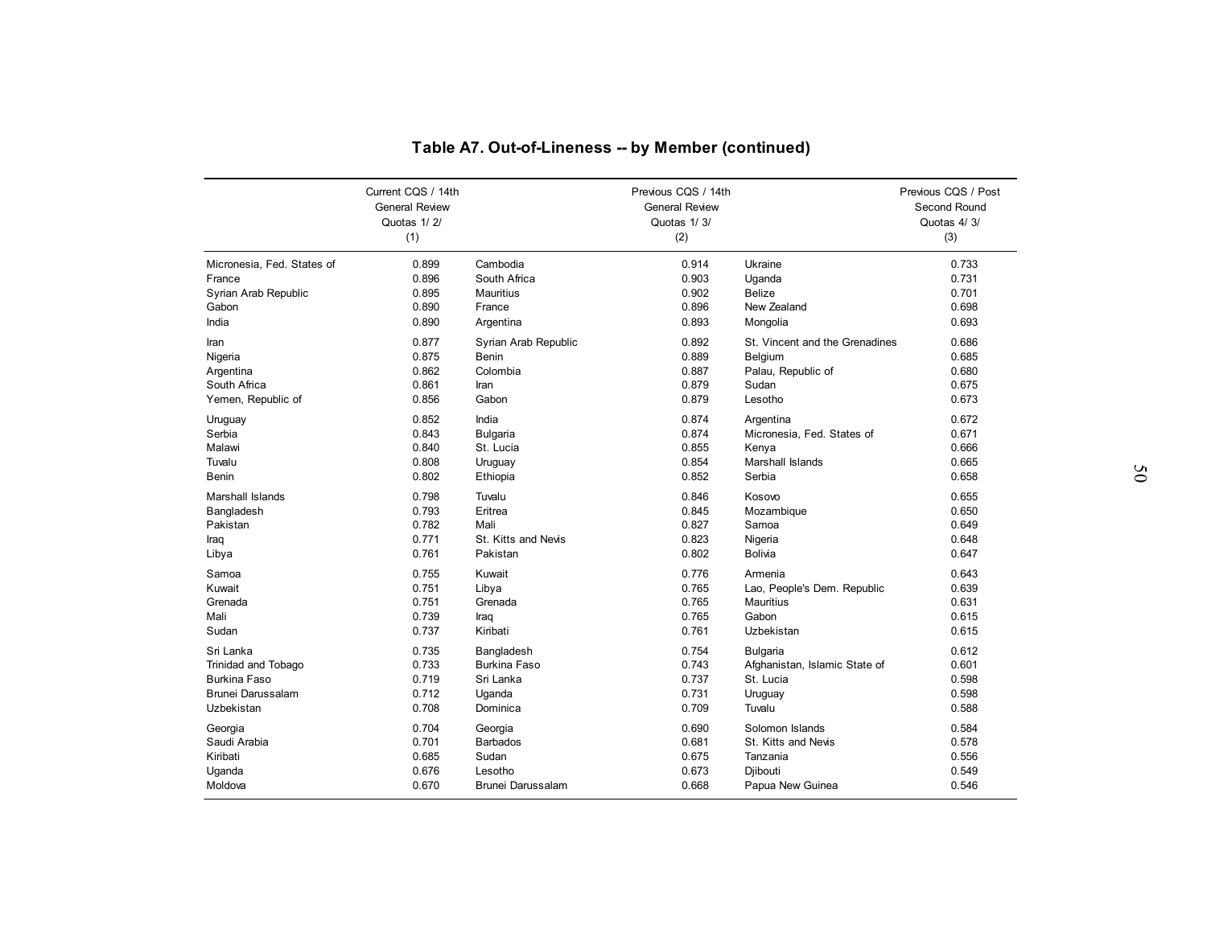## Table A7. Out-of-Lineness -- by Member (continued)

| | Current CQS / 14th General Review Quotas 1/ 2/ (1) | | Previous CQS / 14th General Review Quotas 1/ 3/ (2) | | Previous CQS / Post Second Round Quotas 4/ 3/ (3) |
|---|---|---|---|---|---|
| Micronesia, Fed. States of | 0.899 | Cambodia | 0.914 | Ukraine | 0.733 |
| France | 0.896 | South Africa | 0.903 | Uganda | 0.731 |
| Syrian Arab Republic | 0.895 | Mauritius | 0.902 | Belize | 0.701 |
| Gabon | 0.890 | France | 0.896 | New Zealand | 0.698 |
| India | 0.890 | Argentina | 0.893 | Mongolia | 0.693 |
| Iran | 0.877 | Syrian Arab Republic | 0.892 | St. Vincent and the Grenadines | 0.686 |
| Nigeria | 0.875 | Benin | 0.889 | Belgium | 0.685 |
| Argentina | 0.862 | Colombia | 0.887 | Palau, Republic of | 0.680 |
| South Africa | 0.861 | Iran | 0.879 | Sudan | 0.675 |
| Yemen, Republic of | 0.856 | Gabon | 0.879 | Lesotho | 0.673 |
| Uruguay | 0.852 | India | 0.874 | Argentina | 0.672 |
| Serbia | 0.843 | Bulgaria | 0.874 | Micronesia, Fed. States of | 0.671 |
| Malawi | 0.840 | St. Lucia | 0.855 | Kenya | 0.666 |
| Tuvalu | 0.808 | Uruguay | 0.854 | Marshall Islands | 0.665 |
| Benin | 0.802 | Ethiopia | 0.852 | Serbia | 0.658 |
| Marshall Islands | 0.798 | Tuvalu | 0.846 | Kosovo | 0.655 |
| Bangladesh | 0.793 | Eritrea | 0.845 | Mozambique | 0.650 |
| Pakistan | 0.782 | Mali | 0.827 | Samoa | 0.649 |
| Iraq | 0.771 | St. Kitts and Nevis | 0.823 | Nigeria | 0.648 |
| Libya | 0.761 | Pakistan | 0.802 | Bolivia | 0.647 |
| Samoa | 0.755 | Kuwait | 0.776 | Armenia | 0.643 |
| Kuwait | 0.751 | Libya | 0.765 | Lao, People's Dem. Republic | 0.639 |
| Grenada | 0.751 | Grenada | 0.765 | Mauritius | 0.631 |
| Mali | 0.739 | Iraq | 0.765 | Gabon | 0.615 |
| Sudan | 0.737 | Kiribati | 0.761 | Uzbekistan | 0.615 |
| Sri Lanka | 0.735 | Bangladesh | 0.754 | Bulgaria | 0.612 |
| Trinidad and Tobago | 0.733 | Burkina Faso | 0.743 | Afghanistan, Islamic State of | 0.601 |
| Burkina Faso | 0.719 | Sri Lanka | 0.737 | St. Lucia | 0.598 |
| Brunei Darussalam | 0.712 | Uganda | 0.731 | Uruguay | 0.598 |
| Uzbekistan | 0.708 | Dominica | 0.709 | Tuvalu | 0.588 |
| Georgia | 0.704 | Georgia | 0.690 | Solomon Islands | 0.584 |
| Saudi Arabia | 0.701 | Barbados | 0.681 | St. Kitts and Nevis | 0.578 |
| Kiribati | 0.685 | Sudan | 0.675 | Tanzania | 0.556 |
| Uganda | 0.676 | Lesotho | 0.673 | Djibouti | 0.549 |
| Moldova | 0.670 | Brunei Darussalam | 0.668 | Papua New Guinea | 0.546 |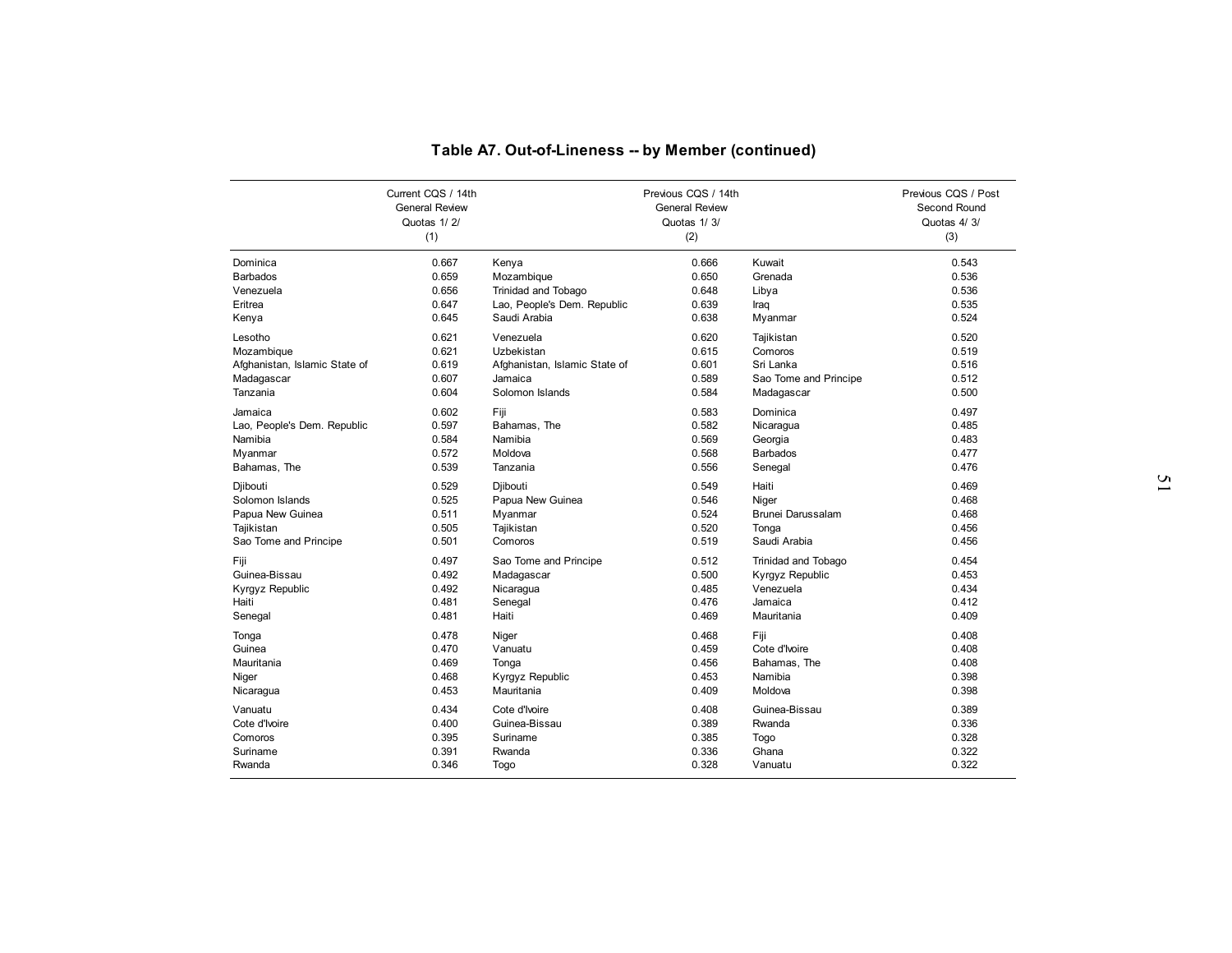## Table A7. Out-of-Lineness -- by Member (continued)

| | Current CQS / 14th General Review Quotas 1/ 2/ (1) | | Previous CQS / 14th General Review Quotas 1/ 3/ (2) | | Previous CQS / Post Second Round Quotas 4/ 3/ (3) |
|---|---|---|---|---|---|
| Dominica | 0.667 | Kenya | 0.666 | Kuwait | 0.543 |
| Barbados | 0.659 | Mozambique | 0.650 | Grenada | 0.536 |
| Venezuela | 0.656 | Trinidad and Tobago | 0.648 | Libya | 0.536 |
| Eritrea | 0.647 | Lao, People's Dem. Republic | 0.639 | Iraq | 0.535 |
| Kenya | 0.645 | Saudi Arabia | 0.638 | Myanmar | 0.524 |
| Lesotho | 0.621 | Venezuela | 0.620 | Tajikistan | 0.520 |
| Mozambique | 0.621 | Uzbekistan | 0.615 | Comoros | 0.519 |
| Afghanistan, Islamic State of | 0.619 | Afghanistan, Islamic State of | 0.601 | Sri Lanka | 0.516 |
| Madagascar | 0.607 | Jamaica | 0.589 | Sao Tome and Principe | 0.512 |
| Tanzania | 0.604 | Solomon Islands | 0.584 | Madagascar | 0.500 |
| Jamaica | 0.602 | Fiji | 0.583 | Dominica | 0.497 |
| Lao, People's Dem. Republic | 0.597 | Bahamas, The | 0.582 | Nicaragua | 0.485 |
| Namibia | 0.584 | Namibia | 0.569 | Georgia | 0.483 |
| Myanmar | 0.572 | Moldova | 0.568 | Barbados | 0.477 |
| Bahamas, The | 0.539 | Tanzania | 0.556 | Senegal | 0.476 |
| Djibouti | 0.529 | Djibouti | 0.549 | Haiti | 0.469 |
| Solomon Islands | 0.525 | Papua New Guinea | 0.546 | Niger | 0.468 |
| Papua New Guinea | 0.511 | Myanmar | 0.524 | Brunei Darussalam | 0.468 |
| Tajikistan | 0.505 | Tajikistan | 0.520 | Tonga | 0.456 |
| Sao Tome and Principe | 0.501 | Comoros | 0.519 | Saudi Arabia | 0.456 |
| Fiji | 0.497 | Sao Tome and Principe | 0.512 | Trinidad and Tobago | 0.454 |
| Guinea-Bissau | 0.492 | Madagascar | 0.500 | Kyrgyz Republic | 0.453 |
| Kyrgyz Republic | 0.492 | Nicaragua | 0.485 | Venezuela | 0.434 |
| Haiti | 0.481 | Senegal | 0.476 | Jamaica | 0.412 |
| Senegal | 0.481 | Haiti | 0.469 | Mauritania | 0.409 |
| Tonga | 0.478 | Niger | 0.468 | Fiji | 0.408 |
| Guinea | 0.470 | Vanuatu | 0.459 | Cote d'Ivoire | 0.408 |
| Mauritania | 0.469 | Tonga | 0.456 | Bahamas, The | 0.408 |
| Niger | 0.468 | Kyrgyz Republic | 0.453 | Namibia | 0.398 |
| Nicaragua | 0.453 | Mauritania | 0.409 | Moldova | 0.398 |
| Vanuatu | 0.434 | Cote d'Ivoire | 0.408 | Guinea-Bissau | 0.389 |
| Cote d'Ivoire | 0.400 | Guinea-Bissau | 0.389 | Rwanda | 0.336 |
| Comoros | 0.395 | Suriname | 0.385 | Togo | 0.328 |
| Suriname | 0.391 | Rwanda | 0.336 | Ghana | 0.322 |
| Rwanda | 0.346 | Togo | 0.328 | Vanuatu | 0.322 |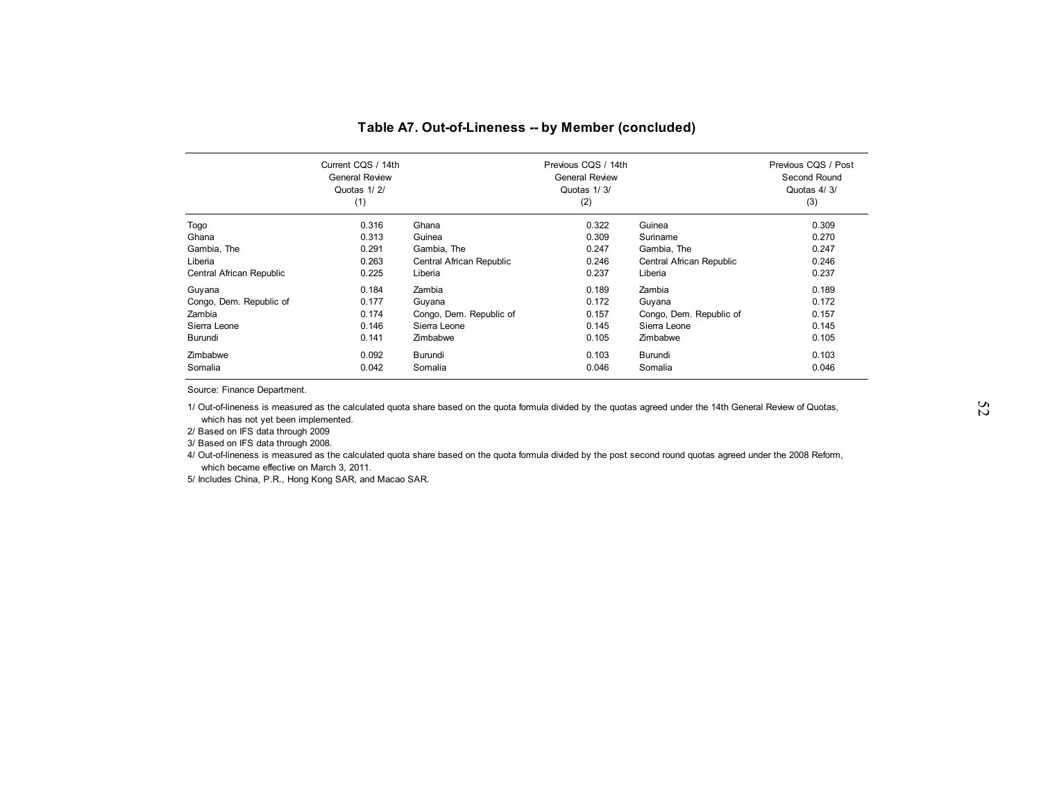## Table A7. Out-of-Lineness -- by Member (concluded)

| | Current CQS / 14th General Review Quotas 1/ 2/ (1) | | Previous CQS / 14th General Review Quotas 1/ 3/ (2) | | Previous CQS / Post Second Round Quotas 4/ 3/ (3) |
|---|---|---|---|---|---|
| Togo | 0.316 | Ghana | 0.322 | Guinea | 0.309 |
| Ghana | 0.313 | Guinea | 0.309 | Suriname | 0.270 |
| Gambia, The | 0.291 | Gambia, The | 0.247 | Gambia, The | 0.247 |
| Liberia | 0.263 | Central African Republic | 0.246 | Central African Republic | 0.246 |
| Central African Republic | 0.225 | Liberia | 0.237 | Liberia | 0.237 |
| Guyana | 0.184 | Zambia | 0.189 | Zambia | 0.189 |
| Congo, Dem. Republic of | 0.177 | Guyana | 0.172 | Guyana | 0.172 |
| Zambia | 0.174 | Congo, Dem. Republic of | 0.157 | Congo, Dem. Republic of | 0.157 |
| Sierra Leone | 0.146 | Sierra Leone | 0.145 | Sierra Leone | 0.145 |
| Burundi | 0.141 | Zimbabwe | 0.105 | Zimbabwe | 0.105 |
| Zimbabwe | 0.092 | Burundi | 0.103 | Burundi | 0.103 |
| Somalia | 0.042 | Somalia | 0.046 | Somalia | 0.046 |

Source: Finance Department.

1/ Out-of-lineness is measured as the calculated quota share based on the quota formula divided by the quotas agreed under the 14th General Review of Quotas, which has not yet been implemented.

2/ Based on IFS data through 2009

3/ Based on IFS data through 2008.

4/ Out-of-lineness is measured as the calculated quota share based on the quota formula divided by the post second round quotas agreed under the 2008 Reform, which became effective on March 3, 2011.

5/ Includes China, P.R., Hong Kong SAR, and Macao SAR.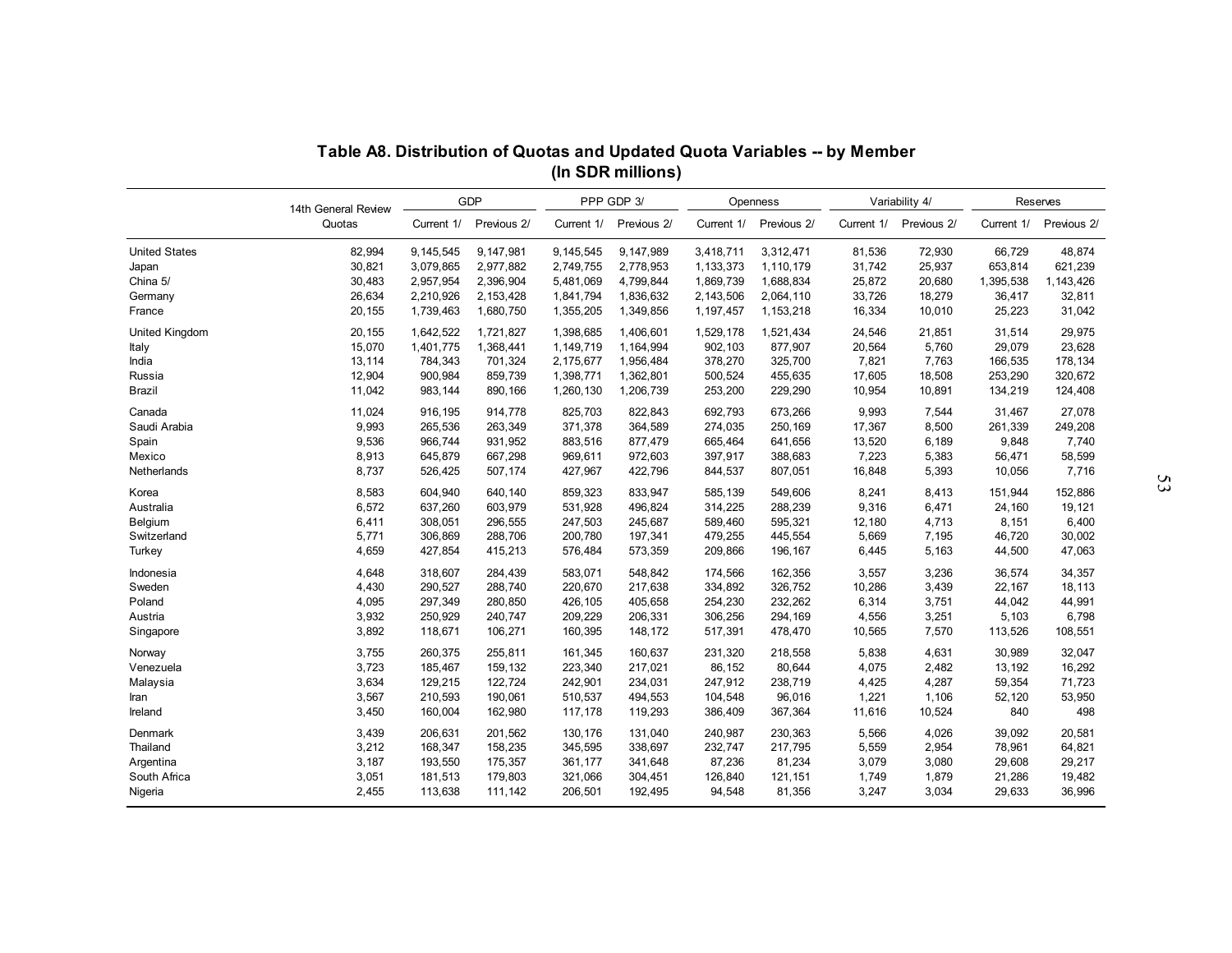## Table A8. Distribution of Quotas and Updated Quota Variables -- by Member
### (In SDR millions)

| | 14th General Review Quotas | GDP | | PPP GDP 3/ | | Openness | | Variability 4/ | | Reserves | |
|---|---|---|---|---|---|---|---|---|---|---|---|
| | | Current 1/ | Previous 2/ | Current 1/ | Previous 2/ | Current 1/ | Previous 2/ | Current 1/ | Previous 2/ | Current 1/ | Previous 2/ |
| United States | 82,994 | 9,145,545 | 9,147,981 | 9,145,545 | 9,147,989 | 3,418,711 | 3,312,471 | 81,536 | 72,930 | 66,729 | 48,874 |
| Japan | 30,821 | 3,079,865 | 2,977,882 | 2,749,755 | 2,778,953 | 1,133,373 | 1,110,179 | 31,742 | 25,937 | 653,814 | 621,239 |
| China 5/ | 30,483 | 2,957,954 | 2,396,904 | 5,481,069 | 4,799,844 | 1,869,739 | 1,688,834 | 25,872 | 20,680 | 1,395,538 | 1,143,426 |
| Germany | 26,634 | 2,210,926 | 2,153,428 | 1,841,794 | 1,836,632 | 2,143,506 | 2,064,110 | 33,726 | 18,279 | 36,417 | 32,811 |
| France | 20,155 | 1,739,463 | 1,680,750 | 1,355,205 | 1,349,856 | 1,197,457 | 1,153,218 | 16,334 | 10,010 | 25,223 | 31,042 |
| United Kingdom | 20,155 | 1,642,522 | 1,721,827 | 1,398,685 | 1,406,601 | 1,529,178 | 1,521,434 | 24,546 | 21,851 | 31,514 | 29,975 |
| Italy | 15,070 | 1,401,775 | 1,368,441 | 1,149,719 | 1,164,994 | 902,103 | 877,907 | 20,564 | 5,760 | 29,079 | 23,628 |
| India | 13,114 | 784,343 | 701,324 | 2,175,677 | 1,956,484 | 378,270 | 325,700 | 7,821 | 7,763 | 166,535 | 178,134 |
| Russia | 12,904 | 900,984 | 859,739 | 1,398,771 | 1,362,801 | 500,524 | 455,635 | 17,605 | 18,508 | 253,290 | 320,672 |
| Brazil | 11,042 | 983,144 | 890,166 | 1,260,130 | 1,206,739 | 253,200 | 229,290 | 10,954 | 10,891 | 134,219 | 124,408 |
| Canada | 11,024 | 916,195 | 914,778 | 825,703 | 822,843 | 692,793 | 673,266 | 9,993 | 7,544 | 31,467 | 27,078 |
| Saudi Arabia | 9,993 | 265,536 | 263,349 | 371,378 | 364,589 | 274,035 | 250,169 | 17,367 | 8,500 | 261,339 | 249,208 |
| Spain | 9,536 | 966,744 | 931,952 | 883,516 | 877,479 | 665,464 | 641,656 | 13,520 | 6,189 | 9,848 | 7,740 |
| Mexico | 8,913 | 645,879 | 667,298 | 969,611 | 972,603 | 397,917 | 388,683 | 7,223 | 5,383 | 56,471 | 58,599 |
| Netherlands | 8,737 | 526,425 | 507,174 | 427,967 | 422,796 | 844,537 | 807,051 | 16,848 | 5,393 | 10,056 | 7,716 |
| Korea | 8,583 | 604,940 | 640,140 | 859,323 | 833,947 | 585,139 | 549,606 | 8,241 | 8,413 | 151,944 | 152,886 |
| Australia | 6,572 | 637,260 | 603,979 | 531,928 | 496,824 | 314,225 | 288,239 | 9,316 | 6,471 | 24,160 | 19,121 |
| Belgium | 6,411 | 308,051 | 296,555 | 247,503 | 245,687 | 589,460 | 595,321 | 12,180 | 4,713 | 8,151 | 6,400 |
| Switzerland | 5,771 | 306,869 | 288,706 | 200,780 | 197,341 | 479,255 | 445,554 | 5,669 | 7,195 | 46,720 | 30,002 |
| Turkey | 4,659 | 427,854 | 415,213 | 576,484 | 573,359 | 209,866 | 196,167 | 6,445 | 5,163 | 44,500 | 47,063 |
| Indonesia | 4,648 | 318,607 | 284,439 | 583,071 | 548,842 | 174,566 | 162,356 | 3,557 | 3,236 | 36,574 | 34,357 |
| Sweden | 4,430 | 290,527 | 288,740 | 220,670 | 217,638 | 334,892 | 326,752 | 10,286 | 3,439 | 22,167 | 18,113 |
| Poland | 4,095 | 297,349 | 280,850 | 426,105 | 405,658 | 254,230 | 232,262 | 6,314 | 3,751 | 44,042 | 44,991 |
| Austria | 3,932 | 250,929 | 240,747 | 209,229 | 206,331 | 306,256 | 294,169 | 4,556 | 3,251 | 5,103 | 6,798 |
| Singapore | 3,892 | 118,671 | 106,271 | 160,395 | 148,172 | 517,391 | 478,470 | 10,565 | 7,570 | 113,526 | 108,551 |
| Norway | 3,755 | 260,375 | 255,811 | 161,345 | 160,637 | 231,320 | 218,558 | 5,838 | 4,631 | 30,989 | 32,047 |
| Venezuela | 3,723 | 185,467 | 159,132 | 223,340 | 217,021 | 86,152 | 80,644 | 4,075 | 2,482 | 13,192 | 16,292 |
| Malaysia | 3,634 | 129,215 | 122,724 | 242,901 | 234,031 | 247,912 | 238,719 | 4,425 | 4,287 | 59,354 | 71,723 |
| Iran | 3,567 | 210,593 | 190,061 | 510,537 | 494,553 | 104,548 | 96,016 | 1,221 | 1,106 | 52,120 | 53,950 |
| Ireland | 3,450 | 160,004 | 162,980 | 117,178 | 119,293 | 386,409 | 367,364 | 11,616 | 10,524 | 840 | 498 |
| Denmark | 3,439 | 206,631 | 201,562 | 130,176 | 131,040 | 240,987 | 230,363 | 5,566 | 4,026 | 39,092 | 20,581 |
| Thailand | 3,212 | 168,347 | 158,235 | 345,595 | 338,697 | 232,747 | 217,795 | 5,559 | 2,954 | 78,961 | 64,821 |
| Argentina | 3,187 | 193,550 | 175,357 | 361,177 | 341,648 | 87,236 | 81,234 | 3,079 | 3,080 | 29,608 | 29,217 |
| South Africa | 3,051 | 181,513 | 179,803 | 321,066 | 304,451 | 126,840 | 121,151 | 1,749 | 1,879 | 21,286 | 19,482 |
| Nigeria | 2,455 | 113,638 | 111,142 | 206,501 | 192,495 | 94,548 | 81,356 | 3,247 | 3,034 | 29,633 | 36,996 |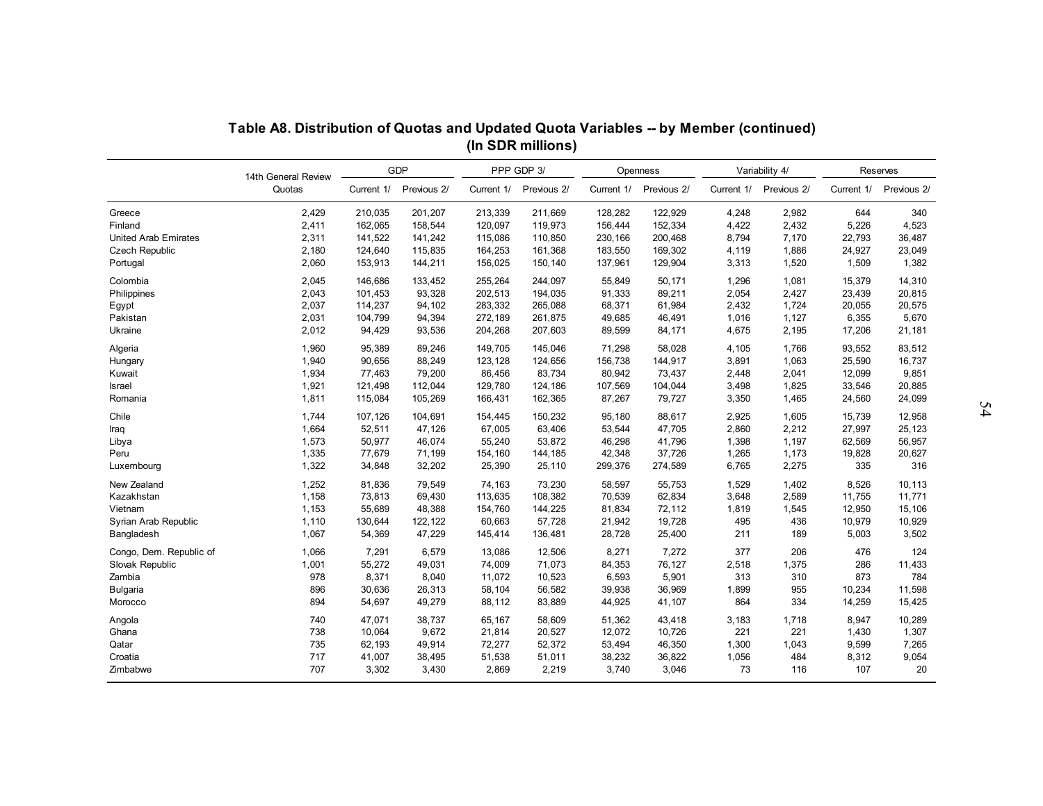**Table A8. Distribution of Quotas and Updated Quota Variables -- by Member (continued)**
**(In SDR millions)**

| | 14th General Review Quotas | GDP | | PPP GDP 3/ | | Openness | | Variability 4/ | | Reserves | |
|---|---|---|---|---|---|---|---|---|---|---|---|
| | | Current 1/ | Previous 2/ | Current 1/ | Previous 2/ | Current 1/ | Previous 2/ | Current 1/ | Previous 2/ | Current 1/ | Previous 2/ |
| Greece | 2,429 | 210,035 | 201,207 | 213,339 | 211,669 | 128,282 | 122,929 | 4,248 | 2,982 | 644 | 340 |
| Finland | 2,411 | 162,065 | 158,544 | 120,097 | 119,973 | 156,444 | 152,334 | 4,422 | 2,432 | 5,226 | 4,523 |
| United Arab Emirates | 2,311 | 141,522 | 141,242 | 115,086 | 110,850 | 230,166 | 200,468 | 8,794 | 7,170 | 22,793 | 36,487 |
| Czech Republic | 2,180 | 124,640 | 115,835 | 164,253 | 161,368 | 183,550 | 169,302 | 4,119 | 1,886 | 24,927 | 23,049 |
| Portugal | 2,060 | 153,913 | 144,211 | 156,025 | 150,140 | 137,961 | 129,904 | 3,313 | 1,520 | 1,509 | 1,382 |
| Colombia | 2,045 | 146,686 | 133,452 | 255,264 | 244,097 | 55,849 | 50,171 | 1,296 | 1,081 | 15,379 | 14,310 |
| Philippines | 2,043 | 101,453 | 93,328 | 202,513 | 194,035 | 91,333 | 89,211 | 2,054 | 2,427 | 23,439 | 20,815 |
| Egypt | 2,037 | 114,237 | 94,102 | 283,332 | 265,088 | 68,371 | 61,984 | 2,432 | 1,724 | 20,055 | 20,575 |
| Pakistan | 2,031 | 104,799 | 94,394 | 272,189 | 261,875 | 49,685 | 46,491 | 1,016 | 1,127 | 6,355 | 5,670 |
| Ukraine | 2,012 | 94,429 | 93,536 | 204,268 | 207,603 | 89,599 | 84,171 | 4,675 | 2,195 | 17,206 | 21,181 |
| Algeria | 1,960 | 95,389 | 89,246 | 149,705 | 145,046 | 71,298 | 58,028 | 4,105 | 1,766 | 93,552 | 83,512 |
| Hungary | 1,940 | 90,656 | 88,249 | 123,128 | 124,656 | 156,738 | 144,917 | 3,891 | 1,063 | 25,590 | 16,737 |
| Kuwait | 1,934 | 77,463 | 79,200 | 86,456 | 83,734 | 80,942 | 73,437 | 2,448 | 2,041 | 12,099 | 9,851 |
| Israel | 1,921 | 121,498 | 112,044 | 129,780 | 124,186 | 107,569 | 104,044 | 3,498 | 1,825 | 33,546 | 20,885 |
| Romania | 1,811 | 115,084 | 105,269 | 166,431 | 162,365 | 87,267 | 79,727 | 3,350 | 1,465 | 24,560 | 24,099 |
| Chile | 1,744 | 107,126 | 104,691 | 154,445 | 150,232 | 95,180 | 88,617 | 2,925 | 1,605 | 15,739 | 12,958 |
| Iraq | 1,664 | 52,511 | 47,126 | 67,005 | 63,406 | 53,544 | 47,705 | 2,860 | 2,212 | 27,997 | 25,123 |
| Libya | 1,573 | 50,977 | 46,074 | 55,240 | 53,872 | 46,298 | 41,796 | 1,398 | 1,197 | 62,569 | 56,957 |
| Peru | 1,335 | 77,679 | 71,199 | 154,160 | 144,185 | 42,348 | 37,726 | 1,265 | 1,173 | 19,828 | 20,627 |
| Luxembourg | 1,322 | 34,848 | 32,202 | 25,390 | 25,110 | 299,376 | 274,589 | 6,765 | 2,275 | 335 | 316 |
| New Zealand | 1,252 | 81,836 | 79,549 | 74,163 | 73,230 | 58,597 | 55,753 | 1,529 | 1,402 | 8,526 | 10,113 |
| Kazakhstan | 1,158 | 73,813 | 69,430 | 113,635 | 108,382 | 70,539 | 62,834 | 3,648 | 2,589 | 11,755 | 11,771 |
| Vietnam | 1,153 | 55,689 | 48,388 | 154,760 | 144,225 | 81,834 | 72,112 | 1,819 | 1,545 | 12,950 | 15,106 |
| Syrian Arab Republic | 1,110 | 130,644 | 122,122 | 60,663 | 57,728 | 21,942 | 19,728 | 495 | 436 | 10,979 | 10,929 |
| Bangladesh | 1,067 | 54,369 | 47,229 | 145,414 | 136,481 | 28,728 | 25,400 | 211 | 189 | 5,003 | 3,502 |
| Congo, Dem. Republic of | 1,066 | 7,291 | 6,579 | 13,086 | 12,506 | 8,271 | 7,272 | 377 | 206 | 476 | 124 |
| Slovak Republic | 1,001 | 55,272 | 49,031 | 74,009 | 71,073 | 84,353 | 76,127 | 2,518 | 1,375 | 286 | 11,433 |
| Zambia | 978 | 8,371 | 8,040 | 11,072 | 10,523 | 6,593 | 5,901 | 313 | 310 | 873 | 784 |
| Bulgaria | 896 | 30,636 | 26,313 | 58,104 | 56,582 | 39,938 | 36,969 | 1,899 | 955 | 10,234 | 11,598 |
| Morocco | 894 | 54,697 | 49,279 | 88,112 | 83,889 | 44,925 | 41,107 | 864 | 334 | 14,259 | 15,425 |
| Angola | 740 | 47,071 | 38,737 | 65,167 | 58,609 | 51,362 | 43,418 | 3,183 | 1,718 | 8,947 | 10,289 |
| Ghana | 738 | 10,064 | 9,672 | 21,814 | 20,527 | 12,072 | 10,726 | 221 | 221 | 1,430 | 1,307 |
| Qatar | 735 | 62,193 | 49,914 | 72,277 | 52,372 | 53,494 | 46,350 | 1,300 | 1,043 | 9,599 | 7,265 |
| Croatia | 717 | 41,007 | 38,495 | 51,538 | 51,011 | 38,232 | 36,822 | 1,056 | 484 | 8,312 | 9,054 |
| Zimbabwe | 707 | 3,302 | 3,430 | 2,869 | 2,219 | 3,740 | 3,046 | 73 | 116 | 107 | 20 |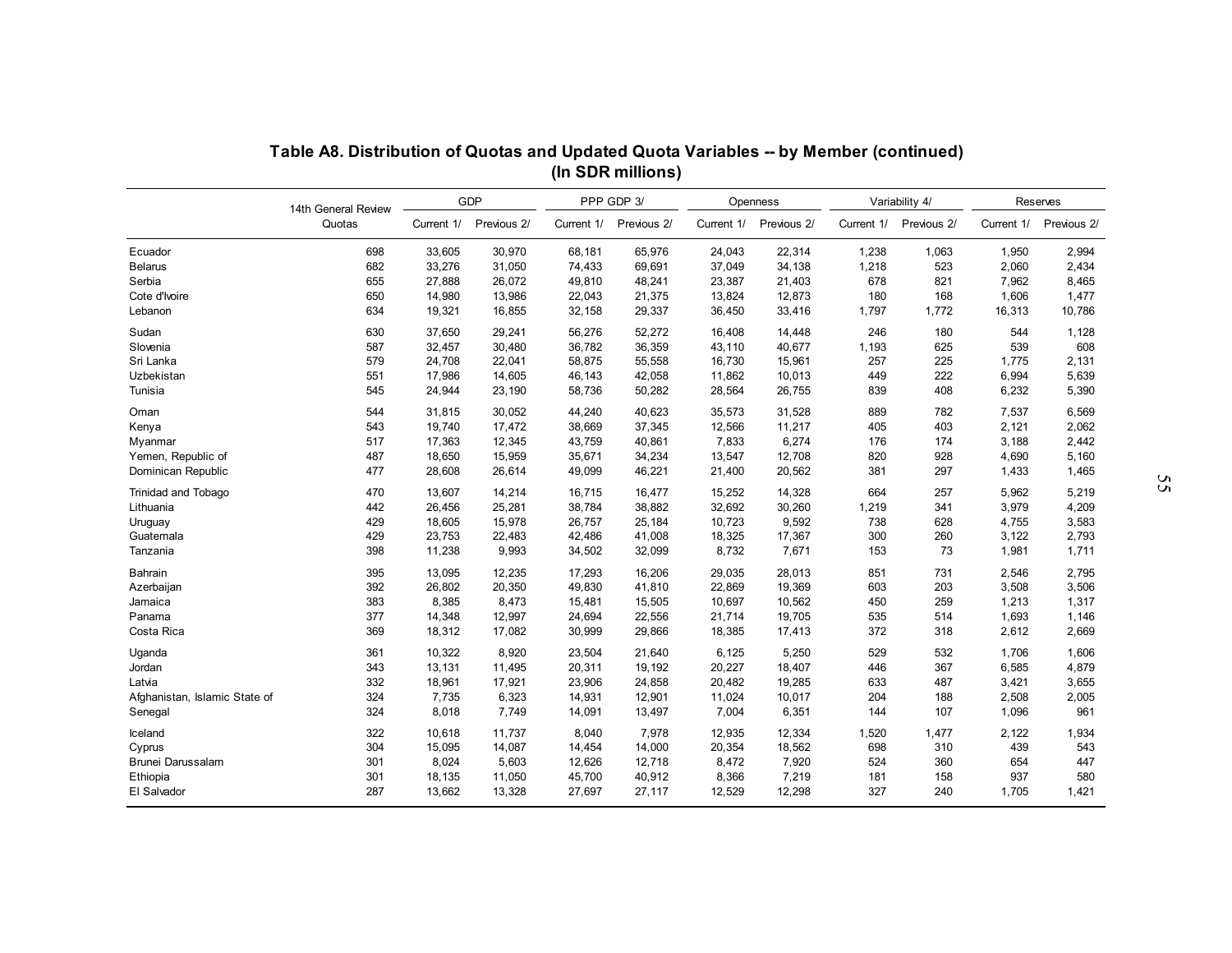## Table A8. Distribution of Quotas and Updated Quota Variables -- by Member (continued)
### (In SDR millions)

| | 14th General Review Quotas | GDP | | PPP GDP 3/ | | Openness | | Variability 4/ | | Reserves | |
|---|---|---|---|---|---|---|---|---|---|---|---|
| | | Current 1/ | Previous 2/ | Current 1/ | Previous 2/ | Current 1/ | Previous 2/ | Current 1/ | Previous 2/ | Current 1/ | Previous 2/ |
| Ecuador | 698 | 33,605 | 30,970 | 68,181 | 65,976 | 24,043 | 22,314 | 1,238 | 1,063 | 1,950 | 2,994 |
| Belarus | 682 | 33,276 | 31,050 | 74,433 | 69,691 | 37,049 | 34,138 | 1,218 | 523 | 2,060 | 2,434 |
| Serbia | 655 | 27,888 | 26,072 | 49,810 | 48,241 | 23,387 | 21,403 | 678 | 821 | 7,962 | 8,465 |
| Cote d'Ivoire | 650 | 14,980 | 13,986 | 22,043 | 21,375 | 13,824 | 12,873 | 180 | 168 | 1,606 | 1,477 |
| Lebanon | 634 | 19,321 | 16,855 | 32,158 | 29,337 | 36,450 | 33,416 | 1,797 | 1,772 | 16,313 | 10,786 |
| Sudan | 630 | 37,650 | 29,241 | 56,276 | 52,272 | 16,408 | 14,448 | 246 | 180 | 544 | 1,128 |
| Slovenia | 587 | 32,457 | 30,480 | 36,782 | 36,359 | 43,110 | 40,677 | 1,193 | 625 | 539 | 608 |
| Sri Lanka | 579 | 24,708 | 22,041 | 58,875 | 55,558 | 16,730 | 15,961 | 257 | 225 | 1,775 | 2,131 |
| Uzbekistan | 551 | 17,986 | 14,605 | 46,143 | 42,058 | 11,862 | 10,013 | 449 | 222 | 6,994 | 5,639 |
| Tunisia | 545 | 24,944 | 23,190 | 58,736 | 50,282 | 28,564 | 26,755 | 839 | 408 | 6,232 | 5,390 |
| Oman | 544 | 31,815 | 30,052 | 44,240 | 40,623 | 35,573 | 31,528 | 889 | 782 | 7,537 | 6,569 |
| Kenya | 543 | 19,740 | 17,472 | 38,669 | 37,345 | 12,566 | 11,217 | 405 | 403 | 2,121 | 2,062 |
| Myanmar | 517 | 17,363 | 12,345 | 43,759 | 40,861 | 7,833 | 6,274 | 176 | 174 | 3,188 | 2,442 |
| Yemen, Republic of | 487 | 18,650 | 15,959 | 35,671 | 34,234 | 13,547 | 12,708 | 820 | 928 | 4,690 | 5,160 |
| Dominican Republic | 477 | 28,608 | 26,614 | 49,099 | 46,221 | 21,400 | 20,562 | 381 | 297 | 1,433 | 1,465 |
| Trinidad and Tobago | 470 | 13,607 | 14,214 | 16,715 | 16,477 | 15,252 | 14,328 | 664 | 257 | 5,962 | 5,219 |
| Lithuania | 442 | 26,456 | 25,281 | 38,784 | 38,882 | 32,692 | 30,260 | 1,219 | 341 | 3,979 | 4,209 |
| Uruguay | 429 | 18,605 | 15,978 | 26,757 | 25,184 | 10,723 | 9,592 | 738 | 628 | 4,755 | 3,583 |
| Guatemala | 429 | 23,753 | 22,483 | 42,486 | 41,008 | 18,325 | 17,367 | 300 | 260 | 3,122 | 2,793 |
| Tanzania | 398 | 11,238 | 9,993 | 34,502 | 32,099 | 8,732 | 7,671 | 153 | 73 | 1,981 | 1,711 |
| Bahrain | 395 | 13,095 | 12,235 | 17,293 | 16,206 | 29,035 | 28,013 | 851 | 731 | 2,546 | 2,795 |
| Azerbaijan | 392 | 26,802 | 20,350 | 49,830 | 41,810 | 22,869 | 19,369 | 603 | 203 | 3,508 | 3,506 |
| Jamaica | 383 | 8,385 | 8,473 | 15,481 | 15,505 | 10,697 | 10,562 | 450 | 259 | 1,213 | 1,317 |
| Panama | 377 | 14,348 | 12,997 | 24,694 | 22,556 | 21,714 | 19,705 | 535 | 514 | 1,693 | 1,146 |
| Costa Rica | 369 | 18,312 | 17,082 | 30,999 | 29,866 | 18,385 | 17,413 | 372 | 318 | 2,612 | 2,669 |
| Uganda | 361 | 10,322 | 8,920 | 23,504 | 21,640 | 6,125 | 5,250 | 529 | 532 | 1,706 | 1,606 |
| Jordan | 343 | 13,131 | 11,495 | 20,311 | 19,192 | 20,227 | 18,407 | 446 | 367 | 6,585 | 4,879 |
| Latvia | 332 | 18,961 | 17,921 | 23,906 | 24,858 | 20,482 | 19,285 | 633 | 487 | 3,421 | 3,655 |
| Afghanistan, Islamic State of | 324 | 7,735 | 6,323 | 14,931 | 12,901 | 11,024 | 10,017 | 204 | 188 | 2,508 | 2,005 |
| Senegal | 324 | 8,018 | 7,749 | 14,091 | 13,497 | 7,004 | 6,351 | 144 | 107 | 1,096 | 961 |
| Iceland | 322 | 10,618 | 11,737 | 8,040 | 7,978 | 12,935 | 12,334 | 1,520 | 1,477 | 2,122 | 1,934 |
| Cyprus | 304 | 15,095 | 14,087 | 14,454 | 14,000 | 20,354 | 18,562 | 698 | 310 | 439 | 543 |
| Brunei Darussalam | 301 | 8,024 | 5,603 | 12,626 | 12,718 | 8,472 | 7,920 | 524 | 360 | 654 | 447 |
| Ethiopia | 301 | 18,135 | 11,050 | 45,700 | 40,912 | 8,366 | 7,219 | 181 | 158 | 937 | 580 |
| El Salvador | 287 | 13,662 | 13,328 | 27,697 | 27,117 | 12,529 | 12,298 | 327 | 240 | 1,705 | 1,421 |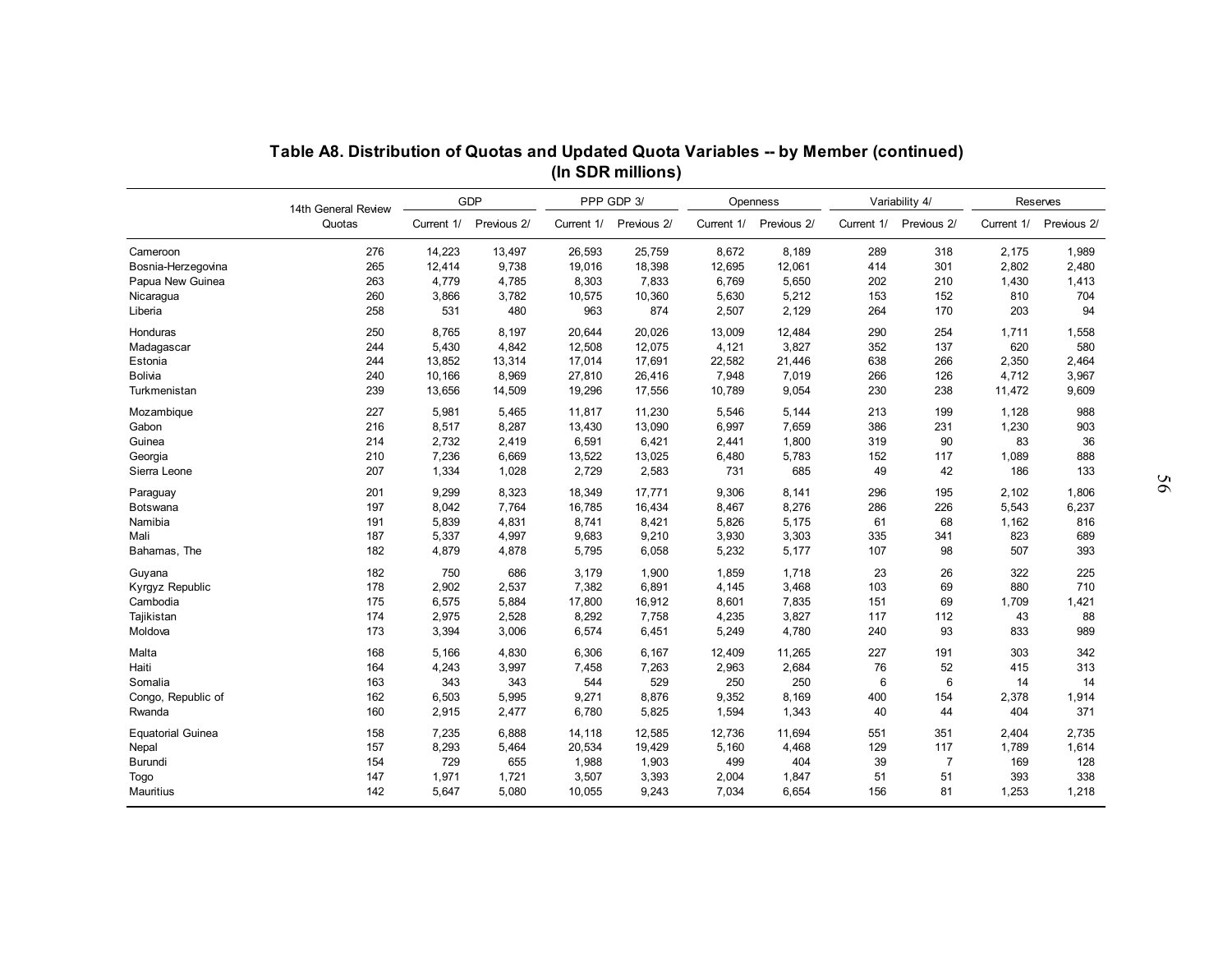## Table A8. Distribution of Quotas and Updated Quota Variables -- by Member (continued)
### (In SDR millions)

| | 14th General Review Quotas | GDP | | PPP GDP 3/ | | Openness | | Variability 4/ | | Reserves | |
|---|---|---|---|---|---|---|---|---|---|---|---|
| | | Current 1/ | Previous 2/ | Current 1/ | Previous 2/ | Current 1/ | Previous 2/ | Current 1/ | Previous 2/ | Current 1/ | Previous 2/ |
| Cameroon | 276 | 14,223 | 13,497 | 26,593 | 25,759 | 8,672 | 8,189 | 289 | 318 | 2,175 | 1,989 |
| Bosnia-Herzegovina | 265 | 12,414 | 9,738 | 19,016 | 18,398 | 12,695 | 12,061 | 414 | 301 | 2,802 | 2,480 |
| Papua New Guinea | 263 | 4,779 | 4,785 | 8,303 | 7,833 | 6,769 | 5,650 | 202 | 210 | 1,430 | 1,413 |
| Nicaragua | 260 | 3,866 | 3,782 | 10,575 | 10,360 | 5,630 | 5,212 | 153 | 152 | 810 | 704 |
| Liberia | 258 | 531 | 480 | 963 | 874 | 2,507 | 2,129 | 264 | 170 | 203 | 94 |
| Honduras | 250 | 8,765 | 8,197 | 20,644 | 20,026 | 13,009 | 12,484 | 290 | 254 | 1,711 | 1,558 |
| Madagascar | 244 | 5,430 | 4,842 | 12,508 | 12,075 | 4,121 | 3,827 | 352 | 137 | 620 | 580 |
| Estonia | 244 | 13,852 | 13,314 | 17,014 | 17,691 | 22,582 | 21,446 | 638 | 266 | 2,350 | 2,464 |
| Bolivia | 240 | 10,166 | 8,969 | 27,810 | 26,416 | 7,948 | 7,019 | 266 | 126 | 4,712 | 3,967 |
| Turkmenistan | 239 | 13,656 | 14,509 | 19,296 | 17,556 | 10,789 | 9,054 | 230 | 238 | 11,472 | 9,609 |
| Mozambique | 227 | 5,981 | 5,465 | 11,817 | 11,230 | 5,546 | 5,144 | 213 | 199 | 1,128 | 988 |
| Gabon | 216 | 8,517 | 8,287 | 13,430 | 13,090 | 6,997 | 7,659 | 386 | 231 | 1,230 | 903 |
| Guinea | 214 | 2,732 | 2,419 | 6,591 | 6,421 | 2,441 | 1,800 | 319 | 90 | 83 | 36 |
| Georgia | 210 | 7,236 | 6,669 | 13,522 | 13,025 | 6,480 | 5,783 | 152 | 117 | 1,089 | 888 |
| Sierra Leone | 207 | 1,334 | 1,028 | 2,729 | 2,583 | 731 | 685 | 49 | 42 | 186 | 133 |
| Paraguay | 201 | 9,299 | 8,323 | 18,349 | 17,771 | 9,306 | 8,141 | 296 | 195 | 2,102 | 1,806 |
| Botswana | 197 | 8,042 | 7,764 | 16,785 | 16,434 | 8,467 | 8,276 | 286 | 226 | 5,543 | 6,237 |
| Namibia | 191 | 5,839 | 4,831 | 8,741 | 8,421 | 5,826 | 5,175 | 61 | 68 | 1,162 | 816 |
| Mali | 187 | 5,337 | 4,997 | 9,683 | 9,210 | 3,930 | 3,303 | 335 | 341 | 823 | 689 |
| Bahamas, The | 182 | 4,879 | 4,878 | 5,795 | 6,058 | 5,232 | 5,177 | 107 | 98 | 507 | 393 |
| Guyana | 182 | 750 | 686 | 3,179 | 1,900 | 1,859 | 1,718 | 23 | 26 | 322 | 225 |
| Kyrgyz Republic | 178 | 2,902 | 2,537 | 7,382 | 6,891 | 4,145 | 3,468 | 103 | 69 | 880 | 710 |
| Cambodia | 175 | 6,575 | 5,884 | 17,800 | 16,912 | 8,601 | 7,835 | 151 | 69 | 1,709 | 1,421 |
| Tajikistan | 174 | 2,975 | 2,528 | 8,292 | 7,758 | 4,235 | 3,827 | 117 | 112 | 43 | 88 |
| Moldova | 173 | 3,394 | 3,006 | 6,574 | 6,451 | 5,249 | 4,780 | 240 | 93 | 833 | 989 |
| Malta | 168 | 5,166 | 4,830 | 6,306 | 6,167 | 12,409 | 11,265 | 227 | 191 | 303 | 342 |
| Haiti | 164 | 4,243 | 3,997 | 7,458 | 7,263 | 2,963 | 2,684 | 76 | 52 | 415 | 313 |
| Somalia | 163 | 343 | 343 | 544 | 529 | 250 | 250 | 6 | 6 | 14 | 14 |
| Congo, Republic of | 162 | 6,503 | 5,995 | 9,271 | 8,876 | 9,352 | 8,169 | 400 | 154 | 2,378 | 1,914 |
| Rwanda | 160 | 2,915 | 2,477 | 6,780 | 5,825 | 1,594 | 1,343 | 40 | 44 | 404 | 371 |
| Equatorial Guinea | 158 | 7,235 | 6,888 | 14,118 | 12,585 | 12,736 | 11,694 | 551 | 351 | 2,404 | 2,735 |
| Nepal | 157 | 8,293 | 5,464 | 20,534 | 19,429 | 5,160 | 4,468 | 129 | 117 | 1,789 | 1,614 |
| Burundi | 154 | 729 | 655 | 1,988 | 1,903 | 499 | 404 | 39 | 7 | 169 | 128 |
| Togo | 147 | 1,971 | 1,721 | 3,507 | 3,393 | 2,004 | 1,847 | 51 | 51 | 393 | 338 |
| Mauritius | 142 | 5,647 | 5,080 | 10,055 | 9,243 | 7,034 | 6,654 | 156 | 81 | 1,253 | 1,218 |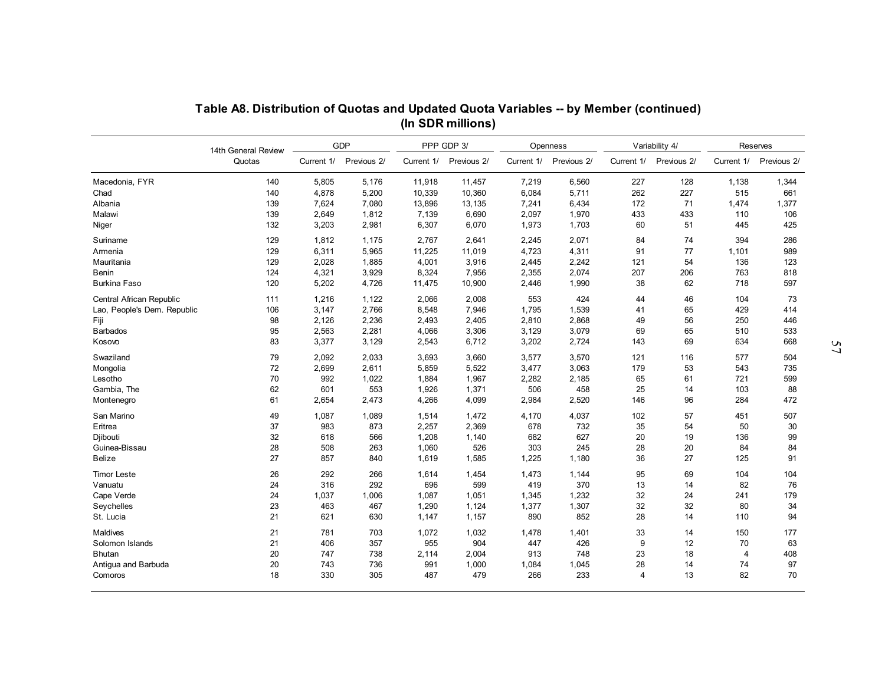## Table A8. Distribution of Quotas and Updated Quota Variables -- by Member (continued)
### (In SDR millions)

| | 14th General Review | GDP | | PPP GDP 3/ | | Openness | | Variability 4/ | | Reserves | |
|---|---|---|---|---|---|---|---|---|---|---|---|
| | Quotas | Current 1/ | Previous 2/ | Current 1/ | Previous 2/ | Current 1/ | Previous 2/ | Current 1/ | Previous 2/ | Current 1/ | Previous 2/ |
| Macedonia, FYR | 140 | 5,805 | 5,176 | 11,918 | 11,457 | 7,219 | 6,560 | 227 | 128 | 1,138 | 1,344 |
| Chad | 140 | 4,878 | 5,200 | 10,339 | 10,360 | 6,084 | 5,711 | 262 | 227 | 515 | 661 |
| Albania | 139 | 7,624 | 7,080 | 13,896 | 13,135 | 7,241 | 6,434 | 172 | 71 | 1,474 | 1,377 |
| Malawi | 139 | 2,649 | 1,812 | 7,139 | 6,690 | 2,097 | 1,970 | 433 | 433 | 110 | 106 |
| Niger | 132 | 3,203 | 2,981 | 6,307 | 6,070 | 1,973 | 1,703 | 60 | 51 | 445 | 425 |
| Suriname | 129 | 1,812 | 1,175 | 2,767 | 2,641 | 2,245 | 2,071 | 84 | 74 | 394 | 286 |
| Armenia | 129 | 6,311 | 5,965 | 11,225 | 11,019 | 4,723 | 4,311 | 91 | 77 | 1,101 | 989 |
| Mauritania | 129 | 2,028 | 1,885 | 4,001 | 3,916 | 2,445 | 2,242 | 121 | 54 | 136 | 123 |
| Benin | 124 | 4,321 | 3,929 | 8,324 | 7,956 | 2,355 | 2,074 | 207 | 206 | 763 | 818 |
| Burkina Faso | 120 | 5,202 | 4,726 | 11,475 | 10,900 | 2,446 | 1,990 | 38 | 62 | 718 | 597 |
| Central African Republic | 111 | 1,216 | 1,122 | 2,066 | 2,008 | 553 | 424 | 44 | 46 | 104 | 73 |
| Lao, People's Dem. Republic | 106 | 3,147 | 2,766 | 8,548 | 7,946 | 1,795 | 1,539 | 41 | 65 | 429 | 414 |
| Fiji | 98 | 2,126 | 2,236 | 2,493 | 2,405 | 2,810 | 2,868 | 49 | 56 | 250 | 446 |
| Barbados | 95 | 2,563 | 2,281 | 4,066 | 3,306 | 3,129 | 3,079 | 69 | 65 | 510 | 533 |
| Kosovo | 83 | 3,377 | 3,129 | 2,543 | 6,712 | 3,202 | 2,724 | 143 | 69 | 634 | 668 |
| Swaziland | 79 | 2,092 | 2,033 | 3,693 | 3,660 | 3,577 | 3,570 | 121 | 116 | 577 | 504 |
| Mongolia | 72 | 2,699 | 2,611 | 5,859 | 5,522 | 3,477 | 3,063 | 179 | 53 | 543 | 735 |
| Lesotho | 70 | 992 | 1,022 | 1,884 | 1,967 | 2,282 | 2,185 | 65 | 61 | 721 | 599 |
| Gambia, The | 62 | 601 | 553 | 1,926 | 1,371 | 506 | 458 | 25 | 14 | 103 | 88 |
| Montenegro | 61 | 2,654 | 2,473 | 4,266 | 4,099 | 2,984 | 2,520 | 146 | 96 | 284 | 472 |
| San Marino | 49 | 1,087 | 1,089 | 1,514 | 1,472 | 4,170 | 4,037 | 102 | 57 | 451 | 507 |
| Eritrea | 37 | 983 | 873 | 2,257 | 2,369 | 678 | 732 | 35 | 54 | 50 | 30 |
| Djibouti | 32 | 618 | 566 | 1,208 | 1,140 | 682 | 627 | 20 | 19 | 136 | 99 |
| Guinea-Bissau | 28 | 508 | 263 | 1,060 | 526 | 303 | 245 | 28 | 20 | 84 | 84 |
| Belize | 27 | 857 | 840 | 1,619 | 1,585 | 1,225 | 1,180 | 36 | 27 | 125 | 91 |
| Timor Leste | 26 | 292 | 266 | 1,614 | 1,454 | 1,473 | 1,144 | 95 | 69 | 104 | 104 |
| Vanuatu | 24 | 316 | 292 | 696 | 599 | 419 | 370 | 13 | 14 | 82 | 76 |
| Cape Verde | 24 | 1,037 | 1,006 | 1,087 | 1,051 | 1,345 | 1,232 | 32 | 24 | 241 | 179 |
| Seychelles | 23 | 463 | 467 | 1,290 | 1,124 | 1,377 | 1,307 | 32 | 32 | 80 | 34 |
| St. Lucia | 21 | 621 | 630 | 1,147 | 1,157 | 890 | 852 | 28 | 14 | 110 | 94 |
| Maldives | 21 | 781 | 703 | 1,072 | 1,032 | 1,478 | 1,401 | 33 | 14 | 150 | 177 |
| Solomon Islands | 21 | 406 | 357 | 955 | 904 | 447 | 426 | 9 | 12 | 70 | 63 |
| Bhutan | 20 | 747 | 738 | 2,114 | 2,004 | 913 | 748 | 23 | 18 | 4 | 408 |
| Antigua and Barbuda | 20 | 743 | 736 | 991 | 1,000 | 1,084 | 1,045 | 28 | 14 | 74 | 97 |
| Comoros | 18 | 330 | 305 | 487 | 479 | 266 | 233 | 4 | 13 | 82 | 70 |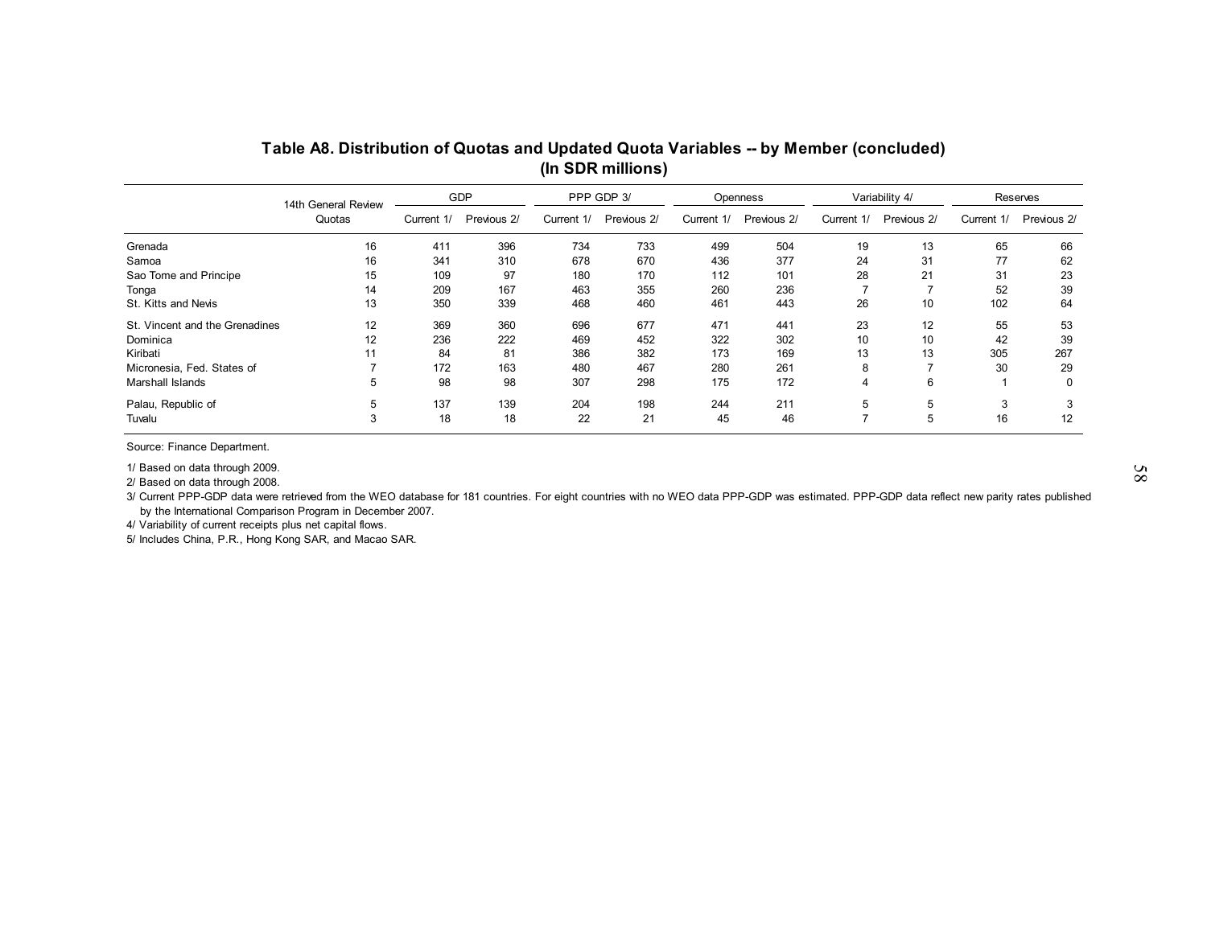## Table A8. Distribution of Quotas and Updated Quota Variables -- by Member (concluded)
### (In SDR millions)

| | 14th General Review Quotas | GDP | | PPP GDP 3/ | | Openness | | Variability 4/ | | Reserves | |
|---|---|---|---|---|---|---|---|---|---|---|---|
| | | Current 1/ | Previous 2/ | Current 1/ | Previous 2/ | Current 1/ | Previous 2/ | Current 1/ | Previous 2/ | Current 1/ | Previous 2/ |
| Grenada | 16 | 411 | 396 | 734 | 733 | 499 | 504 | 19 | 13 | 65 | 66 |
| Samoa | 16 | 341 | 310 | 678 | 670 | 436 | 377 | 24 | 31 | 77 | 62 |
| Sao Tome and Principe | 15 | 109 | 97 | 180 | 170 | 112 | 101 | 28 | 21 | 31 | 23 |
| Tonga | 14 | 209 | 167 | 463 | 355 | 260 | 236 | 7 | 7 | 52 | 39 |
| St. Kitts and Nevis | 13 | 350 | 339 | 468 | 460 | 461 | 443 | 26 | 10 | 102 | 64 |
| St. Vincent and the Grenadines | 12 | 369 | 360 | 696 | 677 | 471 | 441 | 23 | 12 | 55 | 53 |
| Dominica | 12 | 236 | 222 | 469 | 452 | 322 | 302 | 10 | 10 | 42 | 39 |
| Kiribati | 11 | 84 | 81 | 386 | 382 | 173 | 169 | 13 | 13 | 305 | 267 |
| Micronesia, Fed. States of | 7 | 172 | 163 | 480 | 467 | 280 | 261 | 8 | 7 | 30 | 29 |
| Marshall Islands | 5 | 98 | 98 | 307 | 298 | 175 | 172 | 4 | 6 | 1 | 0 |
| Palau, Republic of | 5 | 137 | 139 | 204 | 198 | 244 | 211 | 5 | 5 | 3 | 3 |
| Tuvalu | 3 | 18 | 18 | 22 | 21 | 45 | 46 | 7 | 5 | 16 | 12 |

Source: Finance Department.

1/ Based on data through 2009.

2/ Based on data through 2008.

3/ Current PPP-GDP data were retrieved from the WEO database for 181 countries. For eight countries with no WEO data PPP-GDP was estimated. PPP-GDP data reflect new parity rates published by the International Comparison Program in December 2007.

4/ Variability of current receipts plus net capital flows.

5/ Includes China, P.R., Hong Kong SAR, and Macao SAR.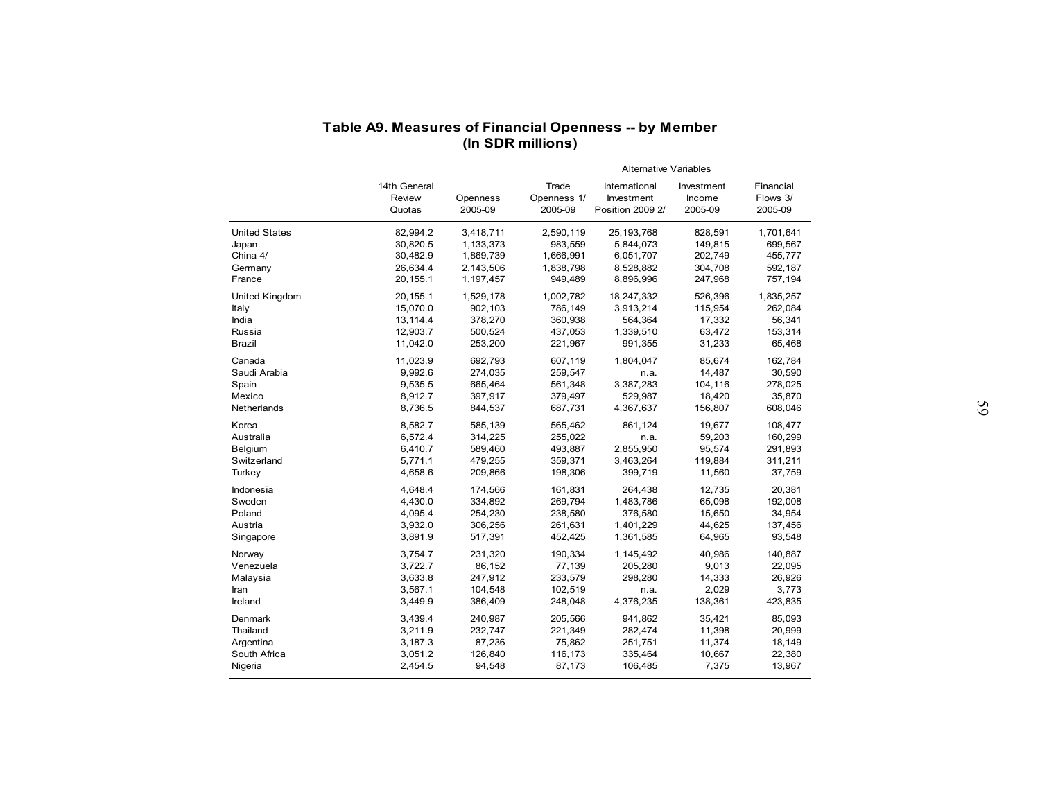## Table A9. Measures of Financial Openness -- by Member
### (In SDR millions)

| | 14th General Review Quotas | Openness 2005-09 | Alternative Variables | | | |
|---|---|---|---|---|---|---|
| | | | Trade Openness 1/ 2005-09 | International Investment Position 2009 2/ | Investment Income 2005-09 | Financial Flows 3/ 2005-09 |
| United States | 82,994.2 | 3,418,711 | 2,590,119 | 25,193,768 | 828,591 | 1,701,641 |
| Japan | 30,820.5 | 1,133,373 | 983,559 | 5,844,073 | 149,815 | 699,567 |
| China 4/ | 30,482.9 | 1,869,739 | 1,666,991 | 6,051,707 | 202,749 | 455,777 |
| Germany | 26,634.4 | 2,143,506 | 1,838,798 | 8,528,882 | 304,708 | 592,187 |
| France | 20,155.1 | 1,197,457 | 949,489 | 8,896,996 | 247,968 | 757,194 |
| United Kingdom | 20,155.1 | 1,529,178 | 1,002,782 | 18,247,332 | 526,396 | 1,835,257 |
| Italy | 15,070.0 | 902,103 | 786,149 | 3,913,214 | 115,954 | 262,084 |
| India | 13,114.4 | 378,270 | 360,938 | 564,364 | 17,332 | 56,341 |
| Russia | 12,903.7 | 500,524 | 437,053 | 1,339,510 | 63,472 | 153,314 |
| Brazil | 11,042.0 | 253,200 | 221,967 | 991,355 | 31,233 | 65,468 |
| Canada | 11,023.9 | 692,793 | 607,119 | 1,804,047 | 85,674 | 162,784 |
| Saudi Arabia | 9,992.6 | 274,035 | 259,547 | n.a. | 14,487 | 30,590 |
| Spain | 9,535.5 | 665,464 | 561,348 | 3,387,283 | 104,116 | 278,025 |
| Mexico | 8,912.7 | 397,917 | 379,497 | 529,987 | 18,420 | 35,870 |
| Netherlands | 8,736.5 | 844,537 | 687,731 | 4,367,637 | 156,807 | 608,046 |
| Korea | 8,582.7 | 585,139 | 565,462 | 861,124 | 19,677 | 108,477 |
| Australia | 6,572.4 | 314,225 | 255,022 | n.a. | 59,203 | 160,299 |
| Belgium | 6,410.7 | 589,460 | 493,887 | 2,855,950 | 95,574 | 291,893 |
| Switzerland | 5,771.1 | 479,255 | 359,371 | 3,463,264 | 119,884 | 311,211 |
| Turkey | 4,658.6 | 209,866 | 198,306 | 399,719 | 11,560 | 37,759 |
| Indonesia | 4,648.4 | 174,566 | 161,831 | 264,438 | 12,735 | 20,381 |
| Sweden | 4,430.0 | 334,892 | 269,794 | 1,483,786 | 65,098 | 192,008 |
| Poland | 4,095.4 | 254,230 | 238,580 | 376,580 | 15,650 | 34,954 |
| Austria | 3,932.0 | 306,256 | 261,631 | 1,401,229 | 44,625 | 137,456 |
| Singapore | 3,891.9 | 517,391 | 452,425 | 1,361,585 | 64,965 | 93,548 |
| Norway | 3,754.7 | 231,320 | 190,334 | 1,145,492 | 40,986 | 140,887 |
| Venezuela | 3,722.7 | 86,152 | 77,139 | 205,280 | 9,013 | 22,095 |
| Malaysia | 3,633.8 | 247,912 | 233,579 | 298,280 | 14,333 | 26,926 |
| Iran | 3,567.1 | 104,548 | 102,519 | n.a. | 2,029 | 3,773 |
| Ireland | 3,449.9 | 386,409 | 248,048 | 4,376,235 | 138,361 | 423,835 |
| Denmark | 3,439.4 | 240,987 | 205,566 | 941,862 | 35,421 | 85,093 |
| Thailand | 3,211.9 | 232,747 | 221,349 | 282,474 | 11,398 | 20,999 |
| Argentina | 3,187.3 | 87,236 | 75,862 | 251,751 | 11,374 | 18,149 |
| South Africa | 3,051.2 | 126,840 | 116,173 | 335,464 | 10,667 | 22,380 |
| Nigeria | 2,454.5 | 94,548 | 87,173 | 106,485 | 7,375 | 13,967 |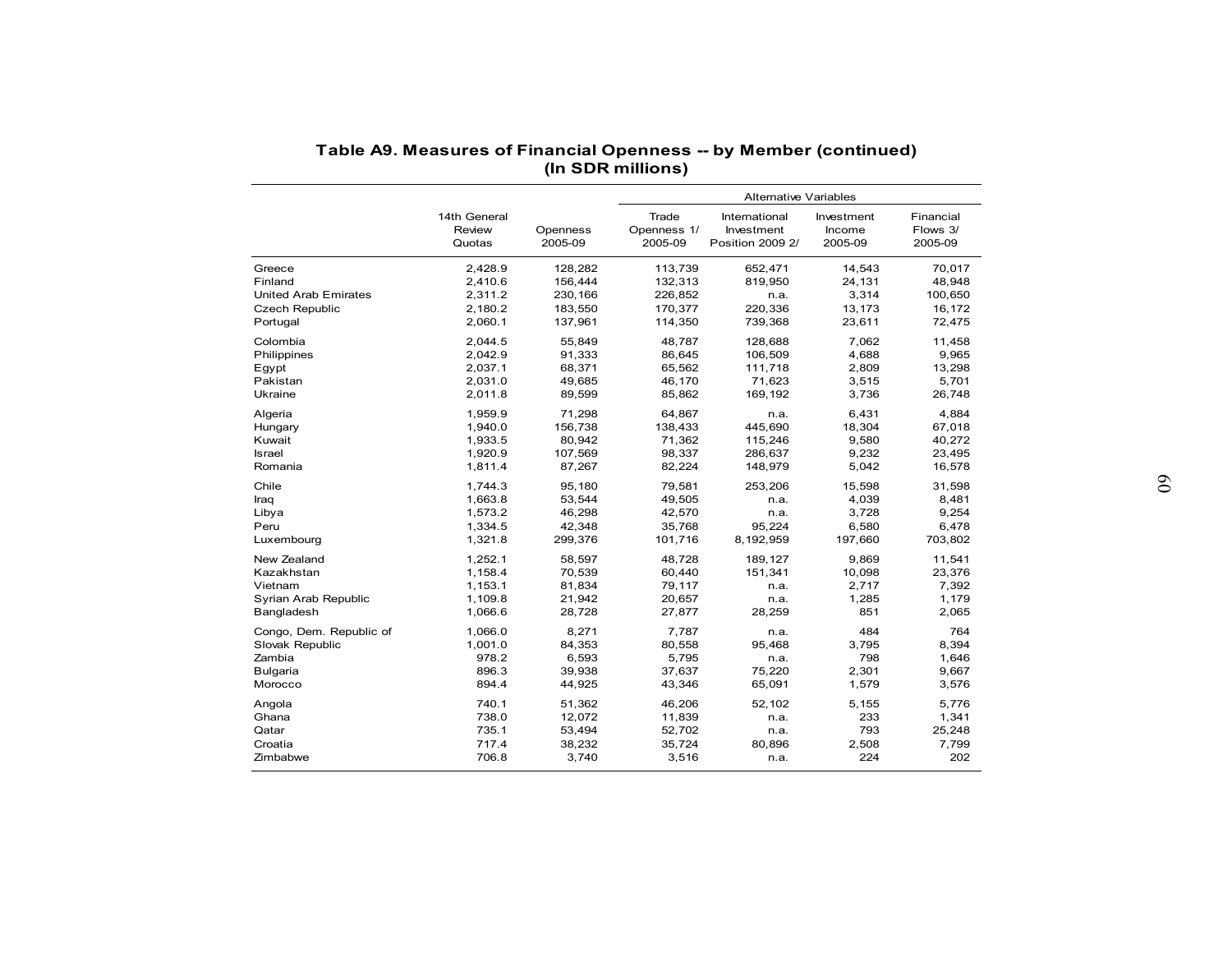**Table A9. Measures of Financial Openness -- by Member (continued)**
**(In SDR millions)**

| | 14th General Review Quotas | Openness 2005-09 | Alternative Variables | | | |
|---|---|---|---|---|---|---|
| | | | Trade Openness 1/ 2005-09 | International Investment Position 2009 2/ | Investment Income 2005-09 | Financial Flows 3/ 2005-09 |
| Greece | 2,428.9 | 128,282 | 113,739 | 652,471 | 14,543 | 70,017 |
| Finland | 2,410.6 | 156,444 | 132,313 | 819,950 | 24,131 | 48,948 |
| United Arab Emirates | 2,311.2 | 230,166 | 226,852 | n.a. | 3,314 | 100,650 |
| Czech Republic | 2,180.2 | 183,550 | 170,377 | 220,336 | 13,173 | 16,172 |
| Portugal | 2,060.1 | 137,961 | 114,350 | 739,368 | 23,611 | 72,475 |
| Colombia | 2,044.5 | 55,849 | 48,787 | 128,688 | 7,062 | 11,458 |
| Philippines | 2,042.9 | 91,333 | 86,645 | 106,509 | 4,688 | 9,965 |
| Egypt | 2,037.1 | 68,371 | 65,562 | 111,718 | 2,809 | 13,298 |
| Pakistan | 2,031.0 | 49,685 | 46,170 | 71,623 | 3,515 | 5,701 |
| Ukraine | 2,011.8 | 89,599 | 85,862 | 169,192 | 3,736 | 26,748 |
| Algeria | 1,959.9 | 71,298 | 64,867 | n.a. | 6,431 | 4,884 |
| Hungary | 1,940.0 | 156,738 | 138,433 | 445,690 | 18,304 | 67,018 |
| Kuwait | 1,933.5 | 80,942 | 71,362 | 115,246 | 9,580 | 40,272 |
| Israel | 1,920.9 | 107,569 | 98,337 | 286,637 | 9,232 | 23,495 |
| Romania | 1,811.4 | 87,267 | 82,224 | 148,979 | 5,042 | 16,578 |
| Chile | 1,744.3 | 95,180 | 79,581 | 253,206 | 15,598 | 31,598 |
| Iraq | 1,663.8 | 53,544 | 49,505 | n.a. | 4,039 | 8,481 |
| Libya | 1,573.2 | 46,298 | 42,570 | n.a. | 3,728 | 9,254 |
| Peru | 1,334.5 | 42,348 | 35,768 | 95,224 | 6,580 | 6,478 |
| Luxembourg | 1,321.8 | 299,376 | 101,716 | 8,192,959 | 197,660 | 703,802 |
| New Zealand | 1,252.1 | 58,597 | 48,728 | 189,127 | 9,869 | 11,541 |
| Kazakhstan | 1,158.4 | 70,539 | 60,440 | 151,341 | 10,098 | 23,376 |
| Vietnam | 1,153.1 | 81,834 | 79,117 | n.a. | 2,717 | 7,392 |
| Syrian Arab Republic | 1,109.8 | 21,942 | 20,657 | n.a. | 1,285 | 1,179 |
| Bangladesh | 1,066.6 | 28,728 | 27,877 | 28,259 | 851 | 2,065 |
| Congo, Dem. Republic of | 1,066.0 | 8,271 | 7,787 | n.a. | 484 | 764 |
| Slovak Republic | 1,001.0 | 84,353 | 80,558 | 95,468 | 3,795 | 8,394 |
| Zambia | 978.2 | 6,593 | 5,795 | n.a. | 798 | 1,646 |
| Bulgaria | 896.3 | 39,938 | 37,637 | 75,220 | 2,301 | 9,667 |
| Morocco | 894.4 | 44,925 | 43,346 | 65,091 | 1,579 | 3,576 |
| Angola | 740.1 | 51,362 | 46,206 | 52,102 | 5,155 | 5,776 |
| Ghana | 738.0 | 12,072 | 11,839 | n.a. | 233 | 1,341 |
| Qatar | 735.1 | 53,494 | 52,702 | n.a. | 793 | 25,248 |
| Croatia | 717.4 | 38,232 | 35,724 | 80,896 | 2,508 | 7,799 |
| Zimbabwe | 706.8 | 3,740 | 3,516 | n.a. | 224 | 202 |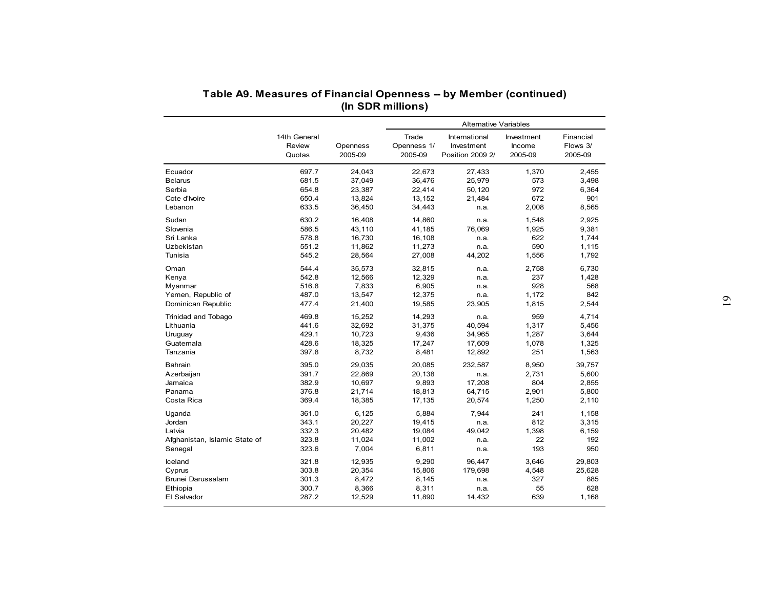## Table A9. Measures of Financial Openness -- by Member (continued)
### (In SDR millions)

| | 14th General Review Quotas | Openness 2005-09 | Alternative Variables | | | |
|---|---|---|---|---|---|---|
| | | | Trade Openness 1/ 2005-09 | International Investment Position 2009 2/ | Investment Income 2005-09 | Financial Flows 3/ 2005-09 |
| Ecuador | 697.7 | 24,043 | 22,673 | 27,433 | 1,370 | 2,455 |
| Belarus | 681.5 | 37,049 | 36,476 | 25,979 | 573 | 3,498 |
| Serbia | 654.8 | 23,387 | 22,414 | 50,120 | 972 | 6,364 |
| Cote d'Ivoire | 650.4 | 13,824 | 13,152 | 21,484 | 672 | 901 |
| Lebanon | 633.5 | 36,450 | 34,443 | n.a. | 2,008 | 8,565 |
| Sudan | 630.2 | 16,408 | 14,860 | n.a. | 1,548 | 2,925 |
| Slovenia | 586.5 | 43,110 | 41,185 | 76,069 | 1,925 | 9,381 |
| Sri Lanka | 578.8 | 16,730 | 16,108 | n.a. | 622 | 1,744 |
| Uzbekistan | 551.2 | 11,862 | 11,273 | n.a. | 590 | 1,115 |
| Tunisia | 545.2 | 28,564 | 27,008 | 44,202 | 1,556 | 1,792 |
| Oman | 544.4 | 35,573 | 32,815 | n.a. | 2,758 | 6,730 |
| Kenya | 542.8 | 12,566 | 12,329 | n.a. | 237 | 1,428 |
| Myanmar | 516.8 | 7,833 | 6,905 | n.a. | 928 | 568 |
| Yemen, Republic of | 487.0 | 13,547 | 12,375 | n.a. | 1,172 | 842 |
| Dominican Republic | 477.4 | 21,400 | 19,585 | 23,905 | 1,815 | 2,544 |
| Trinidad and Tobago | 469.8 | 15,252 | 14,293 | n.a. | 959 | 4,714 |
| Lithuania | 441.6 | 32,692 | 31,375 | 40,594 | 1,317 | 5,456 |
| Uruguay | 429.1 | 10,723 | 9,436 | 34,965 | 1,287 | 3,644 |
| Guatemala | 428.6 | 18,325 | 17,247 | 17,609 | 1,078 | 1,325 |
| Tanzania | 397.8 | 8,732 | 8,481 | 12,892 | 251 | 1,563 |
| Bahrain | 395.0 | 29,035 | 20,085 | 232,587 | 8,950 | 39,757 |
| Azerbaijan | 391.7 | 22,869 | 20,138 | n.a. | 2,731 | 5,600 |
| Jamaica | 382.9 | 10,697 | 9,893 | 17,208 | 804 | 2,855 |
| Panama | 376.8 | 21,714 | 18,813 | 64,715 | 2,901 | 5,800 |
| Costa Rica | 369.4 | 18,385 | 17,135 | 20,574 | 1,250 | 2,110 |
| Uganda | 361.0 | 6,125 | 5,884 | 7,944 | 241 | 1,158 |
| Jordan | 343.1 | 20,227 | 19,415 | n.a. | 812 | 3,315 |
| Latvia | 332.3 | 20,482 | 19,084 | 49,042 | 1,398 | 6,159 |
| Afghanistan, Islamic State of | 323.8 | 11,024 | 11,002 | n.a. | 22 | 192 |
| Senegal | 323.6 | 7,004 | 6,811 | n.a. | 193 | 950 |
| Iceland | 321.8 | 12,935 | 9,290 | 96,447 | 3,646 | 29,803 |
| Cyprus | 303.8 | 20,354 | 15,806 | 179,698 | 4,548 | 25,628 |
| Brunei Darussalam | 301.3 | 8,472 | 8,145 | n.a. | 327 | 885 |
| Ethiopia | 300.7 | 8,366 | 8,311 | n.a. | 55 | 628 |
| El Salvador | 287.2 | 12,529 | 11,890 | 14,432 | 639 | 1,168 |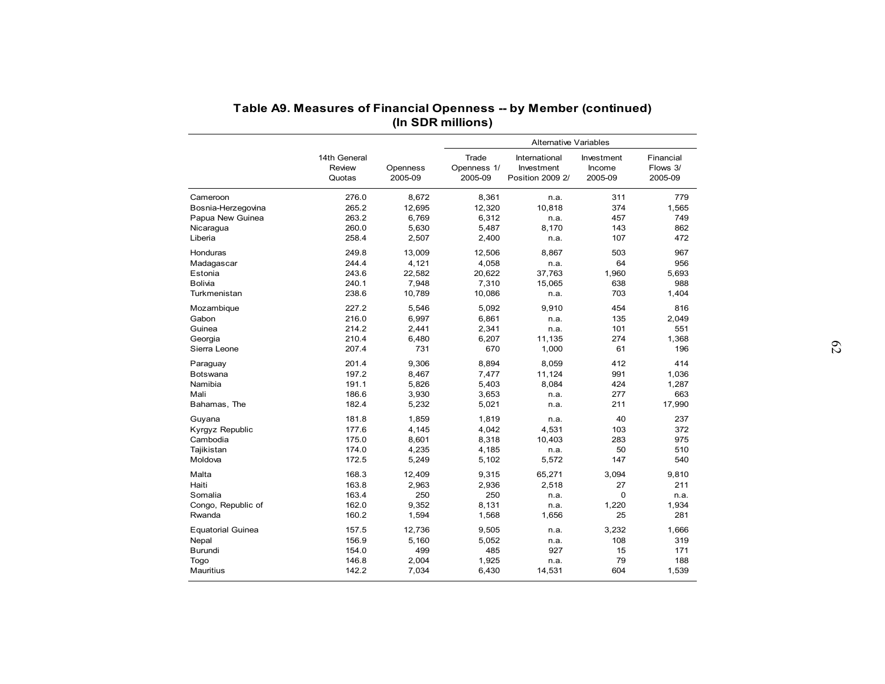## Table A9. Measures of Financial Openness -- by Member (continued)
### (In SDR millions)

| | 14th General Review Quotas | Openness 2005-09 | Alternative Variables | | | |
|---|---|---|---|---|---|---|
| | | | Trade Openness 1/ 2005-09 | International Investment Position 2009 2/ | Investment Income 2005-09 | Financial Flows 3/ 2005-09 |
| Cameroon | 276.0 | 8,672 | 8,361 | n.a. | 311 | 779 |
| Bosnia-Herzegovina | 265.2 | 12,695 | 12,320 | 10,818 | 374 | 1,565 |
| Papua New Guinea | 263.2 | 6,769 | 6,312 | n.a. | 457 | 749 |
| Nicaragua | 260.0 | 5,630 | 5,487 | 8,170 | 143 | 862 |
| Liberia | 258.4 | 2,507 | 2,400 | n.a. | 107 | 472 |
| Honduras | 249.8 | 13,009 | 12,506 | 8,867 | 503 | 967 |
| Madagascar | 244.4 | 4,121 | 4,058 | n.a. | 64 | 956 |
| Estonia | 243.6 | 22,582 | 20,622 | 37,763 | 1,960 | 5,693 |
| Bolivia | 240.1 | 7,948 | 7,310 | 15,065 | 638 | 988 |
| Turkmenistan | 238.6 | 10,789 | 10,086 | n.a. | 703 | 1,404 |
| Mozambique | 227.2 | 5,546 | 5,092 | 9,910 | 454 | 816 |
| Gabon | 216.0 | 6,997 | 6,861 | n.a. | 135 | 2,049 |
| Guinea | 214.2 | 2,441 | 2,341 | n.a. | 101 | 551 |
| Georgia | 210.4 | 6,480 | 6,207 | 11,135 | 274 | 1,368 |
| Sierra Leone | 207.4 | 731 | 670 | 1,000 | 61 | 196 |
| Paraguay | 201.4 | 9,306 | 8,894 | 8,059 | 412 | 414 |
| Botswana | 197.2 | 8,467 | 7,477 | 11,124 | 991 | 1,036 |
| Namibia | 191.1 | 5,826 | 5,403 | 8,084 | 424 | 1,287 |
| Mali | 186.6 | 3,930 | 3,653 | n.a. | 277 | 663 |
| Bahamas, The | 182.4 | 5,232 | 5,021 | n.a. | 211 | 17,990 |
| Guyana | 181.8 | 1,859 | 1,819 | n.a. | 40 | 237 |
| Kyrgyz Republic | 177.6 | 4,145 | 4,042 | 4,531 | 103 | 372 |
| Cambodia | 175.0 | 8,601 | 8,318 | 10,403 | 283 | 975 |
| Tajikistan | 174.0 | 4,235 | 4,185 | n.a. | 50 | 510 |
| Moldova | 172.5 | 5,249 | 5,102 | 5,572 | 147 | 540 |
| Malta | 168.3 | 12,409 | 9,315 | 65,271 | 3,094 | 9,810 |
| Haiti | 163.8 | 2,963 | 2,936 | 2,518 | 27 | 211 |
| Somalia | 163.4 | 250 | 250 | n.a. | 0 | n.a. |
| Congo, Republic of | 162.0 | 9,352 | 8,131 | n.a. | 1,220 | 1,934 |
| Rwanda | 160.2 | 1,594 | 1,568 | 1,656 | 25 | 281 |
| Equatorial Guinea | 157.5 | 12,736 | 9,505 | n.a. | 3,232 | 1,666 |
| Nepal | 156.9 | 5,160 | 5,052 | n.a. | 108 | 319 |
| Burundi | 154.0 | 499 | 485 | 927 | 15 | 171 |
| Togo | 146.8 | 2,004 | 1,925 | n.a. | 79 | 188 |
| Mauritius | 142.2 | 7,034 | 6,430 | 14,531 | 604 | 1,539 |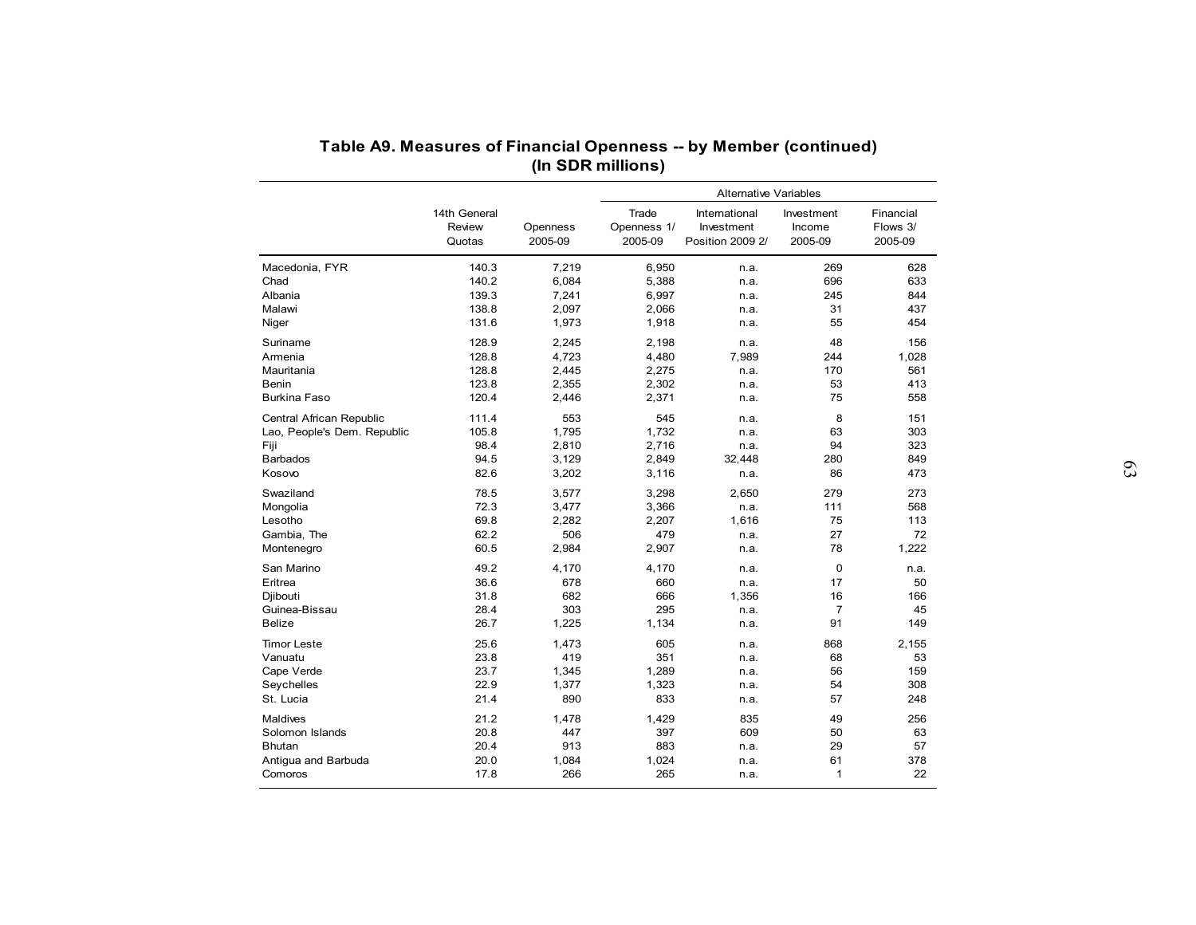## Table A9. Measures of Financial Openness -- by Member (continued)
### (In SDR millions)

| | 14th General Review Quotas | Openness 2005-09 | Alternative Variables | | | |
|---|---|---|---|---|---|---|
| | | | Trade Openness 1/ 2005-09 | International Investment Position 2009 2/ | Investment Income 2005-09 | Financial Flows 3/ 2005-09 |
| Macedonia, FYR | 140.3 | 7,219 | 6,950 | n.a. | 269 | 628 |
| Chad | 140.2 | 6,084 | 5,388 | n.a. | 696 | 633 |
| Albania | 139.3 | 7,241 | 6,997 | n.a. | 245 | 844 |
| Malawi | 138.8 | 2,097 | 2,066 | n.a. | 31 | 437 |
| Niger | 131.6 | 1,973 | 1,918 | n.a. | 55 | 454 |
| Suriname | 128.9 | 2,245 | 2,198 | n.a. | 48 | 156 |
| Armenia | 128.8 | 4,723 | 4,480 | 7,989 | 244 | 1,028 |
| Mauritania | 128.8 | 2,445 | 2,275 | n.a. | 170 | 561 |
| Benin | 123.8 | 2,355 | 2,302 | n.a. | 53 | 413 |
| Burkina Faso | 120.4 | 2,446 | 2,371 | n.a. | 75 | 558 |
| Central African Republic | 111.4 | 553 | 545 | n.a. | 8 | 151 |
| Lao, People's Dem. Republic | 105.8 | 1,795 | 1,732 | n.a. | 63 | 303 |
| Fiji | 98.4 | 2,810 | 2,716 | n.a. | 94 | 323 |
| Barbados | 94.5 | 3,129 | 2,849 | 32,448 | 280 | 849 |
| Kosovo | 82.6 | 3,202 | 3,116 | n.a. | 86 | 473 |
| Swaziland | 78.5 | 3,577 | 3,298 | 2,650 | 279 | 273 |
| Mongolia | 72.3 | 3,477 | 3,366 | n.a. | 111 | 568 |
| Lesotho | 69.8 | 2,282 | 2,207 | 1,616 | 75 | 113 |
| Gambia, The | 62.2 | 506 | 479 | n.a. | 27 | 72 |
| Montenegro | 60.5 | 2,984 | 2,907 | n.a. | 78 | 1,222 |
| San Marino | 49.2 | 4,170 | 4,170 | n.a. | 0 | n.a. |
| Eritrea | 36.6 | 678 | 660 | n.a. | 17 | 50 |
| Djibouti | 31.8 | 682 | 666 | 1,356 | 16 | 166 |
| Guinea-Bissau | 28.4 | 303 | 295 | n.a. | 7 | 45 |
| Belize | 26.7 | 1,225 | 1,134 | n.a. | 91 | 149 |
| Timor Leste | 25.6 | 1,473 | 605 | n.a. | 868 | 2,155 |
| Vanuatu | 23.8 | 419 | 351 | n.a. | 68 | 53 |
| Cape Verde | 23.7 | 1,345 | 1,289 | n.a. | 56 | 159 |
| Seychelles | 22.9 | 1,377 | 1,323 | n.a. | 54 | 308 |
| St. Lucia | 21.4 | 890 | 833 | n.a. | 57 | 248 |
| Maldives | 21.2 | 1,478 | 1,429 | 835 | 49 | 256 |
| Solomon Islands | 20.8 | 447 | 397 | 609 | 50 | 63 |
| Bhutan | 20.4 | 913 | 883 | n.a. | 29 | 57 |
| Antigua and Barbuda | 20.0 | 1,084 | 1,024 | n.a. | 61 | 378 |
| Comoros | 17.8 | 266 | 265 | n.a. | 1 | 22 |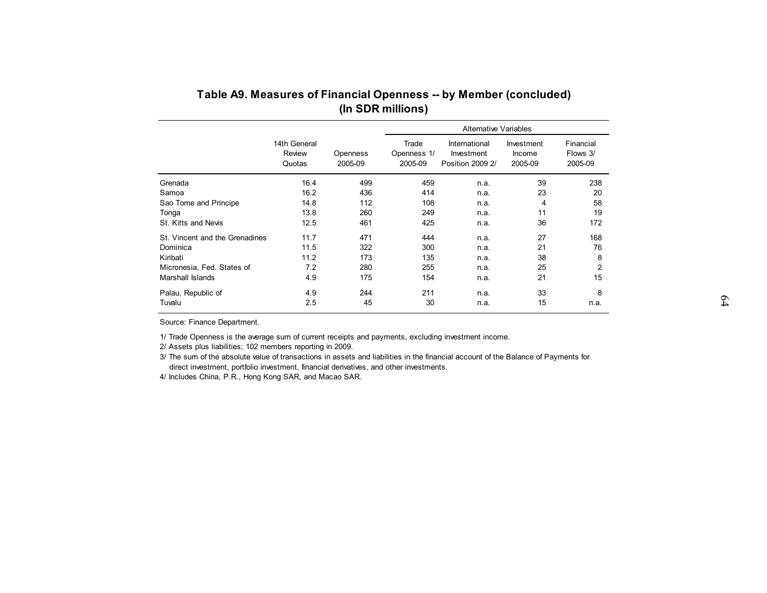# Table A9. Measures of Financial Openness -- by Member (concluded)
## (In SDR millions)

| | 14th General Review Quotas | Openness 2005-09 | Alternative Variables | | | |
|---|---|---|---|---|---|---|
| | | | Trade Openness 1/ 2005-09 | International Investment Position 2009 2/ | Investment Income 2005-09 | Financial Flows 3/ 2005-09 |
| Grenada | 16.4 | 499 | 459 | n.a. | 39 | 238 |
| Samoa | 16.2 | 436 | 414 | n.a. | 23 | 20 |
| Sao Tome and Principe | 14.8 | 112 | 108 | n.a. | 4 | 58 |
| Tonga | 13.8 | 260 | 249 | n.a. | 11 | 19 |
| St. Kitts and Nevis | 12.5 | 461 | 425 | n.a. | 36 | 172 |
| St. Vincent and the Grenadines | 11.7 | 471 | 444 | n.a. | 27 | 168 |
| Dominica | 11.5 | 322 | 300 | n.a. | 21 | 76 |
| Kiribati | 11.2 | 173 | 135 | n.a. | 38 | 8 |
| Micronesia, Fed. States of | 7.2 | 280 | 255 | n.a. | 25 | 2 |
| Marshall Islands | 4.9 | 175 | 154 | n.a. | 21 | 15 |
| Palau, Republic of | 4.9 | 244 | 211 | n.a. | 33 | 8 |
| Tuvalu | 2.5 | 45 | 30 | n.a. | 15 | n.a. |

Source: Finance Department.

1/ Trade Openness is the average sum of current receipts and payments, excluding investment income.

2/ Assets plus liabilities; 102 members reporting in 2009.

3/ The sum of the absolute value of transactions in assets and liabilities in the financial account of the Balance of Payments for direct investment, portfolio investment, financial derivatives, and other investments.

4/ Includes China, P.R., Hong Kong SAR, and Macao SAR.